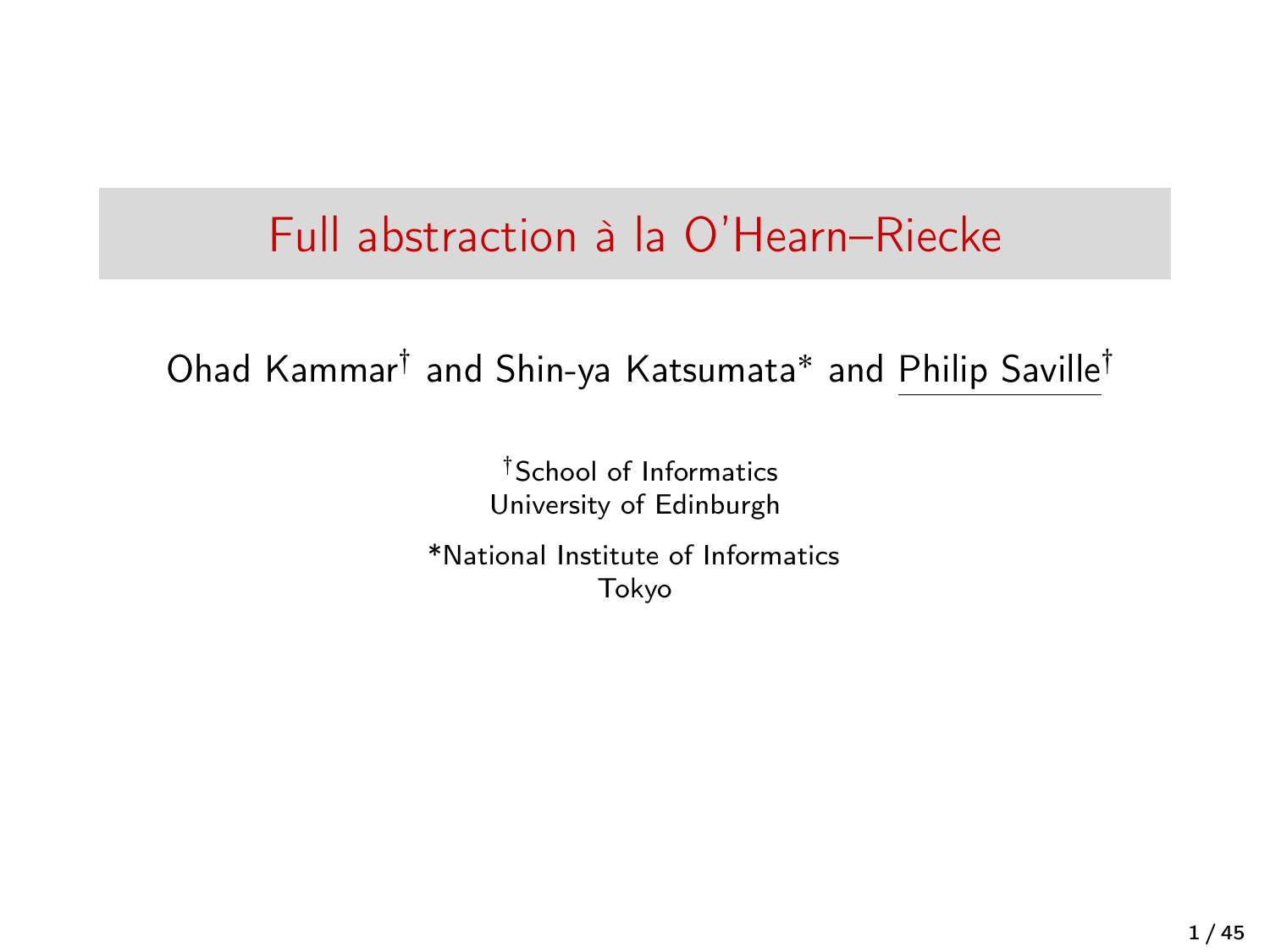# Full abstraction à la O'Hearn–Riecke

Ohad Kammar[†] and Shin-ya Katsumata[*] and Philip Saville[†]

[†]School of Informatics
University of Edinburgh

[*]National Institute of Informatics
Tokyo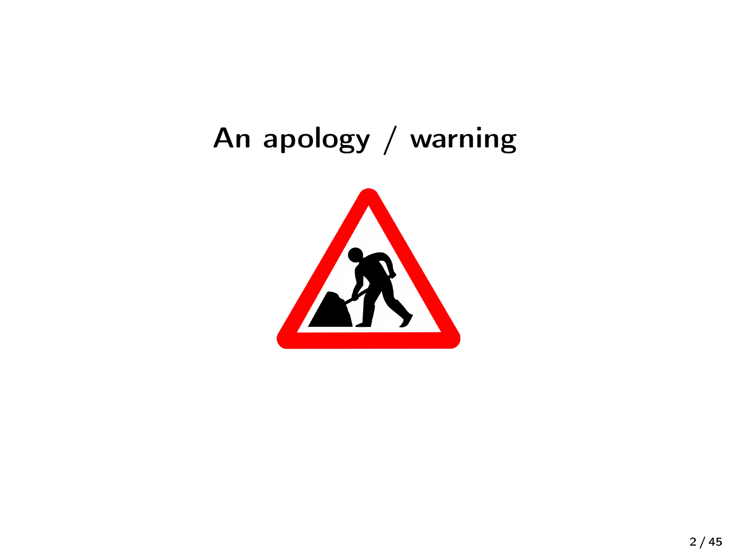# An apology / warning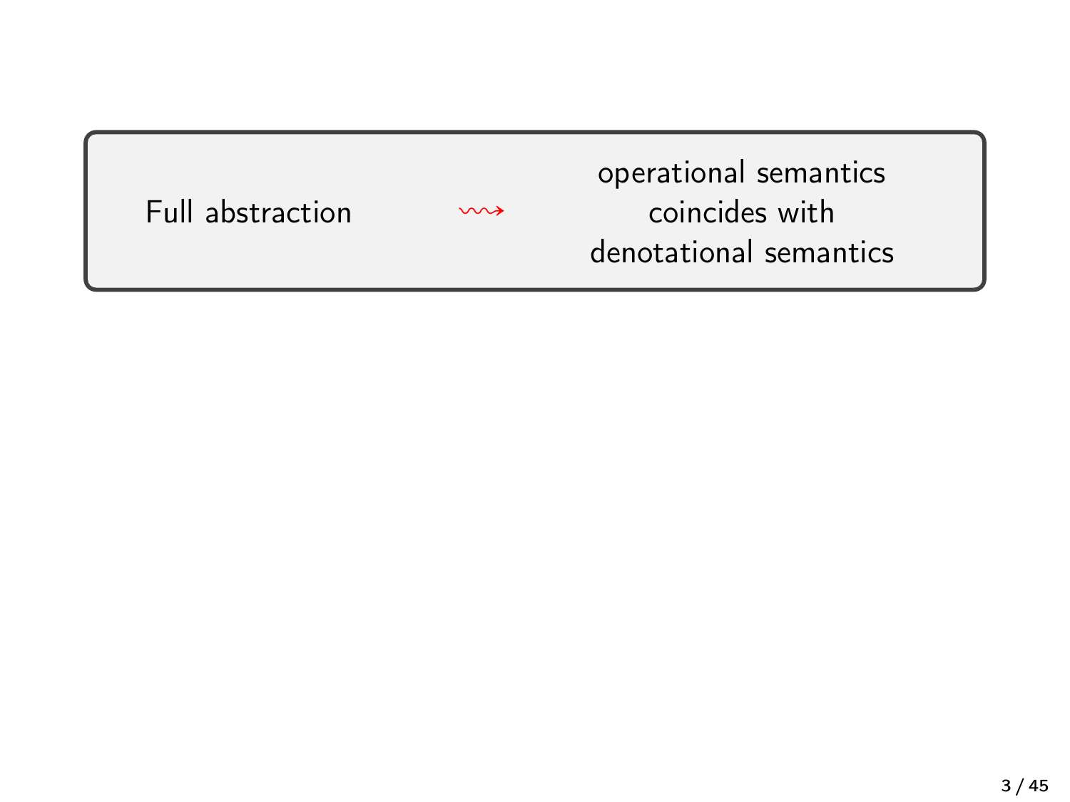Full abstraction $\rightsquigarrow$ operational semantics coincides with denotational semantics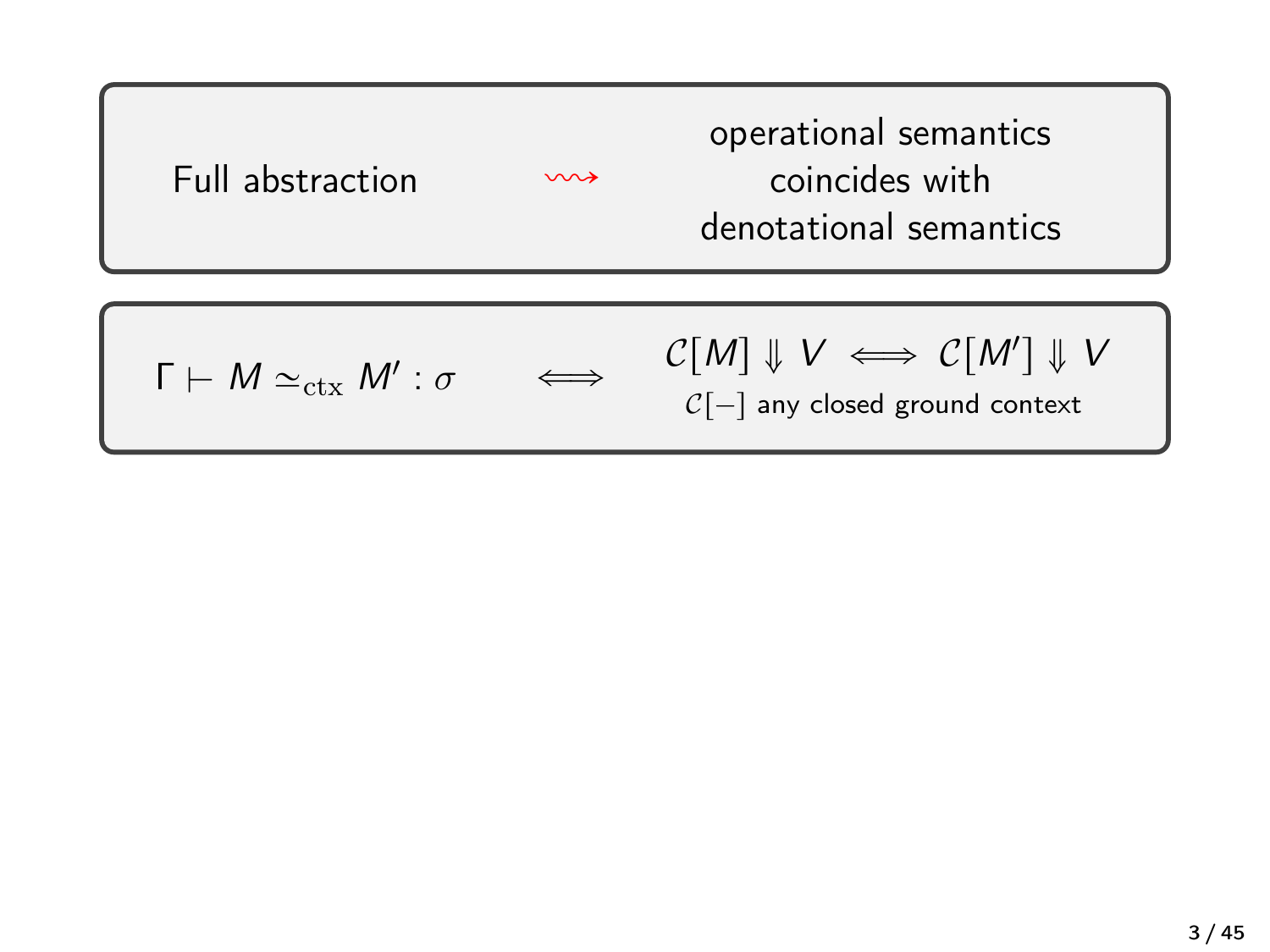Full abstraction $\rightsquigarrow$ operational semantics coincides with denotational semantics

$$\Gamma \vdash M \simeq_{\mathrm{ctx}} M' : \sigma \iff \mathcal{C}[M] \Downarrow V \iff \mathcal{C}[M'] \Downarrow V$$

$\mathcal{C}[-]$ any closed ground context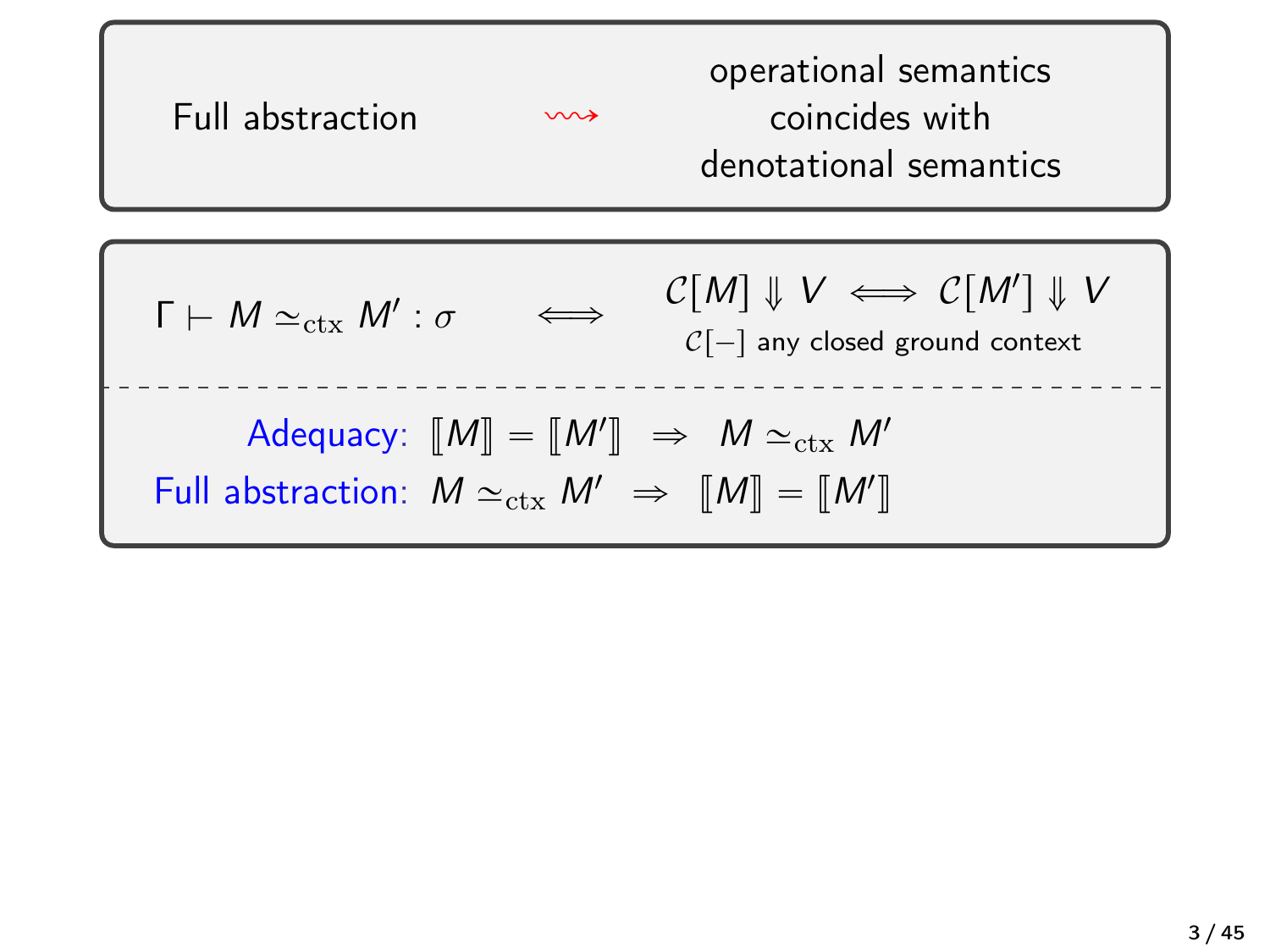Full abstraction $\rightsquigarrow$ operational semantics coincides with denotational semantics

$$\Gamma \vdash M \simeq_{\text{ctx}} M' : \sigma \iff \mathcal{C}[M] \Downarrow V \iff \mathcal{C}[M'] \Downarrow V$$

$\mathcal{C}[-]$ any closed ground context

---

Adequacy: $[\![M]\!] = [\![M']\!] \Rightarrow M \simeq_{\text{ctx}} M'$

Full abstraction: $M \simeq_{\text{ctx}} M' \Rightarrow [\![M]\!] = [\![M']\!]$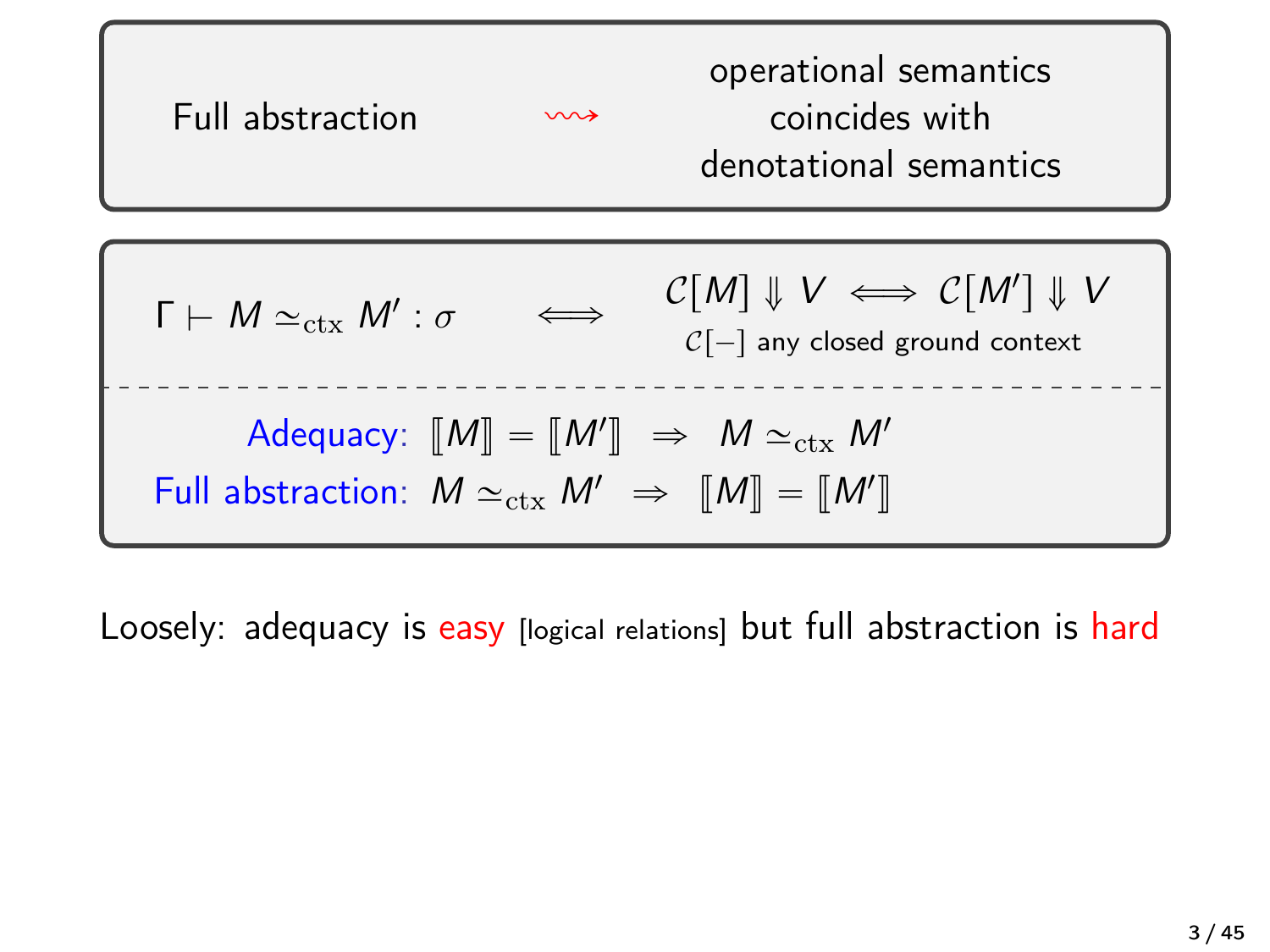Full abstraction $\rightsquigarrow$ operational semantics coincides with denotational semantics

$$\Gamma \vdash M \simeq_{\mathrm{ctx}} M' : \sigma \quad \iff \quad \mathcal{C}[M] \Downarrow V \iff \mathcal{C}[M'] \Downarrow V$$

$\mathcal{C}[-]$ any closed ground context

**Adequacy:** $[\![M]\!] = [\![M']\!] \;\Rightarrow\; M \simeq_{\mathrm{ctx}} M'$

**Full abstraction:** $M \simeq_{\mathrm{ctx}} M' \;\Rightarrow\; [\![M]\!] = [\![M']\!]$

Loosely: adequacy is easy [logical relations] but full abstraction is hard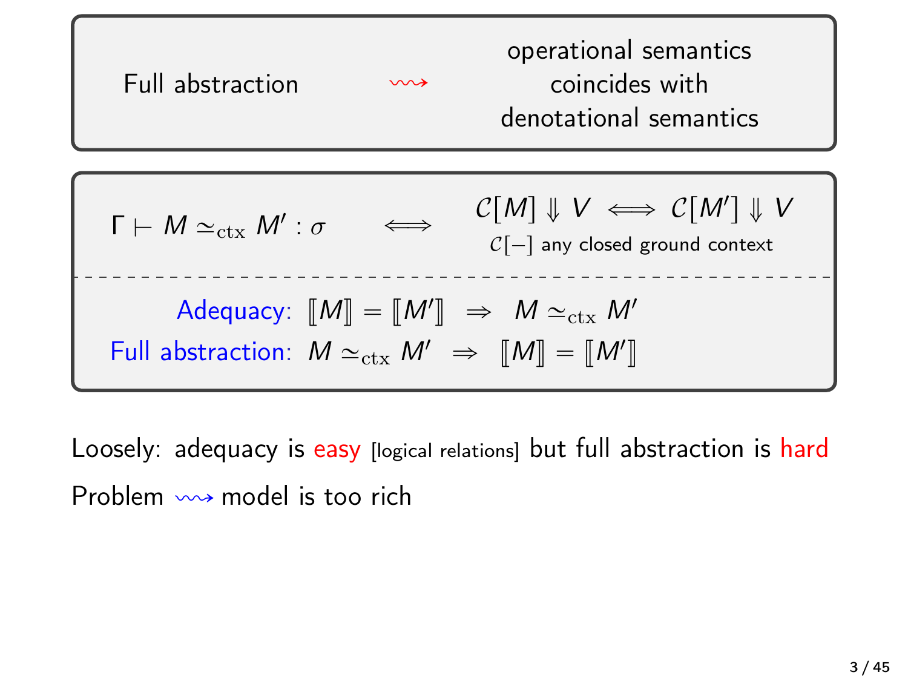Full abstraction $\rightsquigarrow$ operational semantics coincides with denotational semantics

$$\Gamma \vdash M \simeq_{\mathrm{ctx}} M' : \sigma \quad \Longleftrightarrow \quad \mathcal{C}[M] \Downarrow V \iff \mathcal{C}[M'] \Downarrow V$$

$\mathcal{C}[-]$ any closed ground context

---

**Adequacy:** $[\![M]\!] = [\![M']\!] \;\Rightarrow\; M \simeq_{\mathrm{ctx}} M'$

**Full abstraction:** $M \simeq_{\mathrm{ctx}} M' \;\Rightarrow\; [\![M]\!] = [\![M']\!]$

Loosely: adequacy is easy [logical relations] but full abstraction is hard

Problem $\rightsquigarrow$ model is too rich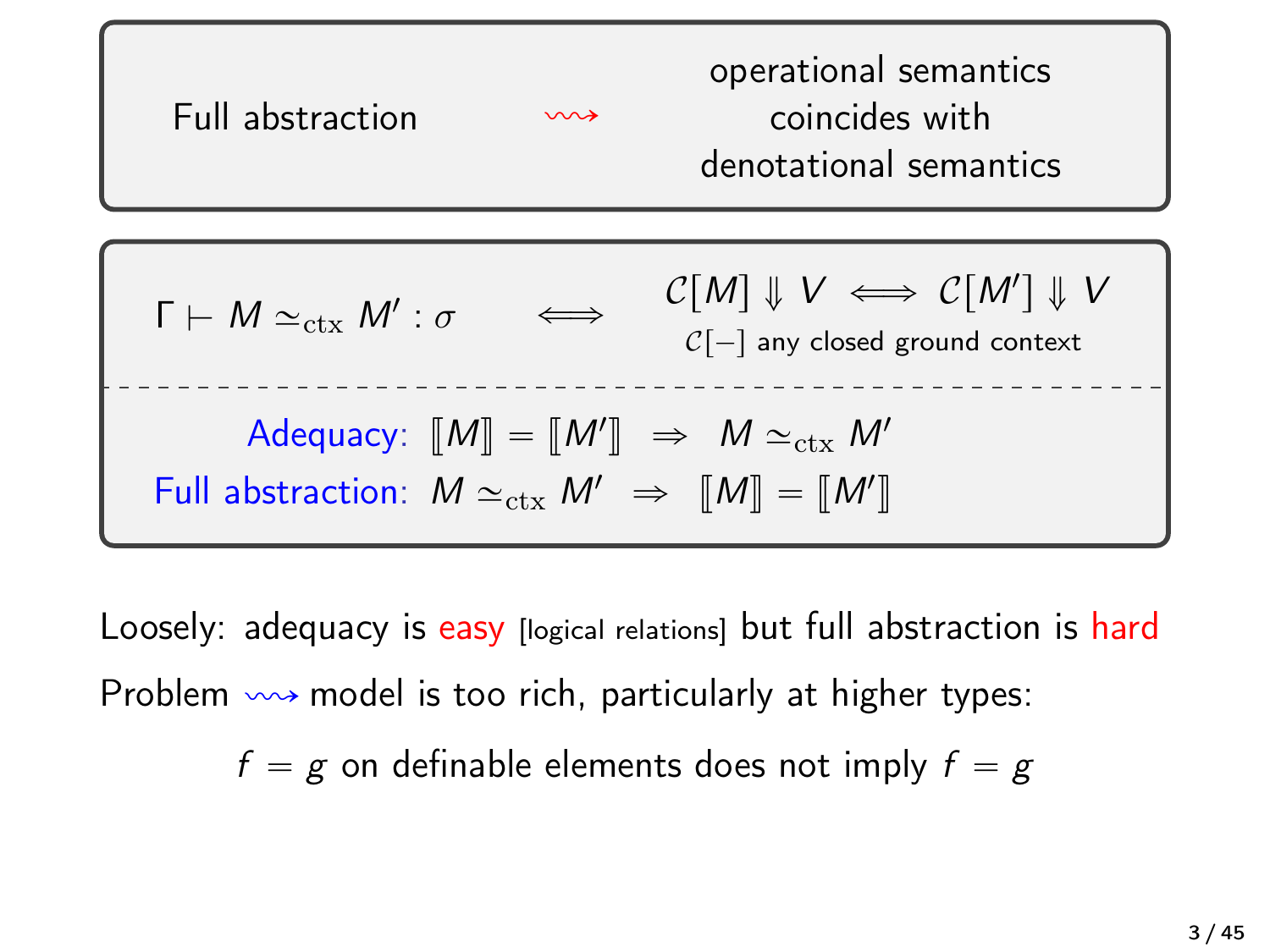Full abstraction $\rightsquigarrow$ operational semantics coincides with denotational semantics

$$\Gamma \vdash M \simeq_{\mathrm{ctx}} M' : \sigma \iff \mathcal{C}[M] \Downarrow V \iff \mathcal{C}[M'] \Downarrow V$$

$\mathcal{C}[-]$ any closed ground context

---

**Adequacy:** $[\![M]\!] = [\![M']\!] \;\Rightarrow\; M \simeq_{\mathrm{ctx}} M'$

**Full abstraction:** $M \simeq_{\mathrm{ctx}} M' \;\Rightarrow\; [\![M]\!] = [\![M']\!]$

Loosely: adequacy is easy [logical relations] but full abstraction is hard

Problem $\rightsquigarrow$ model is too rich, particularly at higher types:

$$f = g \text{ on definable elements does not imply } f = g$$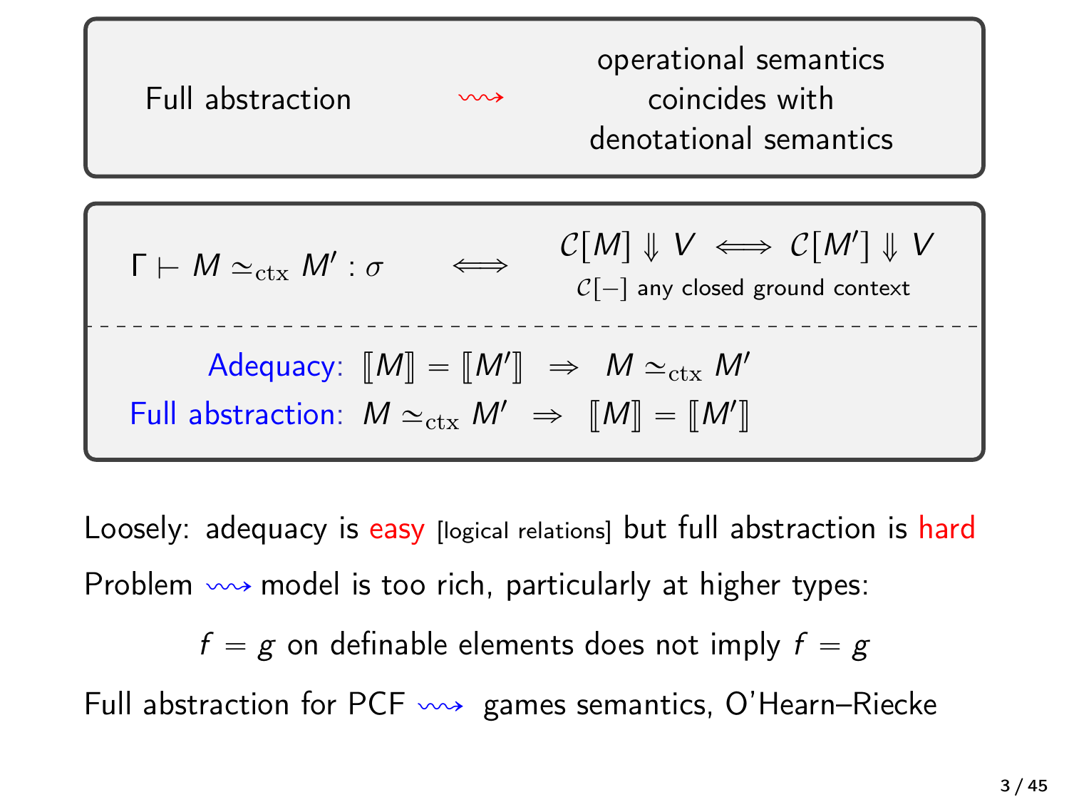Full abstraction $\rightsquigarrow$ operational semantics coincides with denotational semantics

$$\Gamma \vdash M \simeq_{\text{ctx}} M' : \sigma \quad \Longleftrightarrow \quad \mathcal{C}[M] \Downarrow V \iff \mathcal{C}[M'] \Downarrow V$$

$\mathcal{C}[-]$ any closed ground context

---

**Adequacy:** $[\![M]\!] = [\![M']\!] \;\Rightarrow\; M \simeq_{\text{ctx}} M'$

**Full abstraction:** $M \simeq_{\text{ctx}} M' \;\Rightarrow\; [\![M]\!] = [\![M']\!]$

Loosely: adequacy is easy [logical relations] but full abstraction is hard

Problem $\rightsquigarrow$ model is too rich, particularly at higher types:

$f = g$ on definable elements does not imply $f = g$

Full abstraction for PCF $\rightsquigarrow$ games semantics, O'Hearn–Riecke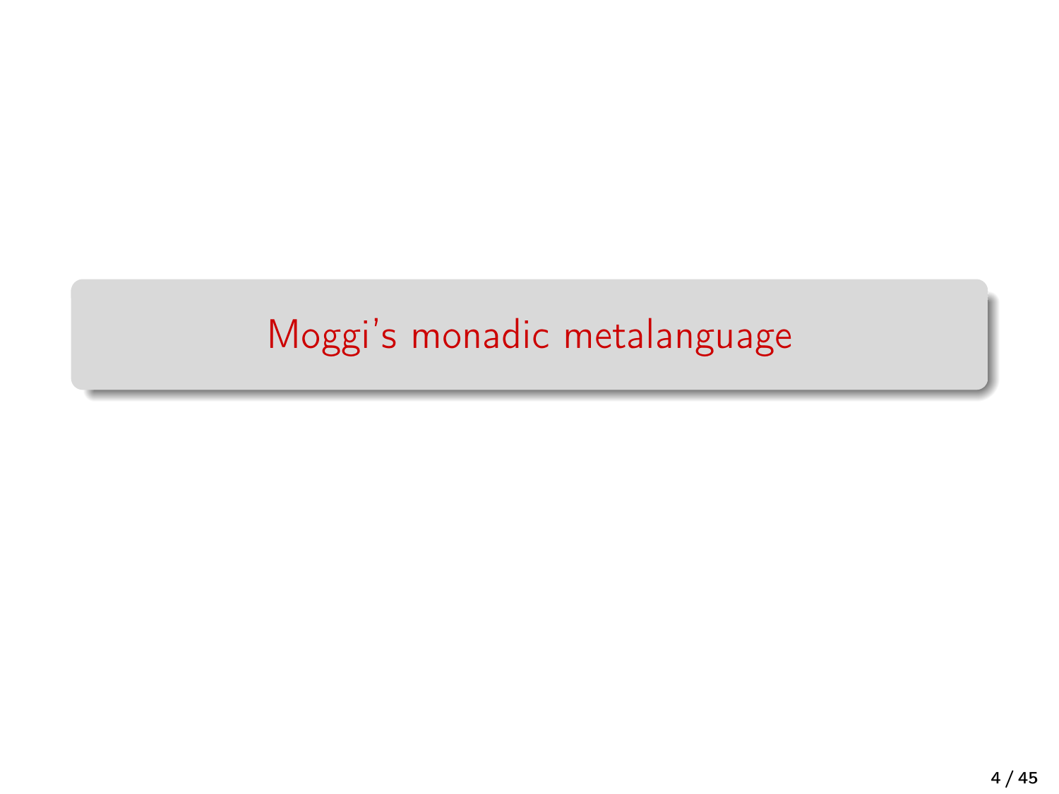# Moggi's monadic metalanguage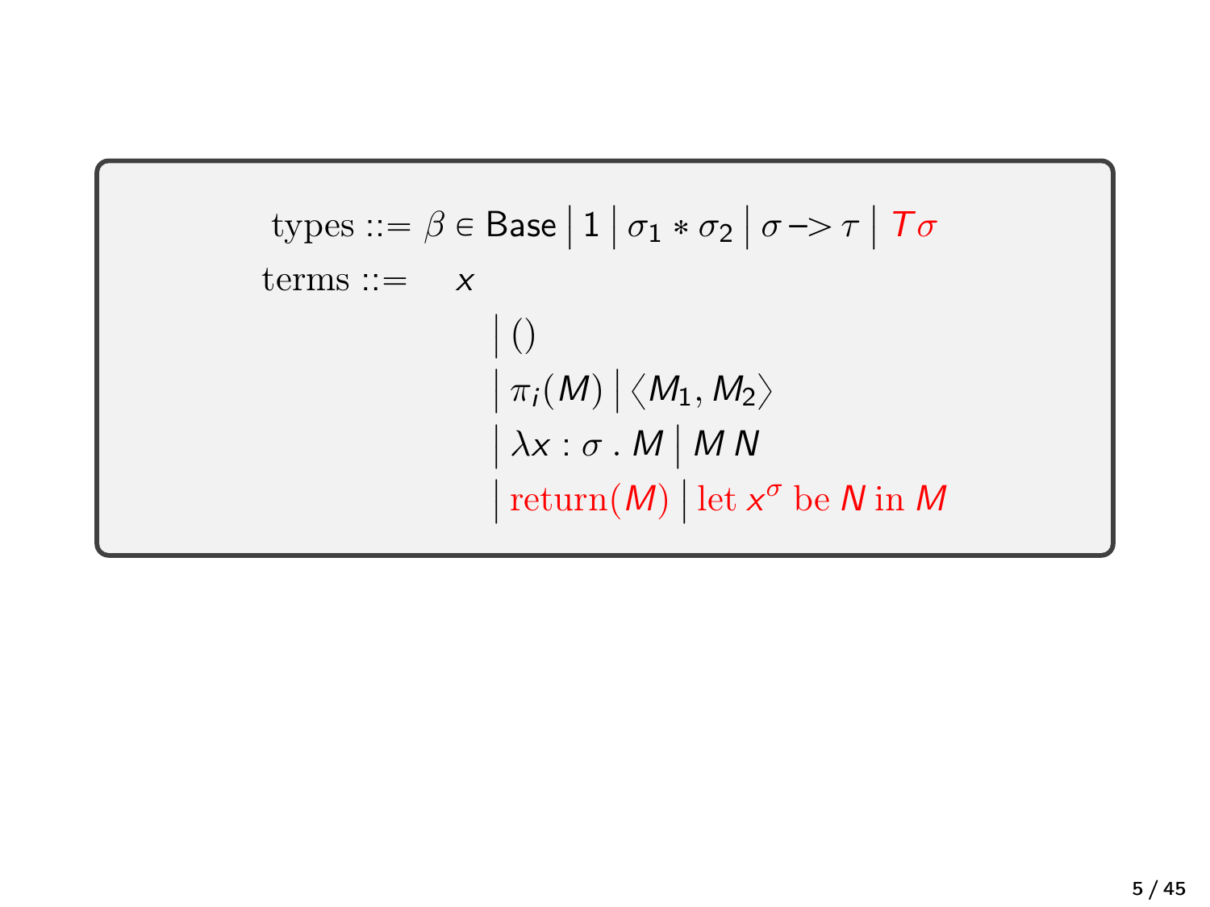$$
\begin{aligned}
\text{types} &::= \beta \in \mathsf{Base} \mid 1 \mid \sigma_1 * \sigma_2 \mid \sigma \mathbin{{-}{>}} \tau \mid T\sigma \\
\text{terms} &::= \quad x \\
&\qquad \mid () \\
&\qquad \mid \pi_i(M) \mid \langle M_1, M_2 \rangle \\
&\qquad \mid \lambda x : \sigma \,.\, M \mid M\,N \\
&\qquad \mid \mathrm{return}(M) \mid \mathrm{let}\ x^{\sigma}\ \mathrm{be}\ N\ \mathrm{in}\ M
\end{aligned}
$$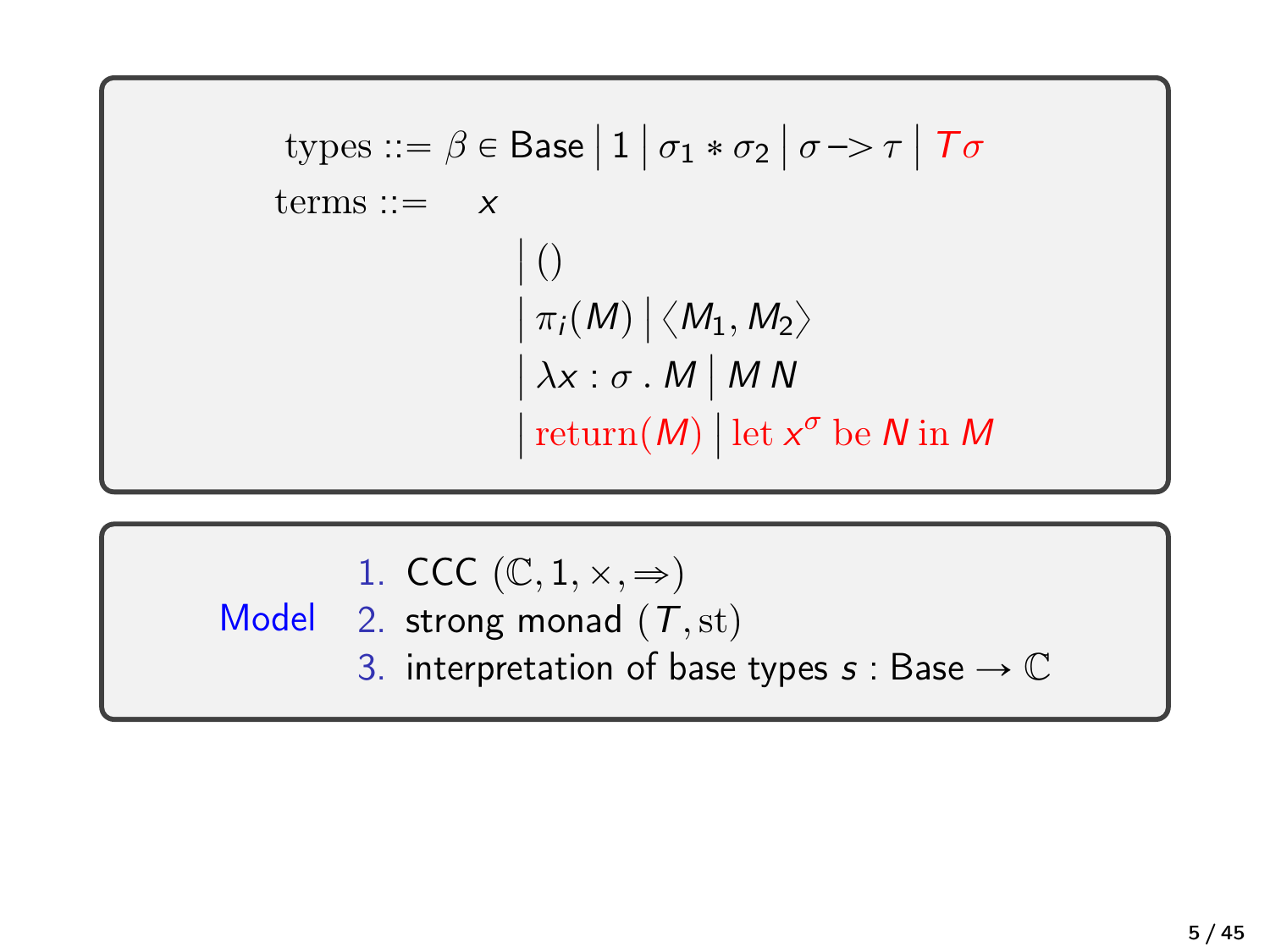$$\text{types} ::= \beta \in \mathsf{Base} \mid 1 \mid \sigma_1 * \sigma_2 \mid \sigma \mathrel{-\!\!>} \tau \mid T\sigma$$

$$
\begin{aligned}
\text{terms} ::= \quad & x \\
& \mid () \\
& \mid \pi_i(M) \mid \langle M_1, M_2 \rangle \\
& \mid \lambda x : \sigma \,.\, M \mid M\, N \\
& \mid \text{return}(M) \mid \text{let } x^\sigma \text{ be } N \text{ in } M
\end{aligned}
$$

**Model**

1. CCC $(\mathbb{C}, 1, \times, \Rightarrow)$
2. strong monad $(T, \mathrm{st})$
3. interpretation of base types $s : \mathsf{Base} \to \mathbb{C}$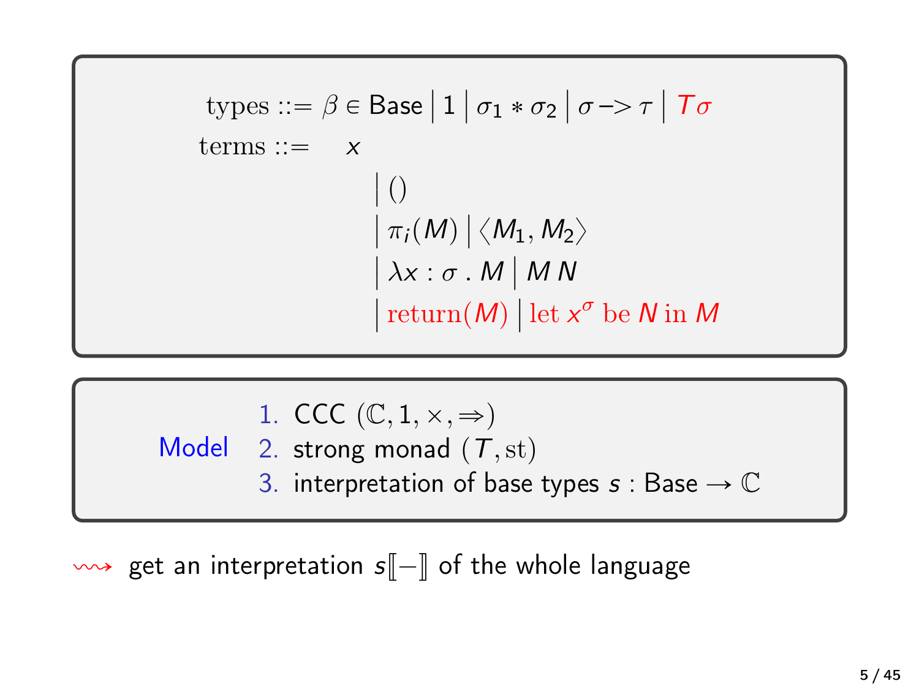$$\text{types} ::= \beta \in \mathsf{Base} \mid 1 \mid \sigma_1 * \sigma_2 \mid \sigma \mathbin{{-}{>}} \tau \mid T\sigma$$

$$\begin{aligned}
\text{terms} ::= \quad & x \\
& \mid () \\
& \mid \pi_i(M) \mid \langle M_1, M_2 \rangle \\
& \mid \lambda x : \sigma \,.\, M \mid M\, N \\
& \mid \mathrm{return}(M) \mid \text{let } x^\sigma \text{ be } N \text{ in } M
\end{aligned}$$

**Model**

1. CCC $(\mathbb{C}, 1, \times, \Rightarrow)$
2. strong monad $(T, \mathrm{st})$
3. interpretation of base types $s : \mathsf{Base} \to \mathbb{C}$

$\rightsquigarrow$ get an interpretation $s[\![-]\!]$ of the whole language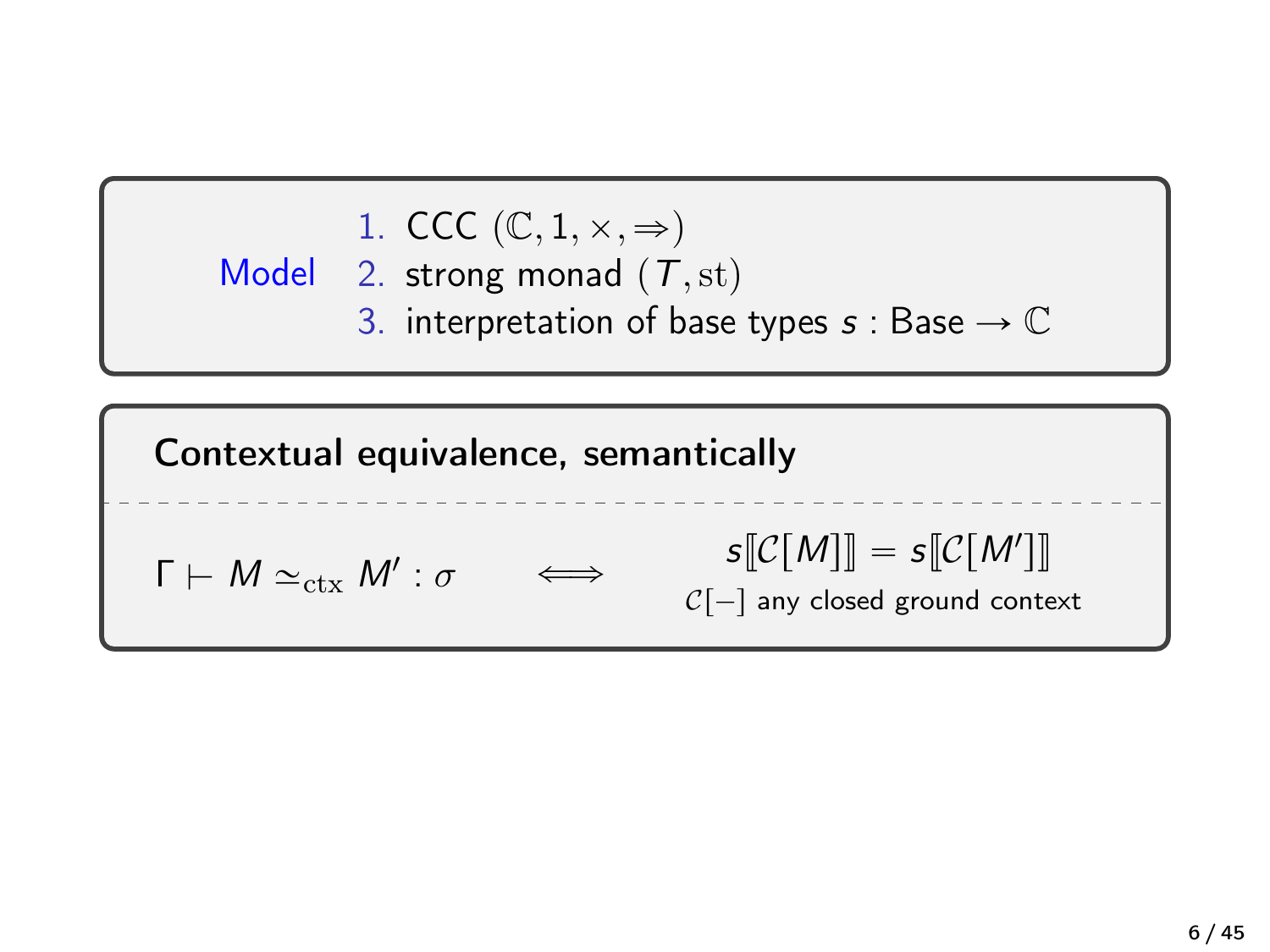**Model**

1. CCC $(\mathbb{C}, 1, \times, \Rightarrow)$
2. strong monad $(T, \mathrm{st})$
3. interpretation of base types $s : \mathrm{Base} \to \mathbb{C}$

**Contextual equivalence, semantically**

$$\Gamma \vdash M \simeq_{\mathrm{ctx}} M' : \sigma \qquad \iff \qquad s[\![\mathcal{C}[M]]\!] = s[\![\mathcal{C}[M']]\!]$$

$\mathcal{C}[-]$ any closed ground context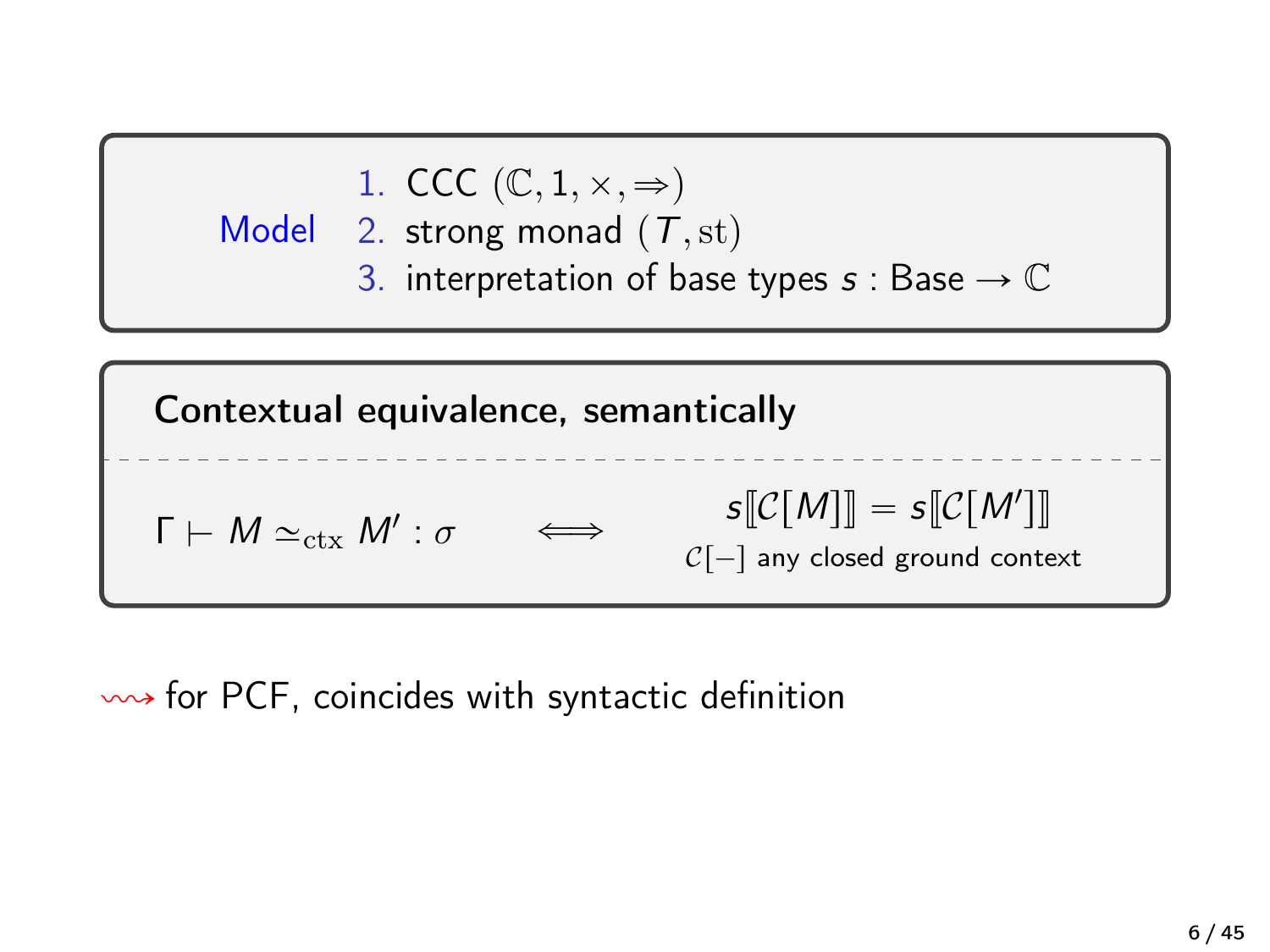**Model**

1. CCC $(\mathbb{C}, 1, \times, \Rightarrow)$
2. strong monad $(T, \mathrm{st})$
3. interpretation of base types $s : \text{Base} \to \mathbb{C}$

**Contextual equivalence, semantically**

$$\Gamma \vdash M \simeq_{\mathrm{ctx}} M' : \sigma \quad \Longleftrightarrow \quad s[\![\mathcal{C}[M]]\!] = s[\![\mathcal{C}[M']]\!]$$

$\mathcal{C}[-]$ any closed ground context

$\rightsquigarrow$ for PCF, coincides with syntactic definition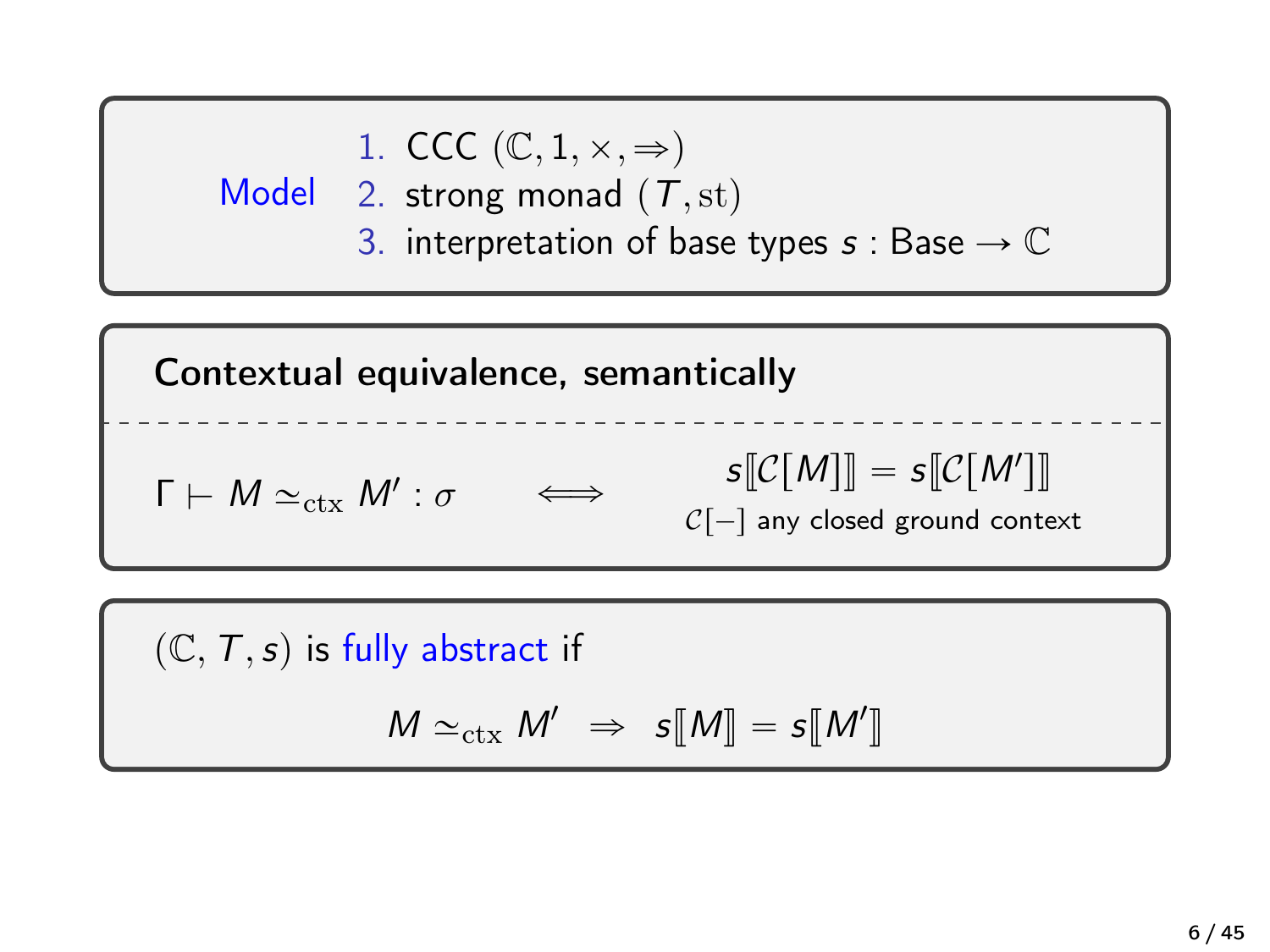**Model**

1. CCC $(\mathbb{C}, 1, \times, \Rightarrow)$
2. strong monad $(T, \mathrm{st})$
3. interpretation of base types $s : \mathrm{Base} \to \mathbb{C}$

---

**Contextual equivalence, semantically**

$$\Gamma \vdash M \simeq_{\mathrm{ctx}} M' : \sigma \quad \iff \quad s[\![\mathcal{C}[M]]\!] = s[\![\mathcal{C}[M']]\!]$$

$\mathcal{C}[-]$ any closed ground context

---

$(\mathbb{C}, T, s)$ is fully abstract if

$$M \simeq_{\mathrm{ctx}} M' \;\Rightarrow\; s[\![M]\!] = s[\![M']\!]$$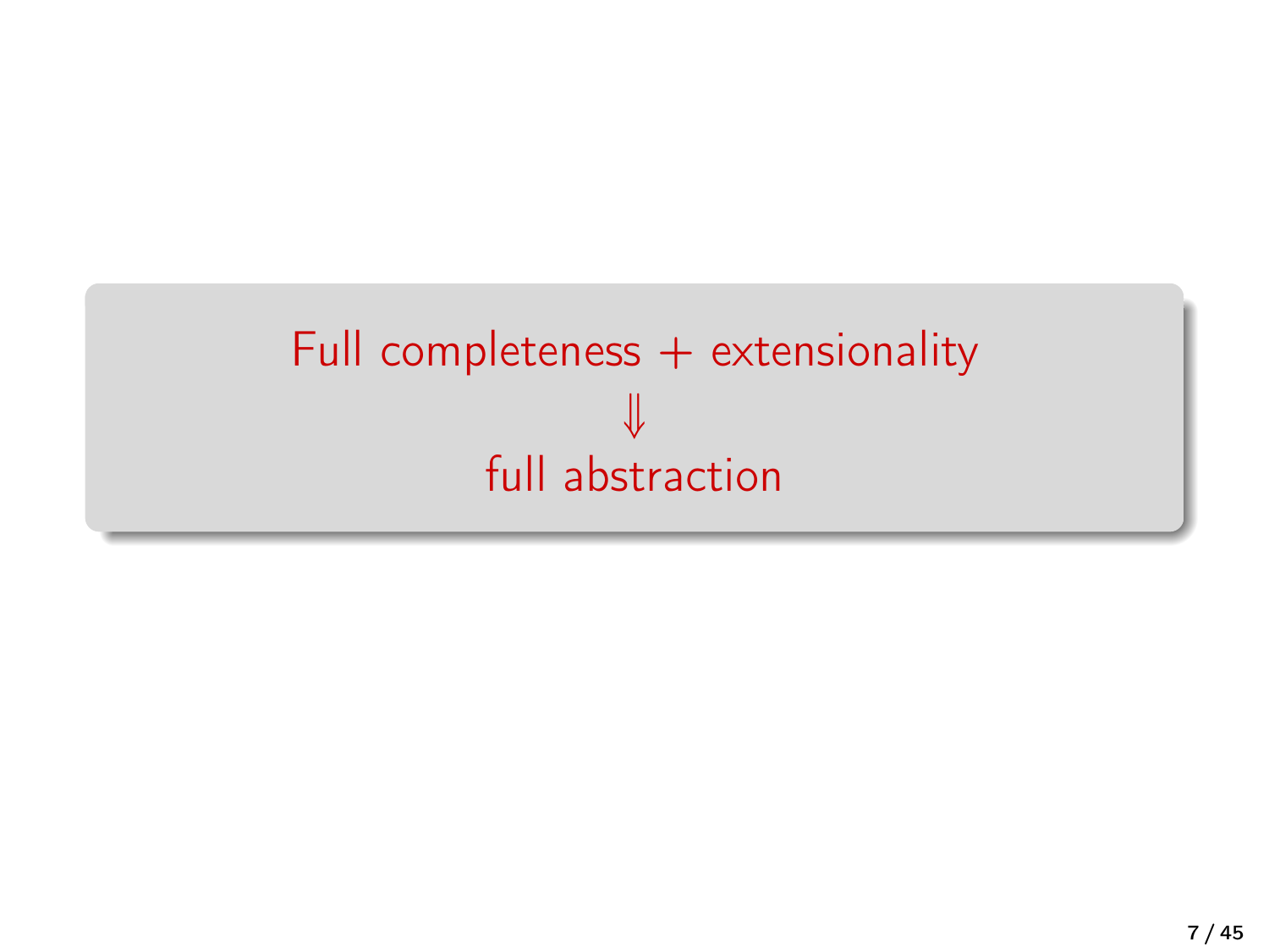Full completeness + extensionality

$\Downarrow$

full abstraction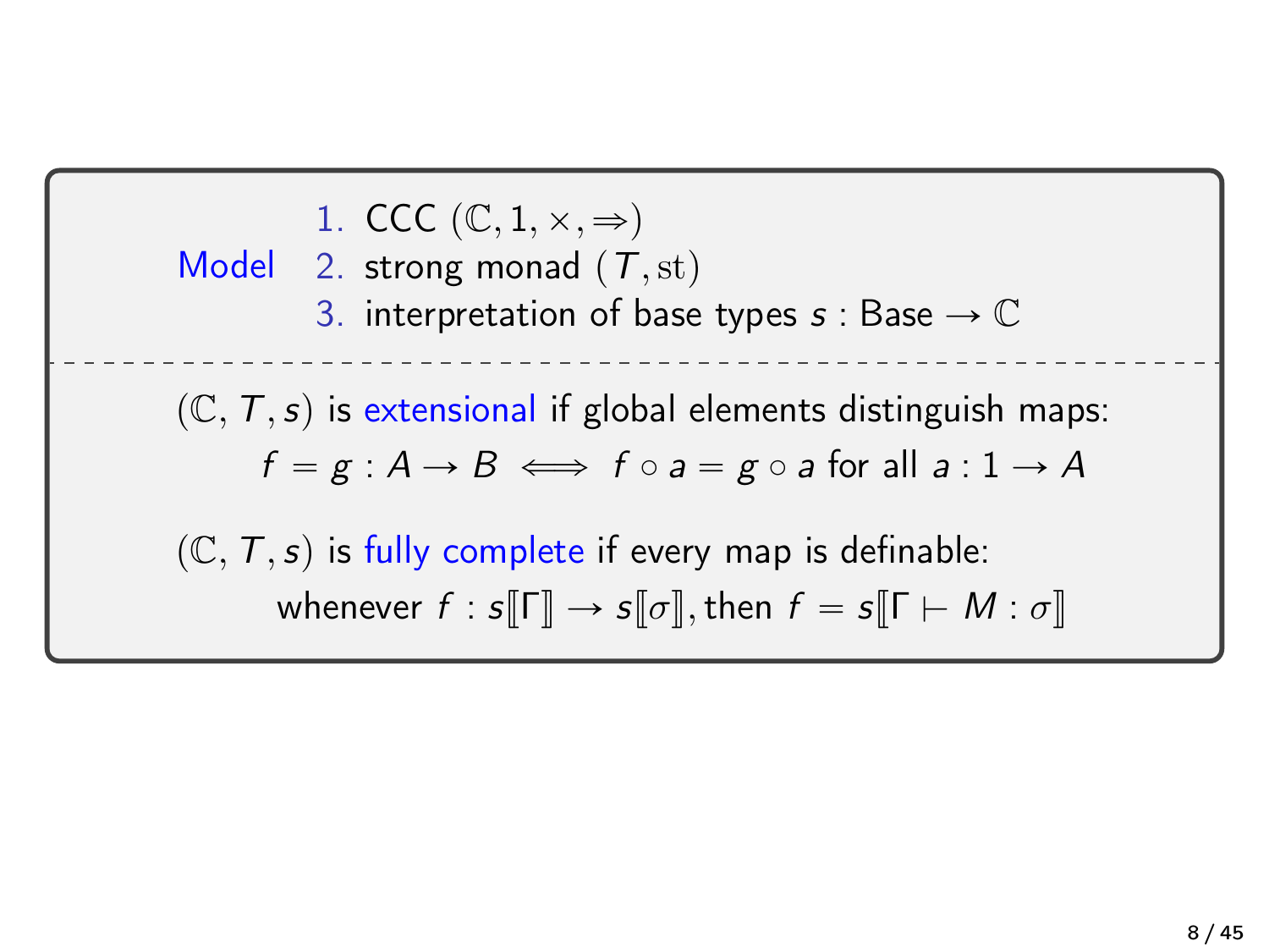**Model**

1. CCC $(\mathbb{C}, 1, \times, \Rightarrow)$
2. strong monad $(T, \mathrm{st})$
3. interpretation of base types $s : \mathrm{Base} \to \mathbb{C}$

---

$(\mathbb{C}, T, s)$ is extensional if global elements distinguish maps:

$$f = g : A \to B \iff f \circ a = g \circ a \text{ for all } a : 1 \to A$$

$(\mathbb{C}, T, s)$ is fully complete if every map is definable:

$$\text{whenever } f : s[\![\Gamma]\!] \to s[\![\sigma]\!], \text{then } f = s[\![\Gamma \vdash M : \sigma]\!]$$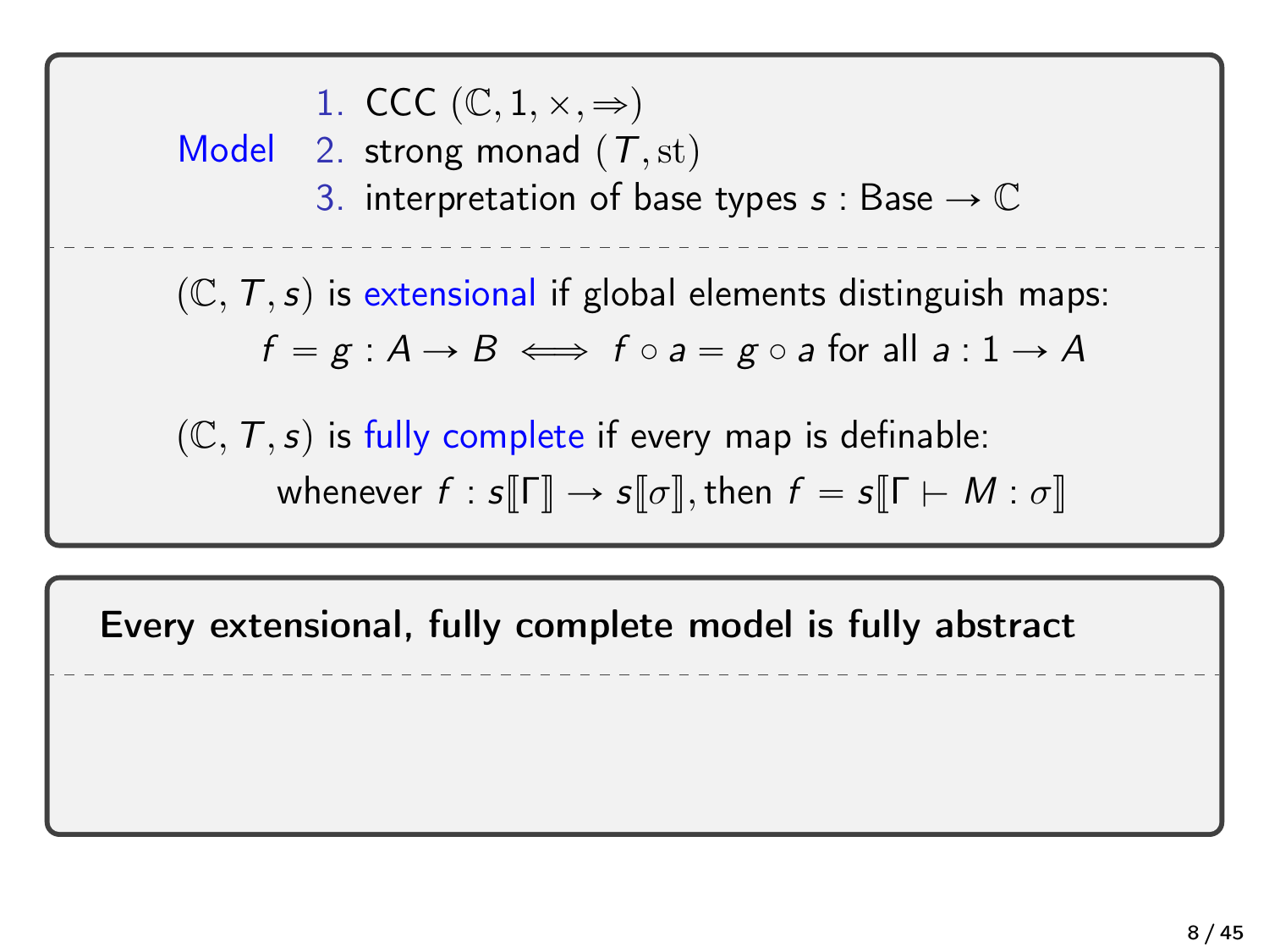**Model**

1. CCC $(\mathbb{C}, 1, \times, \Rightarrow)$
2. strong monad $(T, \mathrm{st})$
3. interpretation of base types $s : \mathrm{Base} \to \mathbb{C}$

$(\mathbb{C}, T, s)$ is extensional if global elements distinguish maps:

$$f = g : A \to B \iff f \circ a = g \circ a \text{ for all } a : 1 \to A$$

$(\mathbb{C}, T, s)$ is fully complete if every map is definable:

$$\text{whenever } f : s[\![\Gamma]\!] \to s[\![\sigma]\!], \text{then } f = s[\![\Gamma \vdash M : \sigma]\!]$$

**Every extensional, fully complete model is fully abstract**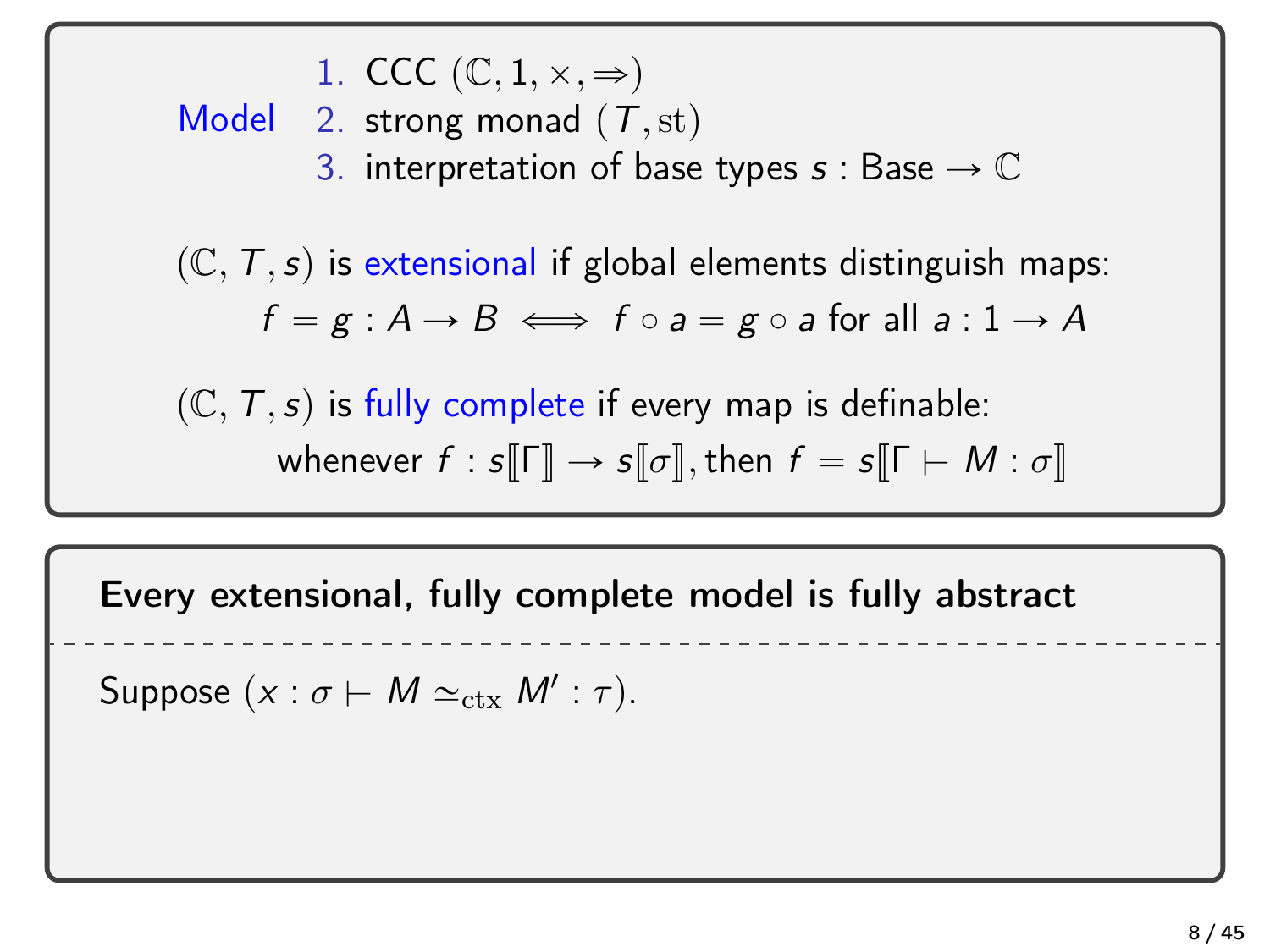**Model**

1. CCC $(\mathbb{C}, 1, \times, \Rightarrow)$
2. strong monad $(T, \mathrm{st})$
3. interpretation of base types $s : \mathsf{Base} \to \mathbb{C}$

---

$(\mathbb{C}, T, s)$ is extensional if global elements distinguish maps:

$$f = g : A \to B \iff f \circ a = g \circ a \text{ for all } a : 1 \to A$$

$(\mathbb{C}, T, s)$ is fully complete if every map is definable:

$$\text{whenever } f : s[\![\Gamma]\!] \to s[\![\sigma]\!], \text{then } f = s[\![\Gamma \vdash M : \sigma]\!]$$

**Every extensional, fully complete model is fully abstract**

---

Suppose $(x : \sigma \vdash M \simeq_{\mathrm{ctx}} M' : \tau)$.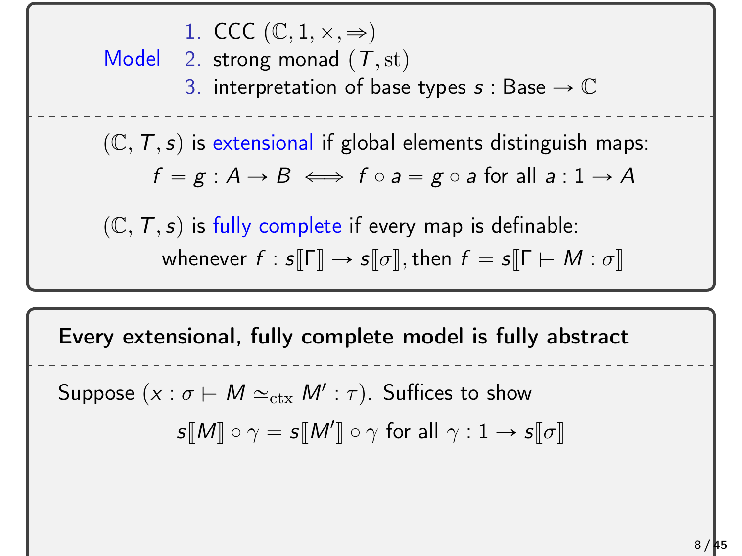**Model**

1. CCC $(\mathbb{C}, 1, \times, \Rightarrow)$
2. strong monad $(T, \mathrm{st})$
3. interpretation of base types $s : \mathrm{Base} \to \mathbb{C}$

$(\mathbb{C}, T, s)$ is extensional if global elements distinguish maps:

$$f = g : A \to B \iff f \circ a = g \circ a \text{ for all } a : 1 \to A$$

$(\mathbb{C}, T, s)$ is fully complete if every map is definable:

$$\text{whenever } f : s[\![\Gamma]\!] \to s[\![\sigma]\!], \text{then } f = s[\![\Gamma \vdash M : \sigma]\!]$$

**Every extensional, fully complete model is fully abstract**

Suppose $(x : \sigma \vdash M \simeq_{\mathrm{ctx}} M' : \tau)$. Suffices to show

$$s[\![M]\!] \circ \gamma = s[\![M']\!] \circ \gamma \text{ for all } \gamma : 1 \to s[\![\sigma]\!]$$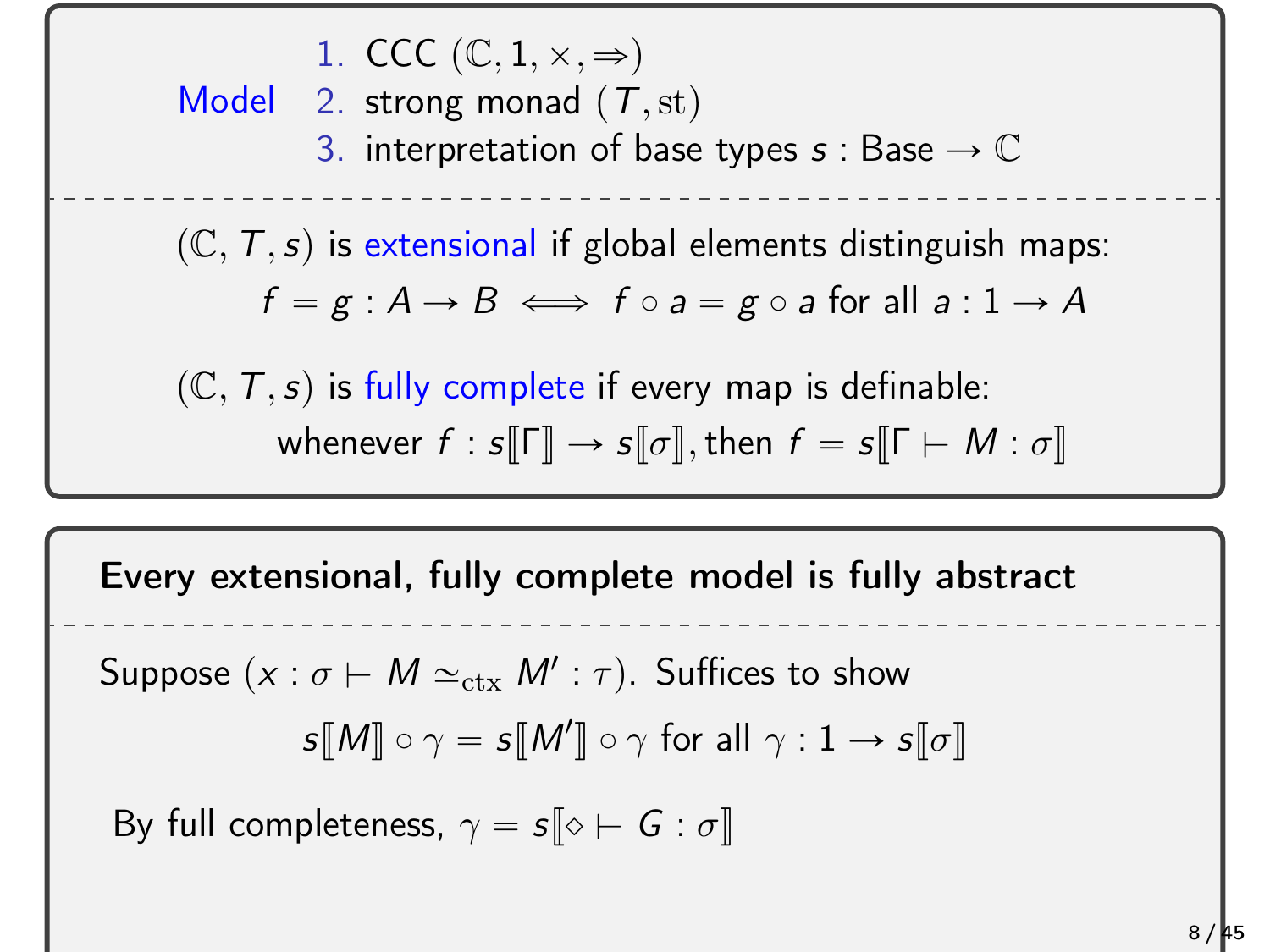**Model**

1. CCC $(\mathbb{C}, 1, \times, \Rightarrow)$
2. strong monad $(T, \mathrm{st})$
3. interpretation of base types $s : \mathrm{Base} \to \mathbb{C}$

---

$(\mathbb{C}, T, s)$ is extensional if global elements distinguish maps:

$$f = g : A \to B \iff f \circ a = g \circ a \text{ for all } a : 1 \to A$$

$(\mathbb{C}, T, s)$ is fully complete if every map is definable:

$$\text{whenever } f : s[\![\Gamma]\!] \to s[\![\sigma]\!], \text{then } f = s[\![\Gamma \vdash M : \sigma]\!]$$

**Every extensional, fully complete model is fully abstract**

---

Suppose $(x : \sigma \vdash M \simeq_{\mathrm{ctx}} M' : \tau)$. Suffices to show

$$s[\![M]\!] \circ \gamma = s[\![M']\!] \circ \gamma \text{ for all } \gamma : 1 \to s[\![\sigma]\!]$$

By full completeness, $\gamma = s[\![\diamond \vdash G : \sigma]\!]$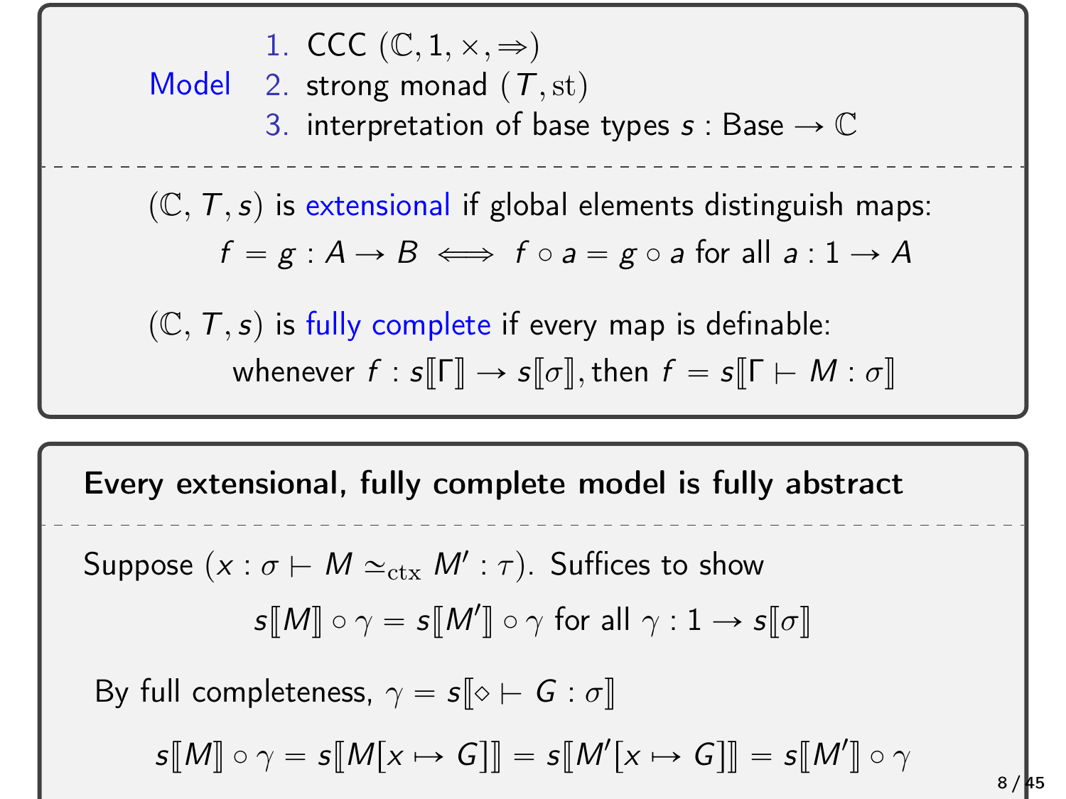**Model**

1. CCC $(\mathbb{C}, 1, \times, \Rightarrow)$
2. strong monad $(T, \mathrm{st})$
3. interpretation of base types $s : \text{Base} \to \mathbb{C}$

---

$(\mathbb{C}, T, s)$ is extensional if global elements distinguish maps:

$$f = g : A \to B \iff f \circ a = g \circ a \text{ for all } a : 1 \to A$$

$(\mathbb{C}, T, s)$ is fully complete if every map is definable:

$$\text{whenever } f : s[\![\Gamma]\!] \to s[\![\sigma]\!], \text{then } f = s[\![\Gamma \vdash M : \sigma]\!]$$

**Every extensional, fully complete model is fully abstract**

---

Suppose $(x : \sigma \vdash M \simeq_{\mathrm{ctx}} M' : \tau)$. Suffices to show

$$s[\![M]\!] \circ \gamma = s[\![M']\!] \circ \gamma \text{ for all } \gamma : 1 \to s[\![\sigma]\!]$$

By full completeness, $\gamma = s[\![\diamond \vdash G : \sigma]\!]$

$$s[\![M]\!] \circ \gamma = s[\![M[x \mapsto G]]\!] = s[\![M'[x \mapsto G]]\!] = s[\![M']\!] \circ \gamma$$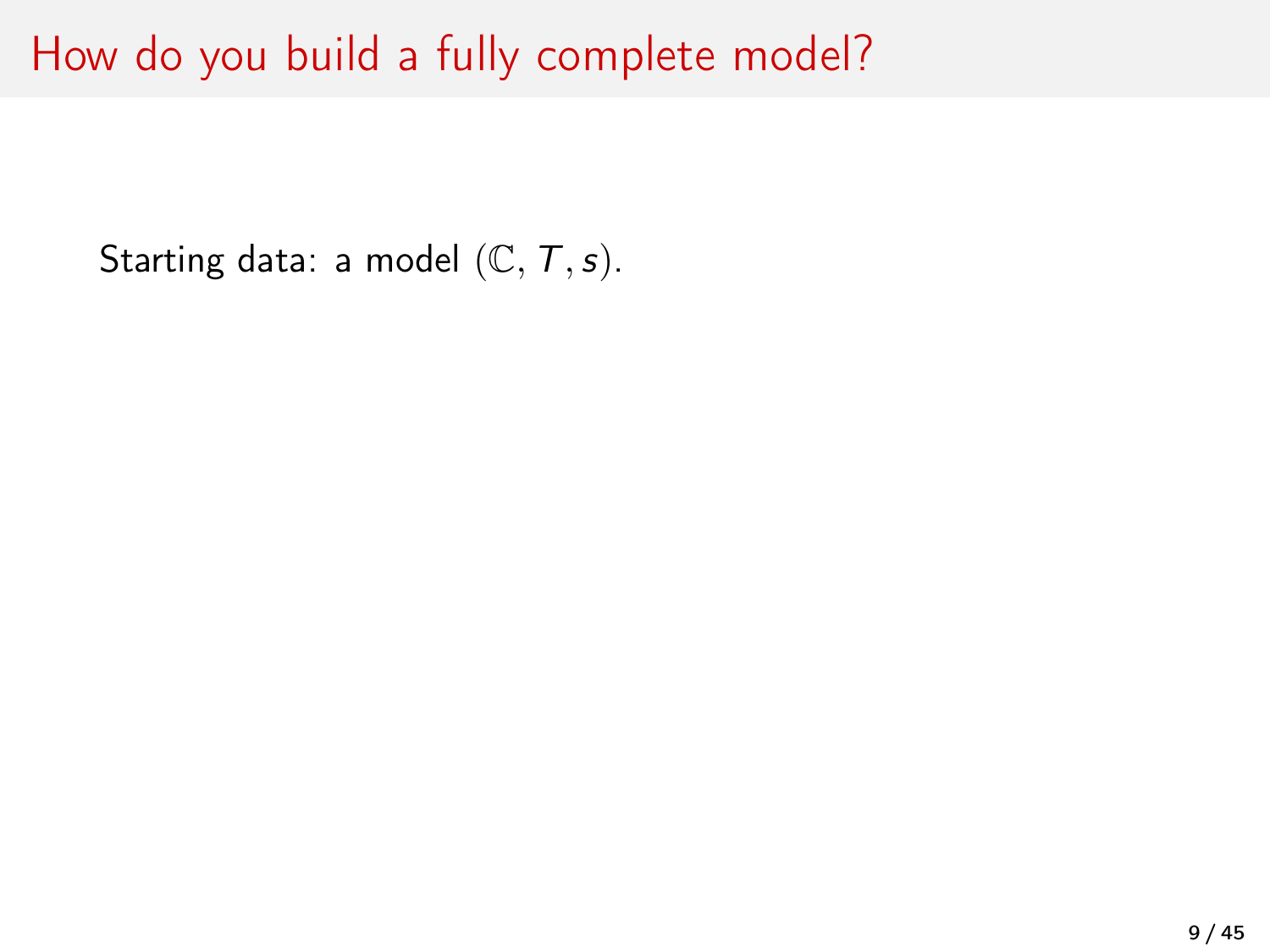# How do you build a fully complete model?

Starting data: a model $(\mathbb{C}, T, s)$.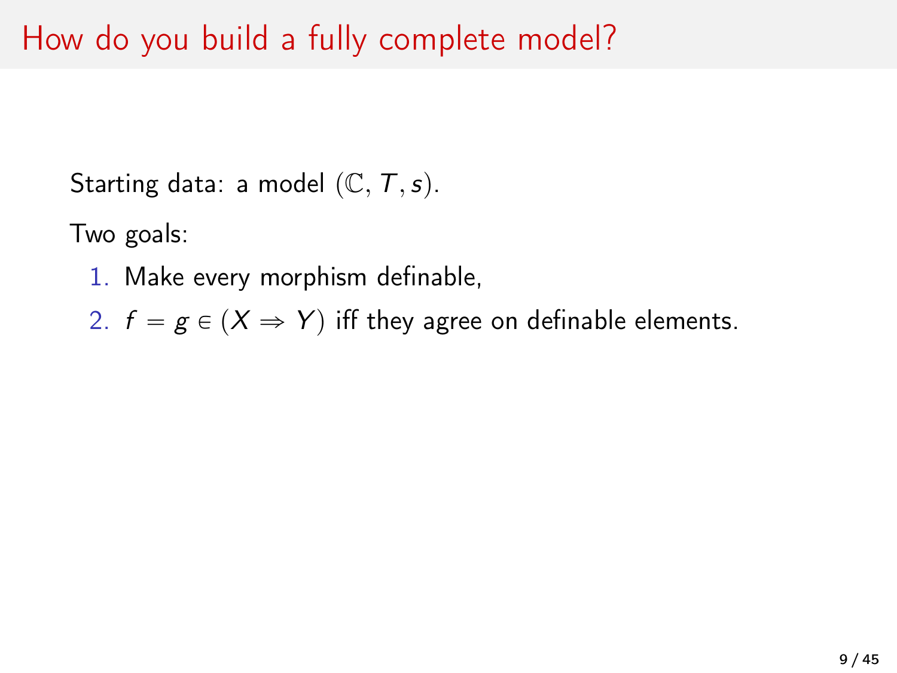# How do you build a fully complete model?

Starting data: a model $(\mathbb{C}, T, s)$.

Two goals:

1. Make every morphism definable,
2. $f = g \in (X \Rightarrow Y)$ iff they agree on definable elements.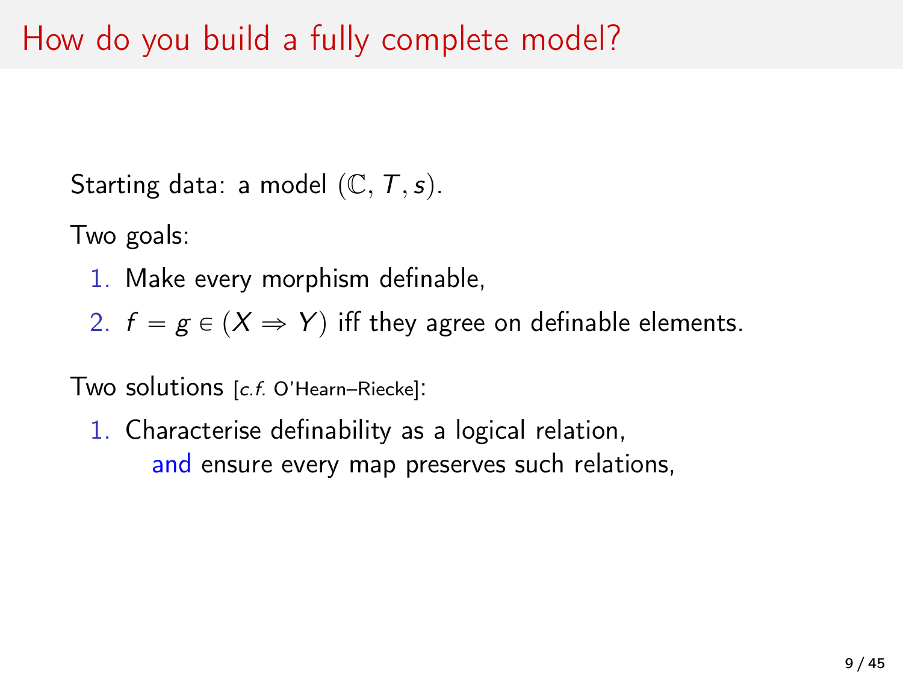# How do you build a fully complete model?

Starting data: a model $(\mathbb{C}, T, s)$.

Two goals:

1. Make every morphism definable,
2. $f = g \in (X \Rightarrow Y)$ iff they agree on definable elements.

Two solutions [*c.f.* O'Hearn–Riecke]:

1. Characterise definability as a logical relation,
   and ensure every map preserves such relations,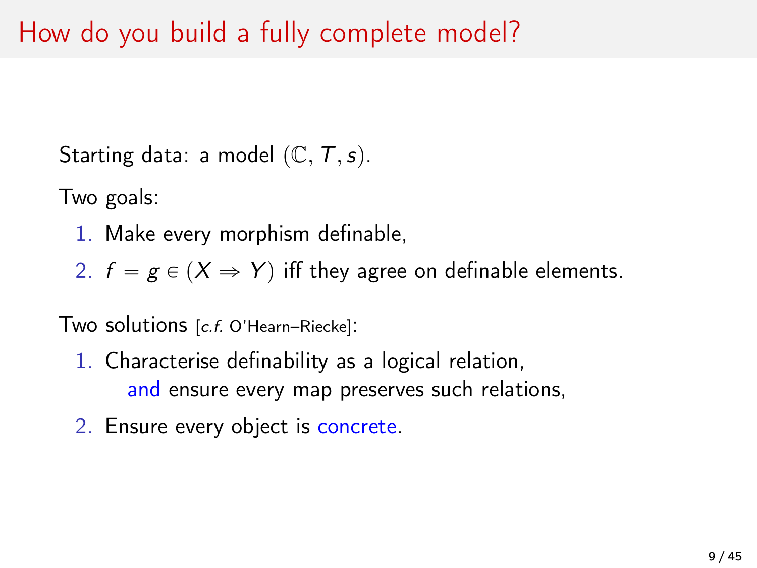# How do you build a fully complete model?

Starting data: a model $(\mathbb{C}, T, s)$.

Two goals:

1. Make every morphism definable,
2. $f = g \in (X \Rightarrow Y)$ iff they agree on definable elements.

Two solutions [*c.f.* O'Hearn–Riecke]:

1. Characterise definability as a logical relation,
   and ensure every map preserves such relations,
2. Ensure every object is concrete.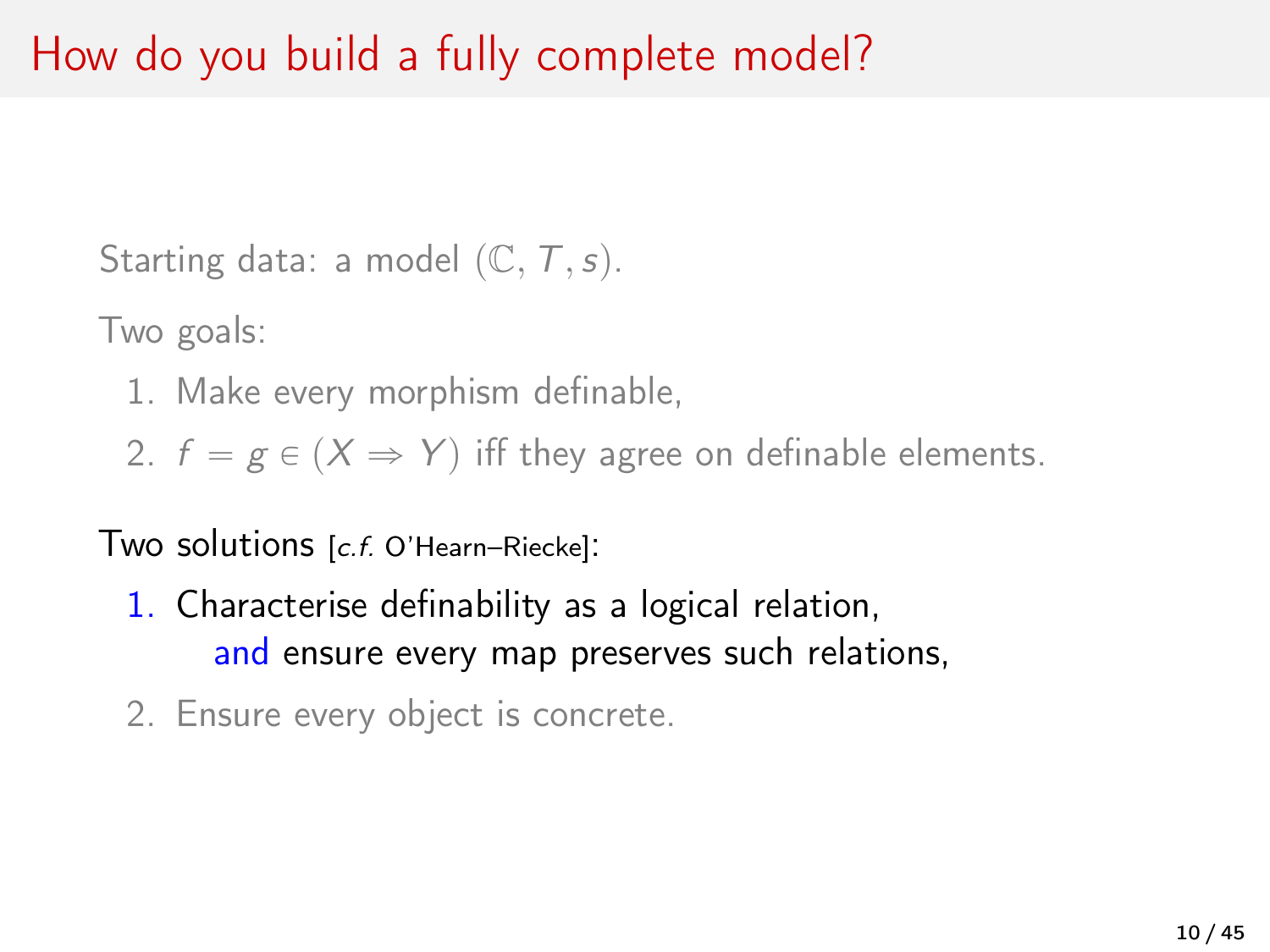# How do you build a fully complete model?

Starting data: a model $(\mathbb{C}, T, s)$.

Two goals:

1. Make every morphism definable,
2. $f = g \in (X \Rightarrow Y)$ iff they agree on definable elements.

Two solutions [*c.f.* O'Hearn–Riecke]:

1. Characterise definability as a logical relation,
   and ensure every map preserves such relations,
2. Ensure every object is concrete.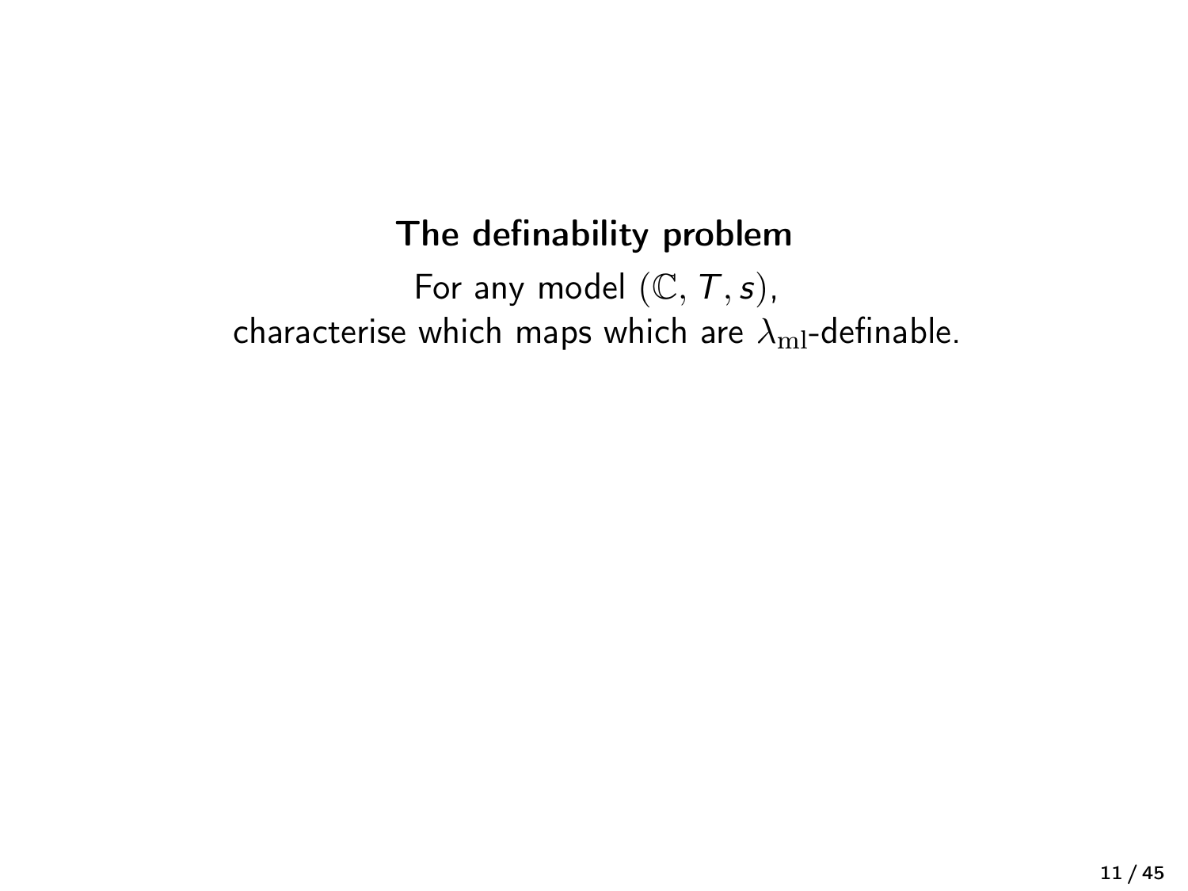**The definability problem**

For any model $(\mathbb{C}, T, s)$,

characterise which maps which are $\lambda_{\mathrm{ml}}$-definable.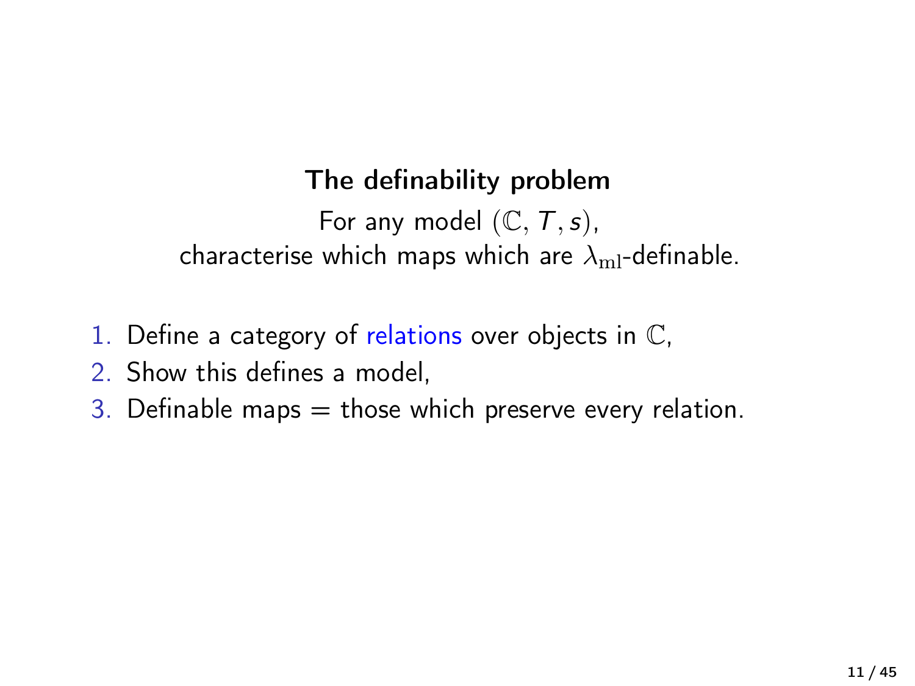**The definability problem**

For any model $(\mathbb{C}, T, s)$,
characterise which maps which are $\lambda_{\text{ml}}$-definable.

1. Define a category of relations over objects in $\mathbb{C}$,
2. Show this defines a model,
3. Definable maps = those which preserve every relation.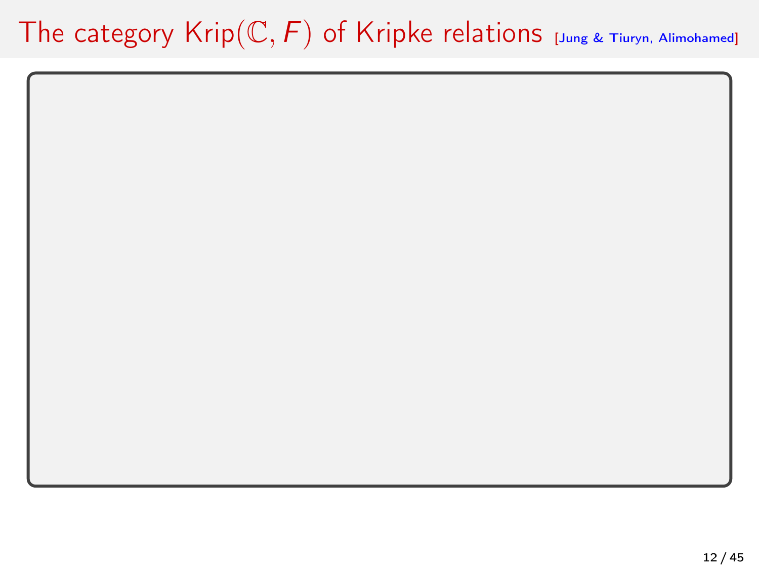# The category $\mathrm{Krip}(\mathbb{C}, F)$ of Kripke relations [Jung & Tiuryn, Alimohamed]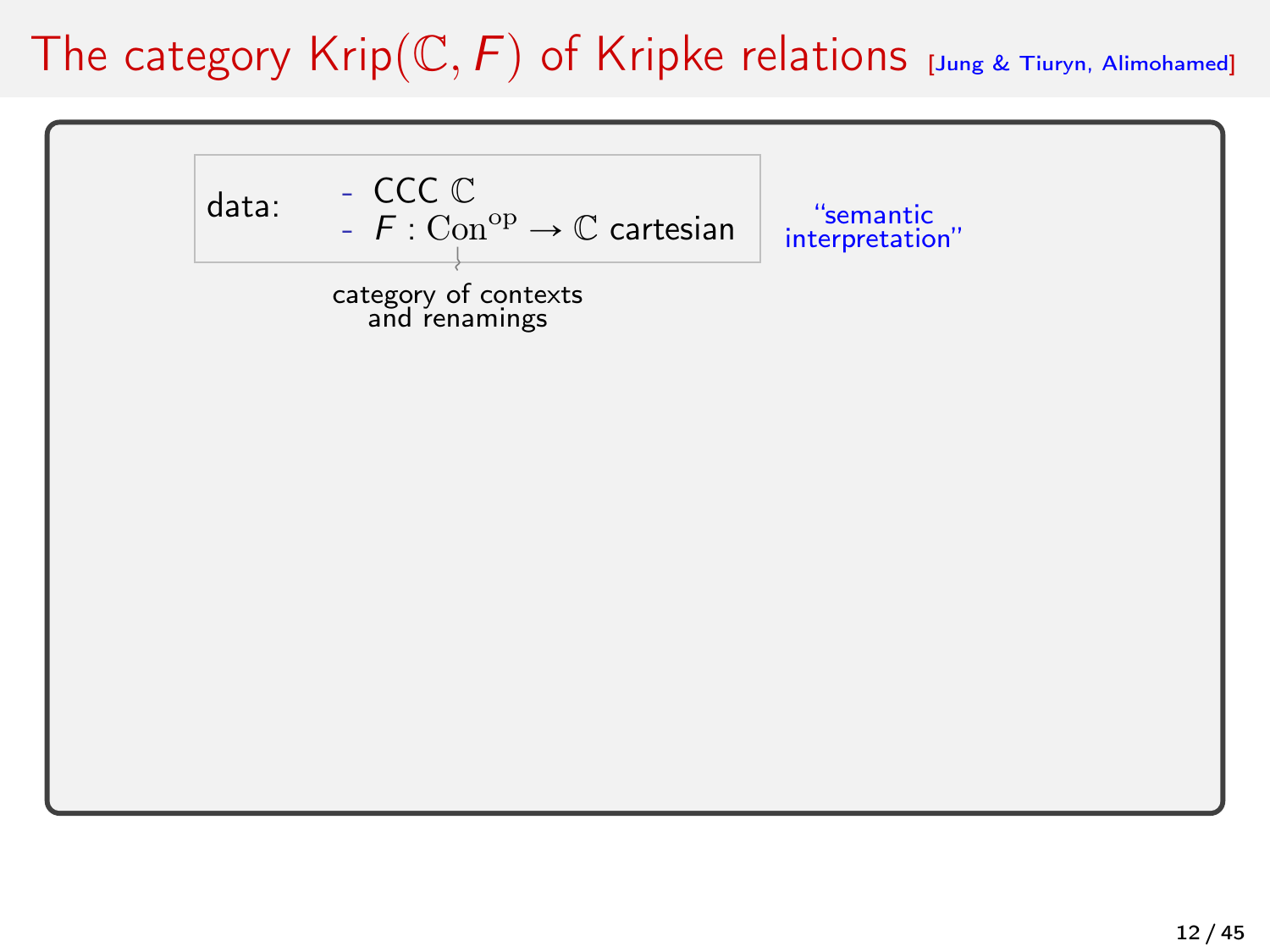# The category $\mathrm{Krip}(\mathbb{C}, F)$ of Kripke relations [Jung & Tiuryn, Alimohamed]

data:
- CCC $\mathbb{C}$
- $F : \mathrm{Con}^{\mathrm{op}} \to \mathbb{C}$ cartesian

"semantic interpretation"

category of contexts and renamings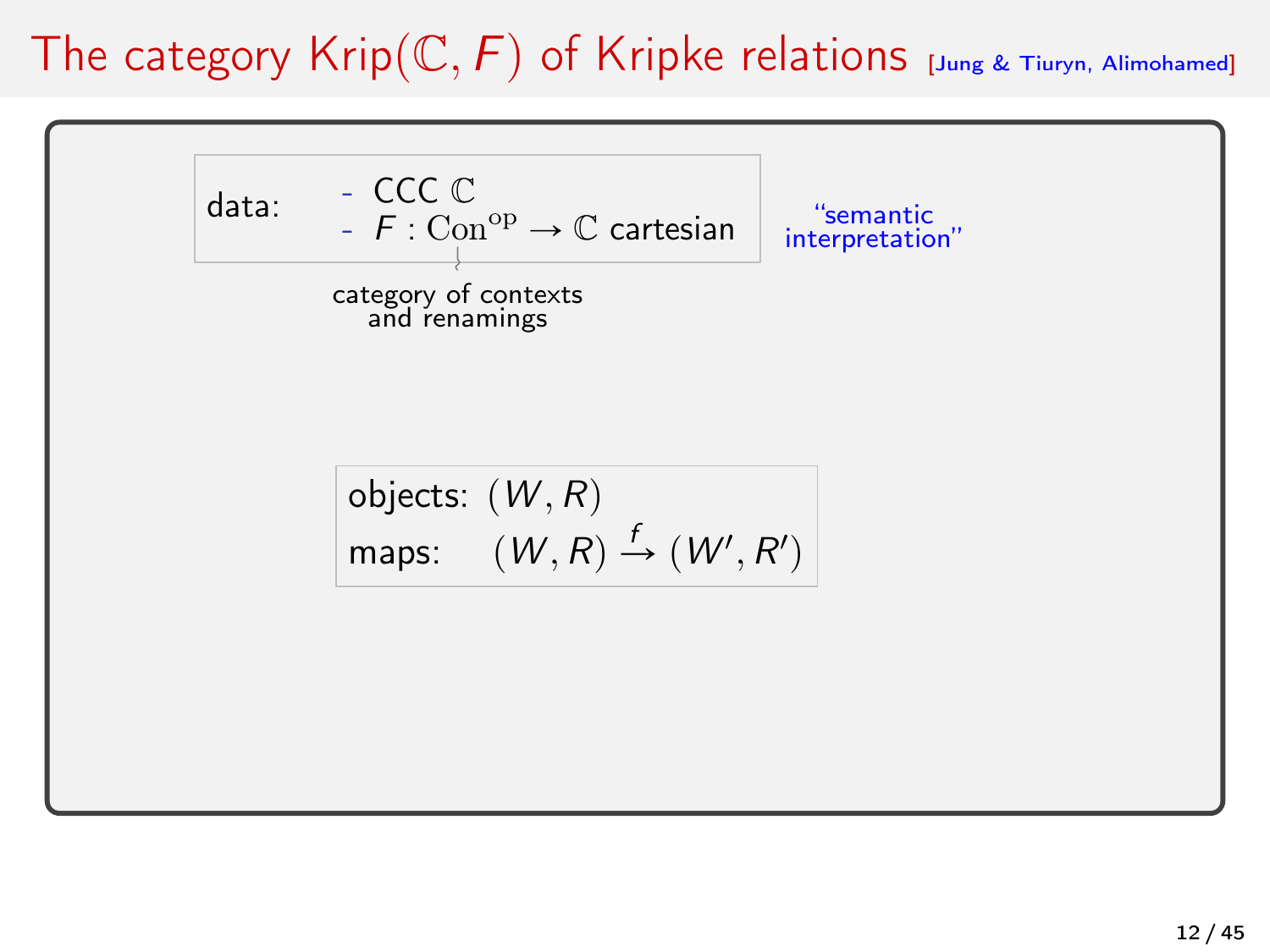# The category Krip($\mathbb{C}$, $F$) of Kripke relations [Jung & Tiuryn, Alimohamed]

data:
- CCC $\mathbb{C}$
- $F : \mathrm{Con}^{\mathrm{op}} \to \mathbb{C}$ cartesian

"semantic interpretation"

category of contexts and renamings

objects: $(W, R)$

maps: $(W, R) \xrightarrow{f} (W', R')$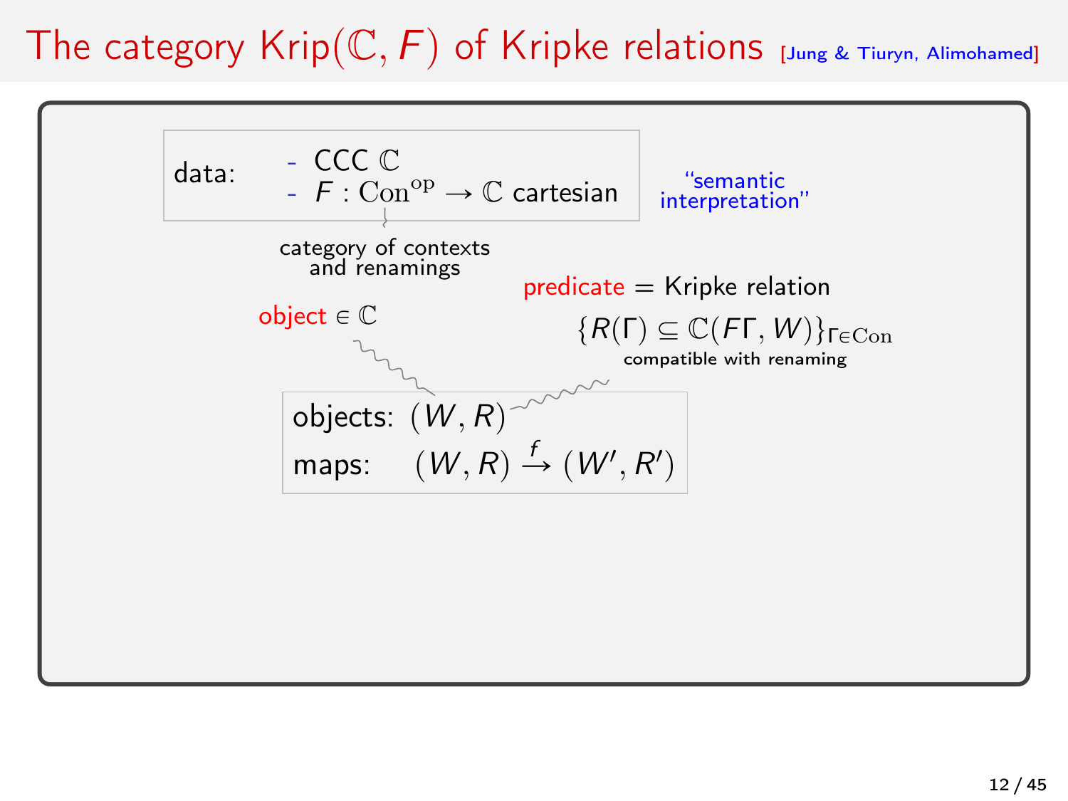# The category Krip($\mathbb{C}, F$) of Kripke relations [Jung & Tiuryn, Alimohamed]

data:
- CCC $\mathbb{C}$
- $F : \mathrm{Con}^{\mathrm{op}} \to \mathbb{C}$ cartesian

"semantic interpretation"

category of contexts and renamings

object $\in \mathbb{C}$

predicate = Kripke relation

$$\{R(\Gamma) \subseteq \mathbb{C}(F\Gamma, W)\}_{\Gamma \in \mathrm{Con}}$$

compatible with renaming

objects: $(W, R)$

maps: $(W, R) \xrightarrow{f} (W', R')$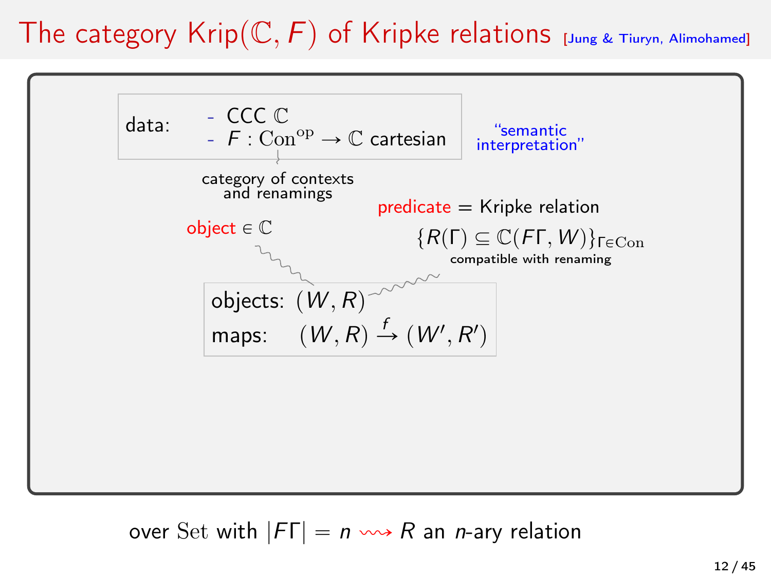# The category Krip($\mathbb{C}, F$) of Kripke relations [Jung & Tiuryn, Alimohamed]

data:
- CCC $\mathbb{C}$
- $F : \mathrm{Con}^{\mathrm{op}} \to \mathbb{C}$ cartesian

"semantic interpretation"

category of contexts and renamings

object $\in \mathbb{C}$

predicate = Kripke relation

$$\{R(\Gamma) \subseteq \mathbb{C}(F\Gamma, W)\}_{\Gamma \in \mathrm{Con}}$$

compatible with renaming

objects: $(W, R)$

maps: $(W, R) \xrightarrow{f} (W', R')$

over $\mathrm{Set}$ with $|F\Gamma| = n \rightsquigarrow R$ an $n$-ary relation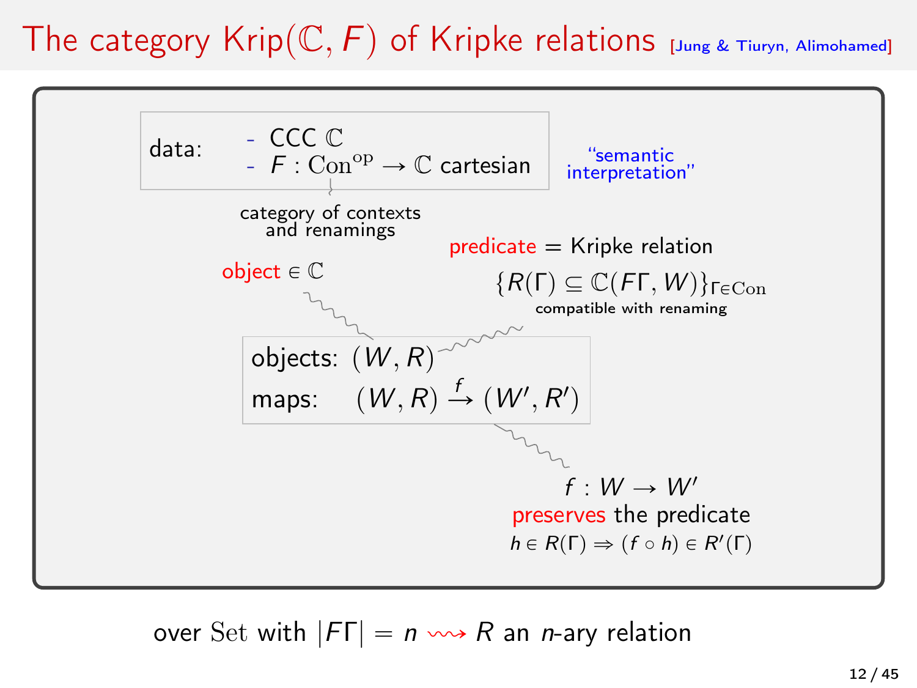# The category Krip($\mathbb{C}, F$) of Kripke relations [Jung & Tiuryn, Alimohamed]

data:
- CCC $\mathbb{C}$
- $F : \mathrm{Con}^{\mathrm{op}} \to \mathbb{C}$ cartesian

"semantic interpretation"

category of contexts and renamings

object $\in \mathbb{C}$

predicate = Kripke relation

$$\{R(\Gamma) \subseteq \mathbb{C}(F\Gamma, W)\}_{\Gamma \in \mathrm{Con}}$$

compatible with renaming

objects: $(W, R)$

maps: $(W, R) \xrightarrow{f} (W', R')$

$f : W \to W'$
preserves the predicate
$h \in R(\Gamma) \Rightarrow (f \circ h) \in R'(\Gamma)$

over $\mathrm{Set}$ with $|F\Gamma| = n \rightsquigarrow R$ an $n$-ary relation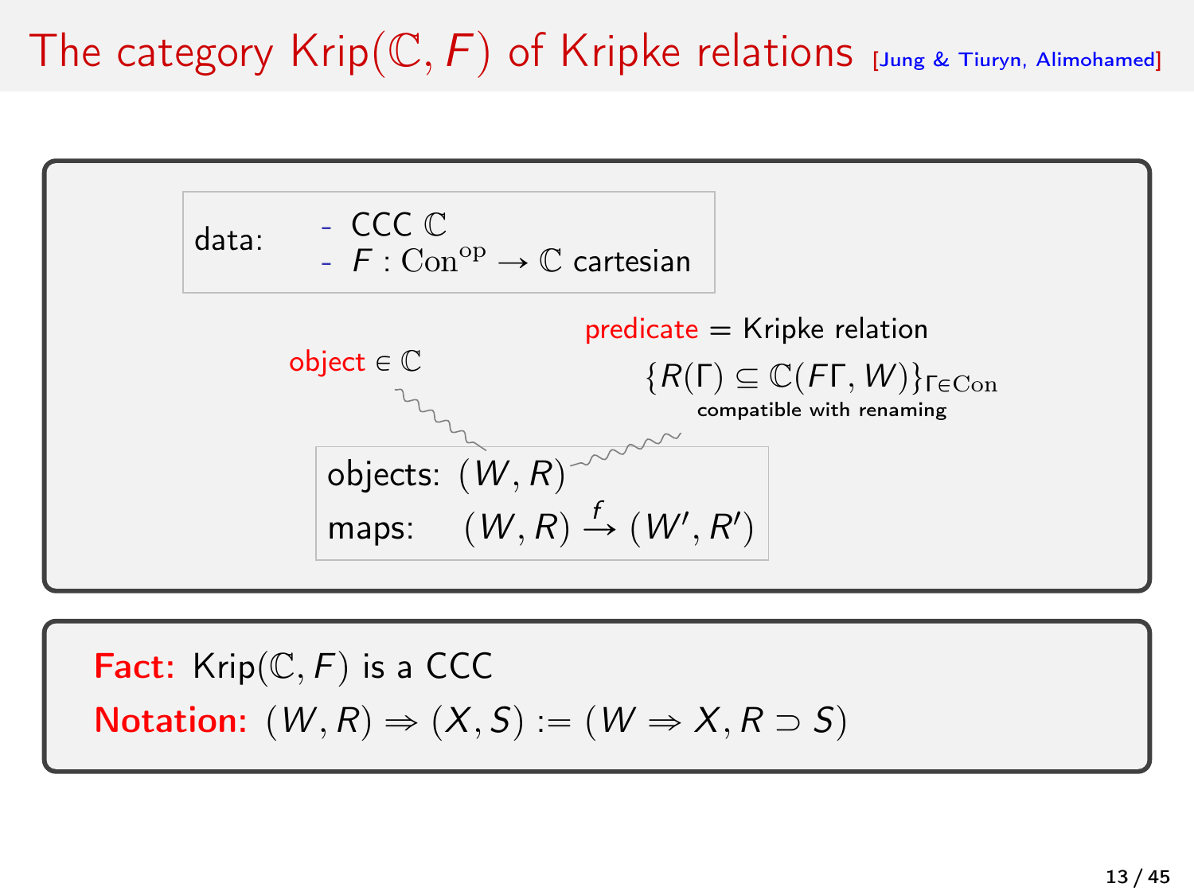# The category Krip($\mathbb{C}, F$) of Kripke relations [Jung & Tiuryn, Alimohamed]

data:
- CCC $\mathbb{C}$
- $F : \mathrm{Con}^{\mathrm{op}} \to \mathbb{C}$ cartesian

object $\in \mathbb{C}$

predicate = Kripke relation

$$\{R(\Gamma) \subseteq \mathbb{C}(F\Gamma, W)\}_{\Gamma \in \mathrm{Con}}$$

compatible with renaming

objects: $(W, R)$

maps: $(W, R) \xrightarrow{f} (W', R')$

**Fact:** Krip($\mathbb{C}, F$) is a CCC

**Notation:** $(W, R) \Rightarrow (X, S) := (W \Rightarrow X, R \supset S)$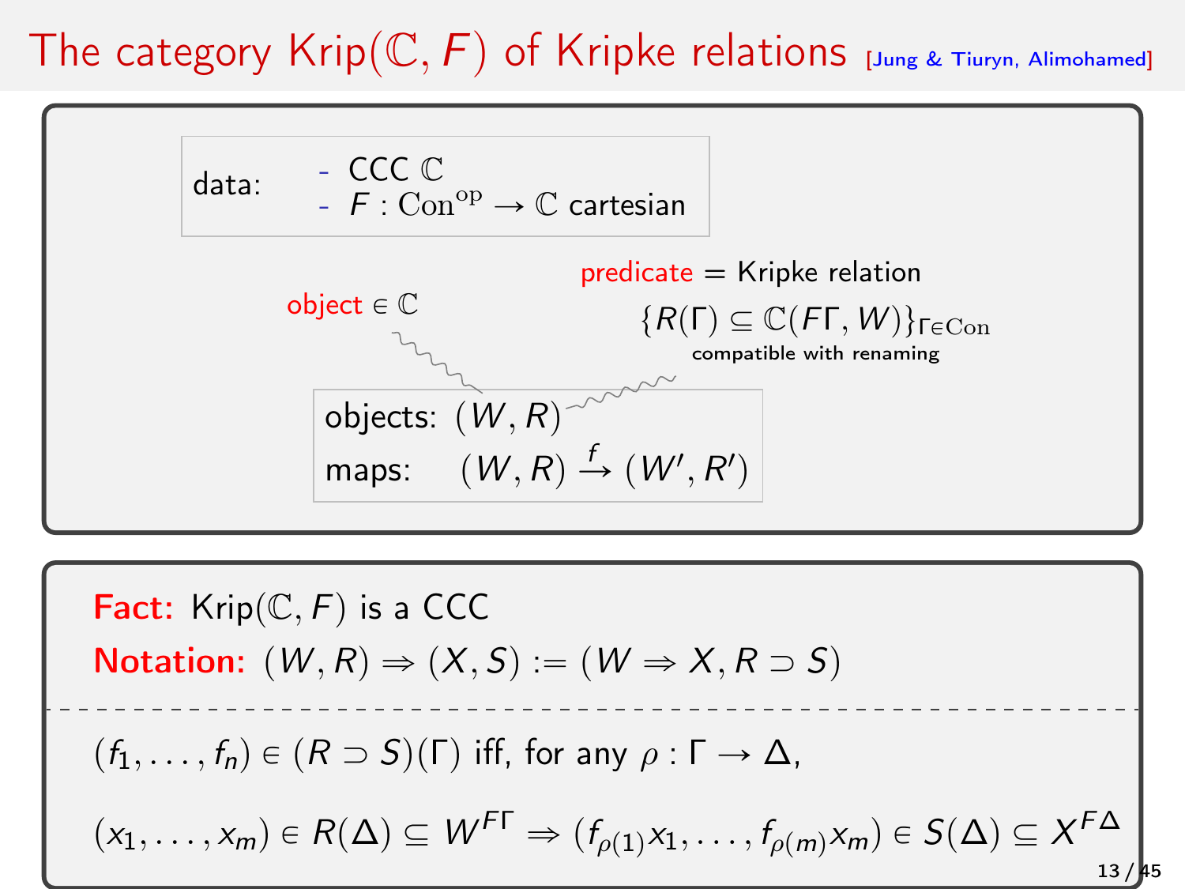# The category Krip($\mathbb{C}, F$) of Kripke relations [Jung & Tiuryn, Alimohamed]

data:
- CCC $\mathbb{C}$
- $F : \mathrm{Con}^{\mathrm{op}} \to \mathbb{C}$ cartesian

object $\in \mathbb{C}$

predicate = Kripke relation

$\{R(\Gamma) \subseteq \mathbb{C}(F\Gamma, W)\}_{\Gamma \in \mathrm{Con}}$

compatible with renaming

objects: $(W, R)$

maps: $(W, R) \xrightarrow{f} (W', R')$

**Fact:** Krip($\mathbb{C}, F$) is a CCC

**Notation:** $(W, R) \Rightarrow (X, S) := (W \Rightarrow X, R \supset S)$

---

$(f_1, \ldots, f_n) \in (R \supset S)(\Gamma)$ iff, for any $\rho : \Gamma \to \Delta$,

$(x_1, \ldots, x_m) \in R(\Delta) \subseteq W^{F\Gamma} \Rightarrow (f_{\rho(1)} x_1, \ldots, f_{\rho(m)} x_m) \in S(\Delta) \subseteq X^{F\Delta}$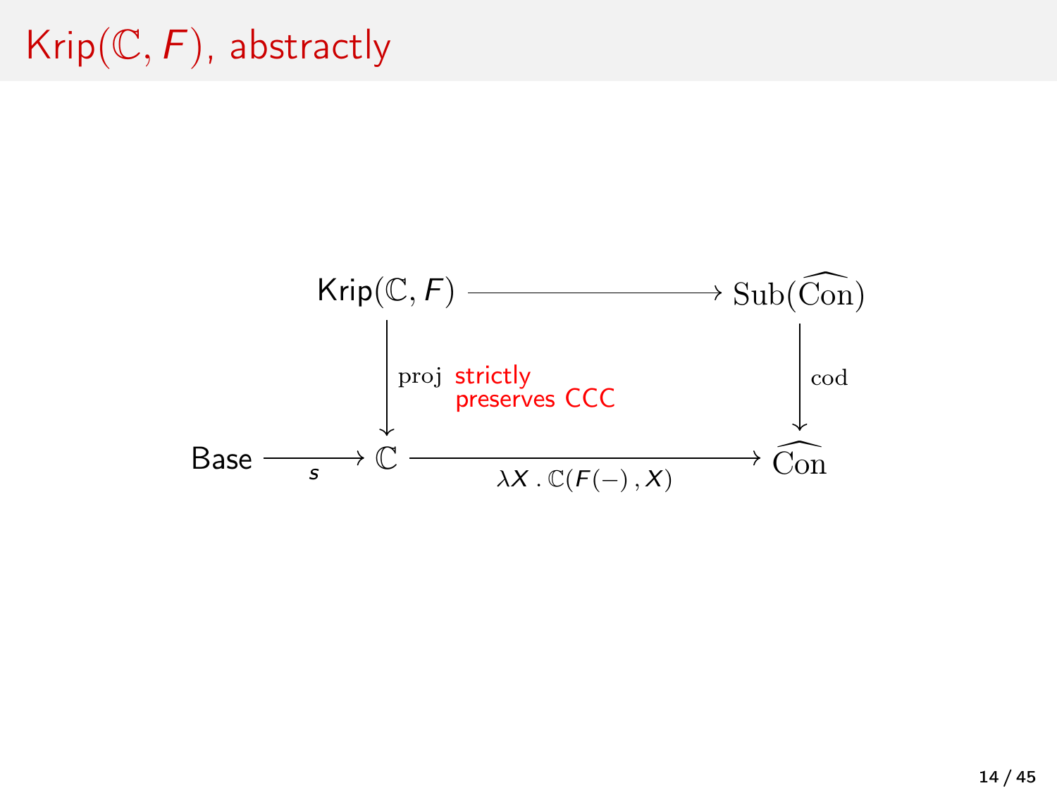# Krip($\mathbb{C}, F$), abstractly

$$
\begin{array}{ccccc}
 & & \mathsf{Krip}(\mathbb{C}, F) & \longrightarrow & \mathrm{Sub}(\widehat{\mathrm{Con}}) \\
 & & \downarrow \scriptstyle\mathrm{proj} & & \downarrow \scriptstyle\mathrm{cod} \\
\mathsf{Base} & \xrightarrow{\;s\;} & \mathbb{C} & \xrightarrow{\lambda X \,.\, \mathbb{C}(F(-)\,, X)} & \widehat{\mathrm{Con}}
\end{array}
$$

proj strictly preserves CCC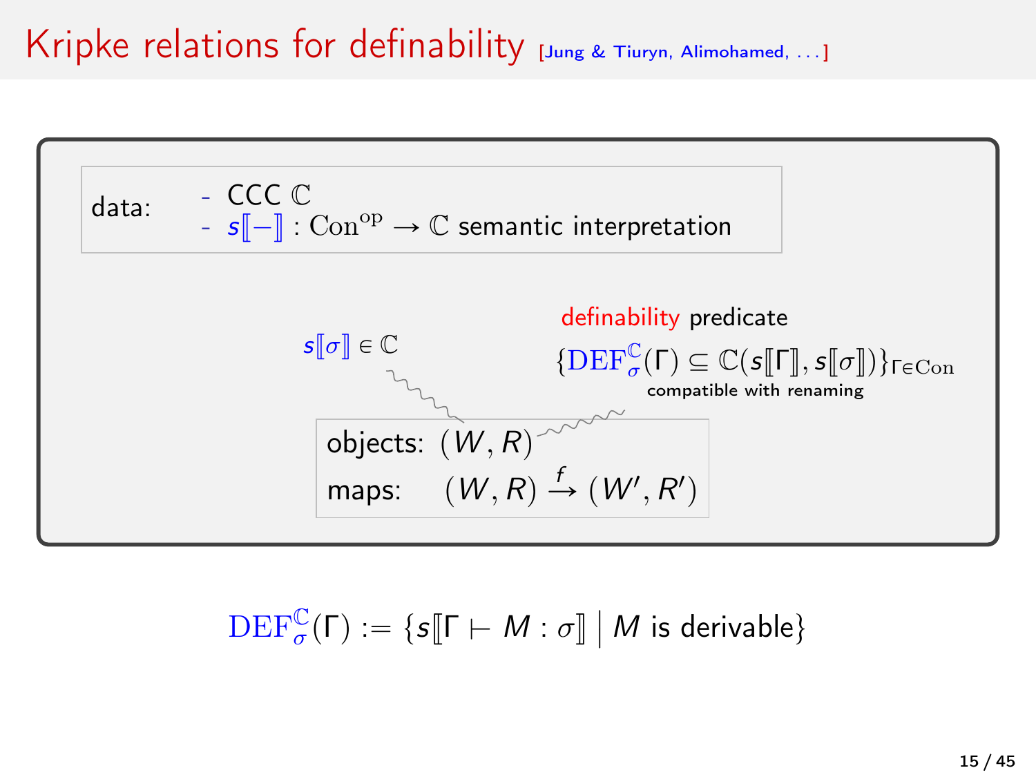# Kripke relations for definability [Jung & Tiuryn, Alimohamed, ...]

data:
- CCC $\mathbb{C}$
- $s[\![-]\!] : \mathrm{Con}^{\mathrm{op}} \to \mathbb{C}$ semantic interpretation

$s[\![\sigma]\!] \in \mathbb{C}$

**definability** predicate

$\{\mathrm{DEF}^{\mathbb{C}}_{\sigma}(\Gamma) \subseteq \mathbb{C}(s[\![\Gamma]\!], s[\![\sigma]\!])\}_{\Gamma \in \mathrm{Con}}$

compatible with renaming

objects: $(W, R)$

maps: $(W, R) \xrightarrow{f} (W', R')$

$$\mathrm{DEF}^{\mathbb{C}}_{\sigma}(\Gamma) := \{ s[\![\Gamma \vdash M : \sigma]\!] \mid M \text{ is derivable} \}$$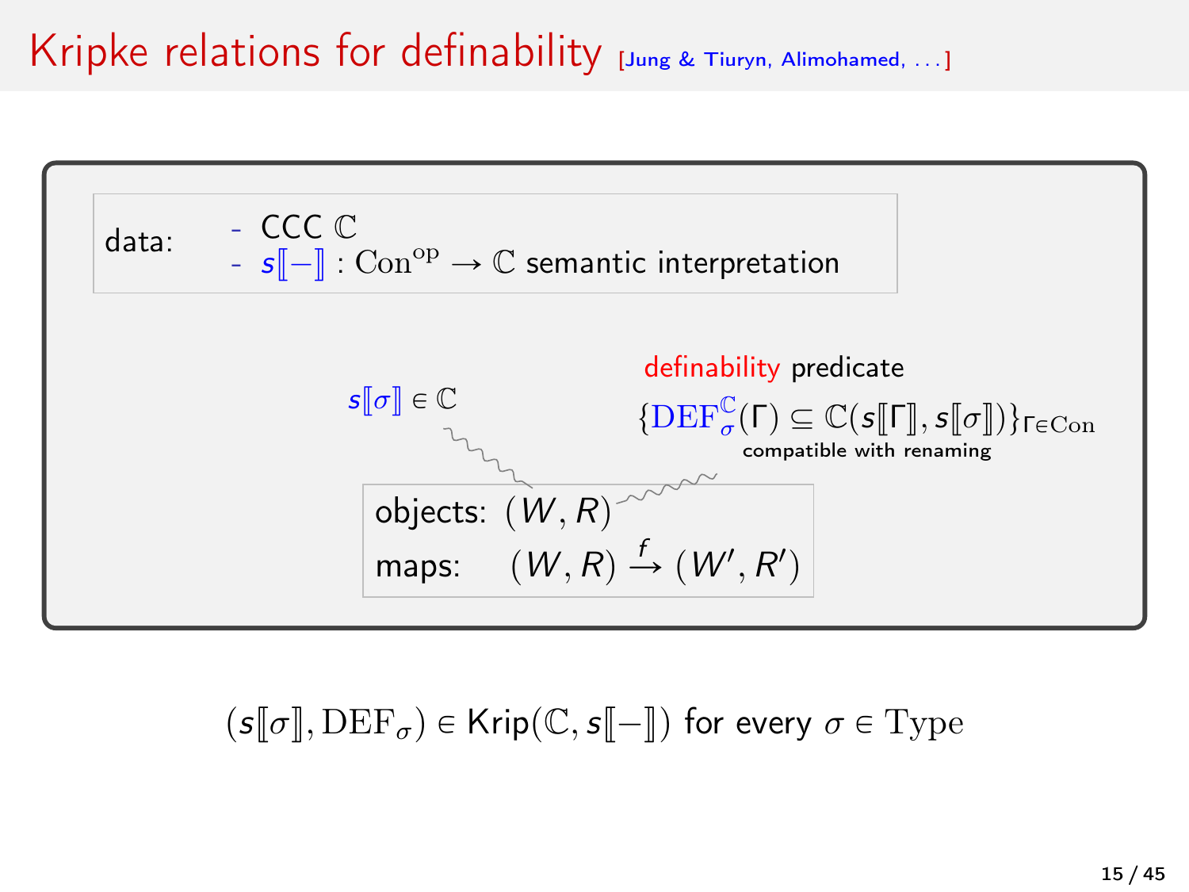# Kripke relations for definability [Jung & Tiuryn, Alimohamed, ...]

data:
- CCC $\mathbb{C}$
- $s[\![-]\!] : \mathrm{Con}^{\mathrm{op}} \to \mathbb{C}$ semantic interpretation

$s[\![\sigma]\!] \in \mathbb{C}$

definability predicate

$\{\mathrm{DEF}^{\mathbb{C}}_{\sigma}(\Gamma) \subseteq \mathbb{C}(s[\![\Gamma]\!], s[\![\sigma]\!])\}_{\Gamma \in \mathrm{Con}}$

compatible with renaming

objects: $(W, R)$

maps: $(W, R) \xrightarrow{f} (W', R')$

$$(s[\![\sigma]\!], \mathrm{DEF}_{\sigma}) \in \mathsf{Krip}(\mathbb{C}, s[\![-]\!]) \text{ for every } \sigma \in \mathrm{Type}$$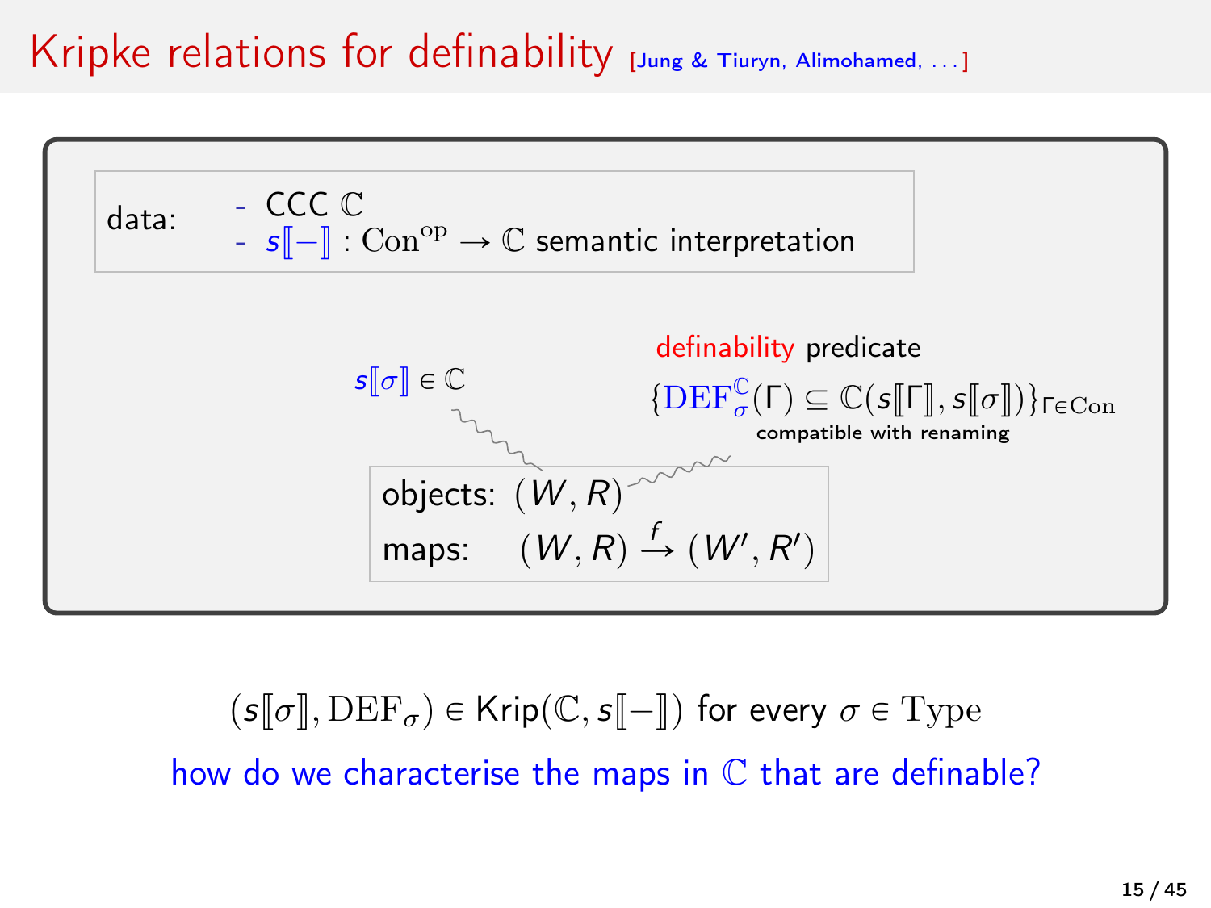# Kripke relations for definability [Jung & Tiuryn, Alimohamed, ...]

data:

- CCC $\mathbb{C}$
- $s[\![-]\!] : \mathrm{Con}^{\mathrm{op}} \to \mathbb{C}$ semantic interpretation

$s[\![\sigma]\!] \in \mathbb{C}$

definability predicate

$\{\mathrm{DEF}^{\mathbb{C}}_{\sigma}(\Gamma) \subseteq \mathbb{C}(s[\![\Gamma]\!], s[\![\sigma]\!])\}_{\Gamma \in \mathrm{Con}}$

compatible with renaming

objects: $(W, R)$

maps: $(W, R) \xrightarrow{f} (W', R')$

$(s[\![\sigma]\!], \mathrm{DEF}_{\sigma}) \in \mathsf{Krip}(\mathbb{C}, s[\![-]\!])$ for every $\sigma \in \mathrm{Type}$

how do we characterise the maps in $\mathbb{C}$ that are definable?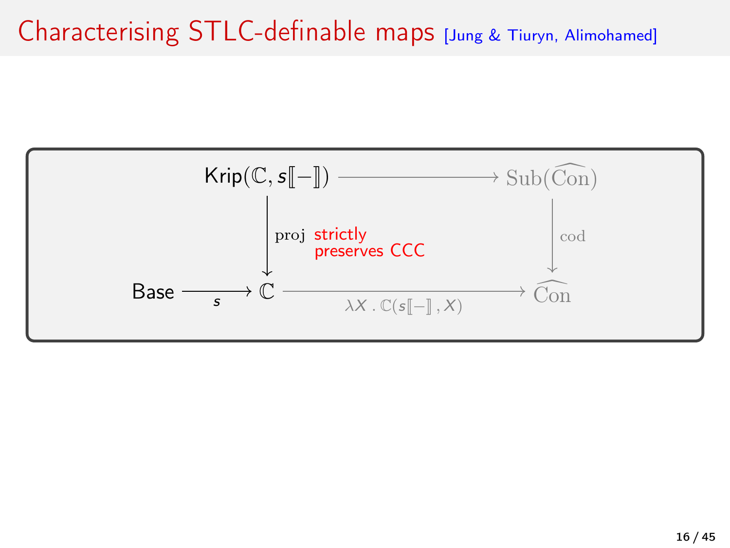# Characterising STLC-definable maps [Jung & Tiuryn, Alimohamed]

$$
\begin{array}{ccccc}
 & & \mathsf{Krip}(\mathbb{C}, s[\![-]\!]) & \longrightarrow & \mathrm{Sub}(\widehat{\mathrm{Con}}) \\
 & & \big\downarrow \mathrm{proj} \ \text{strictly preserves CCC} & & \big\downarrow \mathrm{cod} \\
\mathsf{Base} & \xrightarrow{\ s\ } & \mathbb{C} & \xrightarrow{\ \lambda X \,.\, \mathbb{C}(s[\![-]\!]\,,\, X)\ } & \widehat{\mathrm{Con}}
\end{array}
$$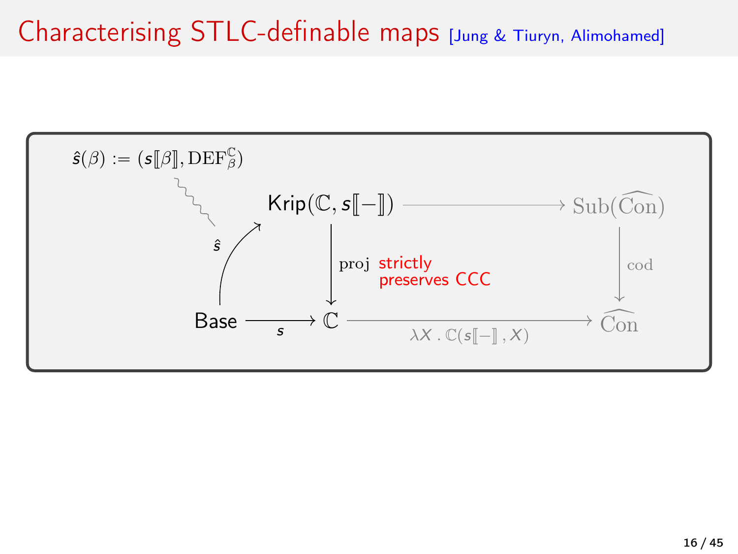# Characterising STLC-definable maps [Jung & Tiuryn, Alimohamed]

$\hat{s}(\beta) := (s[\![\beta]\!], \mathrm{DEF}^{\mathbb{C}}_{\beta})$

$\mathsf{Krip}(\mathbb{C}, s[\![-]\!])$

$\mathrm{Sub}(\widehat{\mathrm{Con}})$

$\hat{s}$

proj

strictly preserves CCC

cod

Base

$s$

$\mathbb{C}$

$\lambda X \,.\, \mathbb{C}(s[\![-]\!], X)$

$\widehat{\mathrm{Con}}$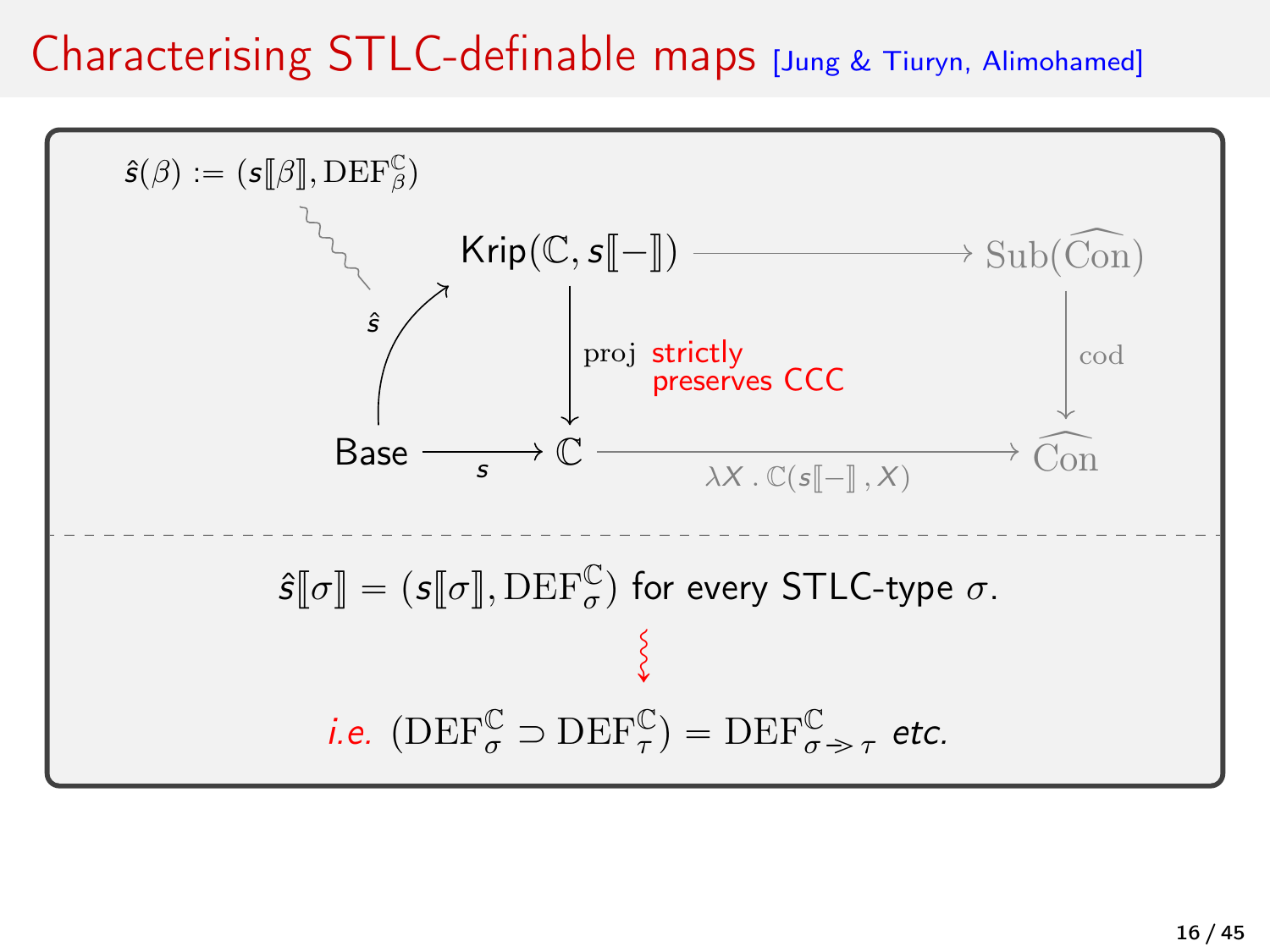# Characterising STLC-definable maps [Jung & Tiuryn, Alimohamed]

$\hat{s}(\beta) := (s[\![\beta]\!], \mathrm{DEF}^{\mathbb{C}}_{\beta})$

$\mathsf{Krip}(\mathbb{C}, s[\![-]\!]) \longrightarrow \mathrm{Sub}(\widehat{\mathrm{Con}})$

$\hat{s}$

proj strictly preserves CCC

cod

$\mathsf{Base} \xrightarrow{s} \mathbb{C} \xrightarrow{\lambda X \,.\, \mathbb{C}(s[\![-]\!], X)} \widehat{\mathrm{Con}}$

---

$\hat{s}[\![\sigma]\!] = (s[\![\sigma]\!], \mathrm{DEF}^{\mathbb{C}}_{\sigma})$ for every STLC-type $\sigma$.

*i.e.* $(\mathrm{DEF}^{\mathbb{C}}_{\sigma} \supset \mathrm{DEF}^{\mathbb{C}}_{\tau}) = \mathrm{DEF}^{\mathbb{C}}_{\sigma \Rightarrow \tau}$ *etc.*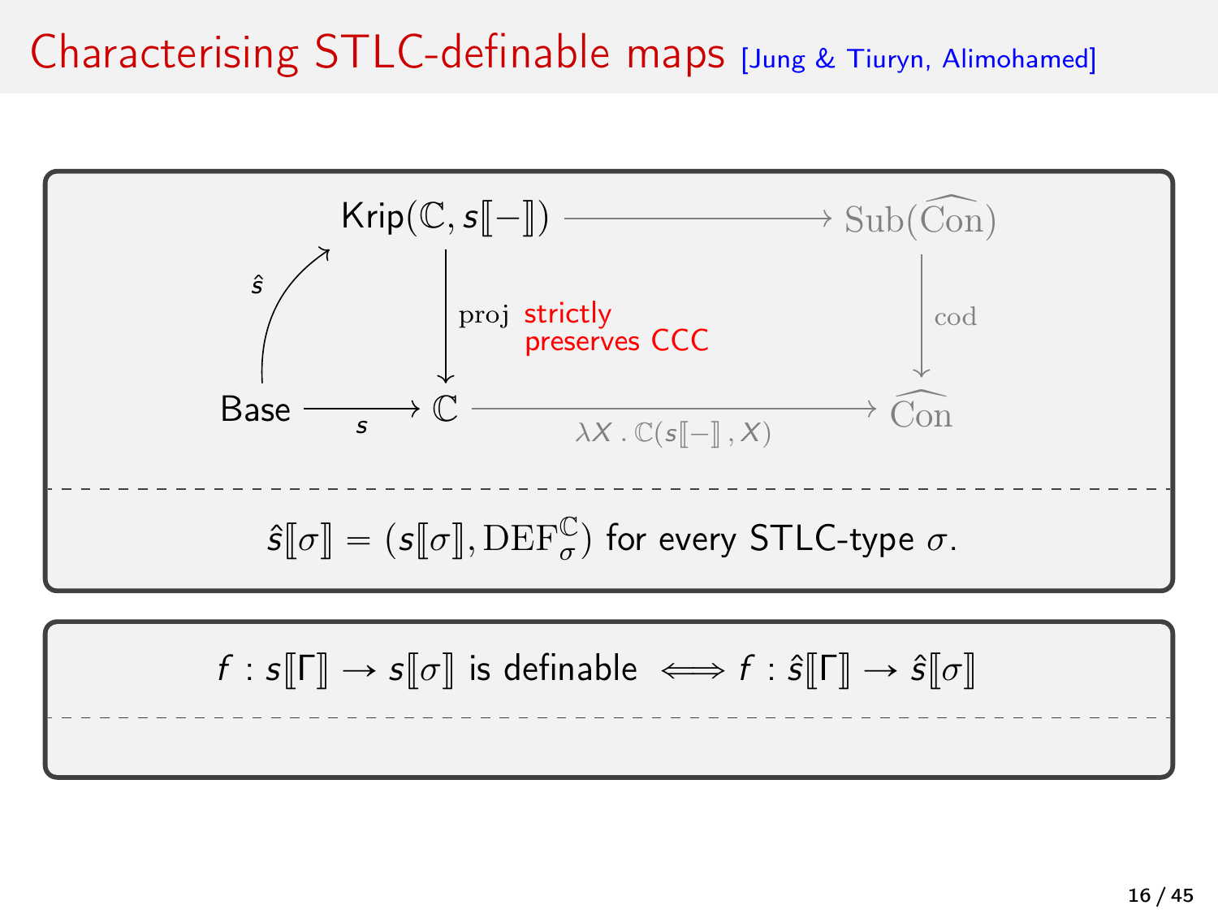# Characterising STLC-definable maps [Jung & Tiuryn, Alimohamed]

$$
\begin{array}{ccccc}
 & & \mathsf{Krip}(\mathbb{C}, s[\![-]\!]) & \longrightarrow & \mathrm{Sub}(\widehat{\mathrm{Con}}) \\
 & \nearrow^{\hat{s}} & \Big\downarrow \mathrm{proj} & & \Big\downarrow \mathrm{cod} \\
\mathsf{Base} & \xrightarrow[s]{} & \mathbb{C} & \xrightarrow[\lambda X \,.\, \mathbb{C}(s[\![-]\!]\,,X)]{} & \widehat{\mathrm{Con}}
\end{array}
$$

proj strictly preserves CCC

$\hat{s}[\![\sigma]\!] = (s[\![\sigma]\!], \mathrm{DEF}^{\mathbb{C}}_{\sigma})$ for every STLC-type $\sigma$.

---

$f : s[\![\Gamma]\!] \to s[\![\sigma]\!]$ is definable $\iff f : \hat{s}[\![\Gamma]\!] \to \hat{s}[\![\sigma]\!]$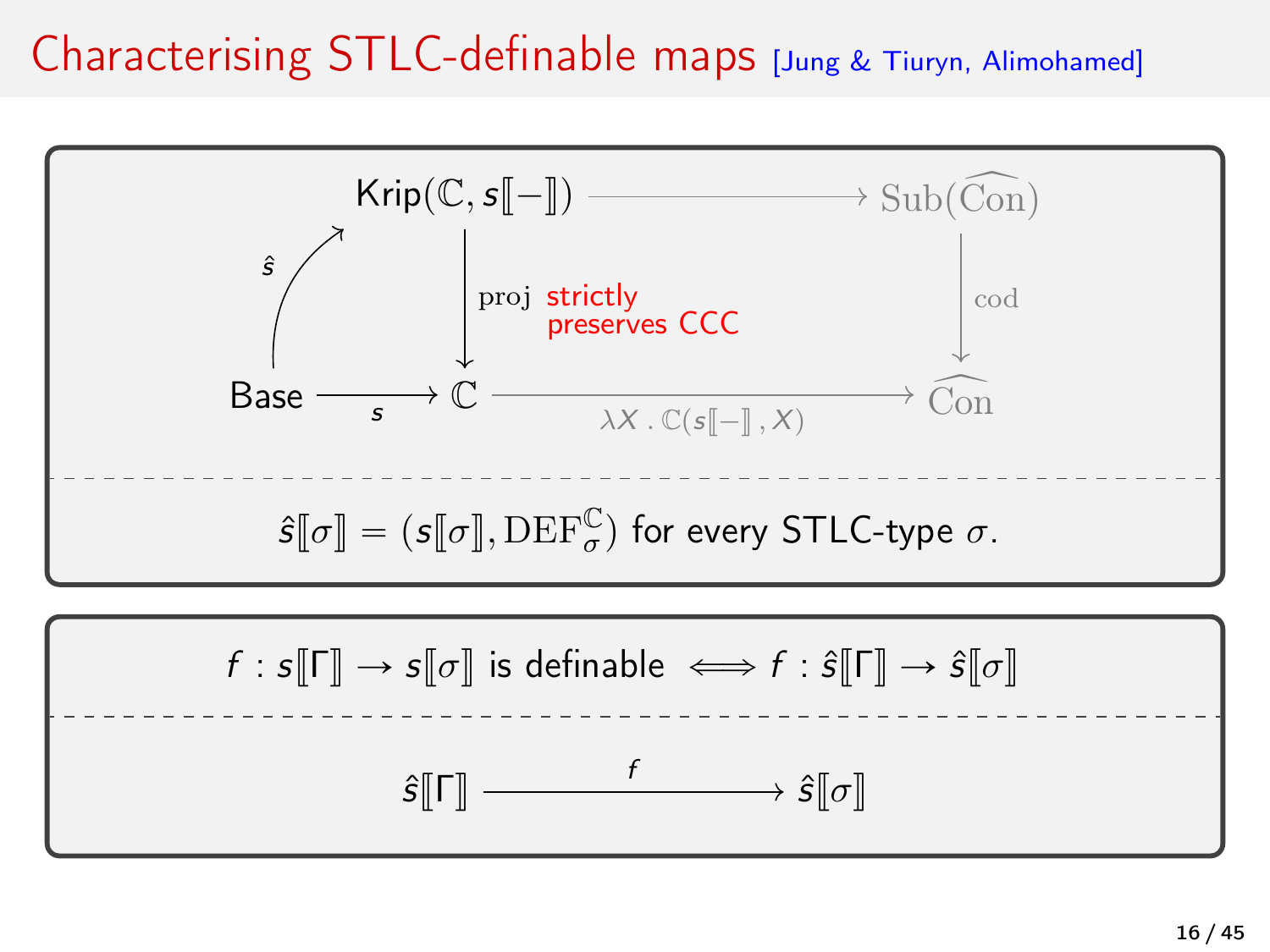# Characterising STLC-definable maps [Jung & Tiuryn, Alimohamed]

$\mathsf{Krip}(\mathbb{C}, s[\![-]\!])$ → $\mathrm{Sub}(\widehat{\mathrm{Con}})$

$\hat{s}$

proj — strictly preserves CCC

cod

$\mathsf{Base} \xrightarrow{s} \mathbb{C} \xrightarrow{\lambda X \,.\, \mathbb{C}(s[\![-]\!], X)} \widehat{\mathrm{Con}}$

$$\hat{s}[\![\sigma]\!] = (s[\![\sigma]\!], \mathrm{DEF}^{\mathbb{C}}_{\sigma}) \text{ for every STLC-type } \sigma.$$

$$f : s[\![\Gamma]\!] \to s[\![\sigma]\!] \text{ is definable } \iff f : \hat{s}[\![\Gamma]\!] \to \hat{s}[\![\sigma]\!]$$

$$\hat{s}[\![\Gamma]\!] \xrightarrow{f} \hat{s}[\![\sigma]\!]$$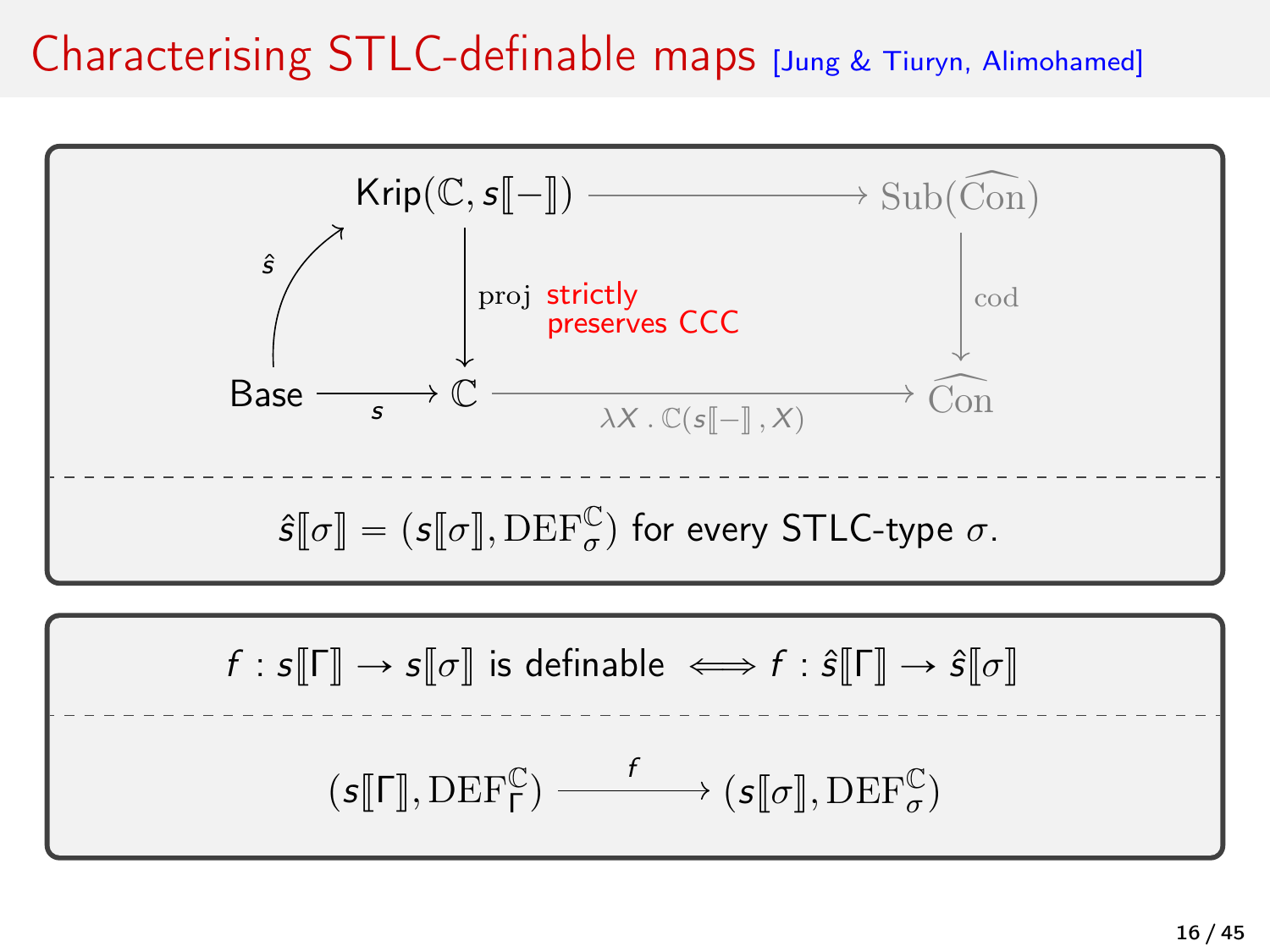# Characterising STLC-definable maps [Jung & Tiuryn, Alimohamed]

$$\mathsf{Krip}(\mathbb{C}, s[\![-]\!]) \longrightarrow \mathrm{Sub}(\widehat{\mathrm{Con}})$$

$\hat{s}$

proj strictly preserves CCC

cod

$$\mathsf{Base} \xrightarrow{s} \mathbb{C} \xrightarrow{\lambda X \,.\, \mathbb{C}(s[\![-]\!], X)} \widehat{\mathrm{Con}}$$

$\hat{s}[\![\sigma]\!] = (s[\![\sigma]\!], \mathrm{DEF}^{\mathbb{C}}_{\sigma})$ for every STLC-type $\sigma$.

$f : s[\![\Gamma]\!] \to s[\![\sigma]\!]$ is definable $\iff f : \hat{s}[\![\Gamma]\!] \to \hat{s}[\![\sigma]\!]$

$$(s[\![\Gamma]\!], \mathrm{DEF}^{\mathbb{C}}_{\Gamma}) \xrightarrow{f} (s[\![\sigma]\!], \mathrm{DEF}^{\mathbb{C}}_{\sigma})$$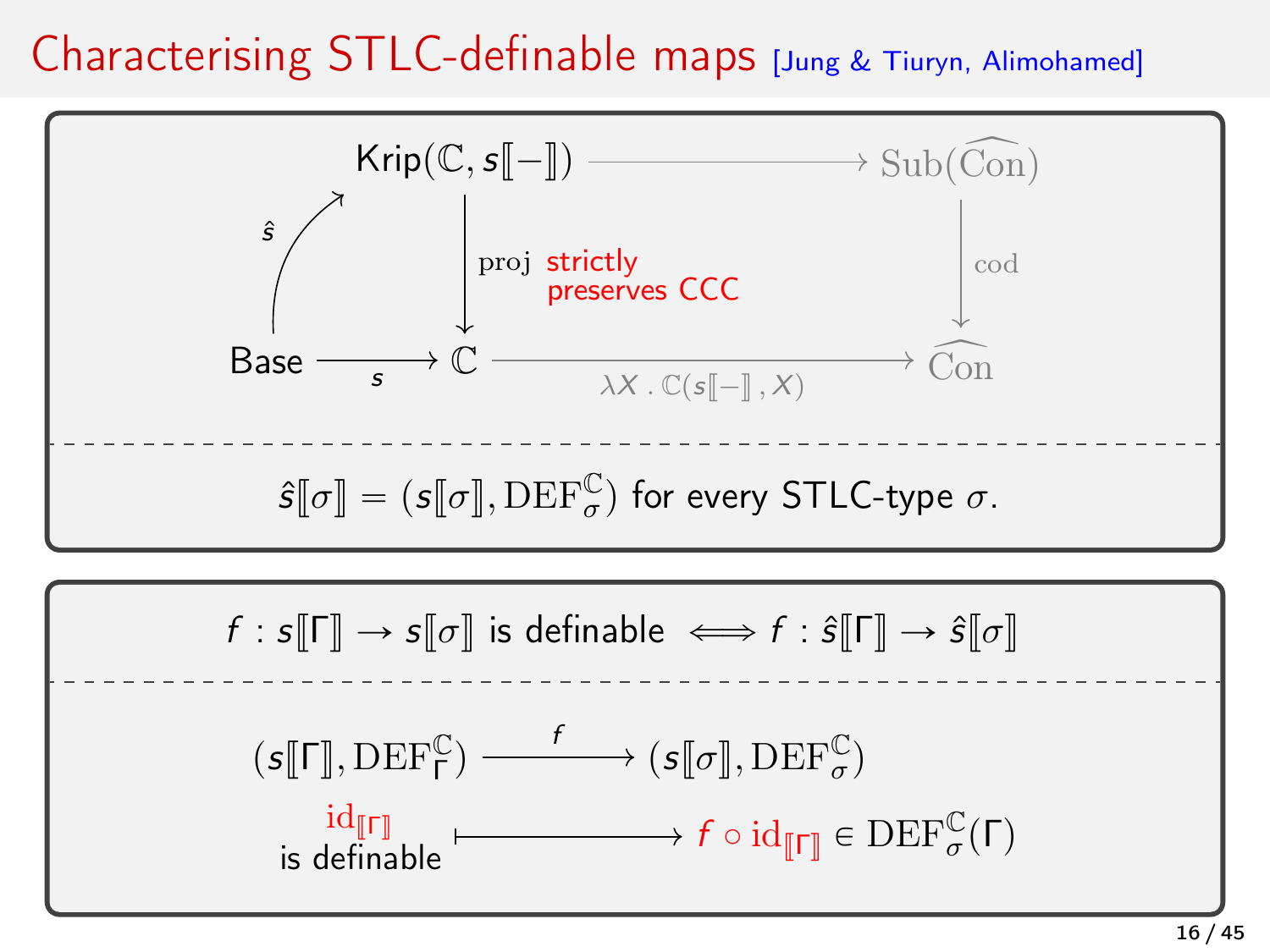# Characterising STLC-definable maps [Jung & Tiuryn, Alimohamed]

$$
\begin{array}{ccccc}
 & & \mathsf{Krip}(\mathbb{C}, s[\![-]\!]) & \longrightarrow & \mathrm{Sub}(\widehat{\mathrm{Con}}) \\
 & \hat{s} \nearrow & \downarrow \mathrm{proj} & & \downarrow \mathrm{cod} \\
\mathsf{Base} & \xrightarrow{s} & \mathbb{C} & \xrightarrow{\lambda X \,.\, \mathbb{C}(s[\![-]\!], X)} & \widehat{\mathrm{Con}}
\end{array}
$$

proj strictly preserves CCC

$\hat{s}[\![\sigma]\!] = (s[\![\sigma]\!], \mathrm{DEF}^{\mathbb{C}}_{\sigma})$ for every STLC-type $\sigma$.

---

$f : s[\![\Gamma]\!] \to s[\![\sigma]\!]$ is definable $\iff f : \hat{s}[\![\Gamma]\!] \to \hat{s}[\![\sigma]\!]$

$$(s[\![\Gamma]\!], \mathrm{DEF}^{\mathbb{C}}_{\Gamma}) \xrightarrow{f} (s[\![\sigma]\!], \mathrm{DEF}^{\mathbb{C}}_{\sigma})$$

$\mathrm{id}_{[\![\Gamma]\!]}$ is definable $\longmapsto f \circ \mathrm{id}_{[\![\Gamma]\!]} \in \mathrm{DEF}^{\mathbb{C}}_{\sigma}(\Gamma)$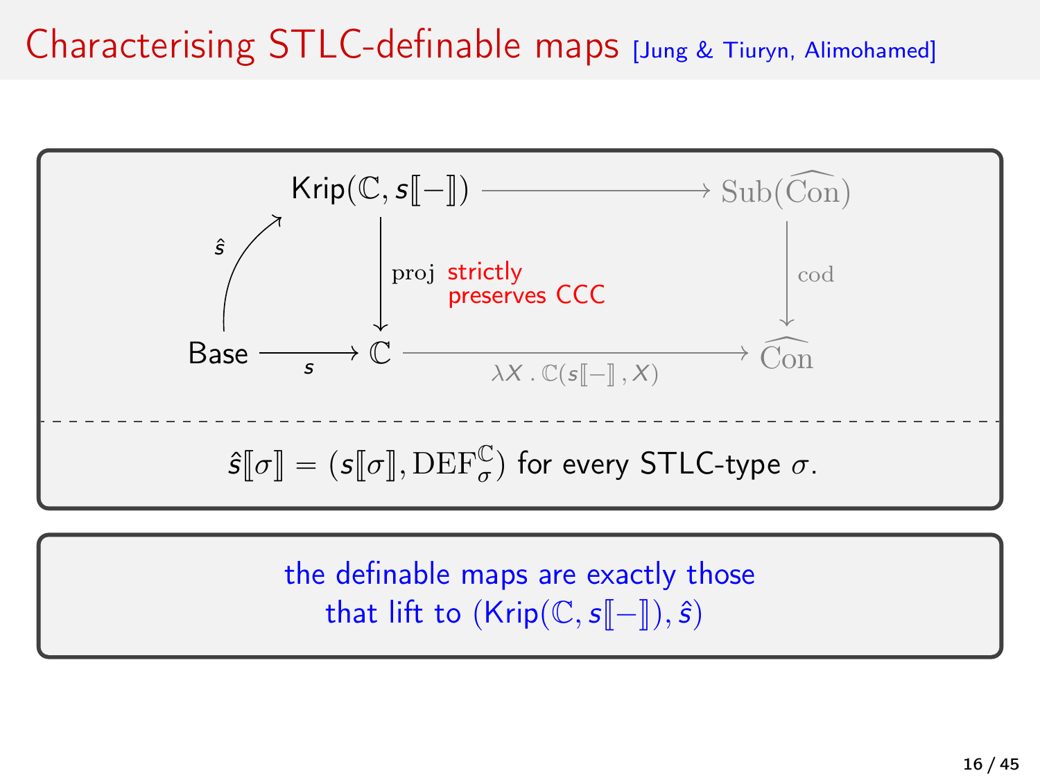# Characterising STLC-definable maps [Jung & Tiuryn, Alimohamed]

$\mathsf{Krip}(\mathbb{C}, s[\![-]\!])$ → $\mathrm{Sub}(\widehat{\mathrm{Con}})$

$\hat{s}$

proj strictly preserves CCC

cod

Base $\xrightarrow{s}$ $\mathbb{C}$ $\xrightarrow{\lambda X\,.\,\mathbb{C}(s[\![-]\!]\,,X)}$ $\widehat{\mathrm{Con}}$

$\hat{s}[\![\sigma]\!] = (s[\![\sigma]\!], \mathrm{DEF}^{\mathbb{C}}_{\sigma})$ for every STLC-type $\sigma$.

the definable maps are exactly those that lift to $(\mathsf{Krip}(\mathbb{C}, s[\![-]\!]), \hat{s})$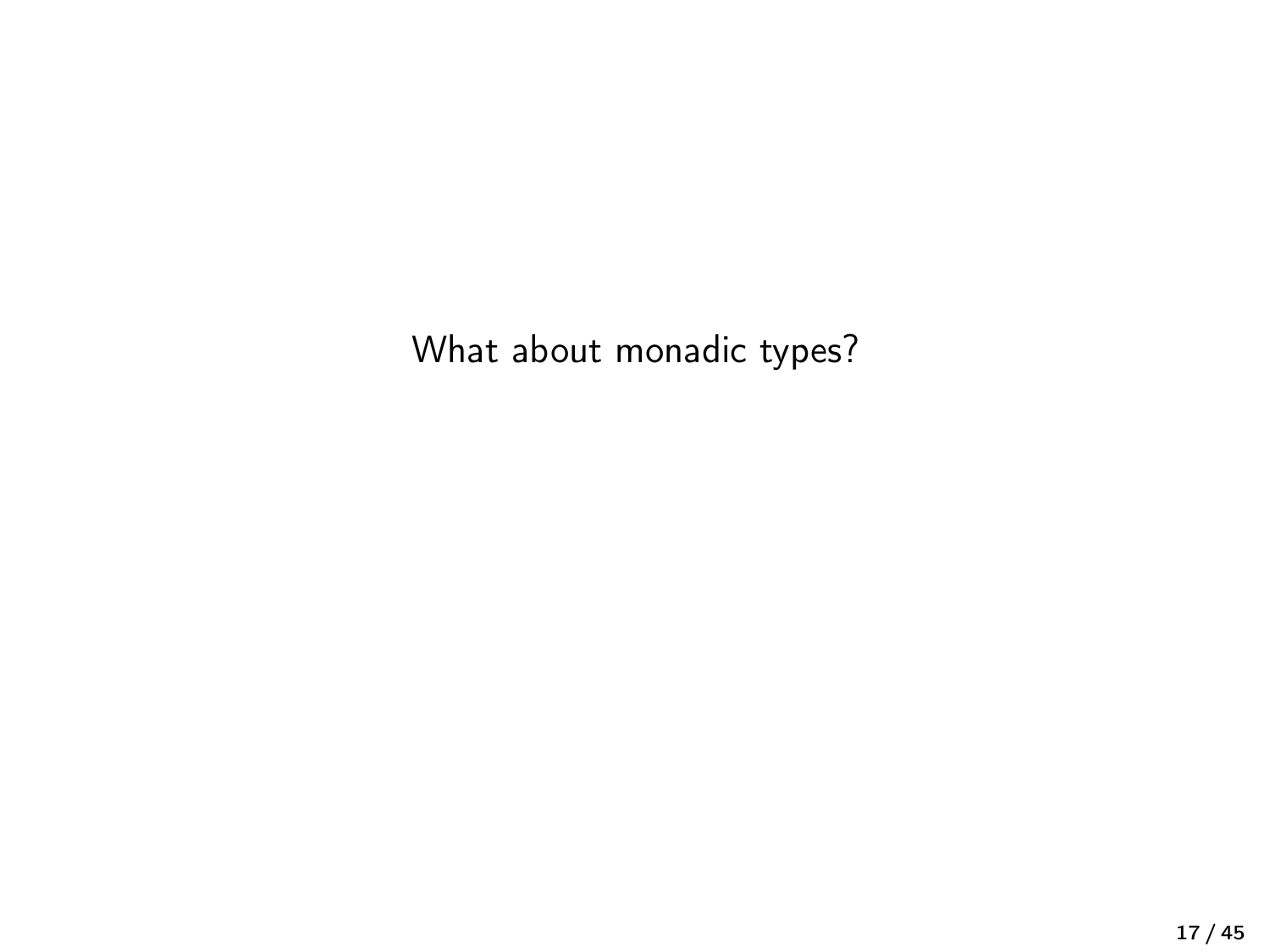What about monadic types?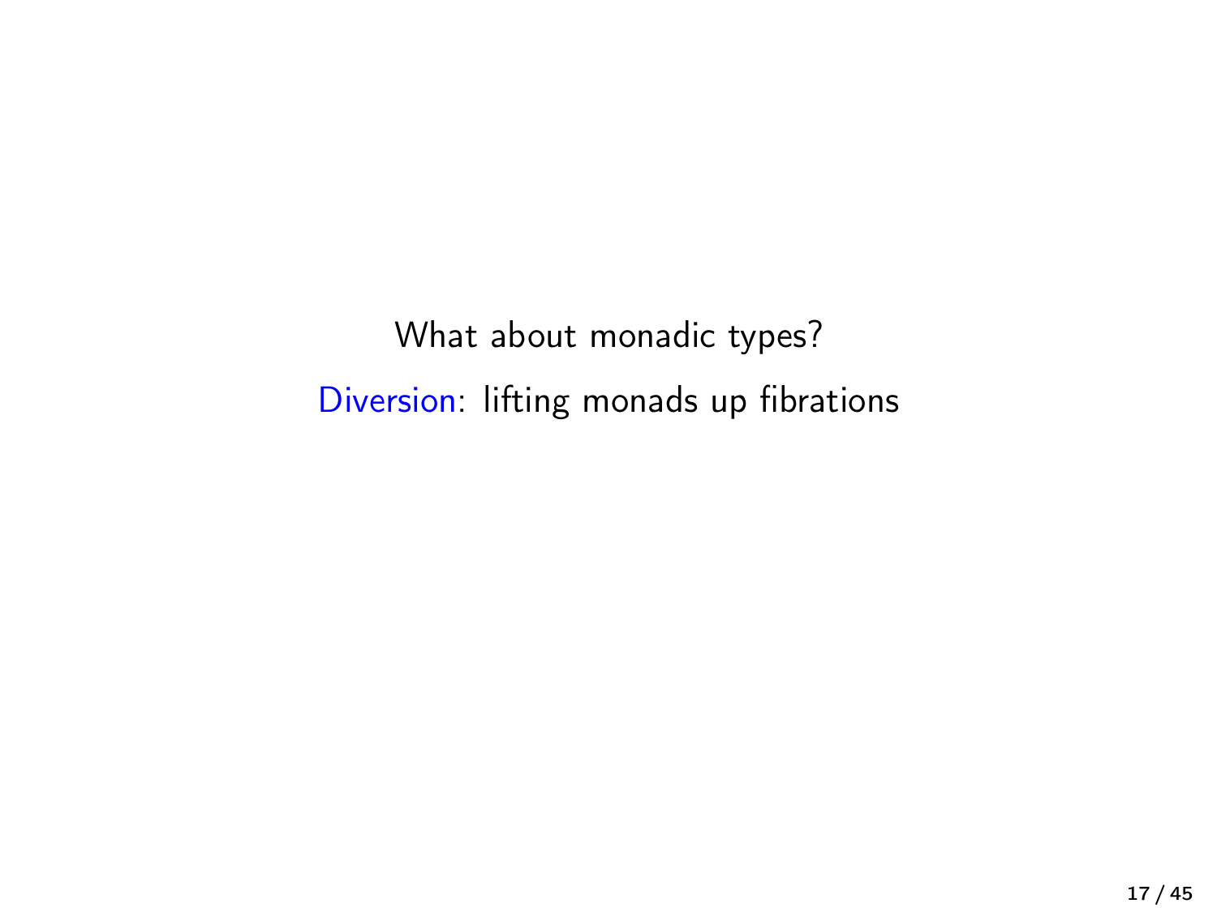What about monadic types?

Diversion: lifting monads up fibrations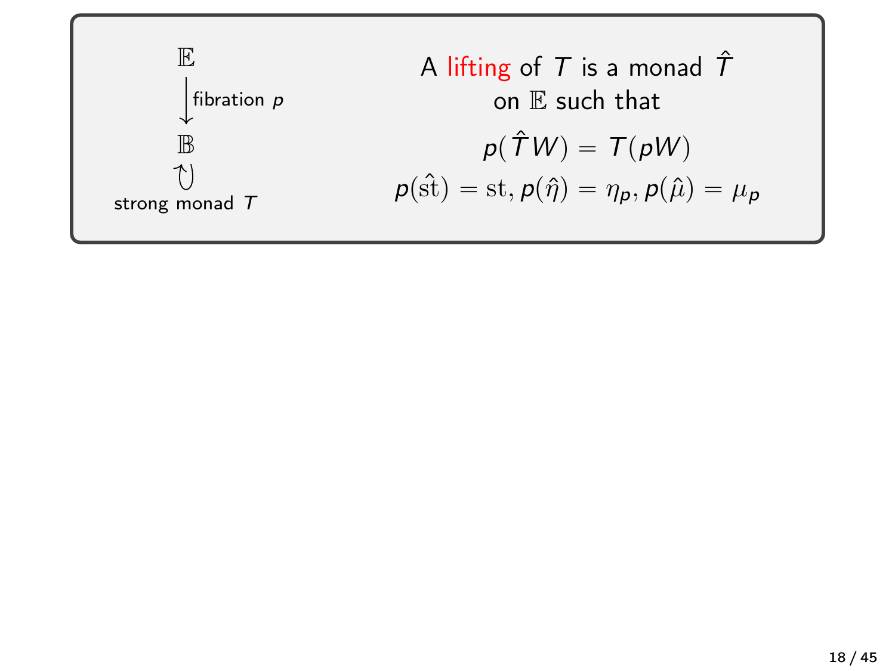$\mathbb{E}$

$\downarrow$ fibration $p$

$\mathbb{B}$

$\circlearrowleft$

strong monad $T$

A lifting of $T$ is a monad $\hat{T}$ on $\mathbb{E}$ such that

$$p(\hat{T}W) = T(pW)$$

$$p(\hat{\mathrm{st}}) = \mathrm{st}, p(\hat{\eta}) = \eta_p, p(\hat{\mu}) = \mu_p$$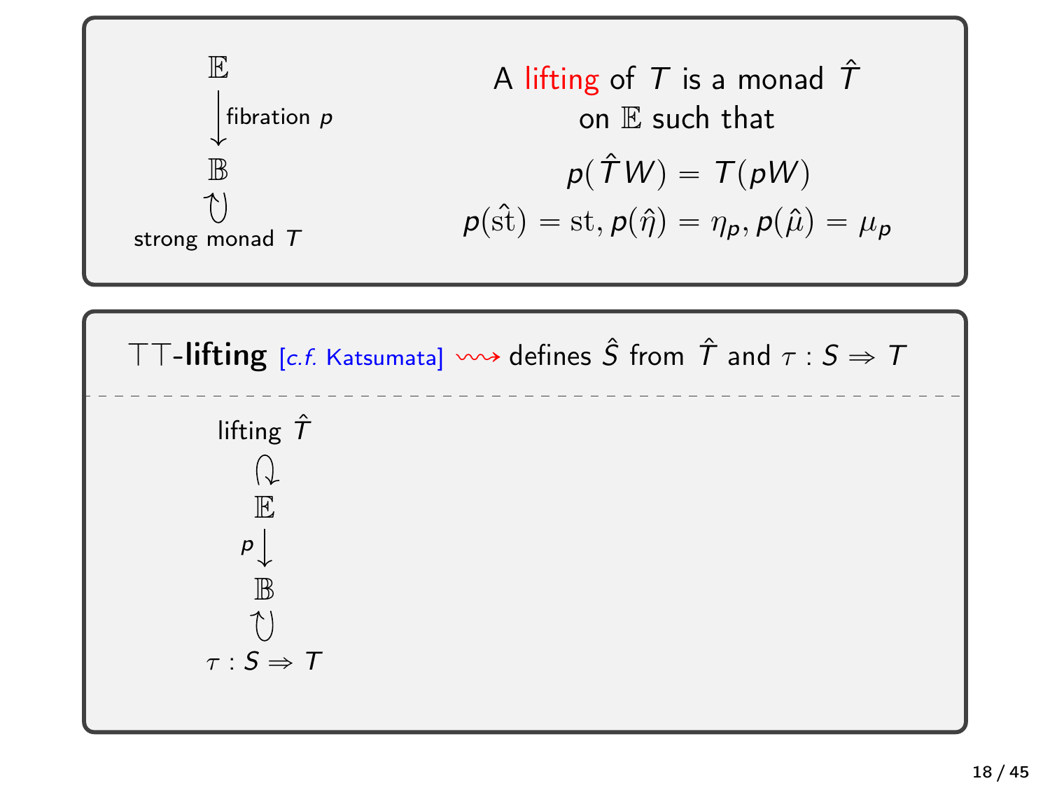$\mathbb{E}$

$\downarrow$ fibration $p$

$\mathbb{B}$

$\circlearrowleft$

strong monad $T$

A lifting of $T$ is a monad $\hat{T}$ on $\mathbb{E}$ such that

$$p(\hat{T}W) = T(pW)$$

$$p(\hat{\mathrm{st}}) = \mathrm{st}, p(\hat{\eta}) = \eta_p, p(\hat{\mu}) = \mu_p$$

---

$\top\top$-**lifting** [c.f. Katsumata] $\rightsquigarrow$ defines $\hat{S}$ from $\hat{T}$ and $\tau : S \Rightarrow T$

lifting $\hat{T}$

$\circlearrowright$

$\mathbb{E}$

$p \downarrow$

$\mathbb{B}$

$\circlearrowleft$

$\tau : S \Rightarrow T$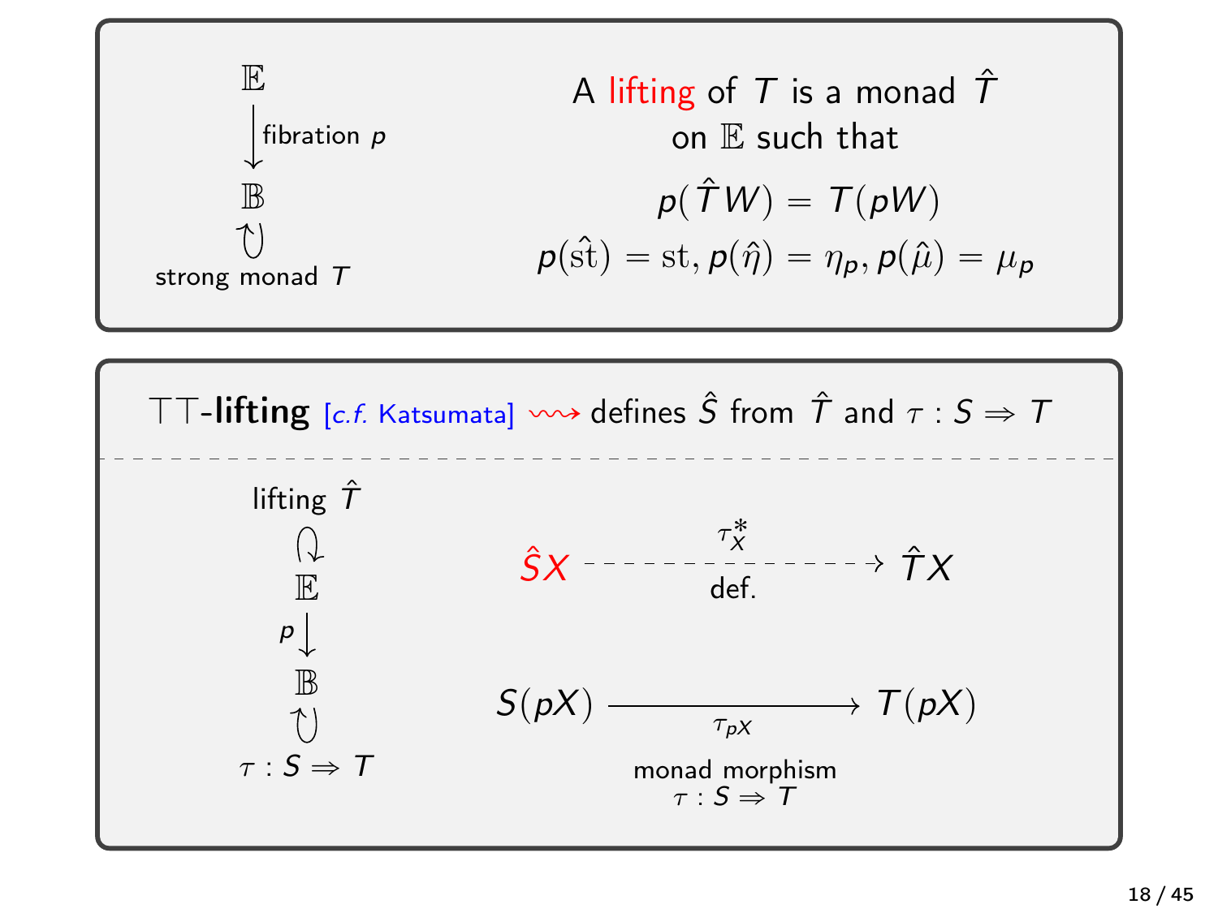$\mathbb{E}$

$\downarrow$ fibration $p$

$\mathbb{B}$

$\circlearrowleft$

strong monad $T$

A lifting of $T$ is a monad $\hat{T}$ on $\mathbb{E}$ such that

$$p(\hat{T}W) = T(pW)$$

$$p(\hat{\mathrm{st}}) = \mathrm{st}, p(\hat{\eta}) = \eta_p, p(\hat{\mu}) = \mu_p$$

---

$\top\top$-**lifting** [c.f. Katsumata] $\rightsquigarrow$ defines $\hat{S}$ from $\hat{T}$ and $\tau : S \Rightarrow T$

lifting $\hat{T}$

$\circlearrowleft$

$\mathbb{E}$

$p \downarrow$

$\mathbb{B}$

$\circlearrowleft$

$\tau : S \Rightarrow T$

$$\hat{S}X \xrightarrow[\text{def.}]{\tau_X^*} \hat{T}X$$

$$S(pX) \xrightarrow{\tau_{pX}} T(pX)$$

monad morphism $\tau : S \Rightarrow T$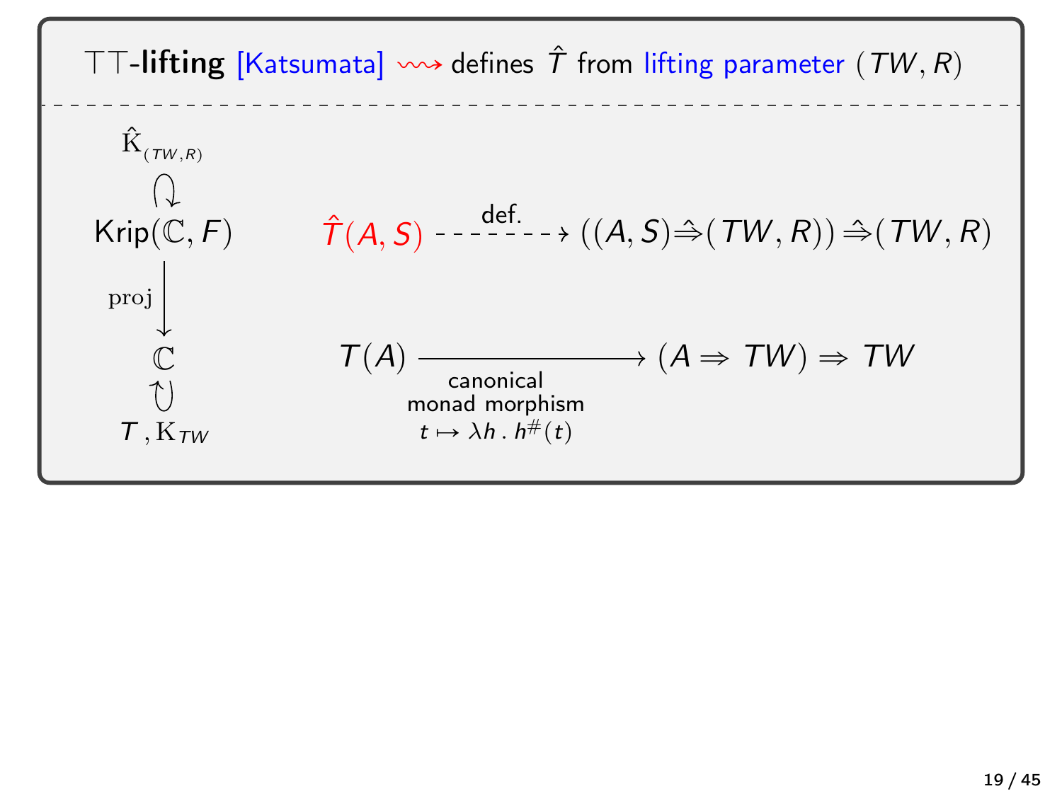## $\top\top$-**lifting** [Katsumata] $\rightsquigarrow$ defines $\hat{T}$ from lifting parameter $(TW, R)$

$\hat{\mathrm{K}}_{(TW,R)}$ ↻ $\mathsf{Krip}(\mathbb{C}, F)$

$\mathsf{Krip}(\mathbb{C}, F) \xrightarrow{\text{proj}} \mathbb{C}$

$\mathbb{C}$ ↻ $T, \mathrm{K}_{TW}$

$$\hat{T}(A, S) \overset{\text{def.}}{\dashrightarrow} ((A, S) \hat{\Rightarrow} (TW, R)) \hat{\Rightarrow} (TW, R)$$

$$T(A) \xrightarrow[\substack{\text{canonical} \\ \text{monad morphism} \\ t \mapsto \lambda h \,.\, h^{\#}(t)}]{} (A \Rightarrow TW) \Rightarrow TW$$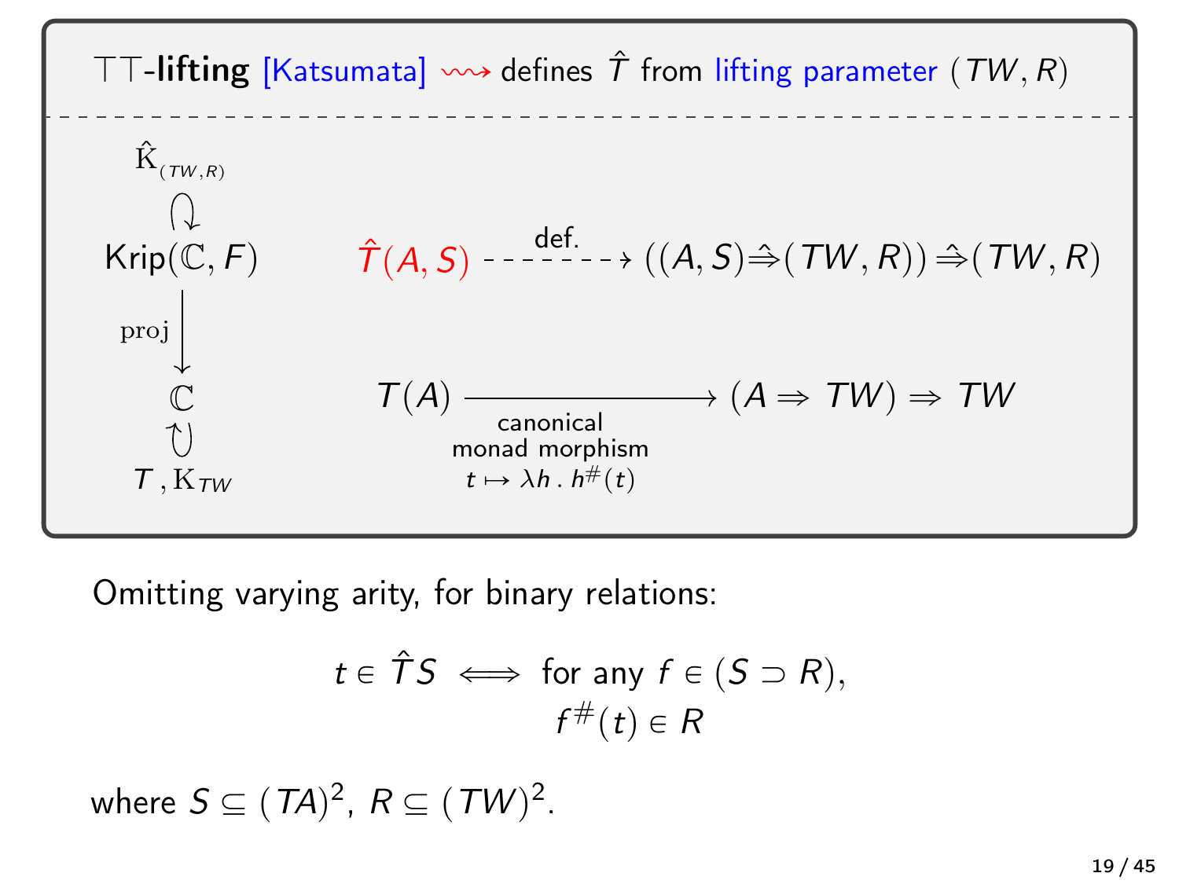$\top\top$-**lifting** [Katsumata] $\rightsquigarrow$ defines $\hat{T}$ from lifting parameter $(TW, R)$

$\hat{\mathrm{K}}_{(TW,R)}$ acting on $\mathsf{Krip}(\mathbb{C}, F)$

$\mathsf{Krip}(\mathbb{C}, F) \xrightarrow{\text{proj}} \mathbb{C}$

$T, \mathrm{K}_{TW}$ acting on $\mathbb{C}$

$$\hat{T}(A, S) \overset{\text{def.}}{\dashrightarrow} ((A, S) \hat{\Rightarrow} (TW, R)) \hat{\Rightarrow} (TW, R)$$

$$T(A) \longrightarrow (A \Rightarrow TW) \Rightarrow TW$$

canonical monad morphism $t \mapsto \lambda h \,.\, h^{\#}(t)$

Omitting varying arity, for binary relations:

$$t \in \hat{T}S \iff \text{for any } f \in (S \supset R), \; f^{\#}(t) \in R$$

where $S \subseteq (TA)^2$, $R \subseteq (TW)^2$.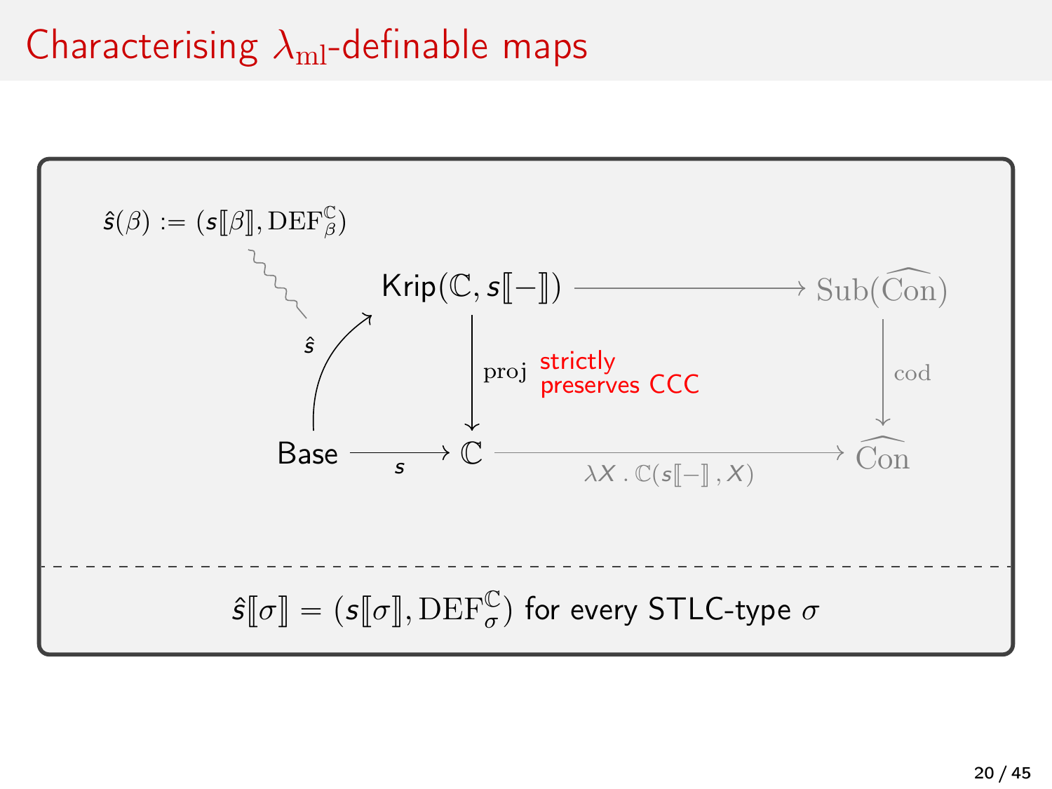# Characterising $\lambda_{\mathrm{ml}}$-definable maps

$\hat{s}(\beta) := (s[\![\beta]\!], \mathrm{DEF}^{\mathbb{C}}_{\beta})$

$\mathsf{Krip}(\mathbb{C}, s[\![-]\!])$ $\longrightarrow$ $\mathrm{Sub}(\widehat{\mathrm{Con}})$

$\hat{s}$

proj strictly preserves CCC

cod

$\mathsf{Base} \xrightarrow{s} \mathbb{C} \xrightarrow{\lambda X \,.\, \mathbb{C}(s[\![-]\!], X)} \widehat{\mathrm{Con}}$

---

$\hat{s}[\![\sigma]\!] = (s[\![\sigma]\!], \mathrm{DEF}^{\mathbb{C}}_{\sigma})$ for every STLC-type $\sigma$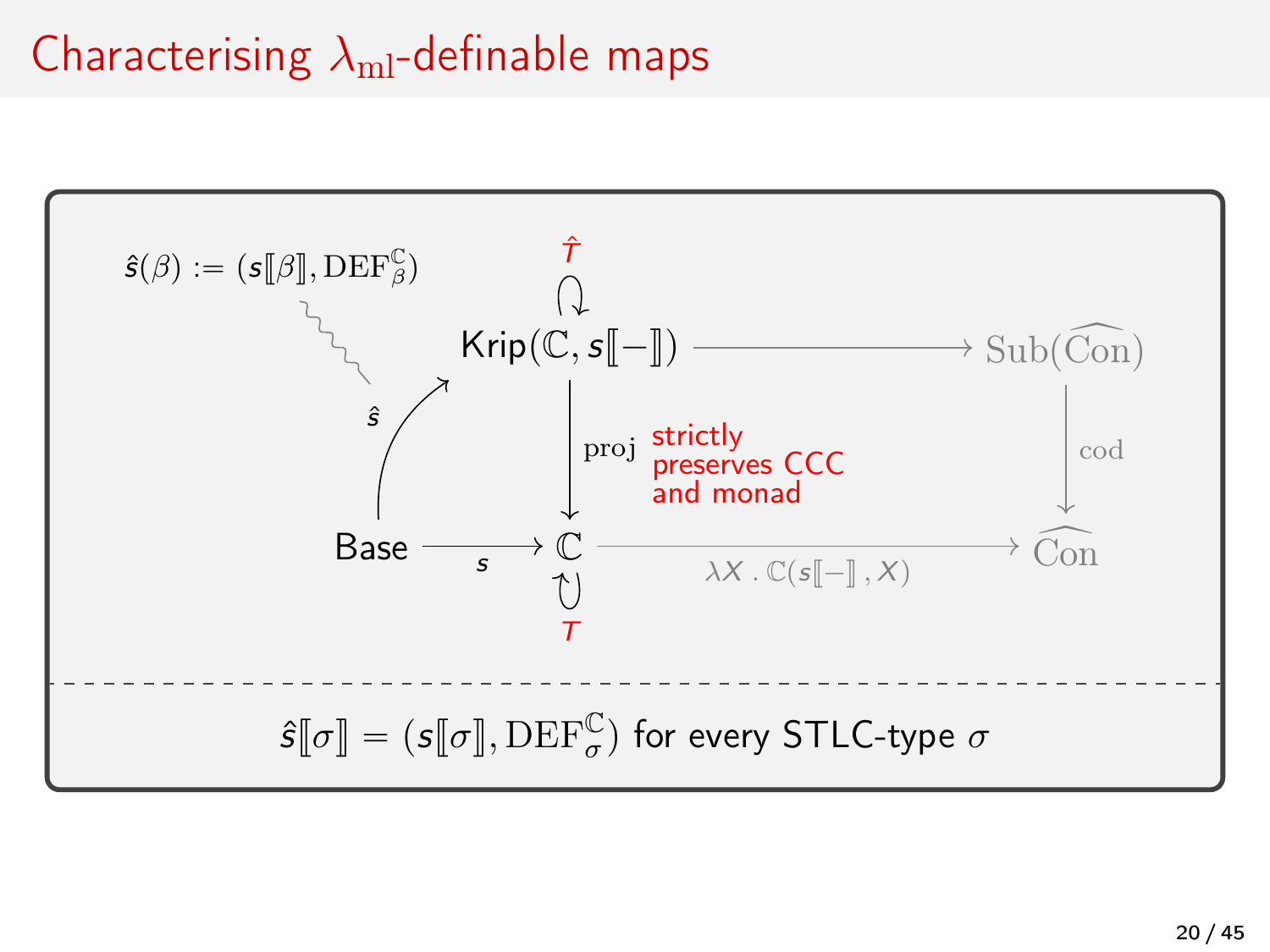# Characterising $\lambda_{\mathrm{ml}}$-definable maps

$\hat{s}(\beta) := (s[\![\beta]\!], \mathrm{DEF}^{\mathbb{C}}_{\beta})$

$\hat{T}$

$\mathsf{Krip}(\mathbb{C}, s[\![-]\!])$

$\mathrm{Sub}(\widehat{\mathrm{Con}})$

$\hat{s}$

proj

strictly preserves CCC and monad

cod

Base

$s$

$\mathbb{C}$

$\lambda X \,.\, \mathbb{C}(s[\![-]\!], X)$

$\widehat{\mathrm{Con}}$

$T$

$\hat{s}[\![\sigma]\!] = (s[\![\sigma]\!], \mathrm{DEF}^{\mathbb{C}}_{\sigma})$ for every STLC-type $\sigma$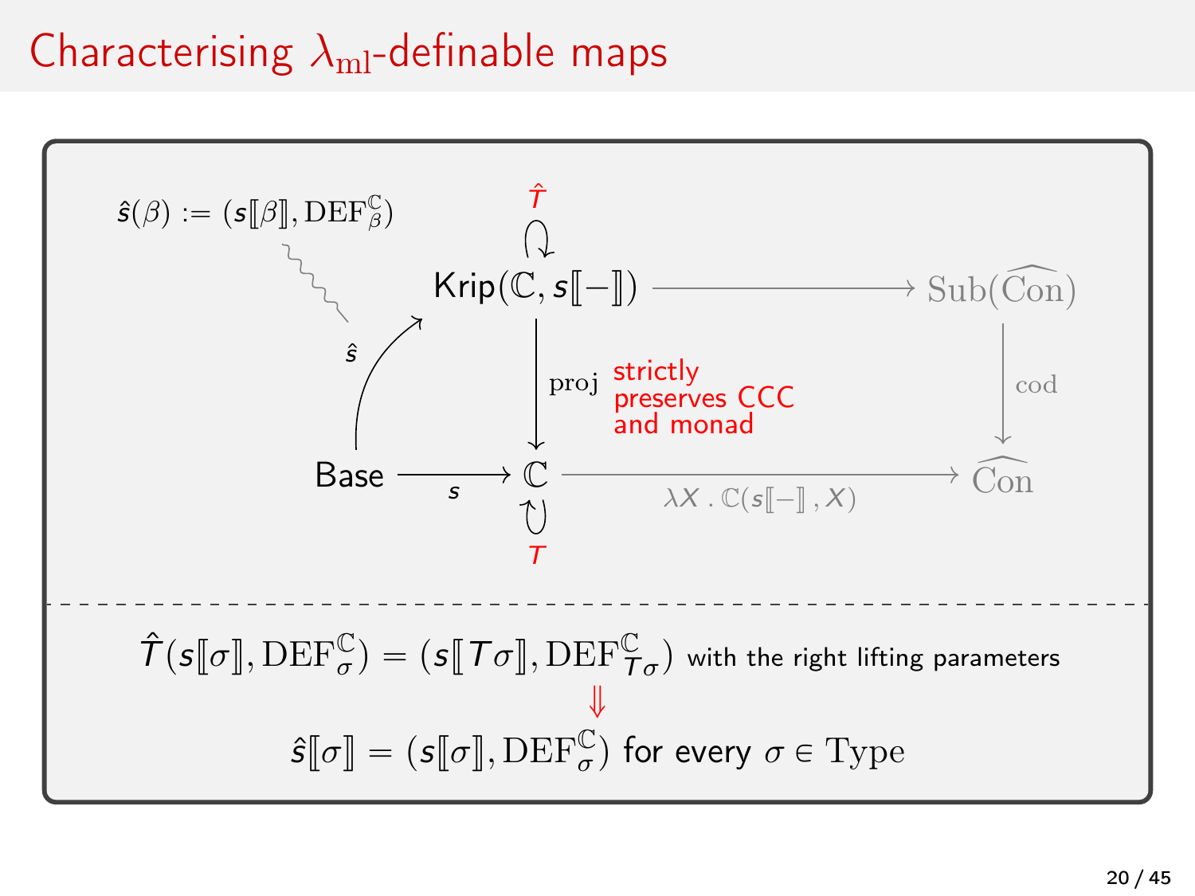# Characterising $\lambda_{\text{ml}}$-definable maps

$\hat{s}(\beta) := (s[\![\beta]\!], \mathrm{DEF}^{\mathbb{C}}_{\beta})$

$\hat{T}$

$\mathsf{Krip}(\mathbb{C}, s[\![-]\!])$ $\longrightarrow$ $\mathrm{Sub}(\widehat{\mathrm{Con}})$

$\hat{s}$

proj

strictly preserves CCC and monad

cod

Base $\xrightarrow{s}$ $\mathbb{C}$ $\xrightarrow{\lambda X \,.\, \mathbb{C}(s[\![-]\!], X)}$ $\widehat{\mathrm{Con}}$

$T$

$$\hat{T}(s[\![\sigma]\!], \mathrm{DEF}^{\mathbb{C}}_{\sigma}) = (s[\![T\sigma]\!], \mathrm{DEF}^{\mathbb{C}}_{T\sigma})$$ with the right lifting parameters

$$\Downarrow$$

$$\hat{s}[\![\sigma]\!] = (s[\![\sigma]\!], \mathrm{DEF}^{\mathbb{C}}_{\sigma})$$ for every $\sigma \in \mathrm{Type}$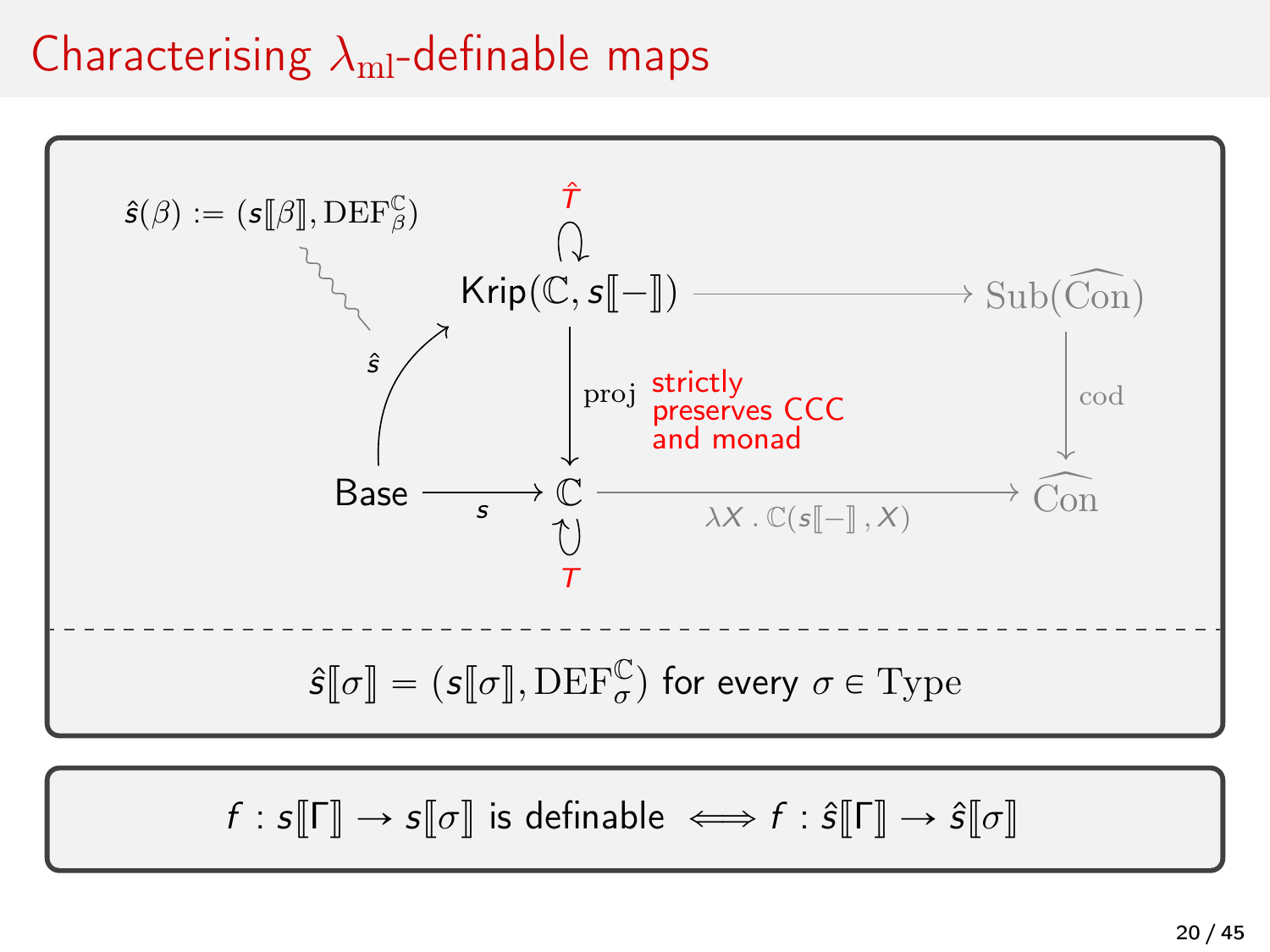# Characterising $\lambda_{\mathrm{ml}}$-definable maps

$\hat{s}(\beta) := (s[\![\beta]\!], \mathrm{DEF}^{\mathbb{C}}_{\beta})$

$\hat{T}$

$\mathsf{Krip}(\mathbb{C}, s[\![-]\!]) \longrightarrow \mathrm{Sub}(\widehat{\mathrm{Con}})$

$\hat{s}$

proj — strictly preserves CCC and monad

cod

$\mathsf{Base} \xrightarrow{s} \mathbb{C} \xrightarrow{\lambda X\,.\,\mathbb{C}(s[\![-]\!], X)} \widehat{\mathrm{Con}}$

$T$

$$\hat{s}[\![\sigma]\!] = (s[\![\sigma]\!], \mathrm{DEF}^{\mathbb{C}}_{\sigma}) \text{ for every } \sigma \in \mathrm{Type}$$

$$f : s[\![\Gamma]\!] \to s[\![\sigma]\!] \text{ is definable } \iff f : \hat{s}[\![\Gamma]\!] \to \hat{s}[\![\sigma]\!]$$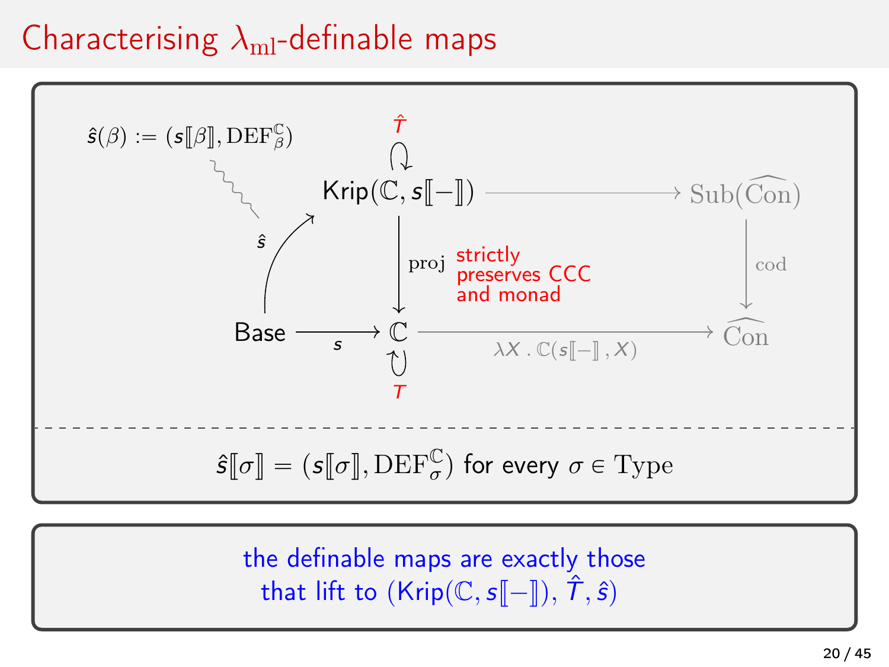# Characterising $\lambda_{\mathrm{ml}}$-definable maps

$\hat{s}(\beta) := (s[\![\beta]\!], \mathrm{DEF}^{\mathbb{C}}_{\beta})$

$\hat{T}$

$\mathsf{Krip}(\mathbb{C}, s[\![-]\!])$ $\longrightarrow$ $\mathrm{Sub}(\widehat{\mathrm{Con}})$

$\hat{s}$

proj

strictly preserves CCC and monad

cod

Base $\xrightarrow{s}$ $\mathbb{C}$ $\xrightarrow{\lambda X\,.\,\mathbb{C}(s[\![-]\!]\,, X)}$ $\widehat{\mathrm{Con}}$

$T$

$$\hat{s}[\![\sigma]\!] = (s[\![\sigma]\!], \mathrm{DEF}^{\mathbb{C}}_{\sigma}) \text{ for every } \sigma \in \mathrm{Type}$$

the definable maps are exactly those that lift to $(\mathsf{Krip}(\mathbb{C}, s[\![-]\!]), \hat{T}, \hat{s})$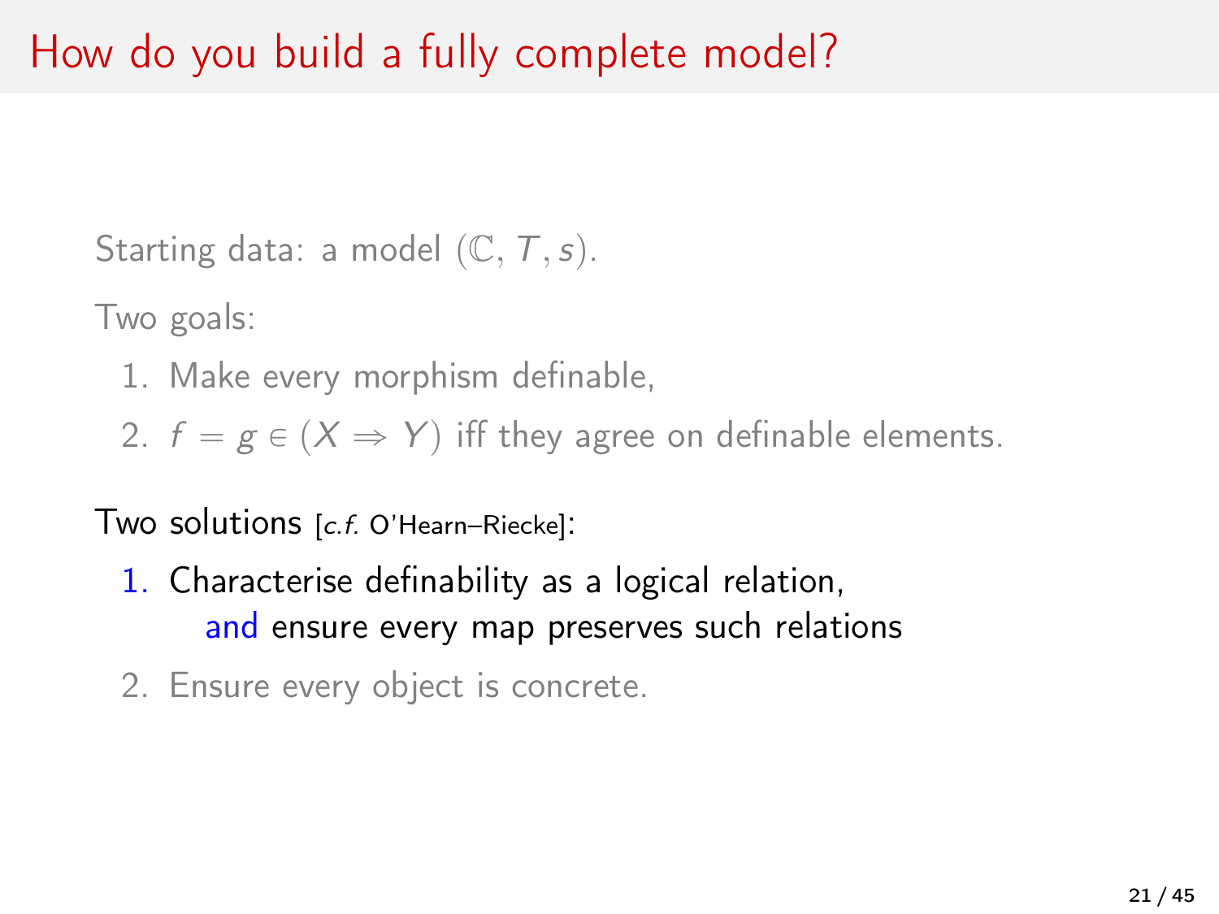# How do you build a fully complete model?

Starting data: a model $(\mathbb{C}, T, s)$.

Two goals:

1. Make every morphism definable,
2. $f = g \in (X \Rightarrow Y)$ iff they agree on definable elements.

Two solutions [*c.f.* O'Hearn–Riecke]:

1. Characterise definability as a logical relation,
   and ensure every map preserves such relations
2. Ensure every object is concrete.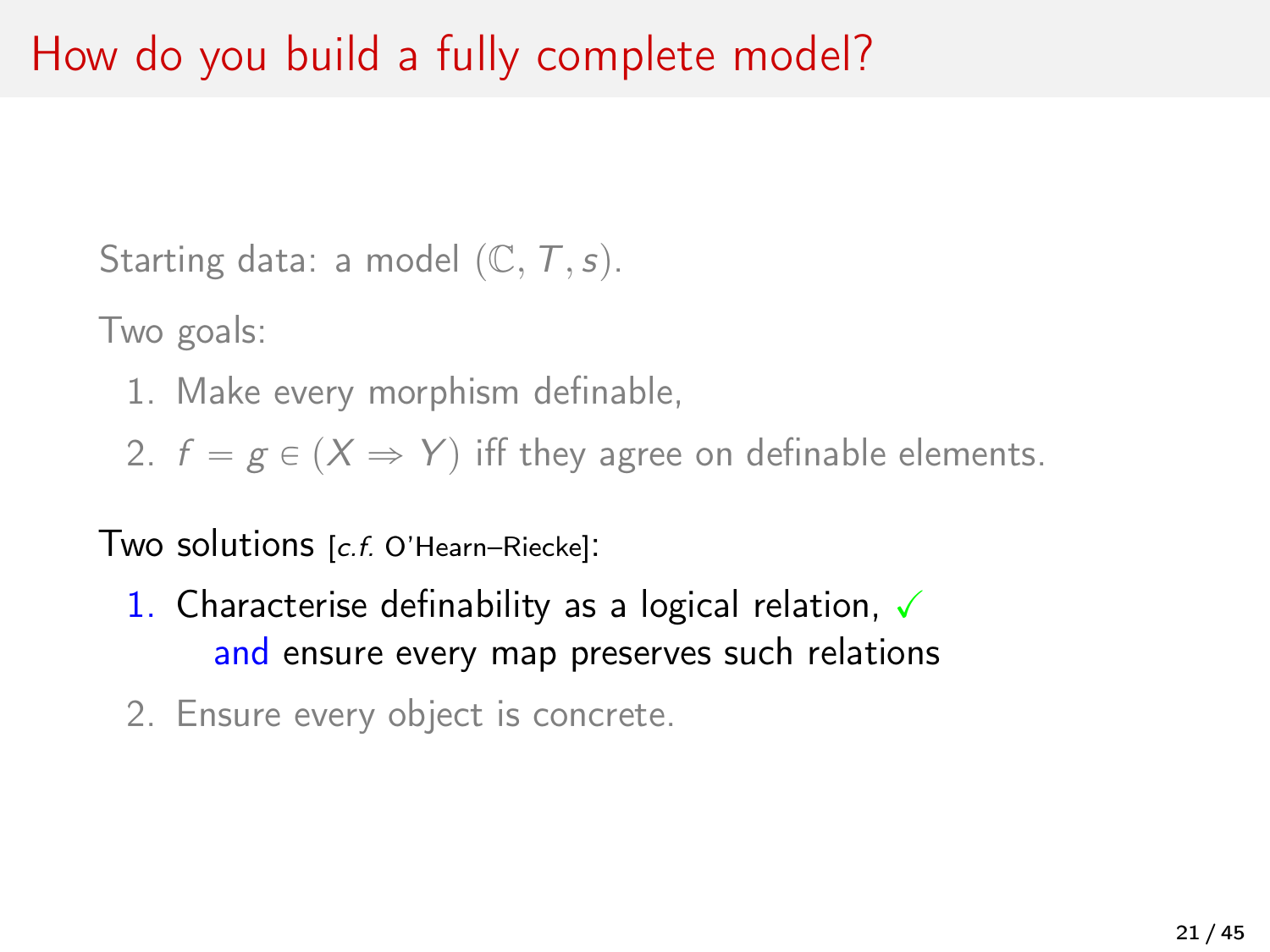# How do you build a fully complete model?

Starting data: a model $(\mathbb{C}, T, s)$.

Two goals:

1. Make every morphism definable,
2. $f = g \in (X \Rightarrow Y)$ iff they agree on definable elements.

Two solutions [*c.f.* O'Hearn–Riecke]:

1. Characterise definability as a logical relation, ✓
   and ensure every map preserves such relations
2. Ensure every object is concrete.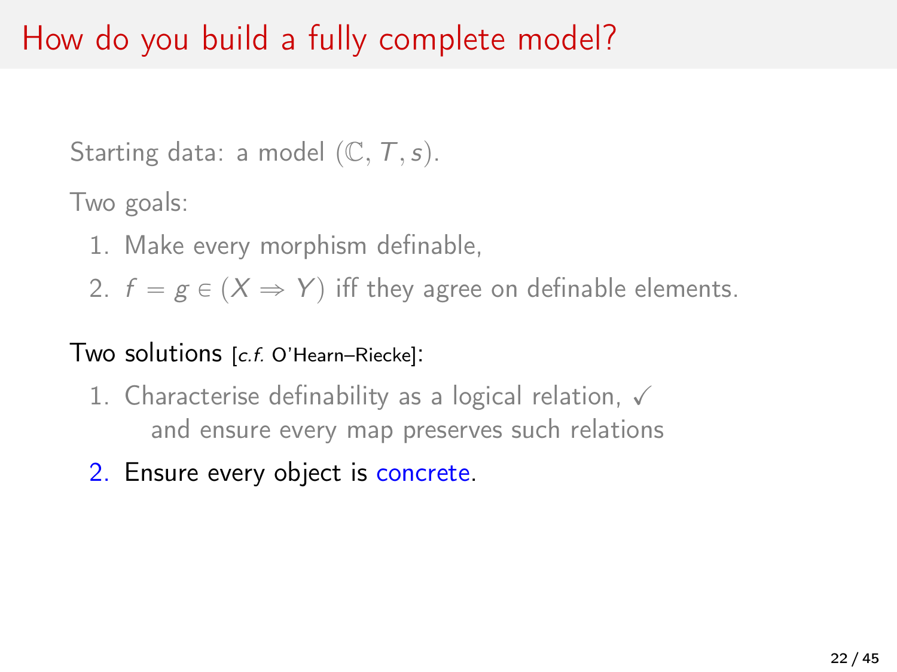# How do you build a fully complete model?

Starting data: a model $(\mathbb{C}, T, s)$.

Two goals:

1. Make every morphism definable,
2. $f = g \in (X \Rightarrow Y)$ iff they agree on definable elements.

Two solutions [*c.f.* O'Hearn–Riecke]:

1. Characterise definability as a logical relation, ✓
   and ensure every map preserves such relations
2. Ensure every object is concrete.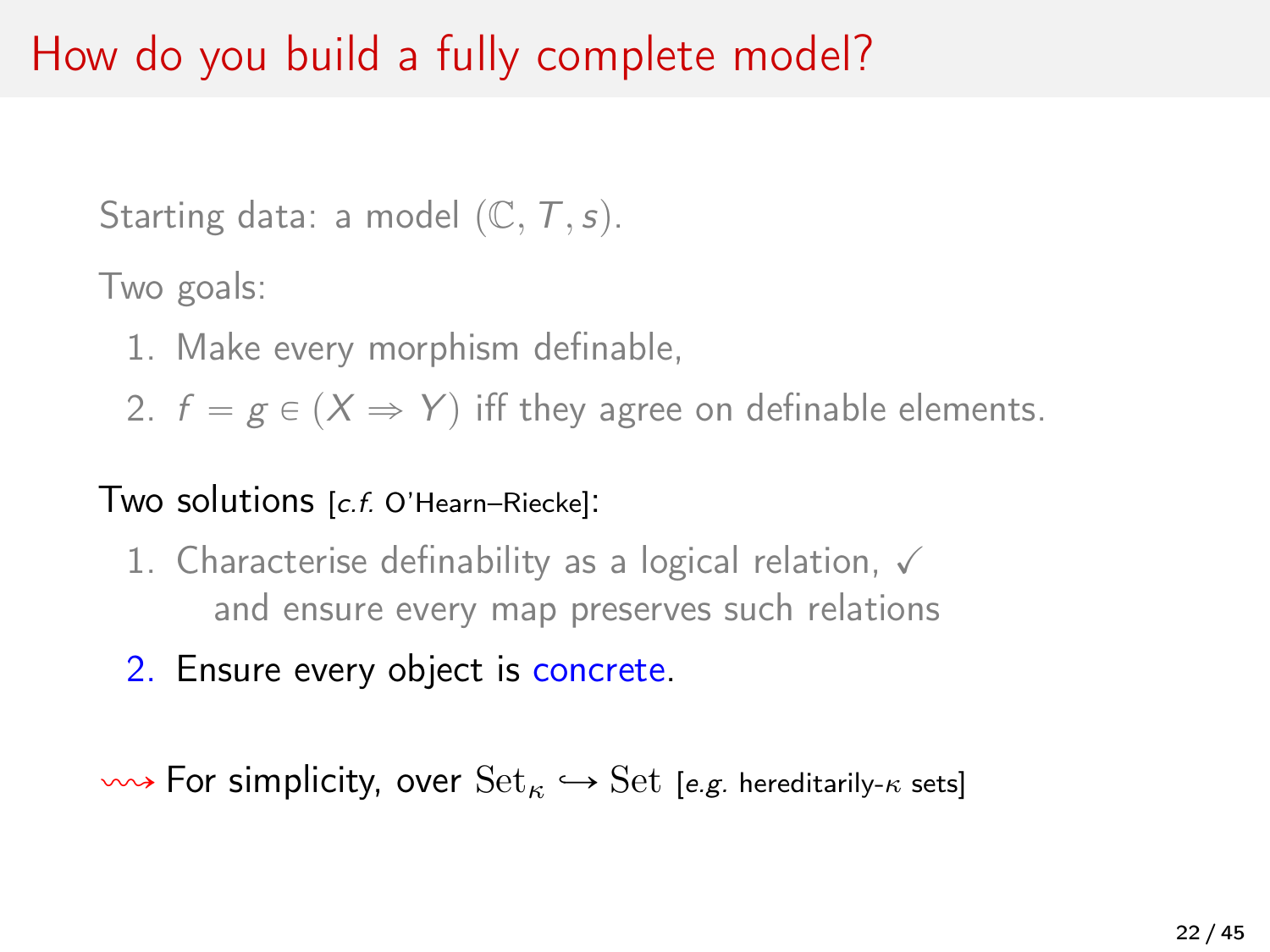# How do you build a fully complete model?

Starting data: a model $(\mathbb{C}, T, s)$.

Two goals:

1. Make every morphism definable,
2. $f = g \in (X \Rightarrow Y)$ iff they agree on definable elements.

Two solutions [*c.f.* O'Hearn–Riecke]:

1. Characterise definability as a logical relation, ✓
   and ensure every map preserves such relations
2. Ensure every object is concrete.

$\rightsquigarrow$ For simplicity, over $\mathrm{Set}_\kappa \hookrightarrow \mathrm{Set}$ [*e.g.* hereditarily-$\kappa$ sets]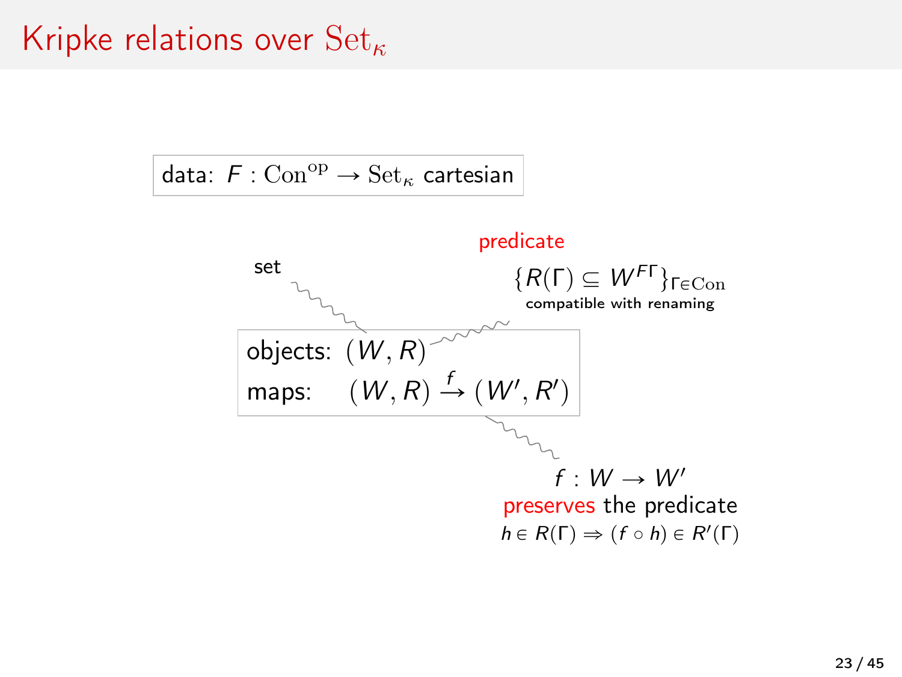# Kripke relations over $\mathrm{Set}_\kappa$

data: $F : \mathrm{Con}^{\mathrm{op}} \to \mathrm{Set}_\kappa$ cartesian

set

predicate

$\{R(\Gamma) \subseteq W^{F\Gamma}\}_{\Gamma \in \mathrm{Con}}$

compatible with renaming

objects: $(W, R)$

maps: $(W, R) \xrightarrow{f} (W', R')$

$f : W \to W'$

preserves the predicate

$h \in R(\Gamma) \Rightarrow (f \circ h) \in R'(\Gamma)$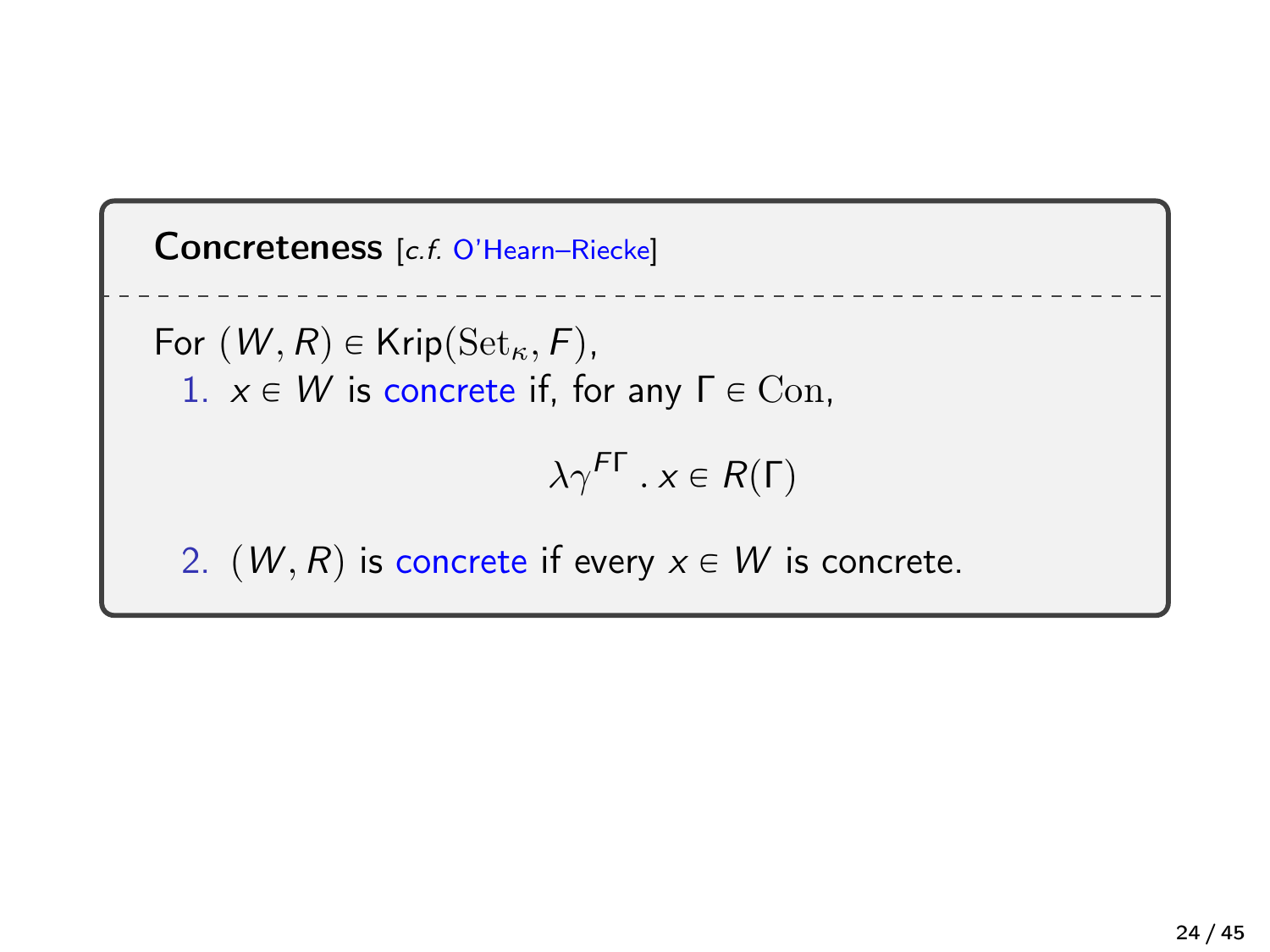**Concreteness** [*c.f.* O'Hearn–Riecke]

For $(W, R) \in \mathsf{Krip}(\mathrm{Set}_\kappa, F)$,

1. $x \in W$ is concrete if, for any $\Gamma \in \mathrm{Con}$,

$$\lambda\gamma^{F\Gamma} \, . \, x \in R(\Gamma)$$

2. $(W, R)$ is concrete if every $x \in W$ is concrete.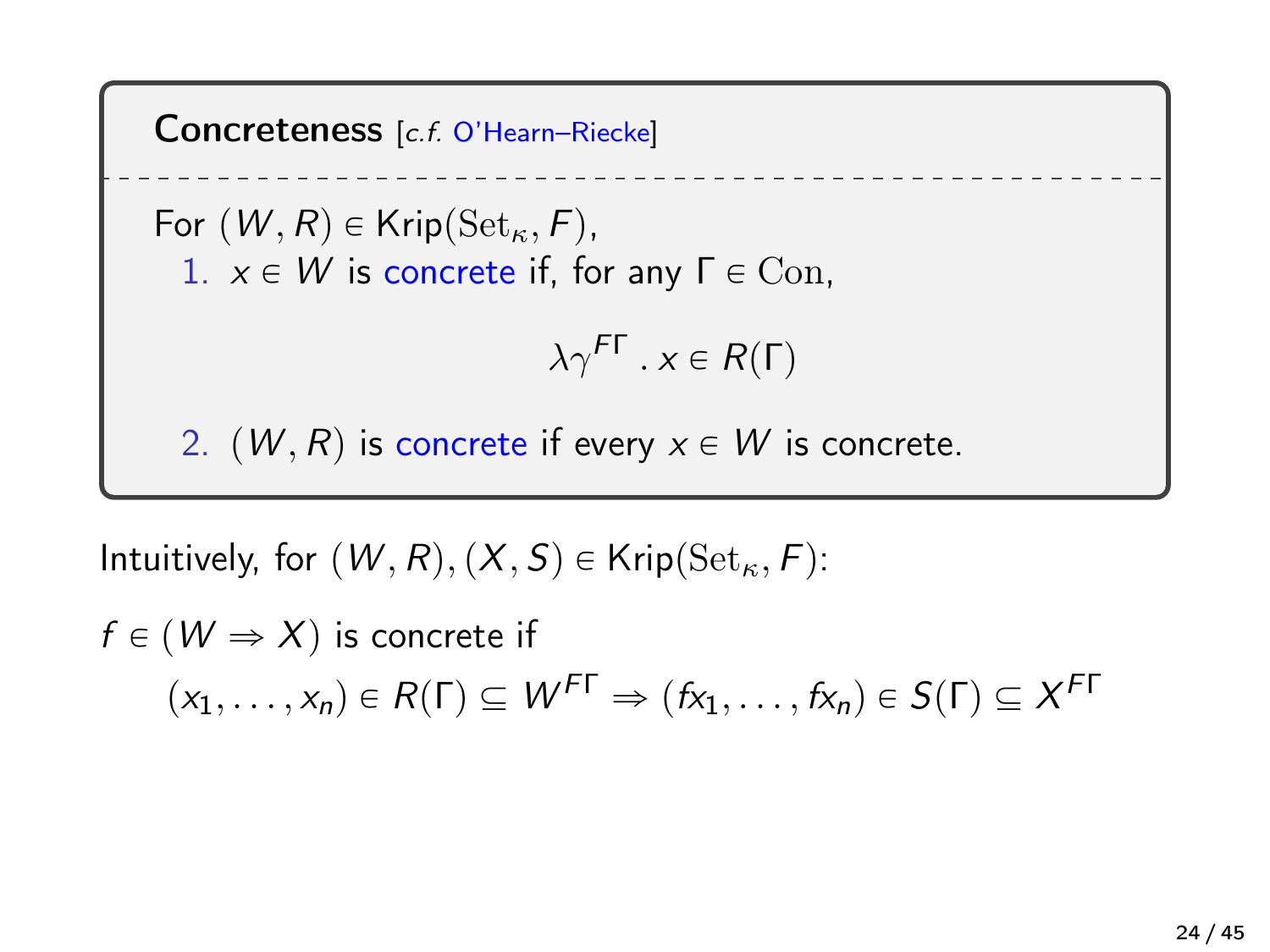**Concreteness** [*c.f.* O'Hearn–Riecke]

For $(W, R) \in \mathsf{Krip}(\mathrm{Set}_\kappa, F)$,

1. $x \in W$ is concrete if, for any $\Gamma \in \mathrm{Con}$,

$$\lambda\gamma^{F\Gamma} . x \in R(\Gamma)$$

2. $(W, R)$ is concrete if every $x \in W$ is concrete.

Intuitively, for $(W, R), (X, S) \in \mathsf{Krip}(\mathrm{Set}_\kappa, F)$:

$f \in (W \Rightarrow X)$ is concrete if

$$(x_1, \ldots, x_n) \in R(\Gamma) \subseteq W^{F\Gamma} \Rightarrow (fx_1, \ldots, fx_n) \in S(\Gamma) \subseteq X^{F\Gamma}$$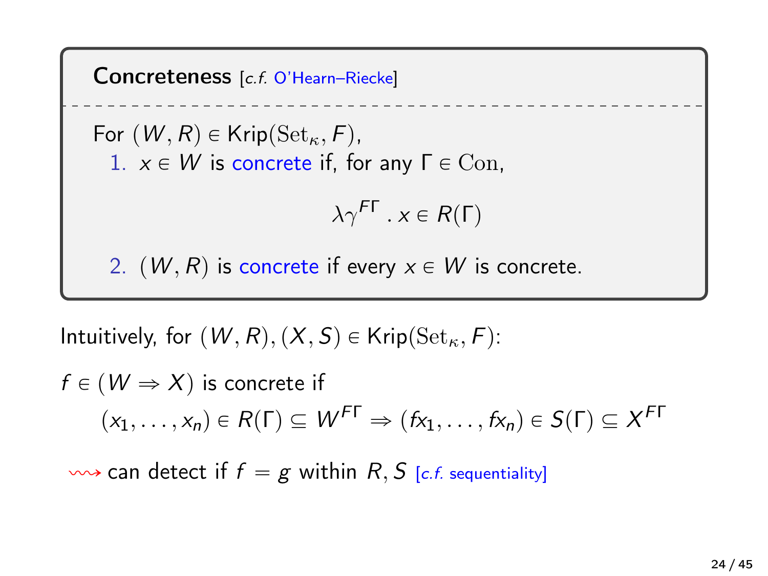**Concreteness** [*c.f.* O'Hearn–Riecke]

For $(W, R) \in \mathsf{Krip}(\mathrm{Set}_\kappa, F)$,

1. $x \in W$ is concrete if, for any $\Gamma \in \mathrm{Con}$,

$$\lambda\gamma^{F\Gamma}\,.\,x \in R(\Gamma)$$

2. $(W, R)$ is concrete if every $x \in W$ is concrete.

Intuitively, for $(W, R), (X, S) \in \mathsf{Krip}(\mathrm{Set}_\kappa, F)$:

$f \in (W \Rightarrow X)$ is concrete if

$$(x_1, \ldots, x_n) \in R(\Gamma) \subseteq W^{F\Gamma} \Rightarrow (fx_1, \ldots, fx_n) \in S(\Gamma) \subseteq X^{F\Gamma}$$

⇝ can detect if $f = g$ within $R, S$ [*c.f.* sequentiality]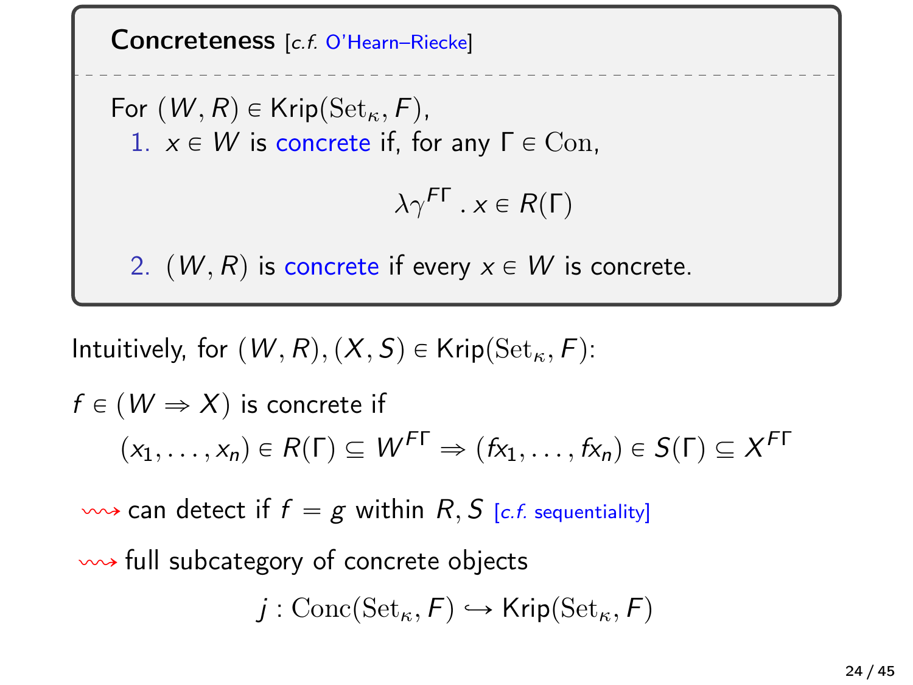**Concreteness** [*c.f.* O'Hearn–Riecke]

For $(W, R) \in \mathsf{Krip}(\mathrm{Set}_\kappa, F)$,

1. $x \in W$ is concrete if, for any $\Gamma \in \mathrm{Con}$,

$$\lambda\gamma^{F\Gamma} . \, x \in R(\Gamma)$$

2. $(W, R)$ is concrete if every $x \in W$ is concrete.

Intuitively, for $(W, R), (X, S) \in \mathsf{Krip}(\mathrm{Set}_\kappa, F)$:

$f \in (W \Rightarrow X)$ is concrete if

$$(x_1, \ldots, x_n) \in R(\Gamma) \subseteq W^{F\Gamma} \Rightarrow (fx_1, \ldots, fx_n) \in S(\Gamma) \subseteq X^{F\Gamma}$$

⇝ can detect if $f = g$ within $R, S$ [*c.f.* sequentiality]

⇝ full subcategory of concrete objects

$$j : \mathrm{Conc}(\mathrm{Set}_\kappa, F) \hookrightarrow \mathsf{Krip}(\mathrm{Set}_\kappa, F)$$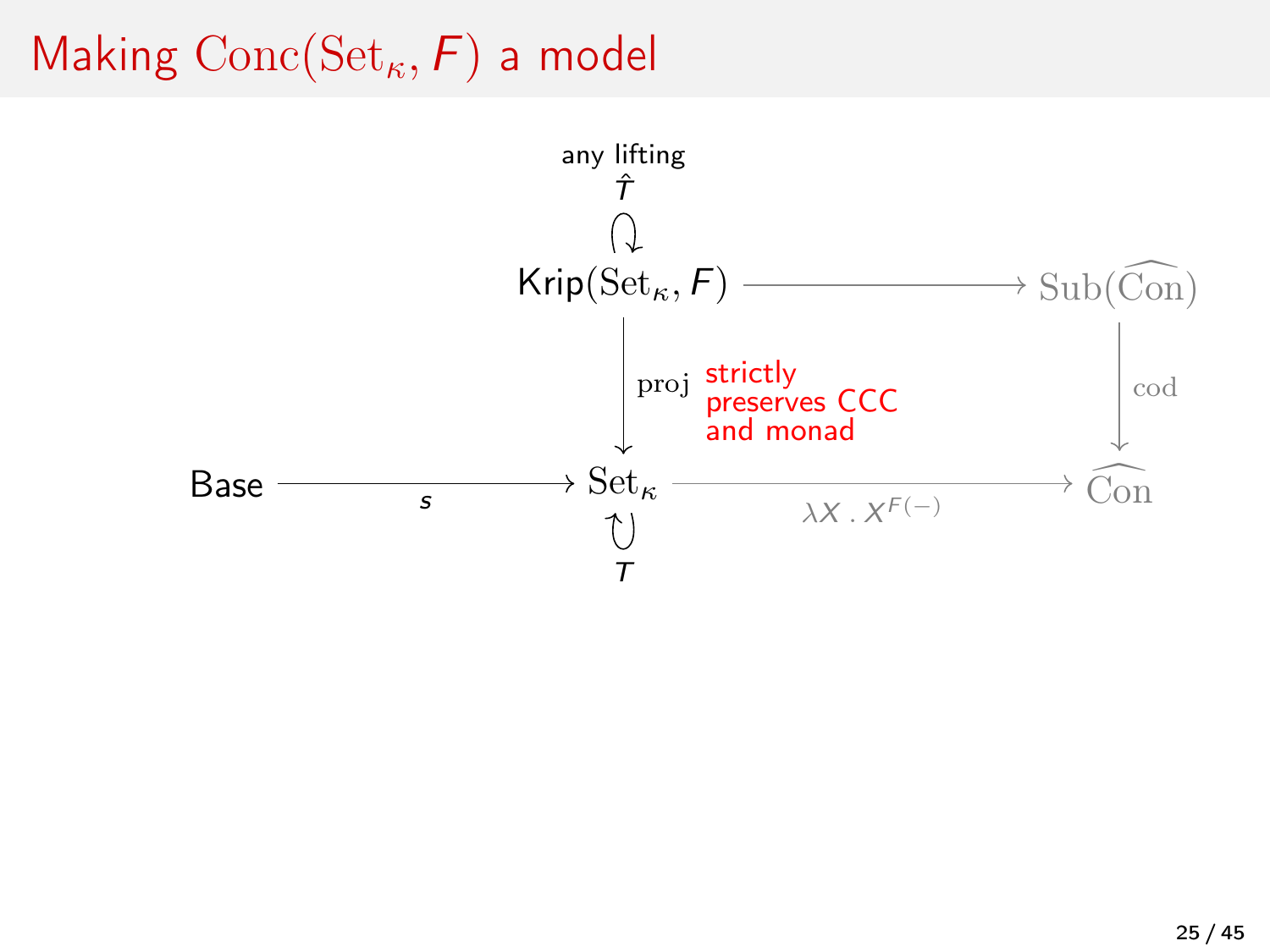# Making $\mathrm{Conc}(\mathrm{Set}_\kappa, F)$ a model

any lifting

$\hat{T}$

$\mathsf{Krip}(\mathrm{Set}_\kappa, F)$ $\longrightarrow$ $\mathrm{Sub}(\widehat{\mathrm{Con}})$

proj

strictly preserves CCC and monad

cod

Base $\xrightarrow{s}$ $\mathrm{Set}_\kappa$ $\xrightarrow{\lambda X \,.\, X^{F(-)}}$ $\widehat{\mathrm{Con}}$

$T$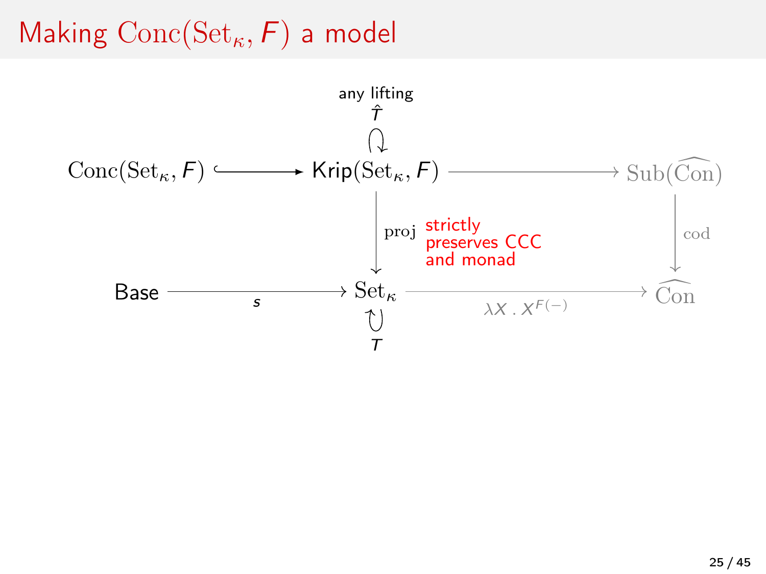# Making $\mathrm{Conc}(\mathrm{Set}_\kappa, F)$ a model

any lifting

$\hat{T}$

$\mathrm{Conc}(\mathrm{Set}_\kappa, F)$

$\mathsf{Krip}(\mathrm{Set}_\kappa, F)$

$\mathrm{Sub}(\widehat{\mathrm{Con}})$

proj

strictly preserves CCC and monad

cod

Base

$s$

$\mathrm{Set}_\kappa$

$\lambda X \,.\, X^{F(-)}$

$\widehat{\mathrm{Con}}$

$T$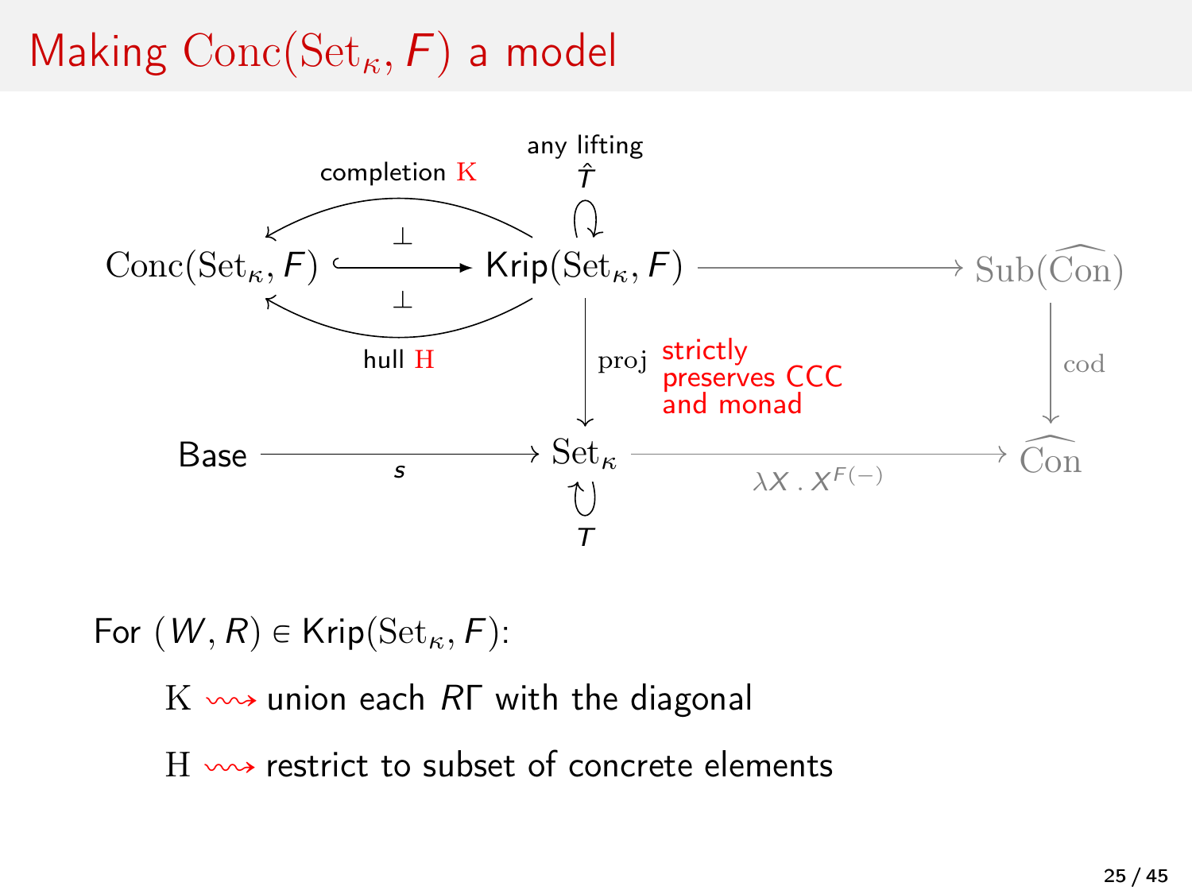# Making $\mathrm{Conc}(\mathrm{Set}_\kappa, F)$ a model

completion $\mathrm{K}$

any lifting

$\hat{T}$

$\perp$

$\mathrm{Conc}(\mathrm{Set}_\kappa, F)$

$\mathsf{Krip}(\mathrm{Set}_\kappa, F)$

$\mathrm{Sub}(\widehat{\mathrm{Con}})$

$\perp$

hull $\mathrm{H}$

proj

strictly preserves CCC and monad

cod

Base

$s$

$\mathrm{Set}_\kappa$

$\lambda X \,.\, X^{F(-)}$

$\widehat{\mathrm{Con}}$

$T$

For $(W, R) \in \mathsf{Krip}(\mathrm{Set}_\kappa, F)$:

- $\mathrm{K} \rightsquigarrow$ union each $R\Gamma$ with the diagonal
- $\mathrm{H} \rightsquigarrow$ restrict to subset of concrete elements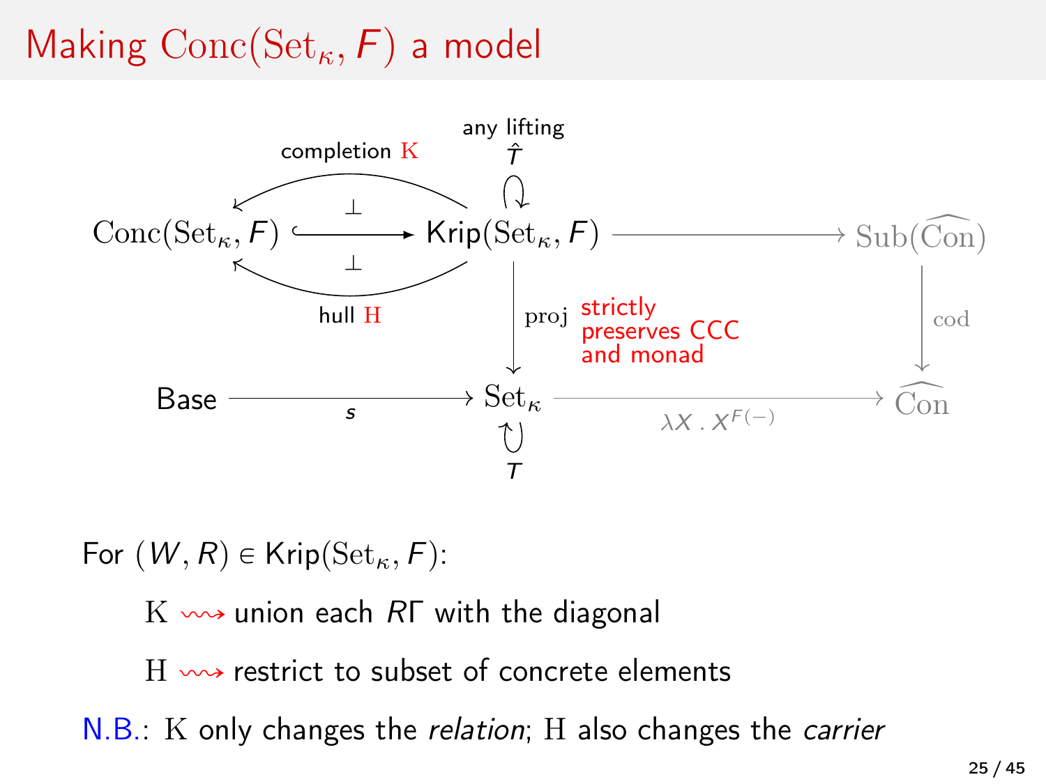# Making $\mathrm{Conc}(\mathrm{Set}_\kappa, F)$ a model

completion $\mathrm{K}$

any lifting

$\hat{T}$

$\mathrm{Conc}(\mathrm{Set}_\kappa, F)$

$\perp$

$\perp$

$\mathsf{Krip}(\mathrm{Set}_\kappa, F)$

$\mathrm{Sub}(\widehat{\mathrm{Con}})$

hull $\mathrm{H}$

proj

strictly preserves CCC and monad

cod

Base

$s$

$\mathrm{Set}_\kappa$

$\lambda X \,.\, X^{F(-)}$

$\widehat{\mathrm{Con}}$

$T$

For $(W, R) \in \mathsf{Krip}(\mathrm{Set}_\kappa, F)$:

- $\mathrm{K} \rightsquigarrow$ union each $R\Gamma$ with the diagonal
- $\mathrm{H} \rightsquigarrow$ restrict to subset of concrete elements

N.B.: $\mathrm{K}$ only changes the *relation*; $\mathrm{H}$ also changes the *carrier*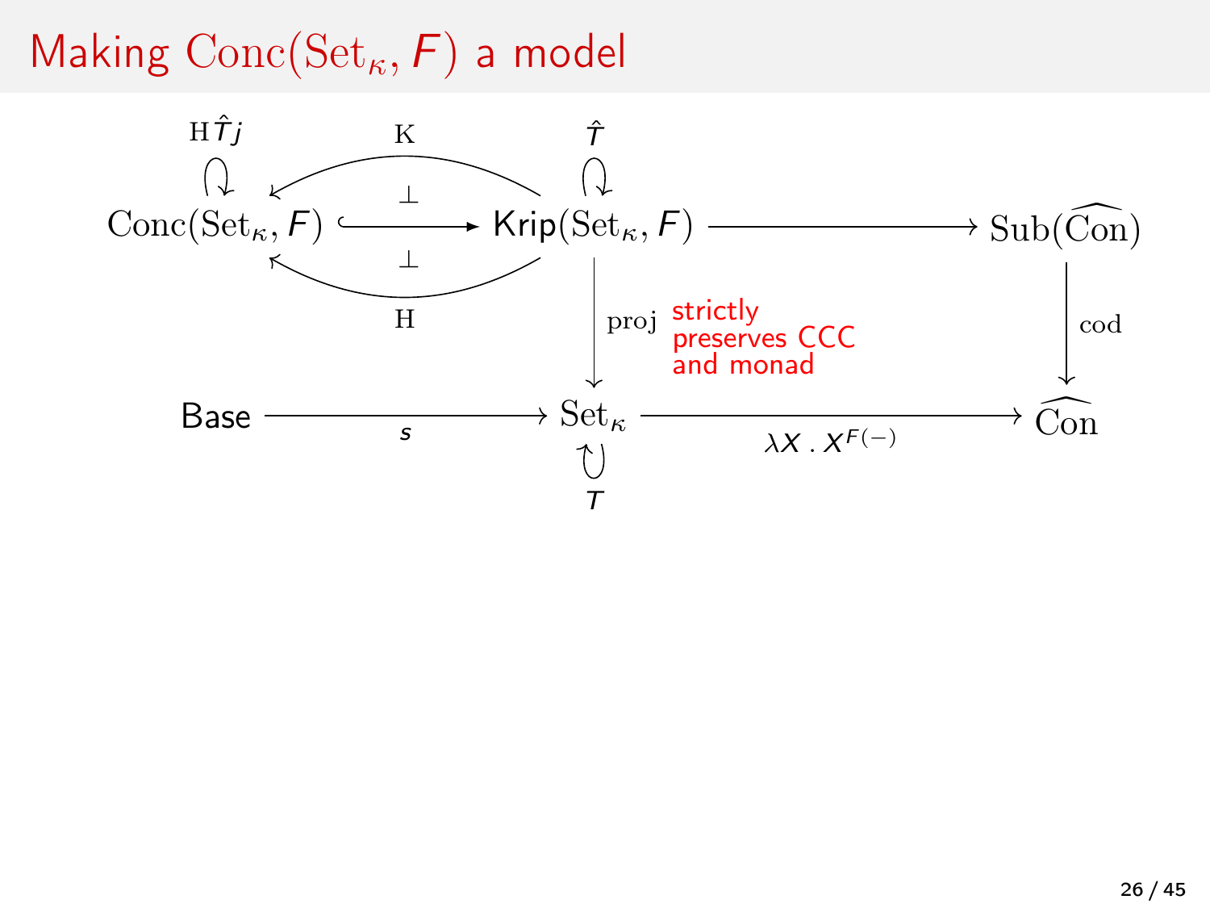# Making $\mathrm{Conc}(\mathrm{Set}_\kappa, F)$ a model

$\mathrm{H}\hat{T}j$

K

$\hat{T}$

$\mathrm{Conc}(\mathrm{Set}_\kappa, F)$

$\perp$

$\mathsf{Krip}(\mathrm{Set}_\kappa, F)$

$\mathrm{Sub}(\widehat{\mathrm{Con}})$

$\perp$

H

proj

strictly
preserves CCC
and monad

cod

Base

$s$

$\mathrm{Set}_\kappa$

$\lambda X \,.\, X^{F(-)}$

$\widehat{\mathrm{Con}}$

$T$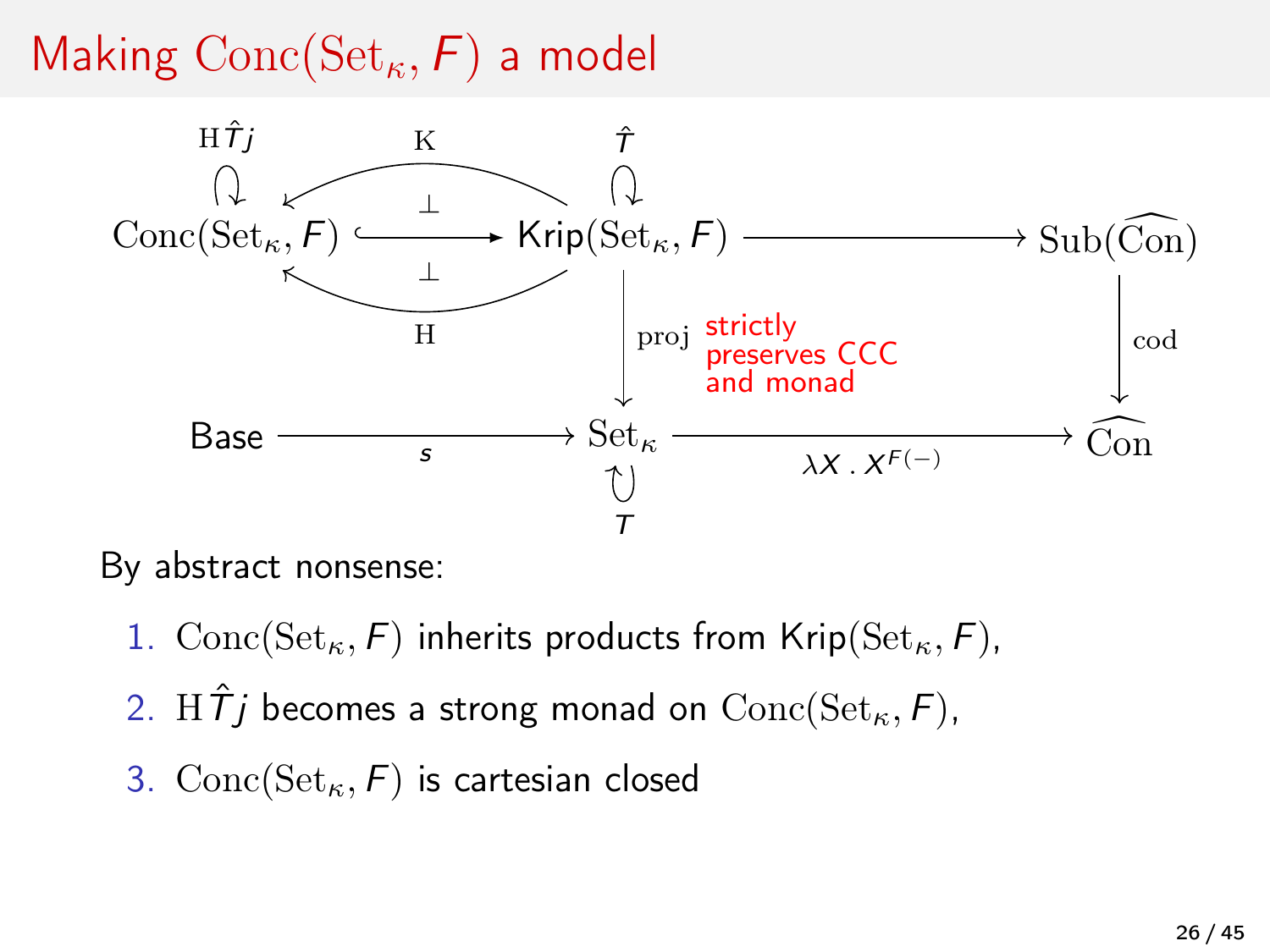# Making $\mathrm{Conc}(\mathrm{Set}_\kappa, F)$ a model

$\mathrm{H}\hat{T}j$

K

$\hat{T}$

$\mathrm{Conc}(\mathrm{Set}_\kappa, F)$

$\perp$

$\perp$

$\mathsf{Krip}(\mathrm{Set}_\kappa, F)$

$\mathrm{Sub}(\widehat{\mathrm{Con}})$

H

proj

strictly preserves CCC and monad

cod

Base

$s$

$\mathrm{Set}_\kappa$

$\lambda X \,.\, X^{F(-)}$

$\widehat{\mathrm{Con}}$

$T$

By abstract nonsense:

1. $\mathrm{Conc}(\mathrm{Set}_\kappa, F)$ inherits products from $\mathsf{Krip}(\mathrm{Set}_\kappa, F)$,
2. $\mathrm{H}\hat{T}j$ becomes a strong monad on $\mathrm{Conc}(\mathrm{Set}_\kappa, F)$,
3. $\mathrm{Conc}(\mathrm{Set}_\kappa, F)$ is cartesian closed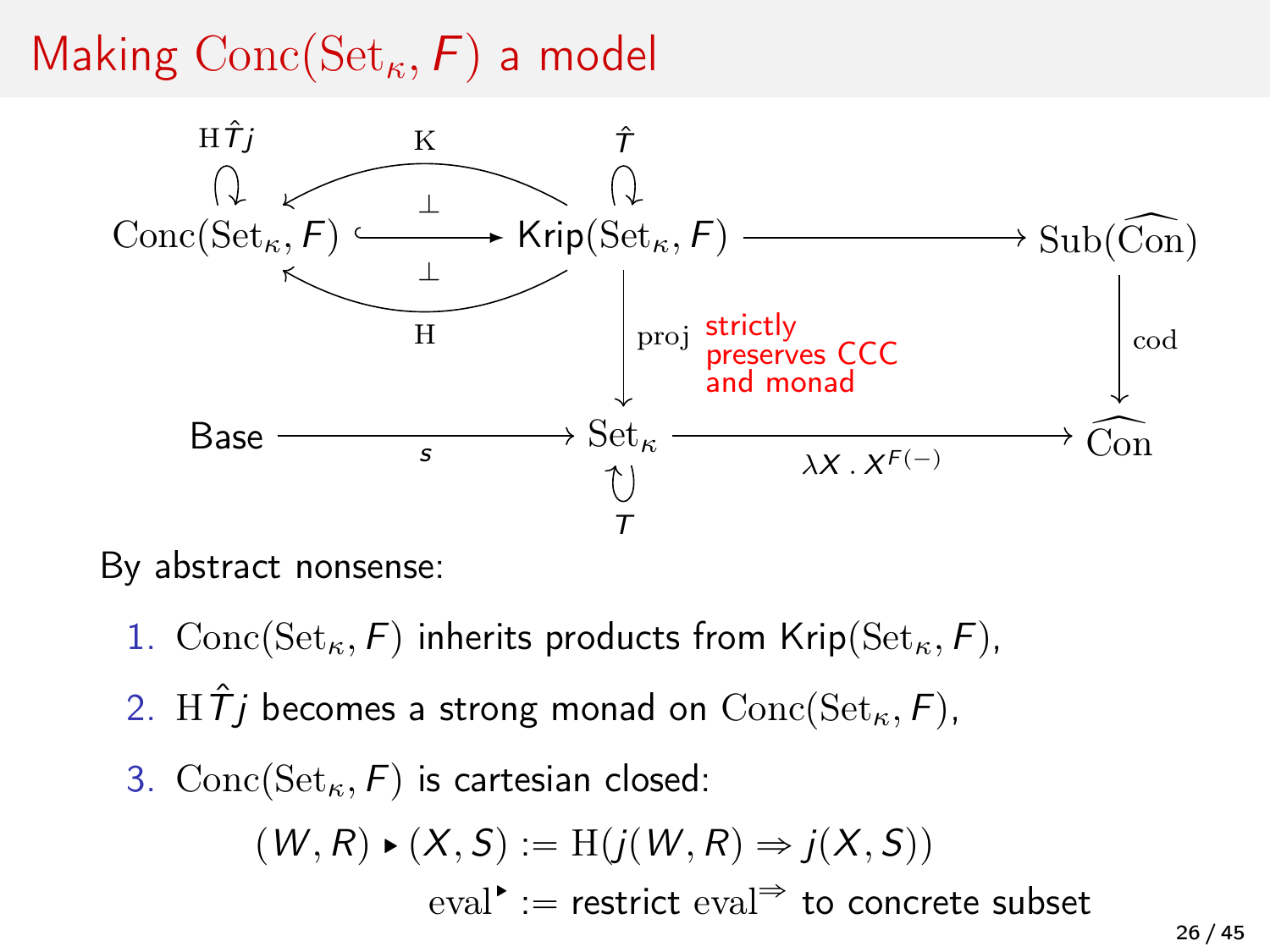# Making $\mathrm{Conc}(\mathrm{Set}_\kappa, F)$ a model

$\mathrm{H}\hat{T}j$

K

$\hat{T}$

$\mathrm{Conc}(\mathrm{Set}_\kappa, F)$ $\perp$ $\mathsf{Krip}(\mathrm{Set}_\kappa, F)$ $\longrightarrow$ $\mathrm{Sub}(\widehat{\mathrm{Con}})$

$\perp$

H

proj

strictly preserves CCC and monad

cod

$\mathsf{Base}$ $\xrightarrow{s}$ $\mathrm{Set}_\kappa$ $\xrightarrow{\lambda X \,.\, X^{F(-)}}$ $\widehat{\mathrm{Con}}$

$T$

By abstract nonsense:

1. $\mathrm{Conc}(\mathrm{Set}_\kappa, F)$ inherits products from $\mathsf{Krip}(\mathrm{Set}_\kappa, F)$,
2. $\mathrm{H}\hat{T}j$ becomes a strong monad on $\mathrm{Conc}(\mathrm{Set}_\kappa, F)$,
3. $\mathrm{Conc}(\mathrm{Set}_\kappa, F)$ is cartesian closed:

$$(W, R) \blacktriangleright (X, S) := \mathrm{H}(j(W, R) \Rightarrow j(X, S))$$

$\mathrm{eval}^{\blacktriangleright}$ := restrict $\mathrm{eval}^{\Rightarrow}$ to concrete subset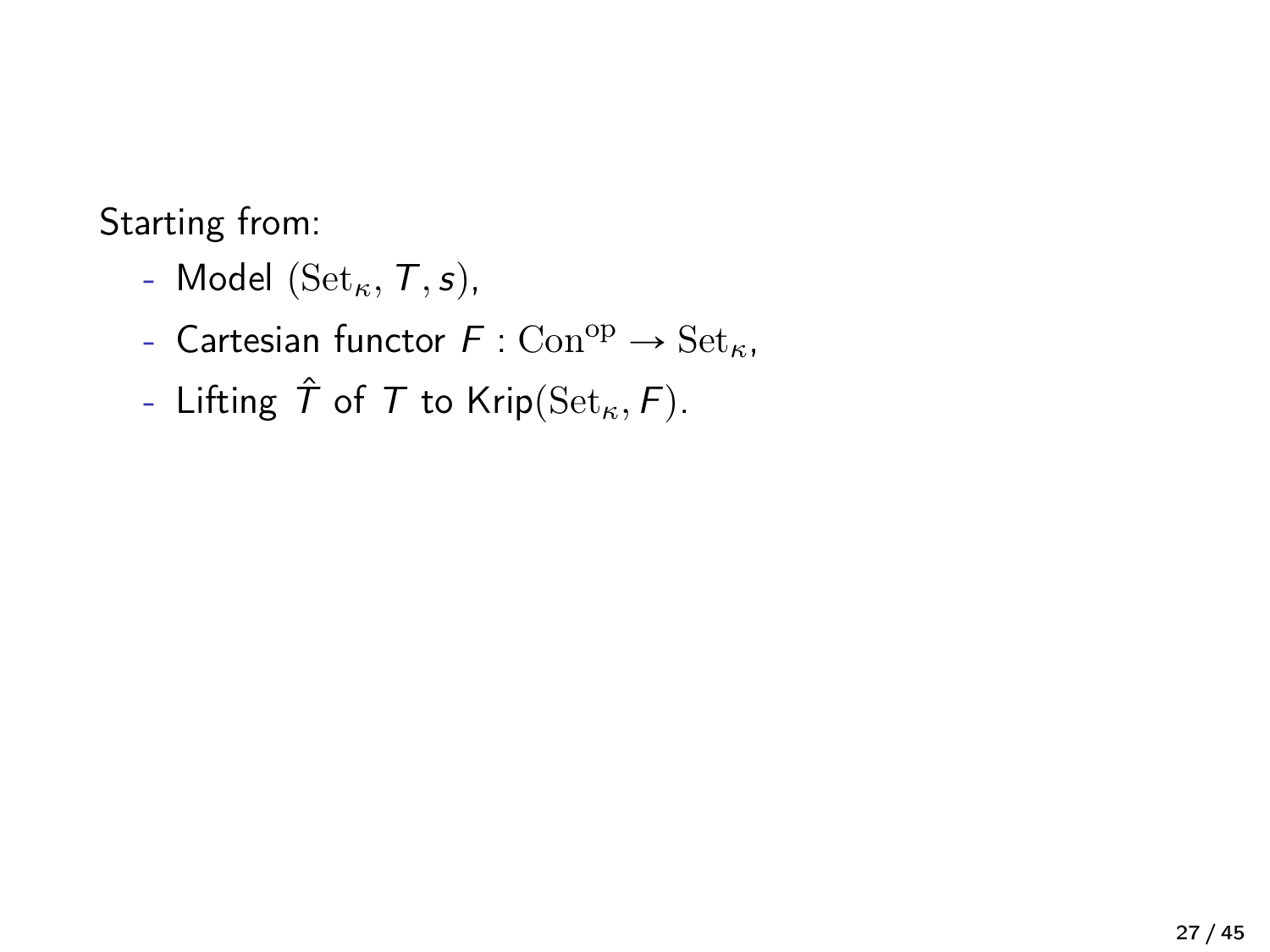Starting from:

- Model $(\mathrm{Set}_\kappa, T, s)$,
- Cartesian functor $F : \mathrm{Con}^{\mathrm{op}} \to \mathrm{Set}_\kappa$,
- Lifting $\hat{T}$ of $T$ to $\mathsf{Krip}(\mathrm{Set}_\kappa, F)$.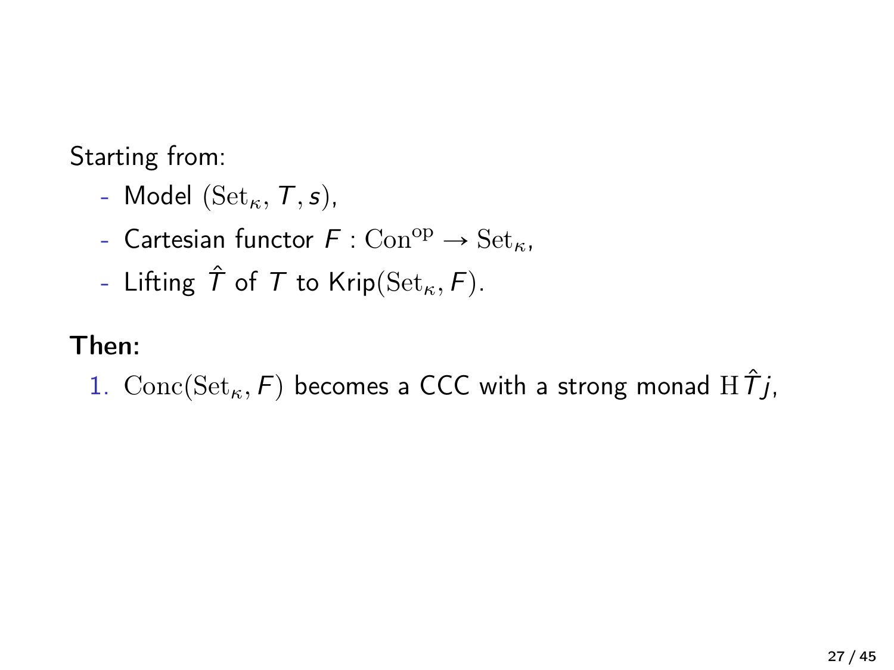Starting from:

- Model $(\mathrm{Set}_\kappa, T, s)$,
- Cartesian functor $F : \mathrm{Con}^{\mathrm{op}} \to \mathrm{Set}_\kappa$,
- Lifting $\hat{T}$ of $T$ to $\mathsf{Krip}(\mathrm{Set}_\kappa, F)$.

**Then:**

1. $\mathrm{Conc}(\mathrm{Set}_\kappa, F)$ becomes a CCC with a strong monad $\mathrm{H}\,\hat{T}j$,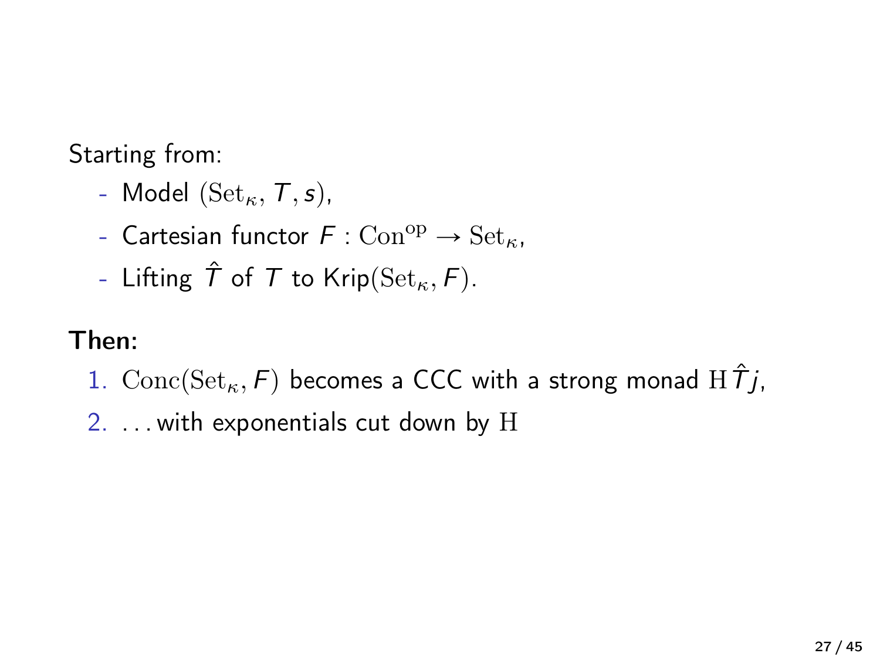Starting from:

- Model $(\mathrm{Set}_\kappa, T, s)$,
- Cartesian functor $F : \mathrm{Con}^{\mathrm{op}} \to \mathrm{Set}_\kappa$,
- Lifting $\hat{T}$ of $T$ to Krip$(\mathrm{Set}_\kappa, F)$.

**Then:**

1. $\mathrm{Conc}(\mathrm{Set}_\kappa, F)$ becomes a CCC with a strong monad $\mathrm{H}\,\hat{T}j$,
2. . . . with exponentials cut down by $\mathrm{H}$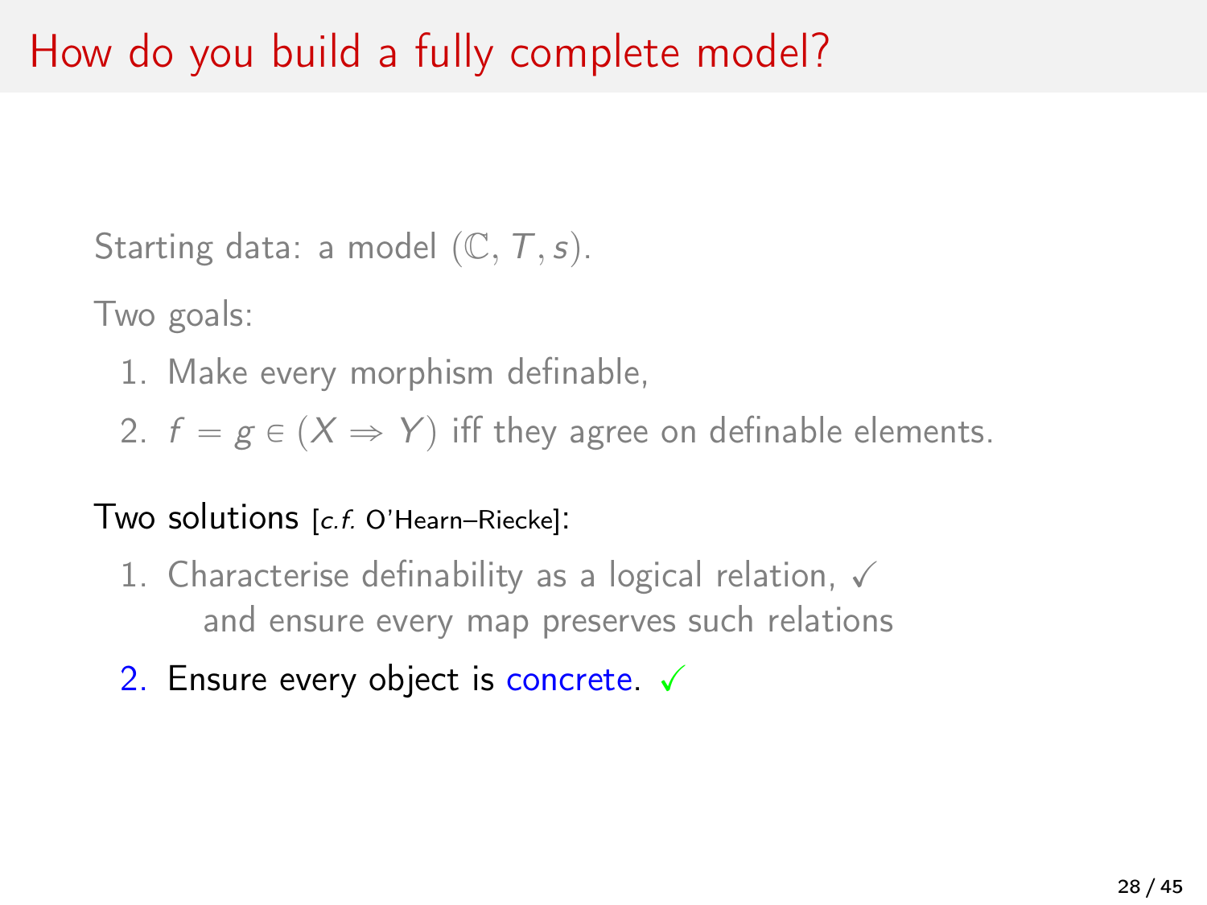# How do you build a fully complete model?

Starting data: a model $(\mathbb{C}, T, s)$.

Two goals:

1. Make every morphism definable,
2. $f = g \in (X \Rightarrow Y)$ iff they agree on definable elements.

Two solutions [*c.f.* O'Hearn–Riecke]:

1. Characterise definability as a logical relation, ✓
   and ensure every map preserves such relations
2. Ensure every object is concrete. ✓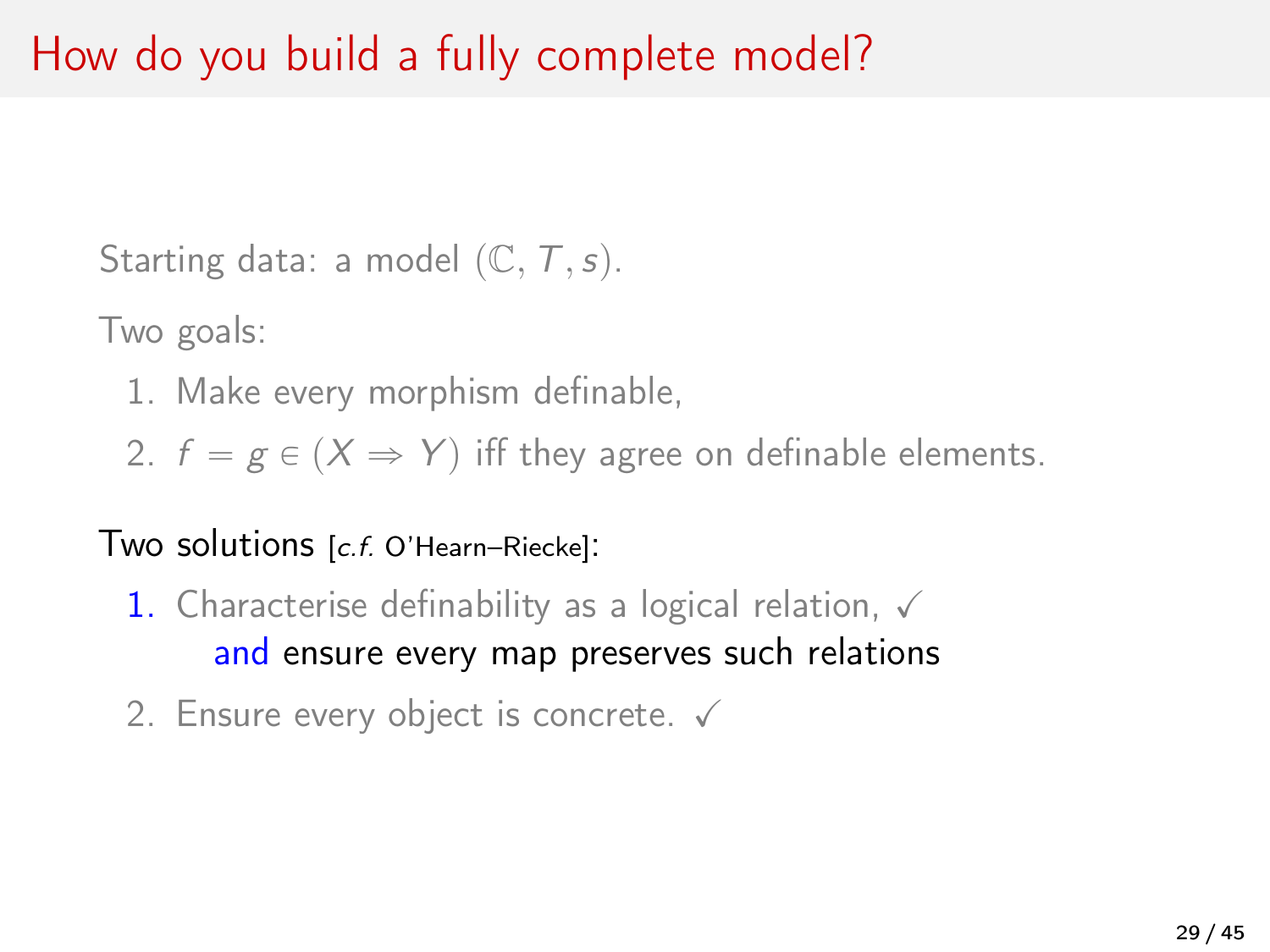# How do you build a fully complete model?

Starting data: a model $(\mathbb{C}, T, s)$.

Two goals:

1. Make every morphism definable,
2. $f = g \in (X \Rightarrow Y)$ iff they agree on definable elements.

Two solutions [*c.f.* O'Hearn–Riecke]:

1. Characterise definability as a logical relation, ✓
   and ensure every map preserves such relations
2. Ensure every object is concrete. ✓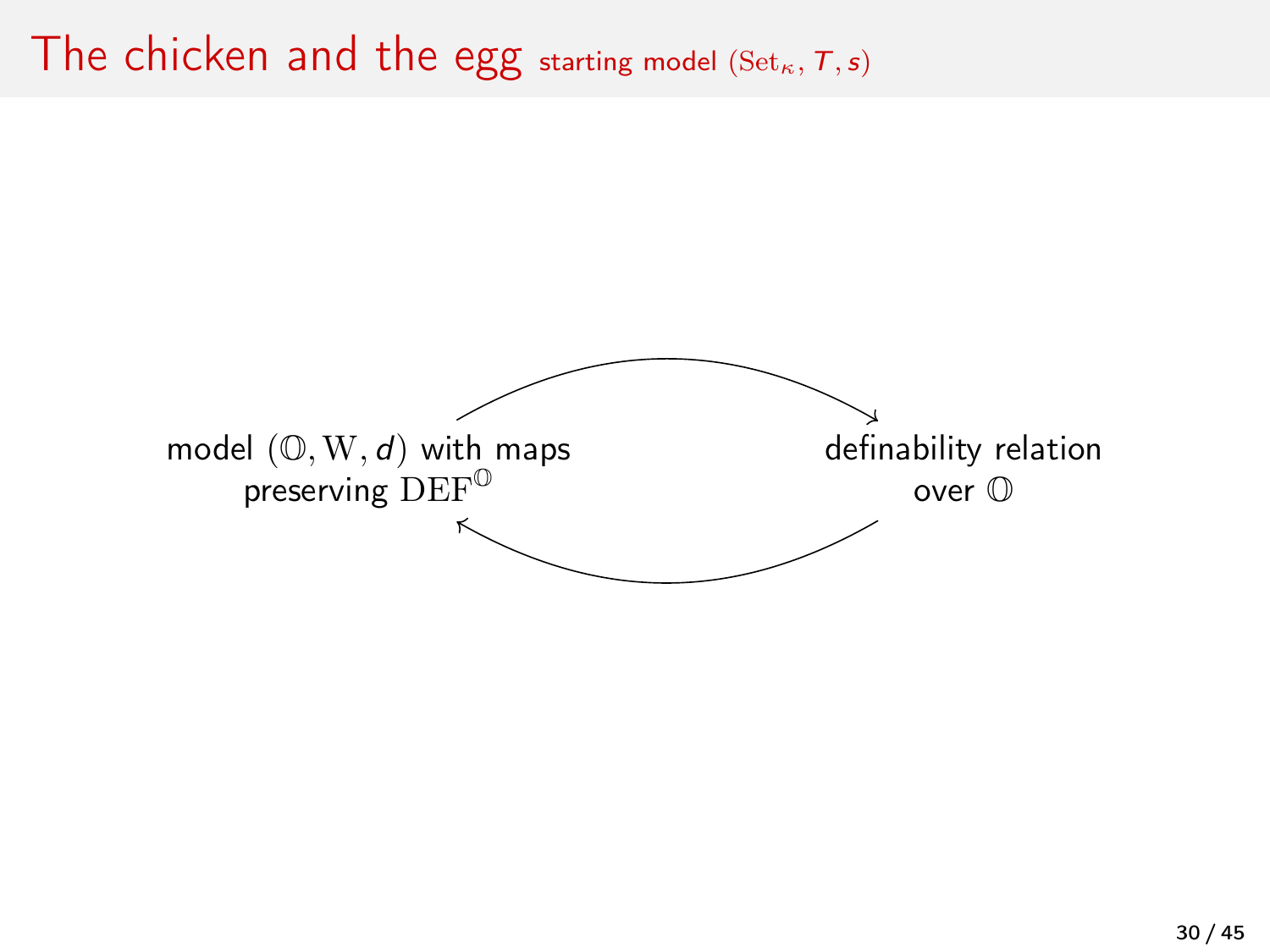# The chicken and the egg starting model $(\mathrm{Set}_\kappa, T, s)$

model $(\mathbb{O}, \mathrm{W}, d)$ with maps preserving $\mathrm{DEF}^{\mathbb{O}}$

definability relation over $\mathbb{O}$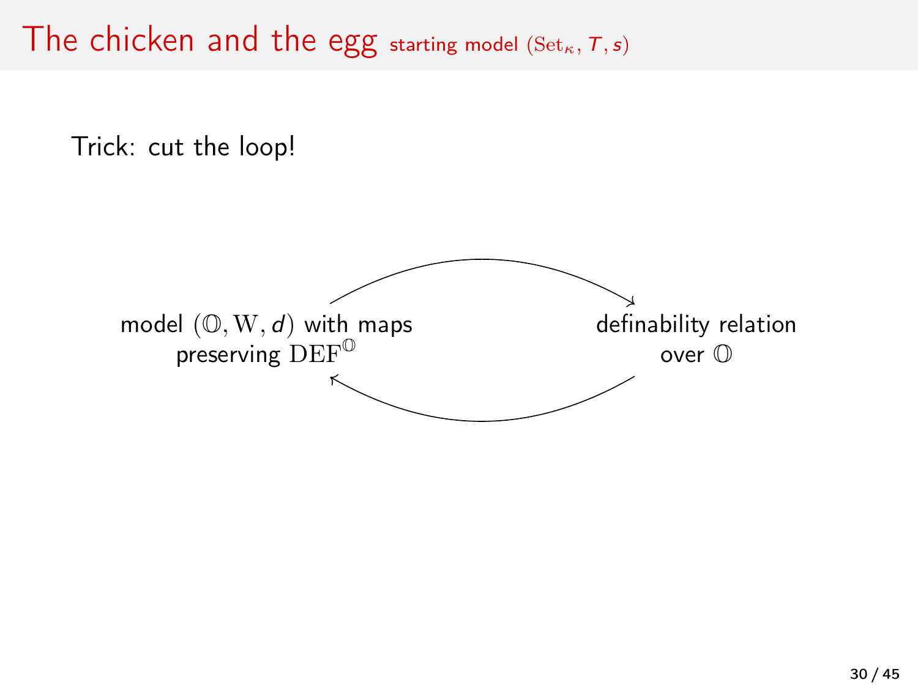# The chicken and the egg starting model $(\mathrm{Set}_\kappa, T, s)$

Trick: cut the loop!

model $(\mathbb{O}, \mathrm{W}, d)$ with maps preserving $\mathrm{DEF}^{\mathbb{O}}$

definability relation over $\mathbb{O}$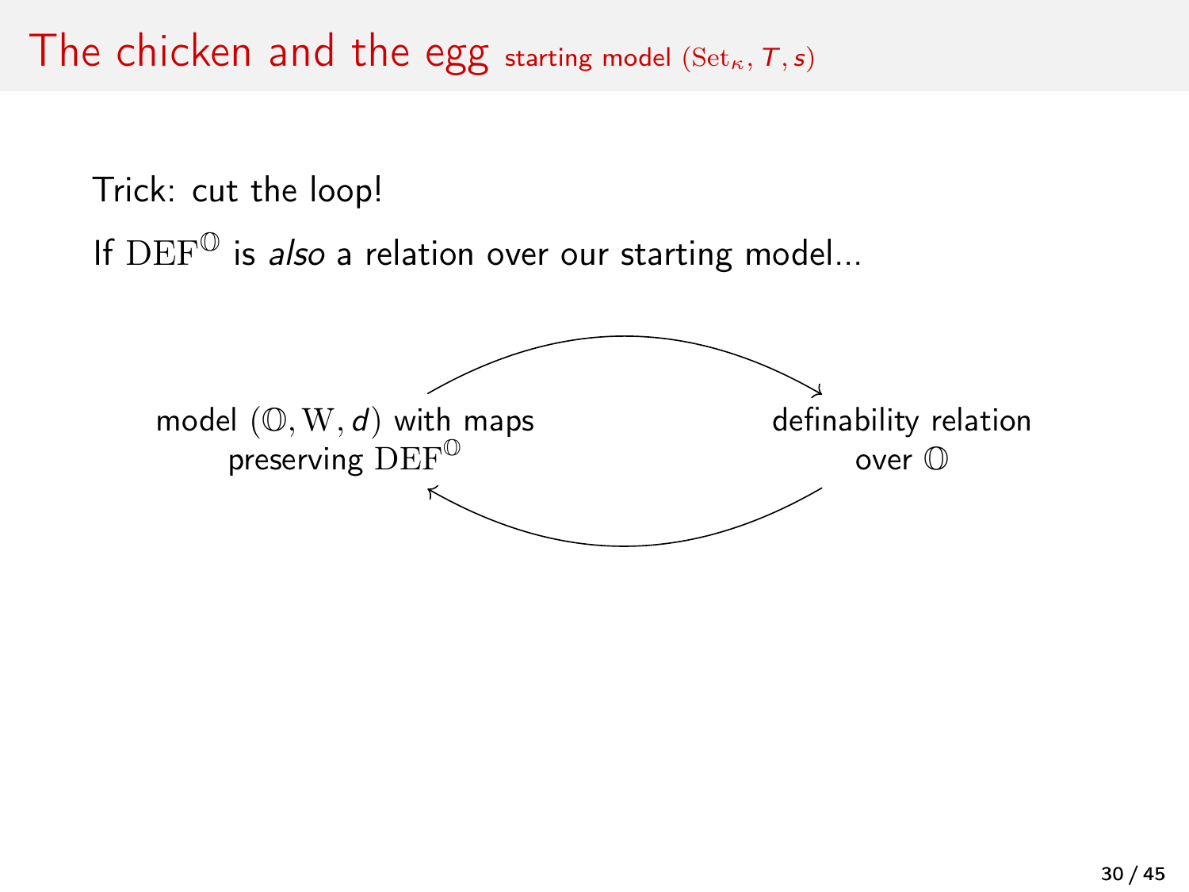# The chicken and the egg starting model $(\mathrm{Set}_\kappa, T, s)$

Trick: cut the loop!

If $\mathrm{DEF}^{\mathbb{O}}$ is *also* a relation over our starting model...

model $(\mathbb{O}, \mathrm{W}, d)$ with maps preserving $\mathrm{DEF}^{\mathbb{O}}$

definability relation over $\mathbb{O}$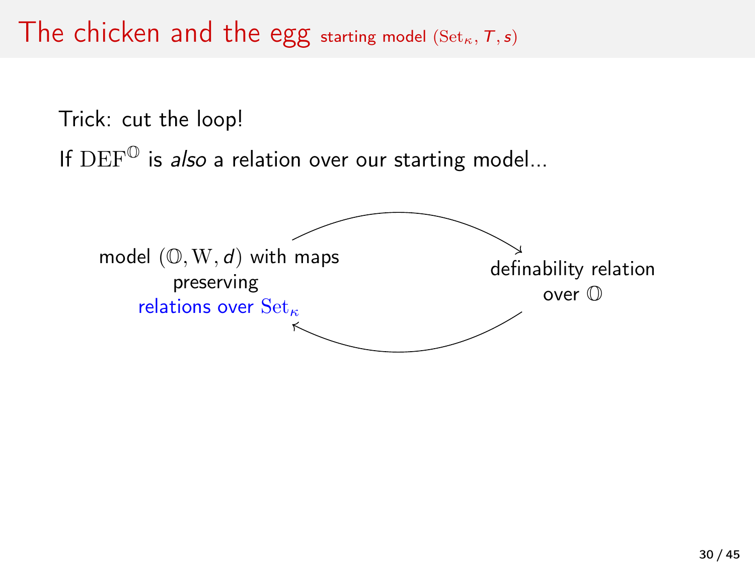# The chicken and the egg starting model $(\mathrm{Set}_\kappa, T, s)$

Trick: cut the loop!

If $\mathrm{DEF}^{\mathbb{O}}$ is *also* a relation over our starting model...

model $(\mathbb{O}, \mathrm{W}, d)$ with maps preserving relations over $\mathrm{Set}_\kappa$

definability relation over $\mathbb{O}$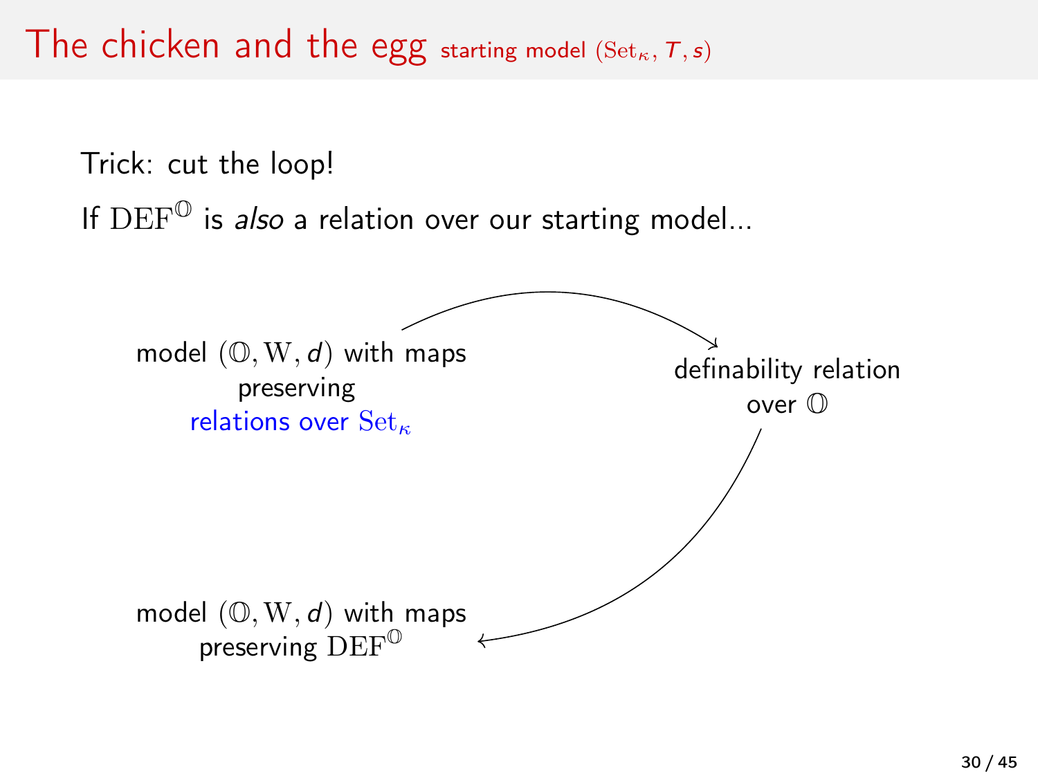# The chicken and the egg starting model $(\mathrm{Set}_\kappa, T, s)$

Trick: cut the loop!

If $\mathrm{DEF}^{\mathbb{O}}$ is *also* a relation over our starting model...

model $(\mathbb{O}, \mathrm{W}, d)$ with maps preserving relations over $\mathrm{Set}_\kappa$

definability relation over $\mathbb{O}$

model $(\mathbb{O}, \mathrm{W}, d)$ with maps preserving $\mathrm{DEF}^{\mathbb{O}}$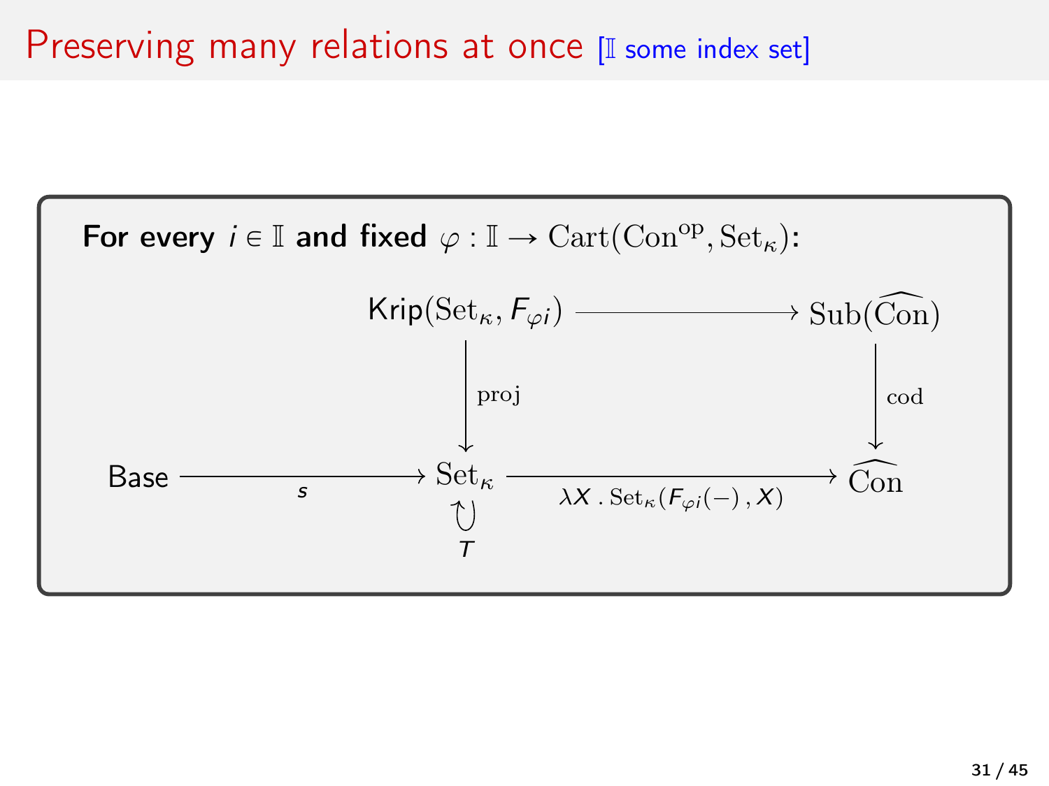# Preserving many relations at once [$\mathbb{I}$ some index set]

**For every** $i \in \mathbb{I}$ **and fixed** $\varphi : \mathbb{I} \to \mathrm{Cart}(\mathrm{Con}^{\mathrm{op}}, \mathrm{Set}_\kappa)$**:**

$$
\begin{array}{ccccc}
 & & \mathsf{Krip}(\mathrm{Set}_\kappa, F_{\varphi i}) & \longrightarrow & \mathrm{Sub}(\widehat{\mathrm{Con}}) \\
 & & \big\downarrow \scriptstyle{\mathrm{proj}} & & \big\downarrow \scriptstyle{\mathrm{cod}} \\
\mathsf{Base} & \xrightarrow[s]{} & \mathrm{Set}_\kappa & \xrightarrow[\lambda X \,.\, \mathrm{Set}_\kappa(F_{\varphi i}(-)\,,\,X)]{} & \widehat{\mathrm{Con}} \\
 & & \circlearrowleft T & &
\end{array}
$$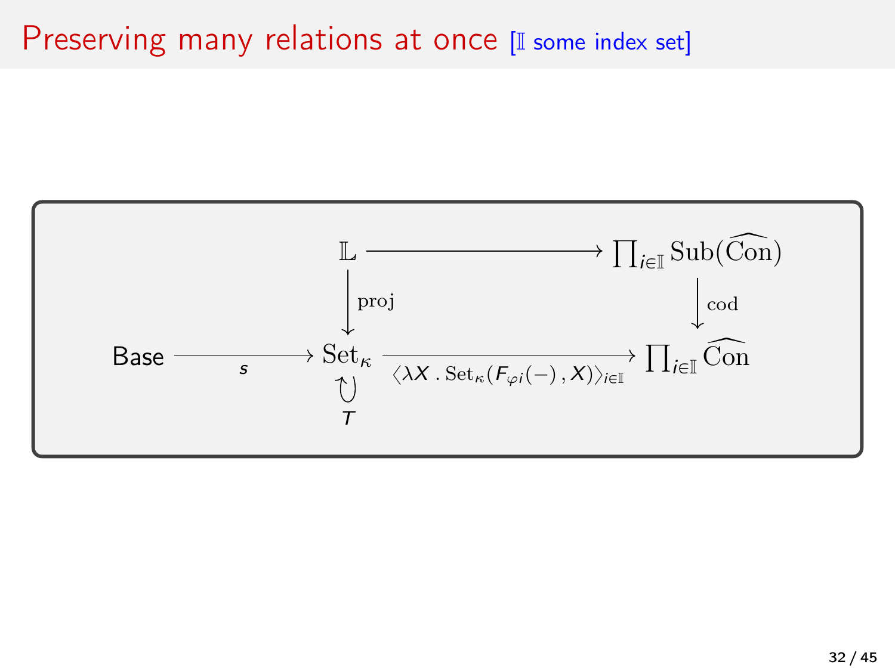# Preserving many relations at once [$\mathbb{I}$ some index set]

$$
\begin{array}{ccccc}
 & & \mathbb{L} & \longrightarrow & \prod_{i \in \mathbb{I}} \mathrm{Sub}(\widehat{\mathrm{Con}}) \\
 & & \big\downarrow \mathrm{proj} & & \big\downarrow \mathrm{cod} \\
\mathsf{Base} & \xrightarrow[\;s\;]{} & \mathrm{Set}_\kappa & \xrightarrow[\langle \lambda X \,.\, \mathrm{Set}_\kappa(F_{\varphi i}(-)\,,X)\rangle_{i \in \mathbb{I}}]{} & \prod_{i \in \mathbb{I}} \widehat{\mathrm{Con}} \\
 & & \circlearrowleft T & &
\end{array}
$$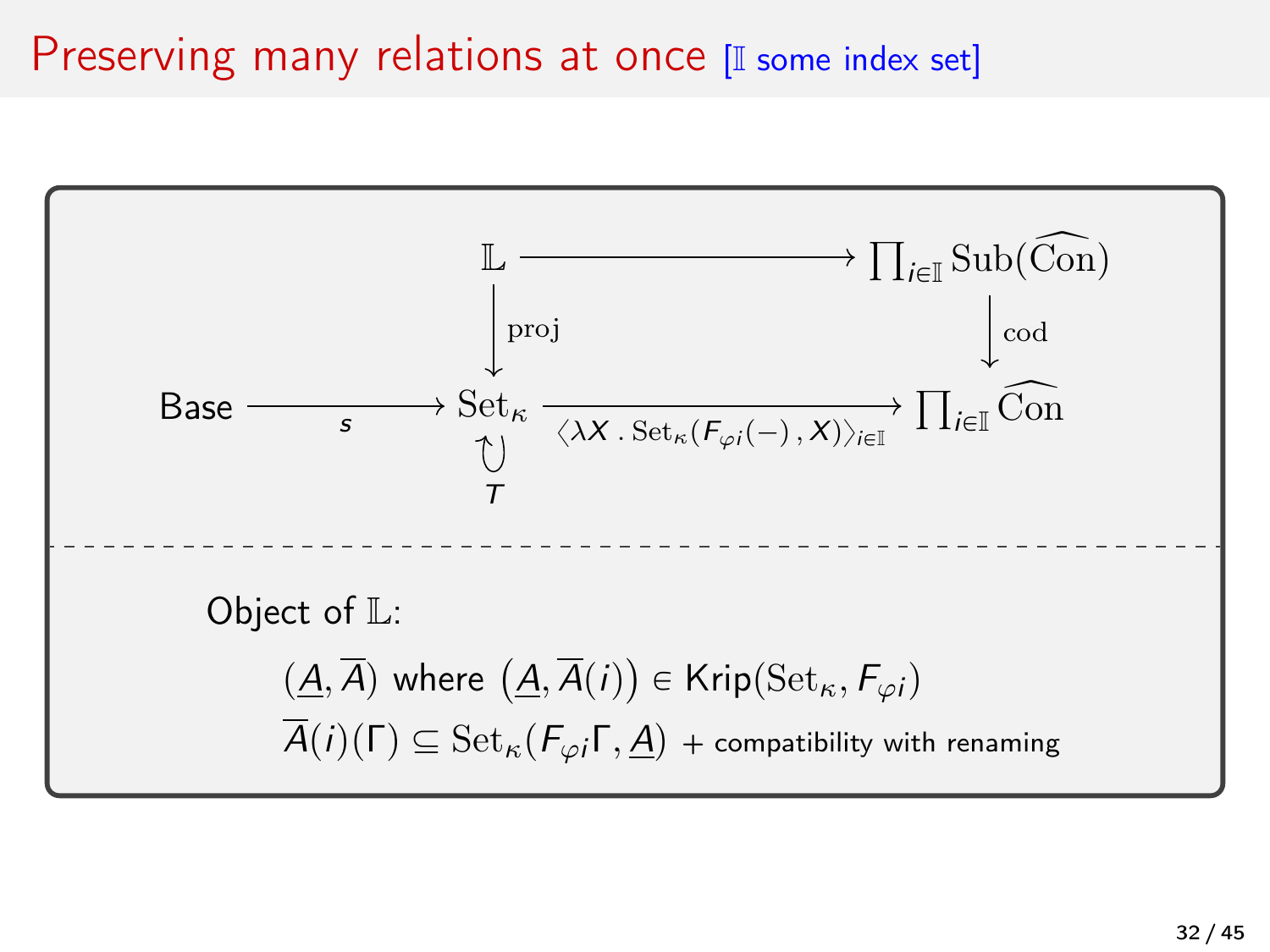# Preserving many relations at once [$\mathbb{I}$ some index set]

$$
\begin{array}{ccccc}
 & & \mathbb{L} & \longrightarrow & \prod_{i\in\mathbb{I}} \mathrm{Sub}(\widehat{\mathrm{Con}}) \\
 & & \downarrow \mathrm{proj} & & \downarrow \mathrm{cod} \\
\mathsf{Base} & \xrightarrow{\ s\ } & \mathrm{Set}_\kappa & \xrightarrow{\langle \lambda X \,.\, \mathrm{Set}_\kappa(F_{\varphi i}(-), X)\rangle_{i\in\mathbb{I}}} & \prod_{i\in\mathbb{I}} \widehat{\mathrm{Con}} \\
 & & \circlearrowleft T & &
\end{array}
$$

Object of $\mathbb{L}$:

$(\underline{A}, \overline{A})$ where $\big(\underline{A}, \overline{A}(i)\big) \in \mathsf{Krip}(\mathrm{Set}_\kappa, F_{\varphi i})$

$\overline{A}(i)(\Gamma) \subseteq \mathrm{Set}_\kappa(F_{\varphi i}\Gamma, \underline{A})$ + compatibility with renaming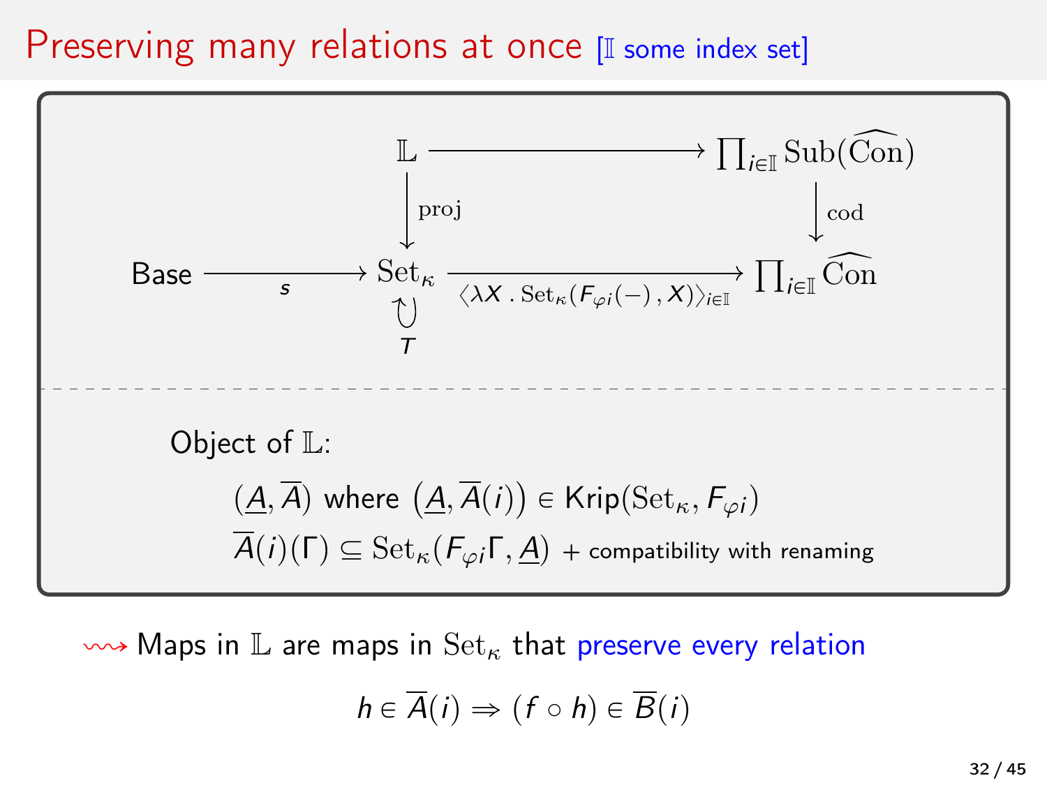# Preserving many relations at once [$\mathbb{I}$ some index set]

$$
\begin{array}{ccccc}
 & & \mathbb{L} & \longrightarrow & \prod_{i \in \mathbb{I}} \mathrm{Sub}(\widehat{\mathrm{Con}}) \\
 & & \Big\downarrow \mathrm{proj} & & \Big\downarrow \mathrm{cod} \\
\mathsf{Base} & \xrightarrow{\ s\ } & \mathrm{Set}_\kappa \circlearrowleft T & \xrightarrow{\langle \lambda X \,.\, \mathrm{Set}_\kappa(F_{\varphi i}(-)\,,X) \rangle_{i \in \mathbb{I}}} & \prod_{i \in \mathbb{I}} \widehat{\mathrm{Con}}
\end{array}
$$

Object of $\mathbb{L}$:

$(\underline{A}, \overline{A})$ where $\left(\underline{A}, \overline{A}(i)\right) \in \mathsf{Krip}(\mathrm{Set}_\kappa, F_{\varphi i})$

$\overline{A}(i)(\Gamma) \subseteq \mathrm{Set}_\kappa(F_{\varphi i}\Gamma, \underline{A})$ + compatibility with renaming

⇝ Maps in $\mathbb{L}$ are maps in $\mathrm{Set}_\kappa$ that preserve every relation

$$h \in \overline{A}(i) \Rightarrow (f \circ h) \in \overline{B}(i)$$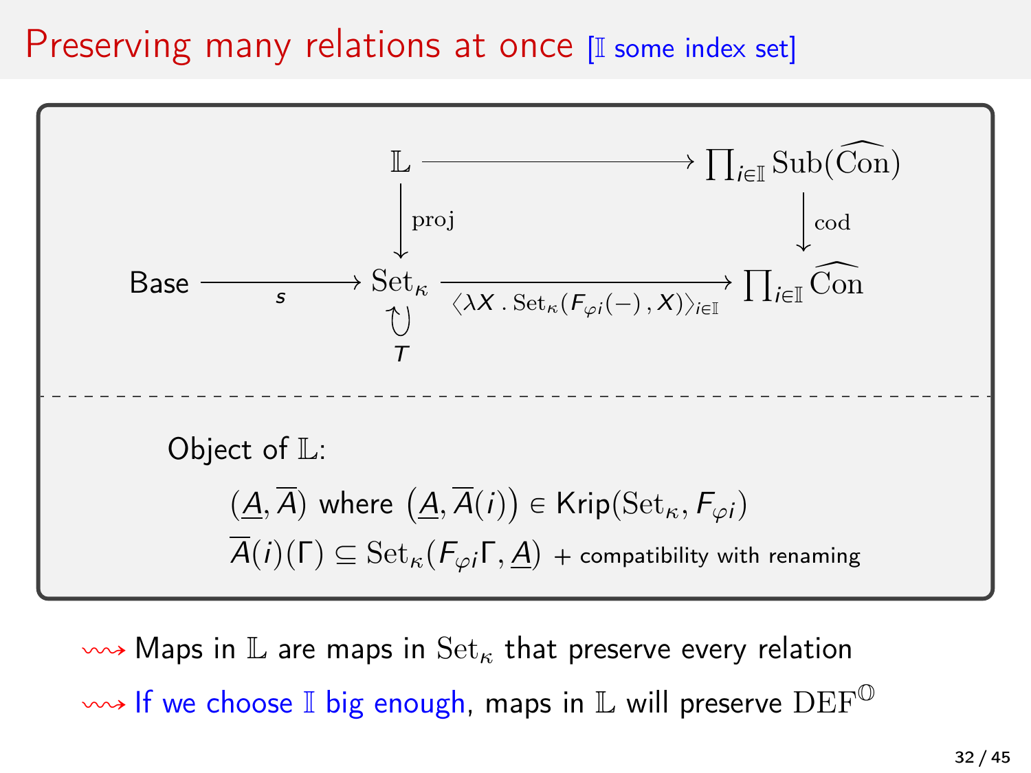# Preserving many relations at once [$\mathbb{I}$ some index set]

$$
\begin{array}{ccccc}
 & & \mathbb{L} & \longrightarrow & \prod_{i \in \mathbb{I}} \mathrm{Sub}(\widehat{\mathrm{Con}}) \\
 & & \downarrow \text{proj} & & \downarrow \text{cod} \\
\mathsf{Base} & \xrightarrow{\ s\ } & \mathrm{Set}_\kappa & \xrightarrow{\langle \lambda X \,.\, \mathrm{Set}_\kappa(F_{\varphi i}(-)\,,X)\rangle_{i \in \mathbb{I}}} & \prod_{i \in \mathbb{I}} \widehat{\mathrm{Con}} \\
 & & \circlearrowright T & &
\end{array}
$$

Object of $\mathbb{L}$:

$(\underline{A}, \overline{A})$ where $\left(\underline{A}, \overline{A}(i)\right) \in \mathsf{Krip}(\mathrm{Set}_\kappa, F_{\varphi i})$

$\overline{A}(i)(\Gamma) \subseteq \mathrm{Set}_\kappa(F_{\varphi i}\Gamma, \underline{A})$ + compatibility with renaming

⇝ Maps in $\mathbb{L}$ are maps in $\mathrm{Set}_\kappa$ that preserve every relation

⇝ If we choose $\mathbb{I}$ big enough, maps in $\mathbb{L}$ will preserve $\mathrm{DEF}^{\mathbb{O}}$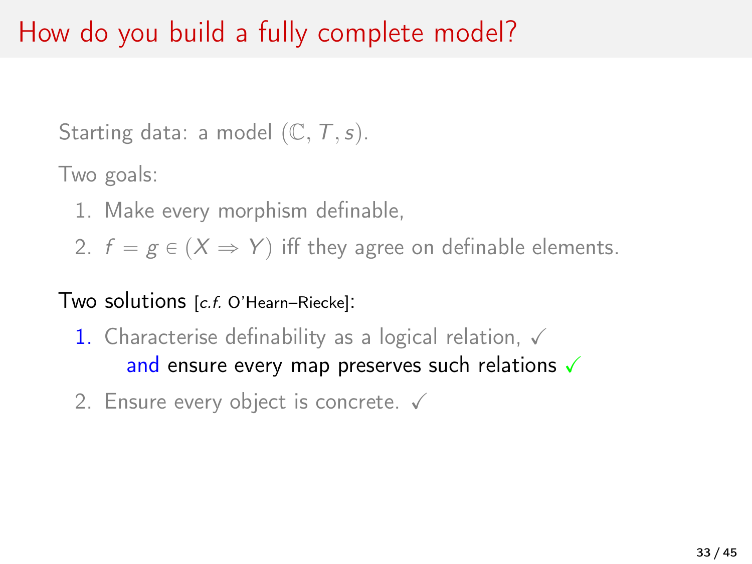# How do you build a fully complete model?

Starting data: a model $(\mathbb{C}, T, s)$.

Two goals:

1. Make every morphism definable,
2. $f = g \in (X \Rightarrow Y)$ iff they agree on definable elements.

Two solutions [*c.f.* O'Hearn–Riecke]:

1. Characterise definability as a logical relation, ✓
   and ensure every map preserves such relations ✓
2. Ensure every object is concrete. ✓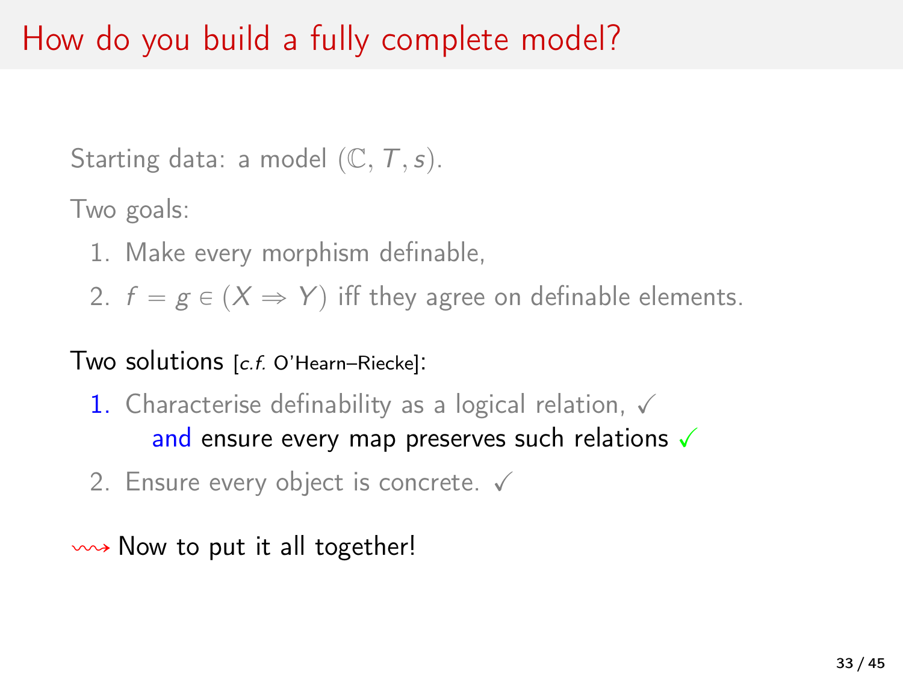# How do you build a fully complete model?

Starting data: a model $(\mathbb{C}, T, s)$.

Two goals:

1. Make every morphism definable,
2. $f = g \in (X \Rightarrow Y)$ iff they agree on definable elements.

Two solutions [*c.f.* O'Hearn–Riecke]:

1. Characterise definability as a logical relation, ✓
   and ensure every map preserves such relations ✓
2. Ensure every object is concrete. ✓

$\rightsquigarrow$ Now to put it all together!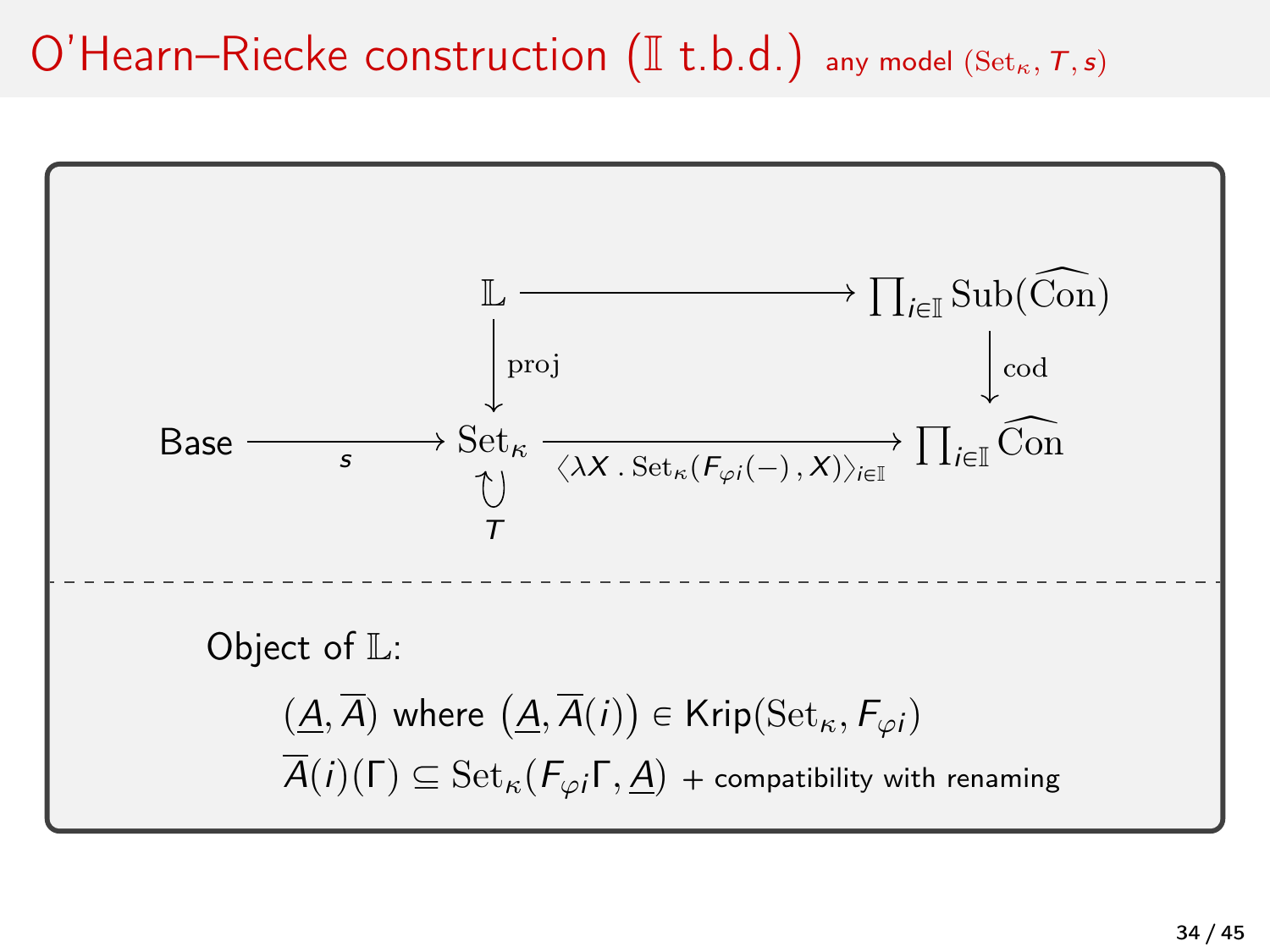# O'Hearn–Riecke construction ($\mathbb{I}$ t.b.d.) any model $(\mathrm{Set}_\kappa, T, s)$

$$
\begin{array}{ccccc}
 & & \mathbb{L} & \longrightarrow & \prod_{i\in\mathbb{I}} \mathrm{Sub}(\widehat{\mathrm{Con}}) \\
 & & \downarrow \mathrm{proj} & & \downarrow \mathrm{cod} \\
\mathsf{Base} & \xrightarrow{s} & \mathrm{Set}_\kappa \circlearrowleft T & \xrightarrow{\langle \lambda X \,.\, \mathrm{Set}_\kappa(F_{\varphi i}(-)\,,X)\rangle_{i\in\mathbb{I}}} & \prod_{i\in\mathbb{I}} \widehat{\mathrm{Con}}
\end{array}
$$

Object of $\mathbb{L}$:

$(\underline{A}, \overline{A})$ where $\left(\underline{A}, \overline{A}(i)\right) \in \mathsf{Krip}(\mathrm{Set}_\kappa, F_{\varphi i})$

$\overline{A}(i)(\Gamma) \subseteq \mathrm{Set}_\kappa(F_{\varphi i}\Gamma, \underline{A})$ + compatibility with renaming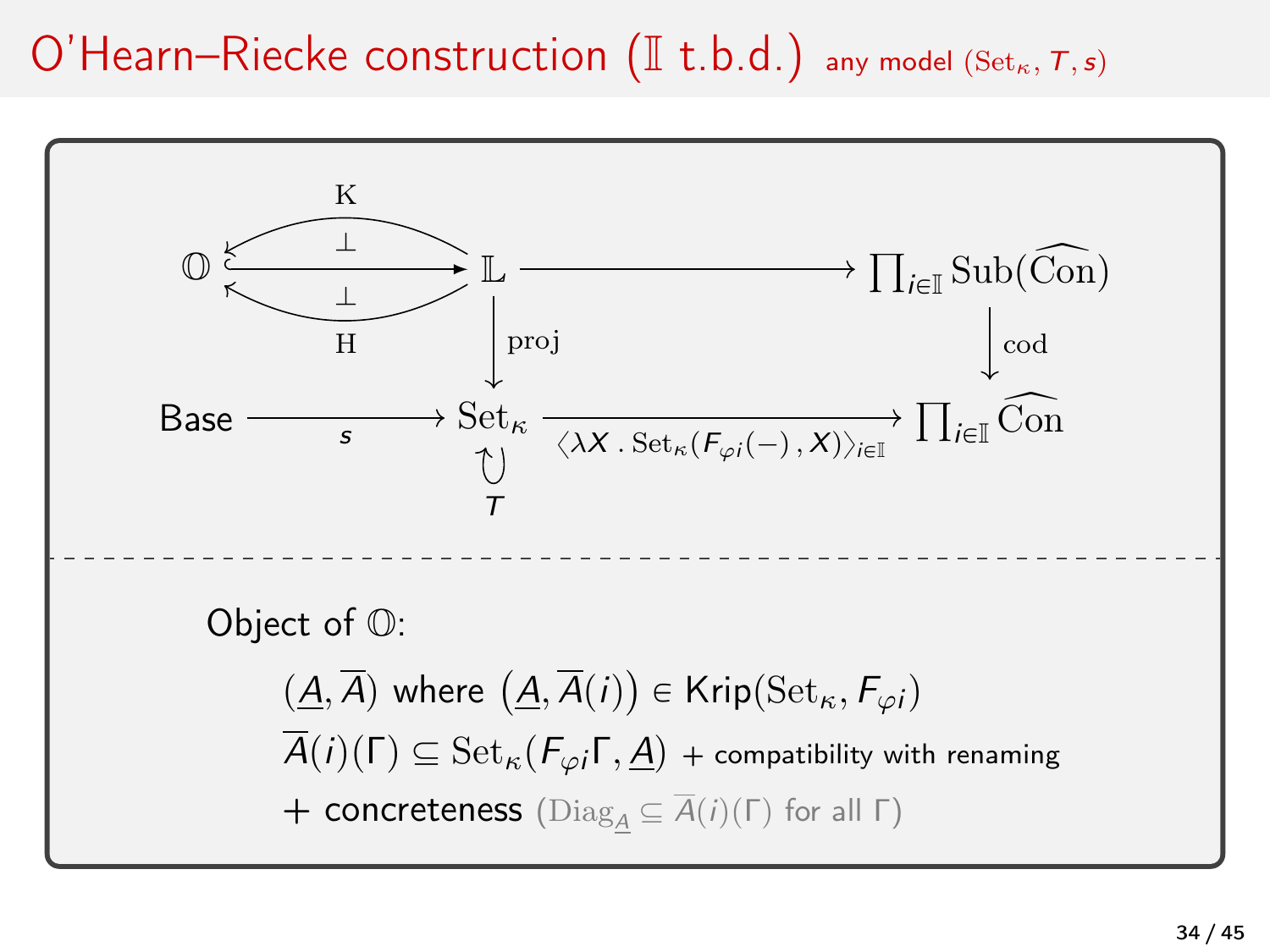# O'Hearn–Riecke construction ($\mathbb{I}$ t.b.d.) any model $(\mathrm{Set}_\kappa, T, s)$

$$
\begin{array}{ccccc}
\mathbb{O} & \underset{\mathrm{H}}{\overset{\mathrm{K}}{\leftrightarrows}} & \mathbb{L} & \longrightarrow & \prod_{i\in\mathbb{I}} \mathrm{Sub}(\widehat{\mathrm{Con}}) \\
& & \downarrow \mathrm{proj} & & \downarrow \mathrm{cod} \\
\mathsf{Base} & \xrightarrow{s} & \mathrm{Set}_\kappa \circlearrowleft T & \xrightarrow{\langle \lambda X \,.\, \mathrm{Set}_\kappa(F_{\varphi i}(-), X)\rangle_{i\in\mathbb{I}}} & \prod_{i\in\mathbb{I}} \widehat{\mathrm{Con}}
\end{array}
$$

(with $\mathrm{K} \dashv \mathbb{O} \hookrightarrow \mathbb{L} \dashv \mathrm{H}$)

Object of $\mathbb{O}$:

$(\underline{A}, \overline{A})$ where $\big(\underline{A}, \overline{A}(i)\big) \in \mathsf{Krip}(\mathrm{Set}_\kappa, F_{\varphi i})$

$\overline{A}(i)(\Gamma) \subseteq \mathrm{Set}_\kappa(F_{\varphi i}\Gamma, \underline{A})$ + compatibility with renaming

+ concreteness ($\mathrm{Diag}_{\underline{A}} \subseteq \overline{A}(i)(\Gamma)$ for all $\Gamma$)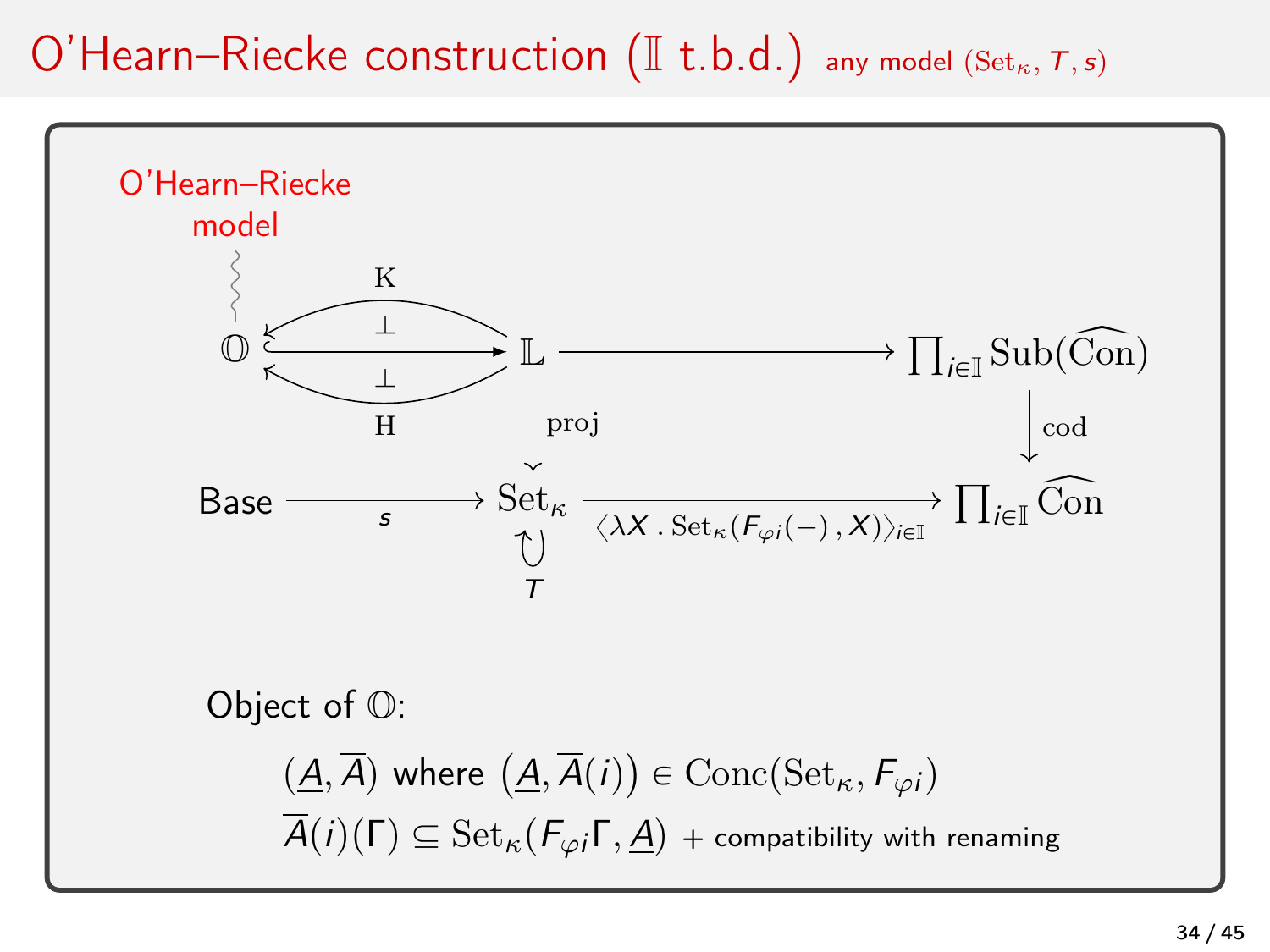# O'Hearn–Riecke construction ($\mathbb{I}$ t.b.d.) any model $(\mathrm{Set}_\kappa, T, s)$

$$
\begin{array}{ccccc}
\text{O'Hearn–Riecke model} \rightsquigarrow \mathbb{O} & \underset{\mathrm{H}\ \bot}{\overset{\mathrm{K}\ \bot}{\hookrightarrow}} & \mathbb{L} & \longrightarrow & \prod_{i \in \mathbb{I}} \mathrm{Sub}(\widehat{\mathrm{Con}}) \\
 & & \downarrow \mathrm{proj} & & \downarrow \mathrm{cod} \\
\mathsf{Base} & \xrightarrow{s} & \mathrm{Set}_\kappa \circlearrowleft T & \xrightarrow{\langle \lambda X \,.\, \mathrm{Set}_\kappa(F_{\varphi i}(-)\,, X)\rangle_{i \in \mathbb{I}}} & \prod_{i \in \mathbb{I}} \widehat{\mathrm{Con}}
\end{array}
$$

Object of $\mathbb{O}$:

$(\underline{A}, \overline{A})$ where $\left(\underline{A}, \overline{A}(i)\right) \in \mathrm{Conc}(\mathrm{Set}_\kappa, F_{\varphi i})$

$\overline{A}(i)(\Gamma) \subseteq \mathrm{Set}_\kappa(F_{\varphi i}\Gamma, \underline{A})$ + compatibility with renaming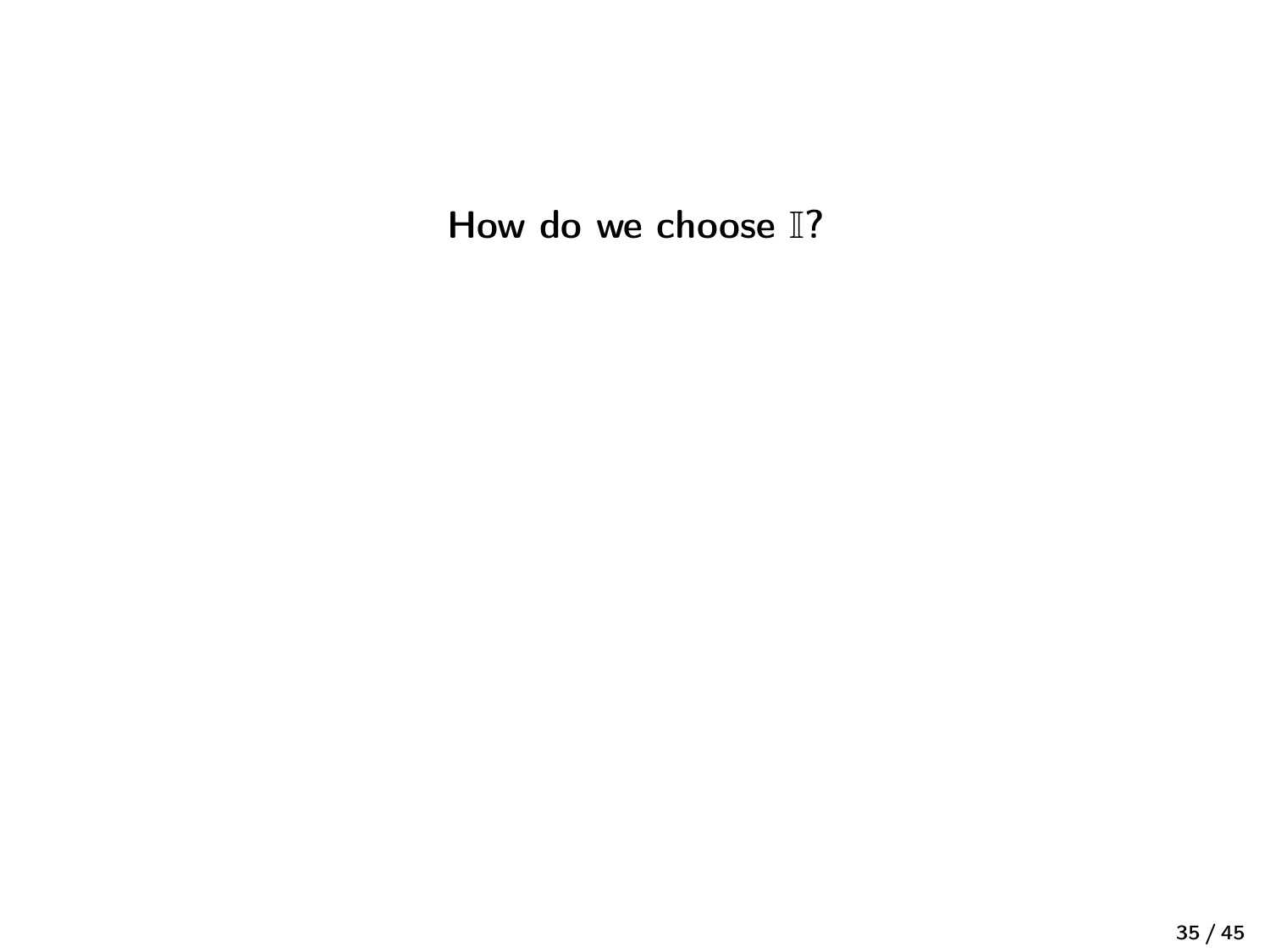**How do we choose $\mathbb{I}$?**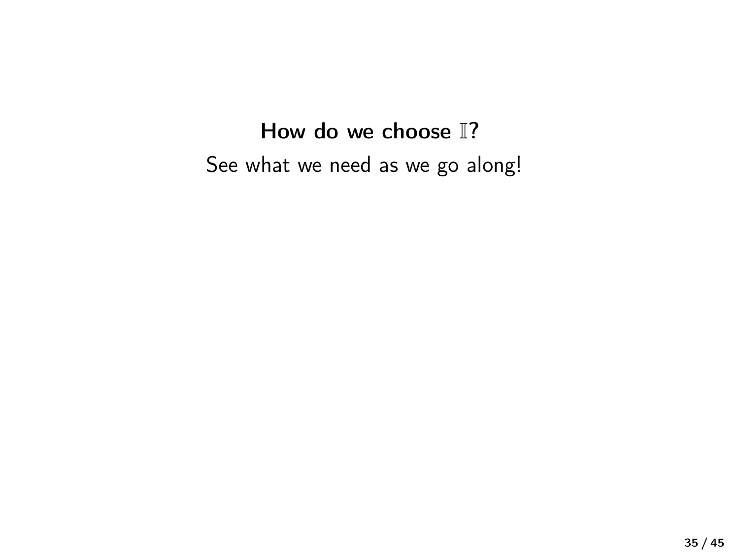**How do we choose $\mathbb{I}$?**

See what we need as we go along!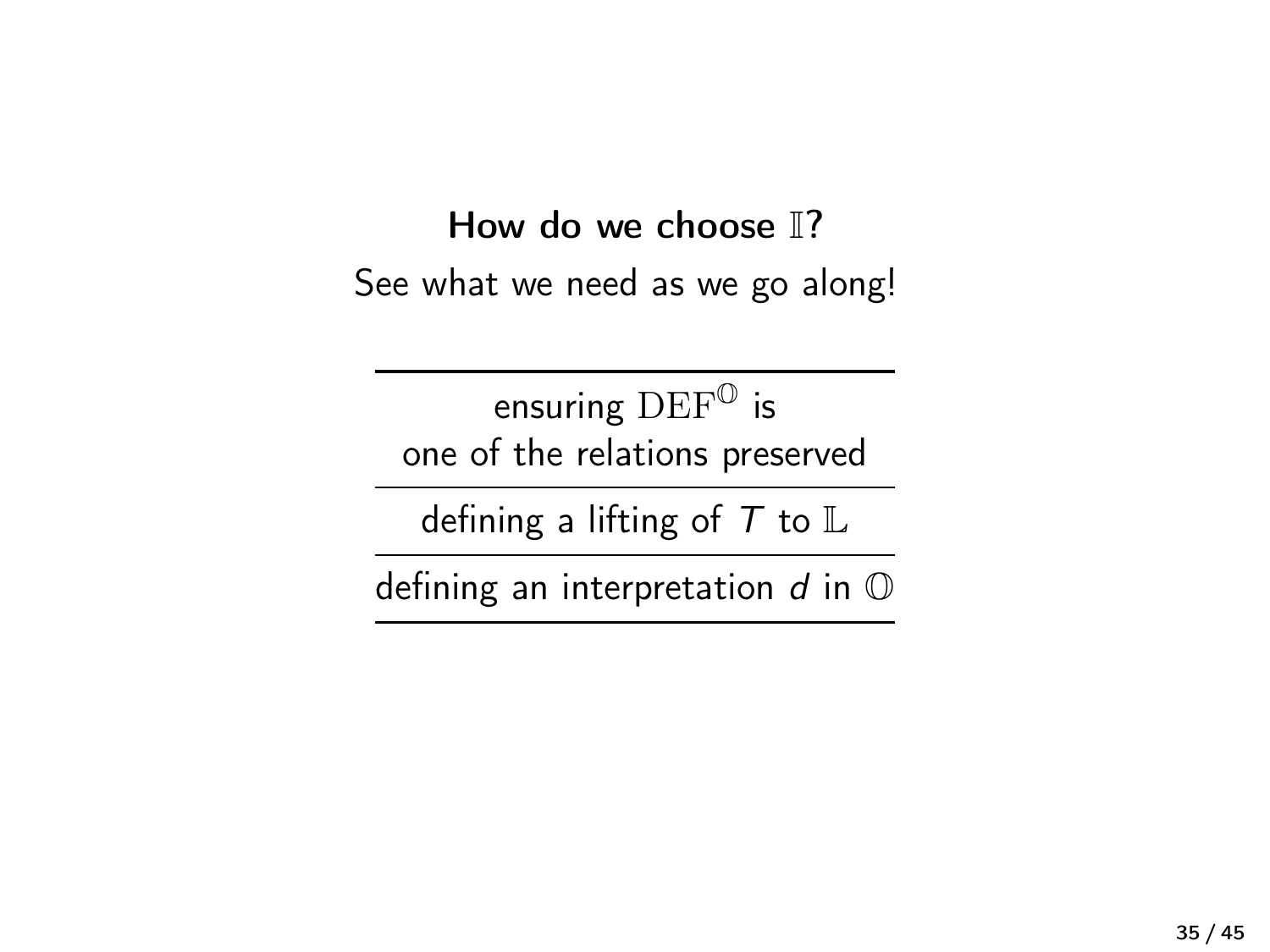**How do we choose $\mathbb{I}$?**

See what we need as we go along!

| |
|---|
| ensuring $\mathrm{DEF}^{\mathbb{O}}$ is one of the relations preserved |
| defining a lifting of $T$ to $\mathbb{L}$ |
| defining an interpretation $d$ in $\mathbb{O}$ |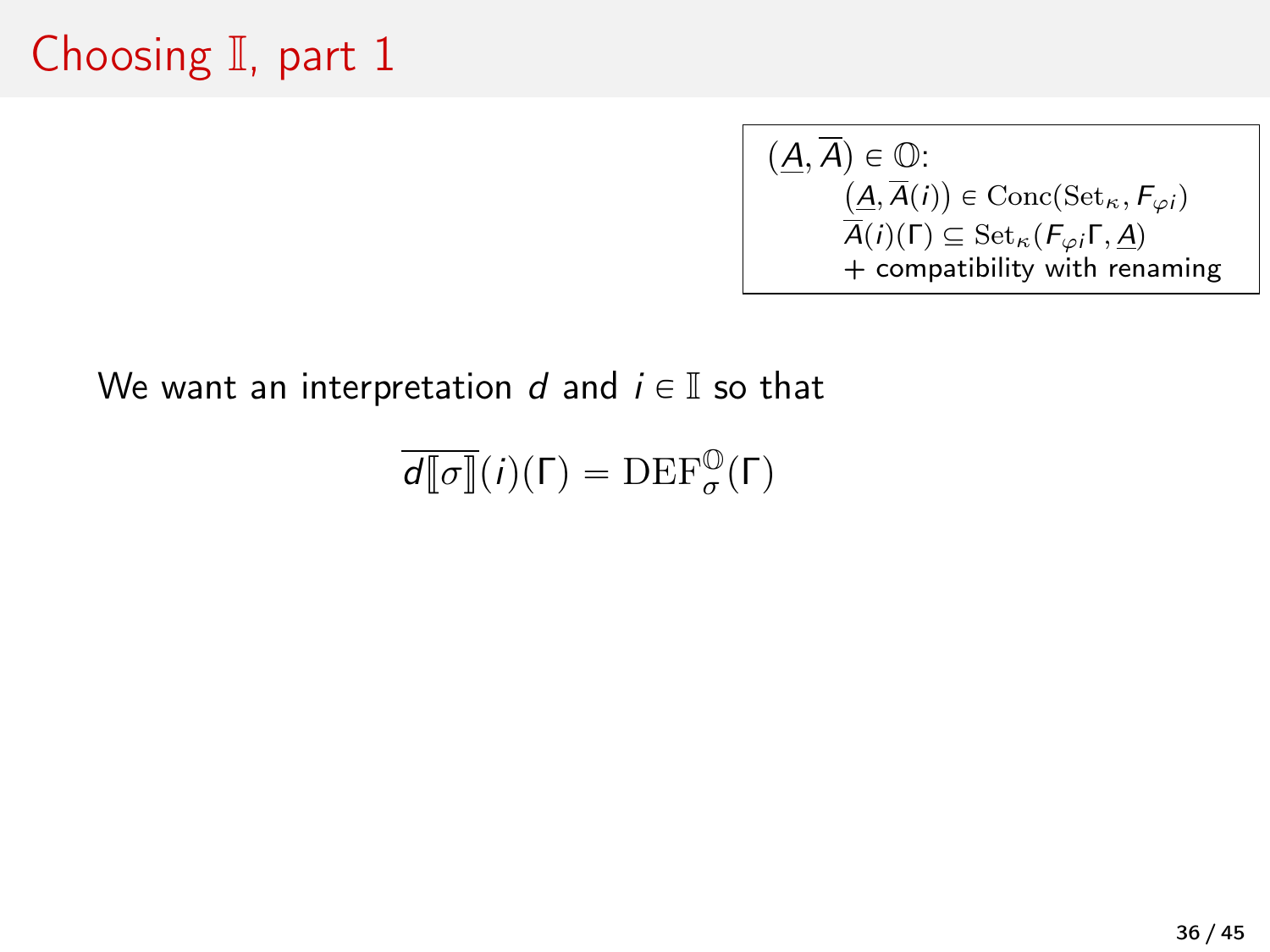# Choosing $\mathbb{I}$, part 1

$(\underline{A}, \overline{A}) \in \mathbb{O}$:

- $(\underline{A}, \overline{A}(i)) \in \mathrm{Conc}(\mathrm{Set}_\kappa, F_{\varphi i})$
- $\overline{A}(i)(\Gamma) \subseteq \mathrm{Set}_\kappa(F_{\varphi i}\Gamma, \underline{A})$
- + compatibility with renaming

We want an interpretation $d$ and $i \in \mathbb{I}$ so that

$$\overline{d[\![\sigma]\!]}(i)(\Gamma) = \mathrm{DEF}^{\mathbb{O}}_\sigma(\Gamma)$$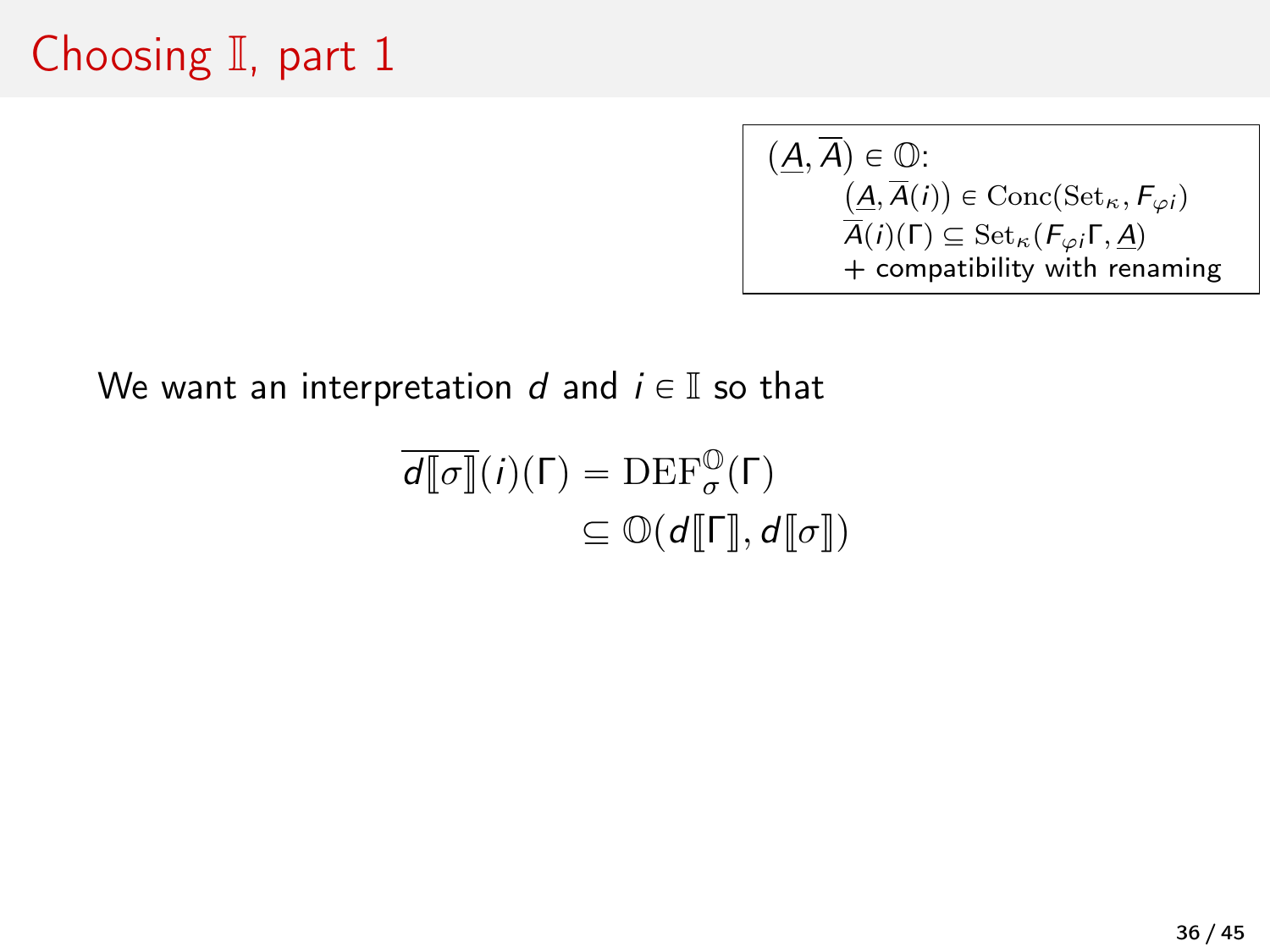# Choosing $\mathbb{I}$, part 1

$(\underline{A}, \overline{A}) \in \mathbb{O}$:

$\quad (\underline{A}, \overline{A}(i)) \in \mathrm{Conc}(\mathrm{Set}_\kappa, F_{\varphi i})$

$\quad \overline{A}(i)(\Gamma) \subseteq \mathrm{Set}_\kappa(F_{\varphi i}\Gamma, \underline{A})$

$\quad$ + compatibility with renaming

We want an interpretation $d$ and $i \in \mathbb{I}$ so that

$$
\begin{aligned}
\overline{d[\![\sigma]\!]}(i)(\Gamma) &= \mathrm{DEF}^{\mathbb{O}}_{\sigma}(\Gamma) \\
&\subseteq \mathbb{O}(d[\![\Gamma]\!], d[\![\sigma]\!])
\end{aligned}
$$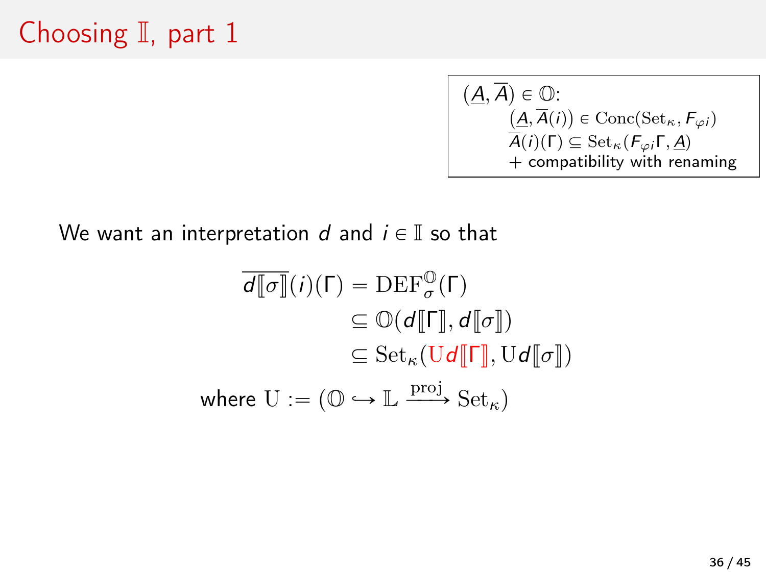# Choosing $\mathbb{I}$, part 1

$(\underline{A}, \overline{A}) \in \mathbb{O}$:
  $(\underline{A}, \overline{A}(i)) \in \mathrm{Conc}(\mathrm{Set}_\kappa, F_{\varphi i})$
  $\overline{A}(i)(\Gamma) \subseteq \mathrm{Set}_\kappa(F_{\varphi i}\Gamma, \underline{A})$
  + compatibility with renaming

We want an interpretation $d$ and $i \in \mathbb{I}$ so that

$$
\begin{aligned}
\overline{d[\![\sigma]\!]}(i)(\Gamma) &= \mathrm{DEF}^{\mathbb{O}}_{\sigma}(\Gamma) \\
&\subseteq \mathbb{O}(d[\![\Gamma]\!], d[\![\sigma]\!]) \\
&\subseteq \mathrm{Set}_\kappa(\mathrm{U}d[\![\Gamma]\!], \mathrm{U}d[\![\sigma]\!])
\end{aligned}
$$

where $\mathrm{U} := (\mathbb{O} \hookrightarrow \mathbb{L} \xrightarrow{\mathrm{proj}} \mathrm{Set}_\kappa)$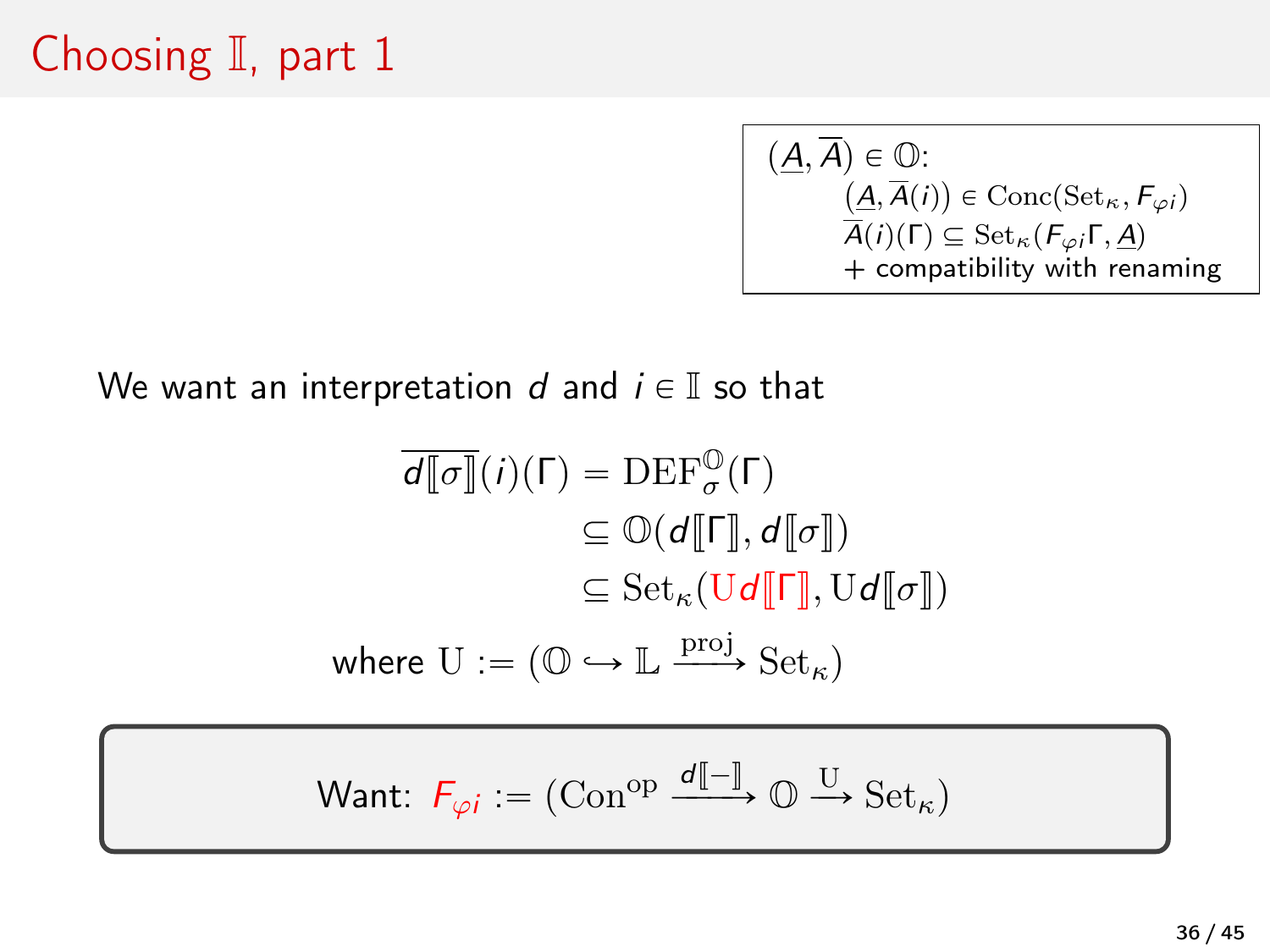# Choosing $\mathbb{I}$, part 1

$(\underline{A}, \overline{A}) \in \mathbb{O}$:

$(\underline{A}, \overline{A}(i)) \in \mathrm{Conc}(\mathrm{Set}_\kappa, F_{\varphi i})$

$\overline{A}(i)(\Gamma) \subseteq \mathrm{Set}_\kappa(F_{\varphi i}\Gamma, \underline{A})$

+ compatibility with renaming

We want an interpretation $d$ and $i \in \mathbb{I}$ so that

$$
\begin{aligned}
\overline{d[\![\sigma]\!]}(i)(\Gamma) &= \mathrm{DEF}^{\mathbb{O}}_{\sigma}(\Gamma) \\
&\subseteq \mathbb{O}(d[\![\Gamma]\!], d[\![\sigma]\!]) \\
&\subseteq \mathrm{Set}_\kappa(\mathrm{U}d[\![\Gamma]\!], \mathrm{U}d[\![\sigma]\!])
\end{aligned}
$$

where $\mathrm{U} := (\mathbb{O} \hookrightarrow \mathbb{L} \xrightarrow{\mathrm{proj}} \mathrm{Set}_\kappa)$

Want: $F_{\varphi i} := (\mathrm{Con}^{\mathrm{op}} \xrightarrow{d[\![-]\!]} \mathbb{O} \xrightarrow{\mathrm{U}} \mathrm{Set}_\kappa)$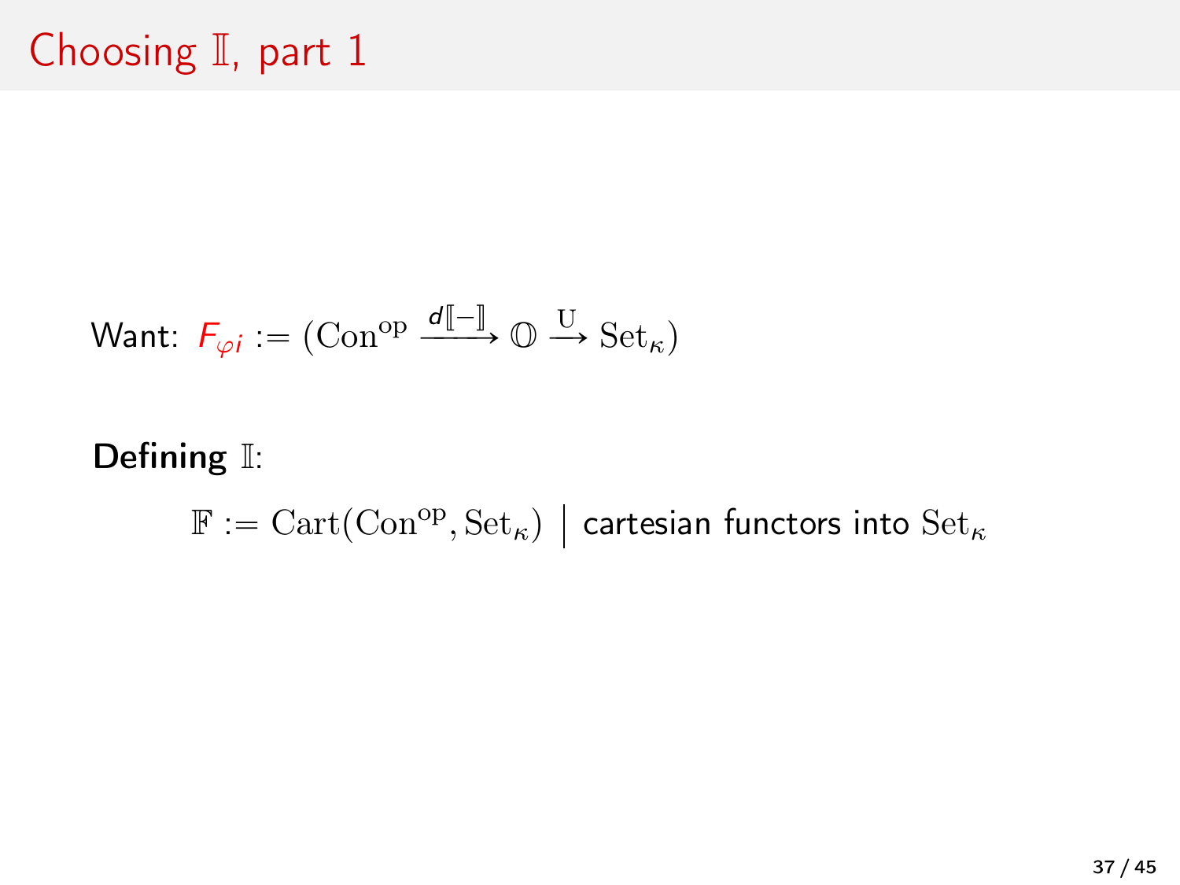# Choosing $\mathbb{I}$, part 1

Want: $F_{\varphi i} := (\mathrm{Con}^{\mathrm{op}} \xrightarrow{d[\![-]\!]} \mathbb{O} \xrightarrow{\mathrm{U}} \mathrm{Set}_\kappa)$

**Defining** $\mathbb{I}$:

$\mathbb{F} := \mathrm{Cart}(\mathrm{Con}^{\mathrm{op}}, \mathrm{Set}_\kappa)$ | cartesian functors into $\mathrm{Set}_\kappa$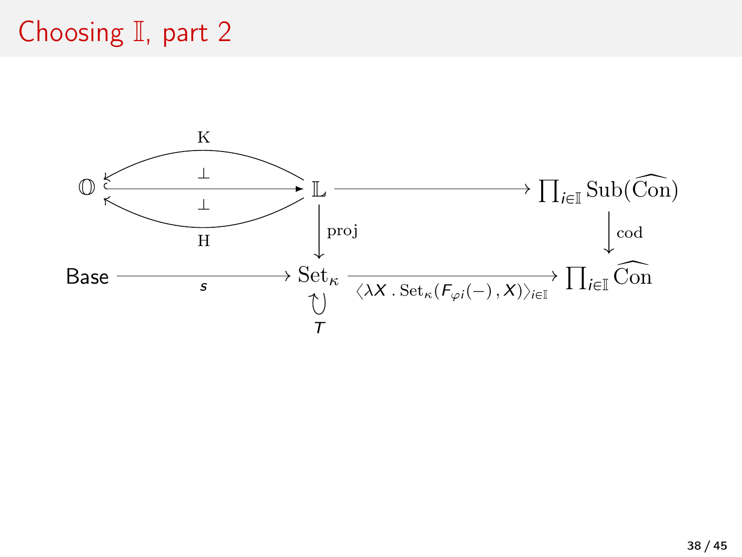# Choosing $\mathbb{I}$, part 2

K

$\mathbb{O}$

$\perp$

$\perp$

$\mathbb{L}$

H

$\prod_{i \in \mathbb{I}} \mathrm{Sub}(\widehat{\mathrm{Con}})$

proj

cod

Base

$s$

$\mathrm{Set}_\kappa$

$T$

$\langle \lambda X \,.\, \mathrm{Set}_\kappa(F_{\varphi i}(-)\,, X) \rangle_{i \in \mathbb{I}}$

$\prod_{i \in \mathbb{I}} \widehat{\mathrm{Con}}$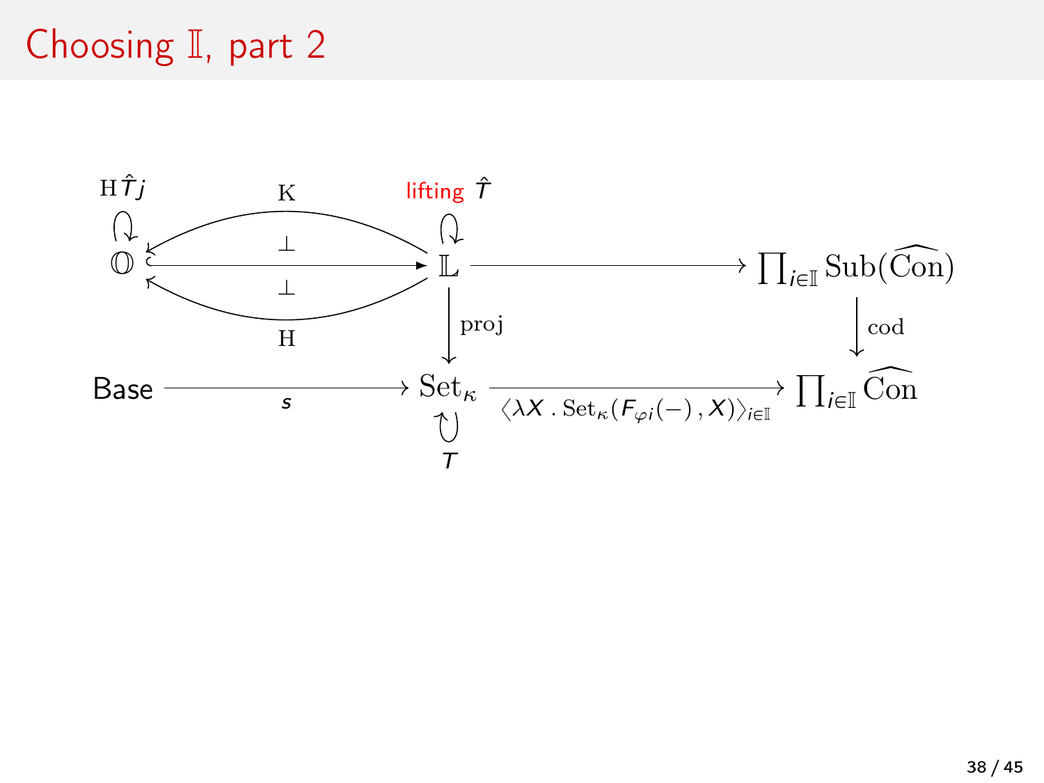# Choosing $\mathbb{I}$, part 2

$\mathrm{H}\hat{T}j$

K

lifting $\hat{T}$

$\mathbb{O}$

$\perp$

$\mathbb{L}$

$\prod_{i\in\mathbb{I}} \mathrm{Sub}(\widehat{\mathrm{Con}})$

$\perp$

proj

cod

H

Base

$s$

$\mathrm{Set}_\kappa$

$\langle \lambda X \,.\, \mathrm{Set}_\kappa(F_{\varphi i}(-)\,, X)\rangle_{i\in\mathbb{I}}$

$\prod_{i\in\mathbb{I}} \widehat{\mathrm{Con}}$

$T$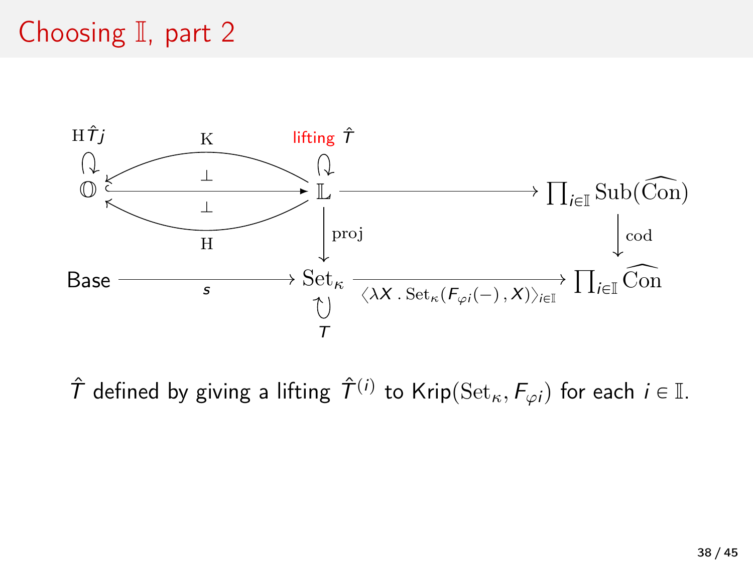# Choosing $\mathbb{I}$, part 2

$\mathrm{H}\hat{T}j$

K

lifting $\hat{T}$

$\bot$

$\mathbb{O}$

$\mathbb{L}$

$\prod_{i \in \mathbb{I}} \mathrm{Sub}(\widehat{\mathrm{Con}})$

$\bot$

proj

cod

H

Base

$s$

$\mathrm{Set}_\kappa$

$\langle \lambda X \,.\, \mathrm{Set}_\kappa(F_{\varphi i}(-), X) \rangle_{i \in \mathbb{I}}$

$\prod_{i \in \mathbb{I}} \widehat{\mathrm{Con}}$

$T$

$\hat{T}$ defined by giving a lifting $\hat{T}^{(i)}$ to $\mathsf{Krip}(\mathrm{Set}_\kappa, F_{\varphi i})$ for each $i \in \mathbb{I}$.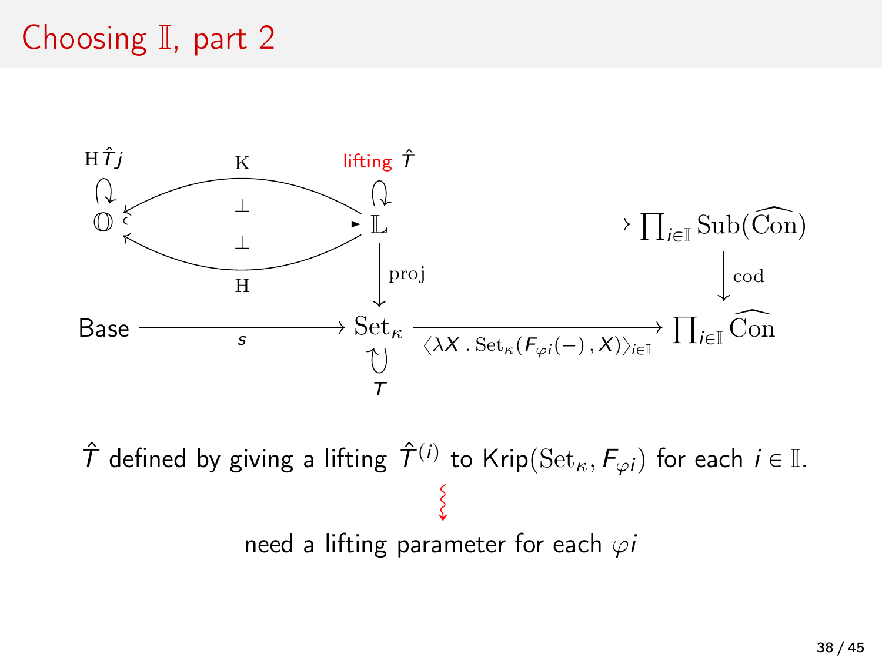# Choosing $\mathbb{I}$, part 2

$\mathrm{H}\hat{T}j$

K

lifting $\hat{T}$

$\mathbb{O}$

$\perp$

$\perp$

$\mathbb{L}$

$\prod_{i \in \mathbb{I}} \mathrm{Sub}(\widehat{\mathrm{Con}})$

H

proj

cod

Base

$s$

$\mathrm{Set}_\kappa$

$\langle \lambda X \,.\, \mathrm{Set}_\kappa(F_{\varphi i}(-), X) \rangle_{i \in \mathbb{I}}$

$\prod_{i \in \mathbb{I}} \widehat{\mathrm{Con}}$

$T$

$\hat{T}$ defined by giving a lifting $\hat{T}^{(i)}$ to $\mathrm{Krip}(\mathrm{Set}_\kappa, F_{\varphi i})$ for each $i \in \mathbb{I}$.

need a lifting parameter for each $\varphi i$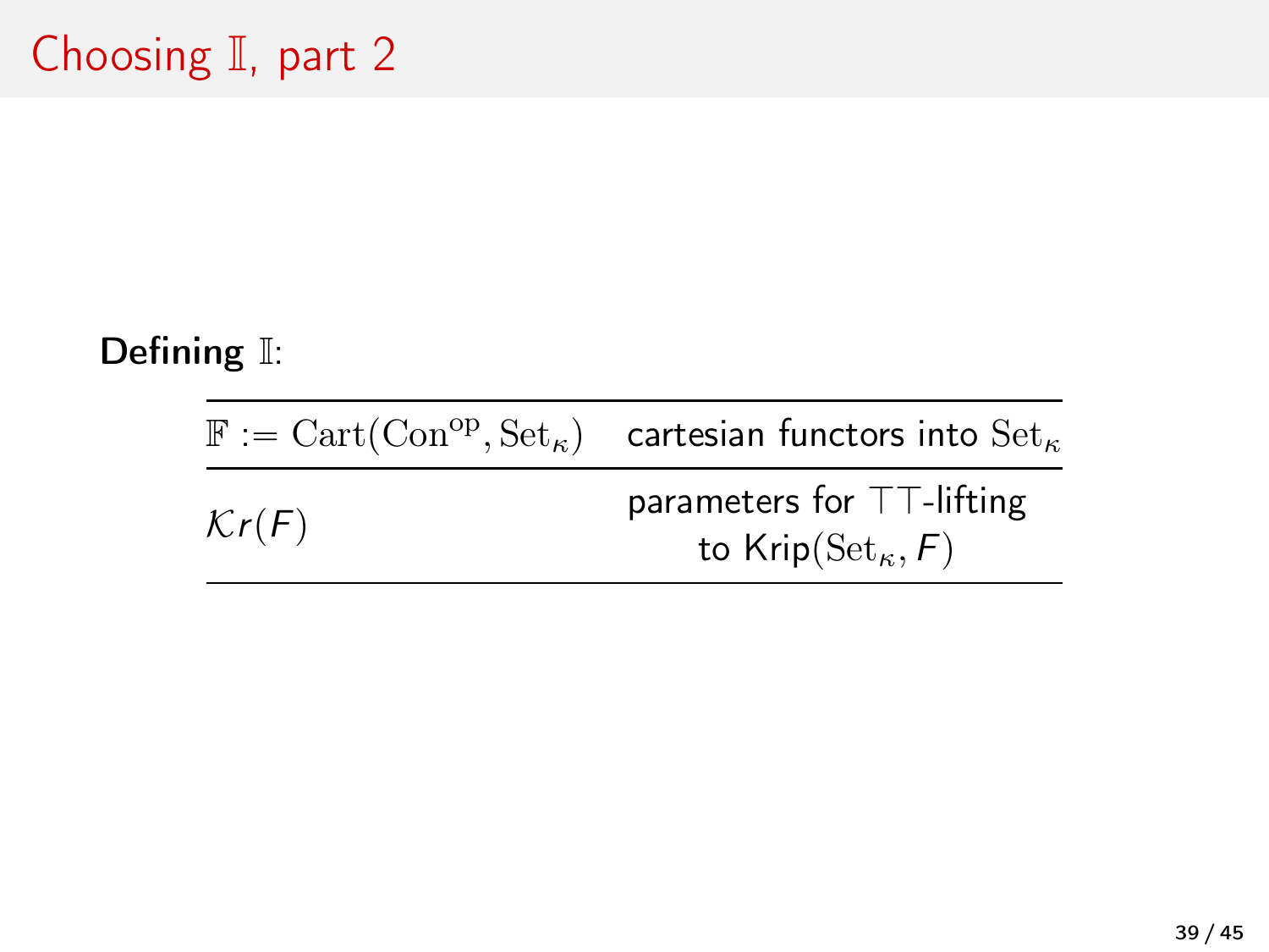# Choosing $\mathbb{I}$, part 2

**Defining** $\mathbb{I}$:

| | |
|---|---|
| $\mathbb{F} := \mathrm{Cart}(\mathrm{Con}^{\mathrm{op}}, \mathrm{Set}_\kappa)$ | cartesian functors into $\mathrm{Set}_\kappa$ |
| $\mathcal{K}r(F)$ | parameters for $\top\top$-lifting to $\mathsf{Krip}(\mathrm{Set}_\kappa, F)$ |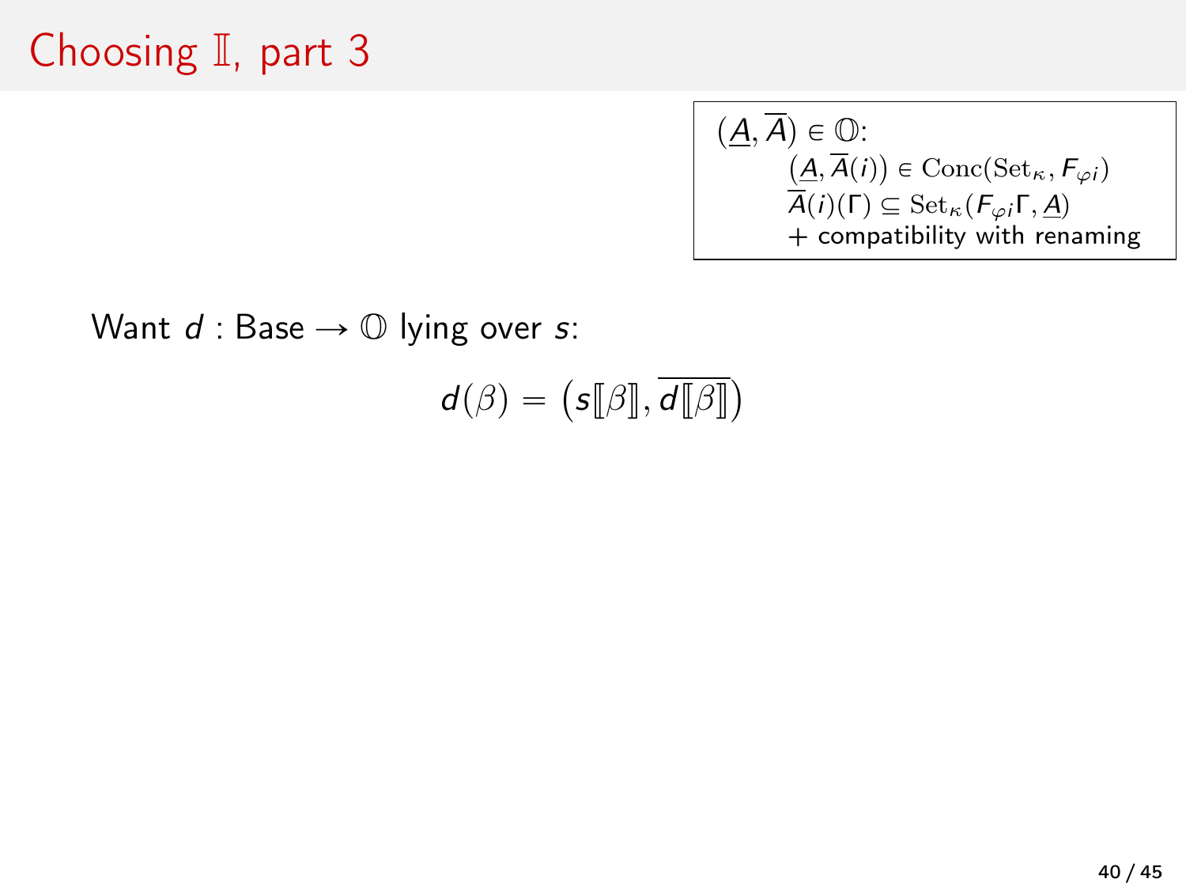# Choosing $\mathbb{I}$, part 3

$(\underline{A}, \overline{A}) \in \mathbb{O}$:

$\quad \big(\underline{A}, \overline{A}(i)\big) \in \mathrm{Conc}(\mathrm{Set}_\kappa, F_{\varphi i})$

$\quad \overline{A}(i)(\Gamma) \subseteq \mathrm{Set}_\kappa(F_{\varphi i}\Gamma, \underline{A})$

$\quad$ + compatibility with renaming

Want $d : \mathsf{Base} \to \mathbb{O}$ lying over $s$:

$$d(\beta) = \big(s[\![\beta]\!], \overline{d[\![\beta]\!]}\big)$$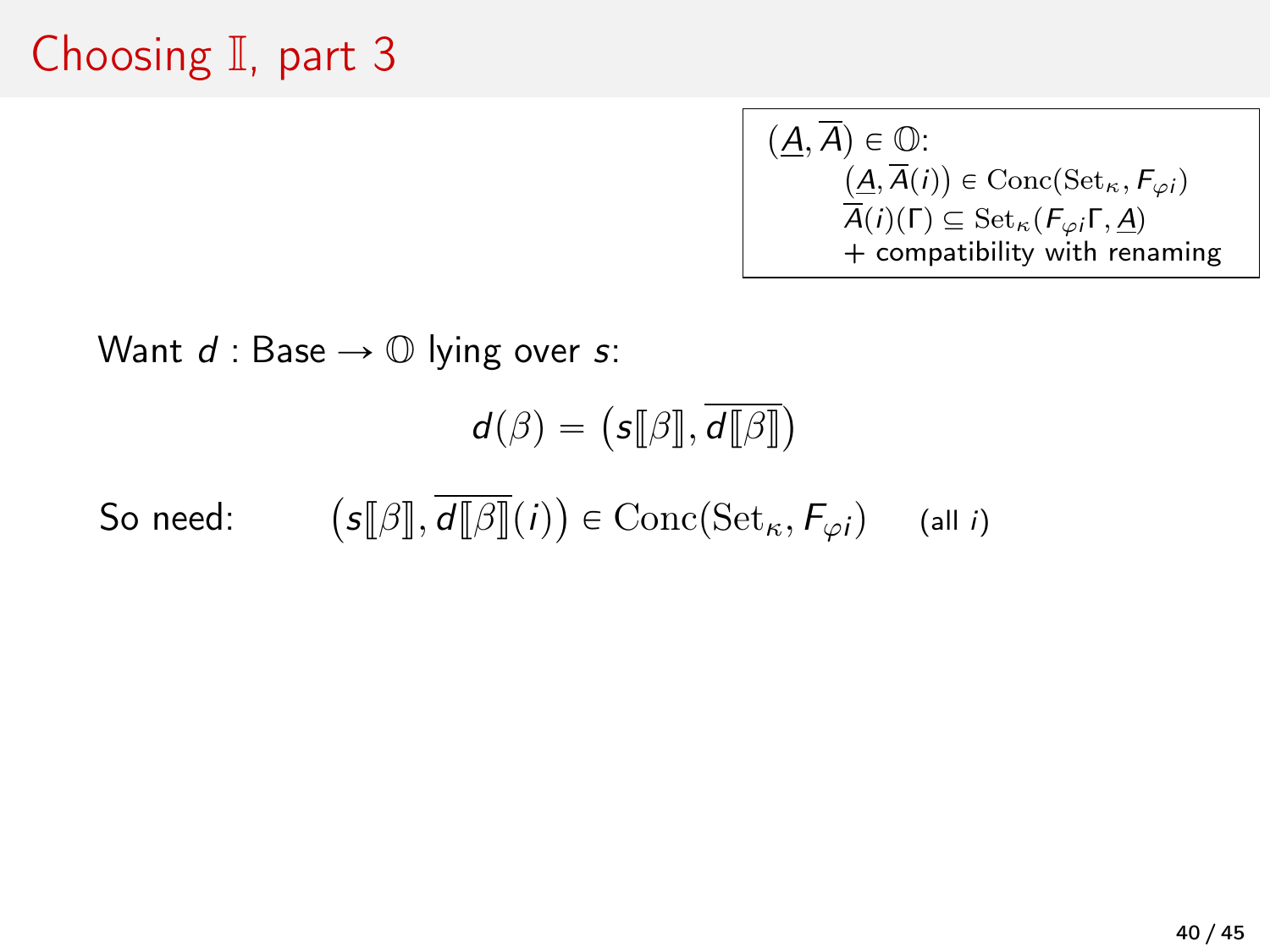# Choosing $\mathbb{I}$, part 3

$(\underline{A}, \overline{A}) \in \mathbb{O}$:

$\quad (\underline{A}, \overline{A}(i)) \in \mathrm{Conc}(\mathrm{Set}_\kappa, F_{\varphi i})$

$\quad \overline{A}(i)(\Gamma) \subseteq \mathrm{Set}_\kappa(F_{\varphi i}\Gamma, \underline{A})$

$\quad$ + compatibility with renaming

Want $d : \mathsf{Base} \to \mathbb{O}$ lying over $s$:

$$d(\beta) = \left(s[\![\beta]\!], \overline{d[\![\beta]\!]}\right)$$

So need: $\quad \left(s[\![\beta]\!], \overline{d[\![\beta]\!]}(i)\right) \in \mathrm{Conc}(\mathrm{Set}_\kappa, F_{\varphi i}) \quad$ (all $i$)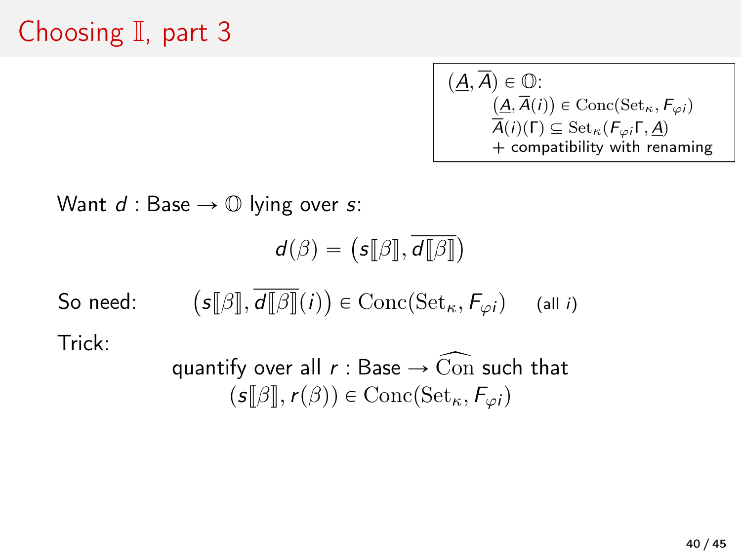# Choosing $\mathbb{I}$, part 3

$(\underline{A}, \overline{A}) \in \mathbb{O}$:
$\quad (\underline{A}, \overline{A}(i)) \in \mathrm{Conc}(\mathrm{Set}_\kappa, F_{\varphi i})$
$\quad \overline{A}(i)(\Gamma) \subseteq \mathrm{Set}_\kappa(F_{\varphi i}\Gamma, \underline{A})$
$\quad$ + compatibility with renaming

Want $d : \mathsf{Base} \to \mathbb{O}$ lying over $s$:

$$d(\beta) = \left(s[\![\beta]\!], \overline{d[\![\beta]\!]}\right)$$

So need: $\quad \left(s[\![\beta]\!], \overline{d[\![\beta]\!]}(i)\right) \in \mathrm{Conc}(\mathrm{Set}_\kappa, F_{\varphi i}) \quad$ (all $i$)

Trick:

quantify over all $r : \mathsf{Base} \to \widehat{\mathrm{Con}}$ such that
$$(s[\![\beta]\!], r(\beta)) \in \mathrm{Conc}(\mathrm{Set}_\kappa, F_{\varphi i})$$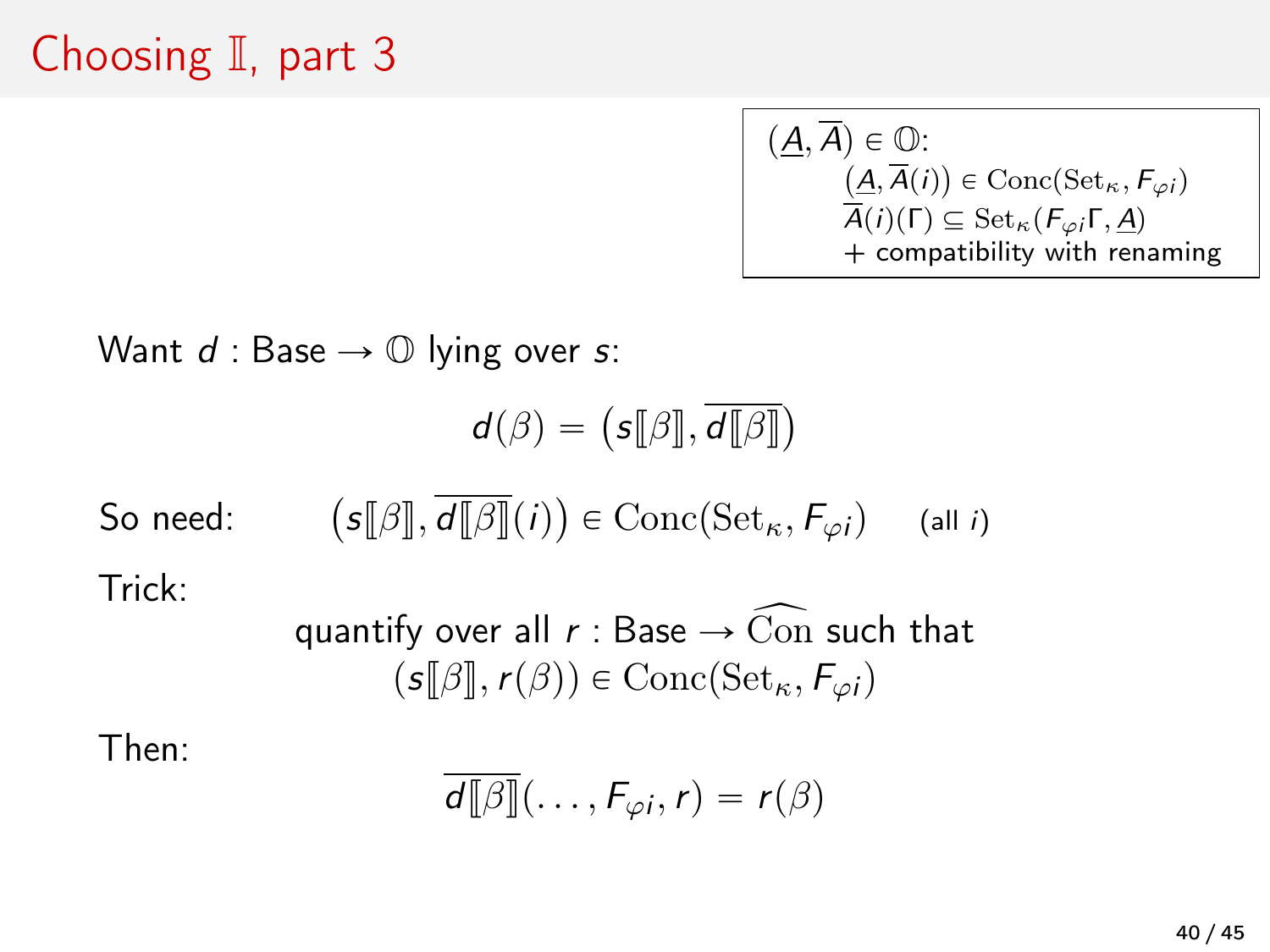# Choosing $\mathbb{I}$, part 3

$(\underline{A}, \overline{A}) \in \mathbb{O}$:

$\quad (\underline{A}, \overline{A}(i)) \in \mathrm{Conc}(\mathrm{Set}_\kappa, F_{\varphi i})$

$\quad \overline{A}(i)(\Gamma) \subseteq \mathrm{Set}_\kappa(F_{\varphi i}\Gamma, \underline{A})$

$\quad$ + compatibility with renaming

Want $d : \mathsf{Base} \to \mathbb{O}$ lying over $s$:

$$d(\beta) = \left(s[\![\beta]\!], \overline{d[\![\beta]\!]}\right)$$

So need: $\quad \left(s[\![\beta]\!], \overline{d[\![\beta]\!]}(i)\right) \in \mathrm{Conc}(\mathrm{Set}_\kappa, F_{\varphi i}) \quad$ (all $i$)

Trick:

$$\text{quantify over all } r : \mathsf{Base} \to \widehat{\mathrm{Con}} \text{ such that}$$
$$(s[\![\beta]\!], r(\beta)) \in \mathrm{Conc}(\mathrm{Set}_\kappa, F_{\varphi i})$$

Then:

$$\overline{d[\![\beta]\!]}(\ldots, F_{\varphi i}, r) = r(\beta)$$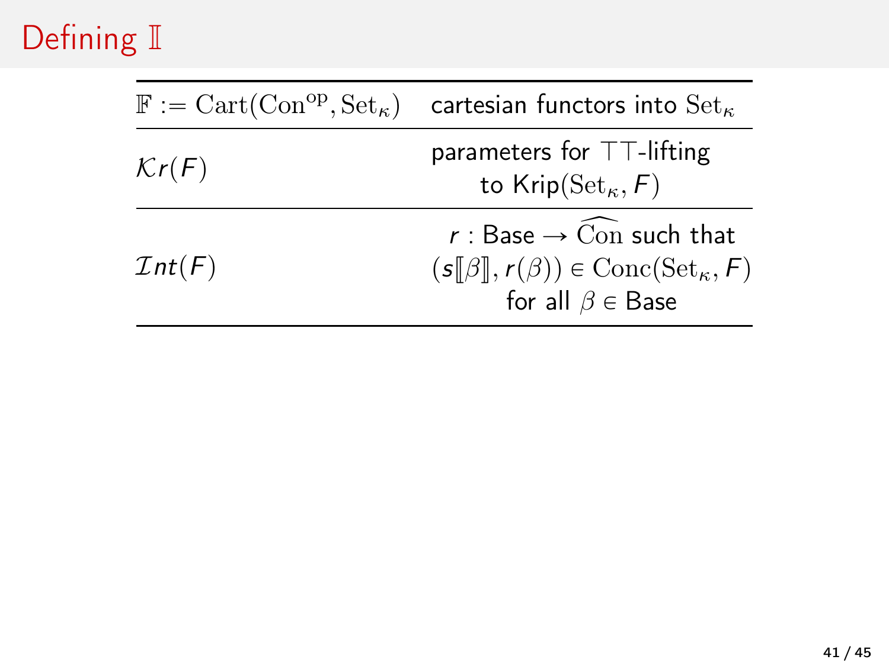# Defining $\mathbb{I}$

| | |
|---|---|
| $\mathbb{F} := \mathrm{Cart}(\mathrm{Con}^{\mathrm{op}}, \mathrm{Set}_\kappa)$ | cartesian functors into $\mathrm{Set}_\kappa$ |
| $\mathcal{K}r(F)$ | parameters for $\top\top$-lifting to $\mathsf{Krip}(\mathrm{Set}_\kappa, F)$ |
| $\mathcal{I}nt(F)$ | $r : \mathsf{Base} \to \widehat{\mathrm{Con}}$ such that $(s[\![\beta]\!], r(\beta)) \in \mathrm{Conc}(\mathrm{Set}_\kappa, F)$ for all $\beta \in \mathsf{Base}$ |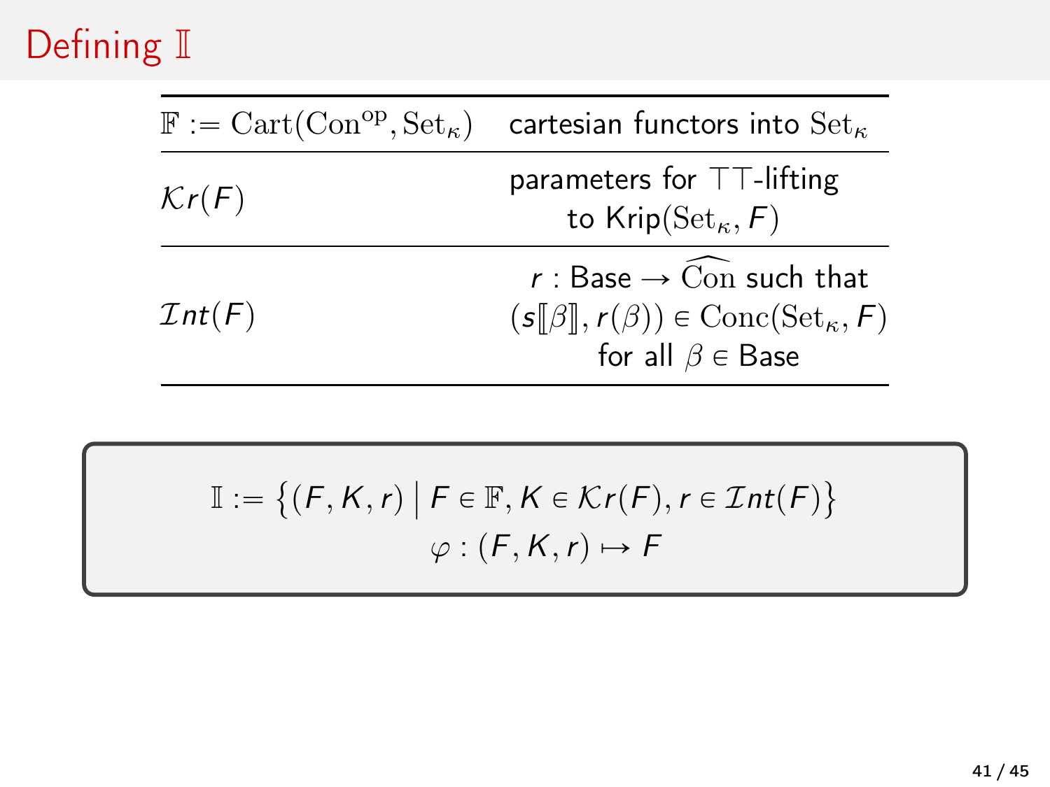# Defining $\mathbb{I}$

| | |
|---|---|
| $\mathbb{F} := \mathrm{Cart}(\mathrm{Con}^{\mathrm{op}}, \mathrm{Set}_\kappa)$ | cartesian functors into $\mathrm{Set}_\kappa$ |
| $\mathcal{K}r(F)$ | parameters for $\top\top$-lifting to Krip$(\mathrm{Set}_\kappa, F)$ |
| $\mathcal{I}nt(F)$ | $r$ : Base $\to \widehat{\mathrm{Con}}$ such that $(s[\![\beta]\!], r(\beta)) \in \mathrm{Conc}(\mathrm{Set}_\kappa, F)$ for all $\beta \in$ Base |

$$\mathbb{I} := \left\{(F, K, r) \,\middle|\, F \in \mathbb{F}, K \in \mathcal{K}r(F), r \in \mathcal{I}nt(F)\right\}$$
$$\varphi : (F, K, r) \mapsto F$$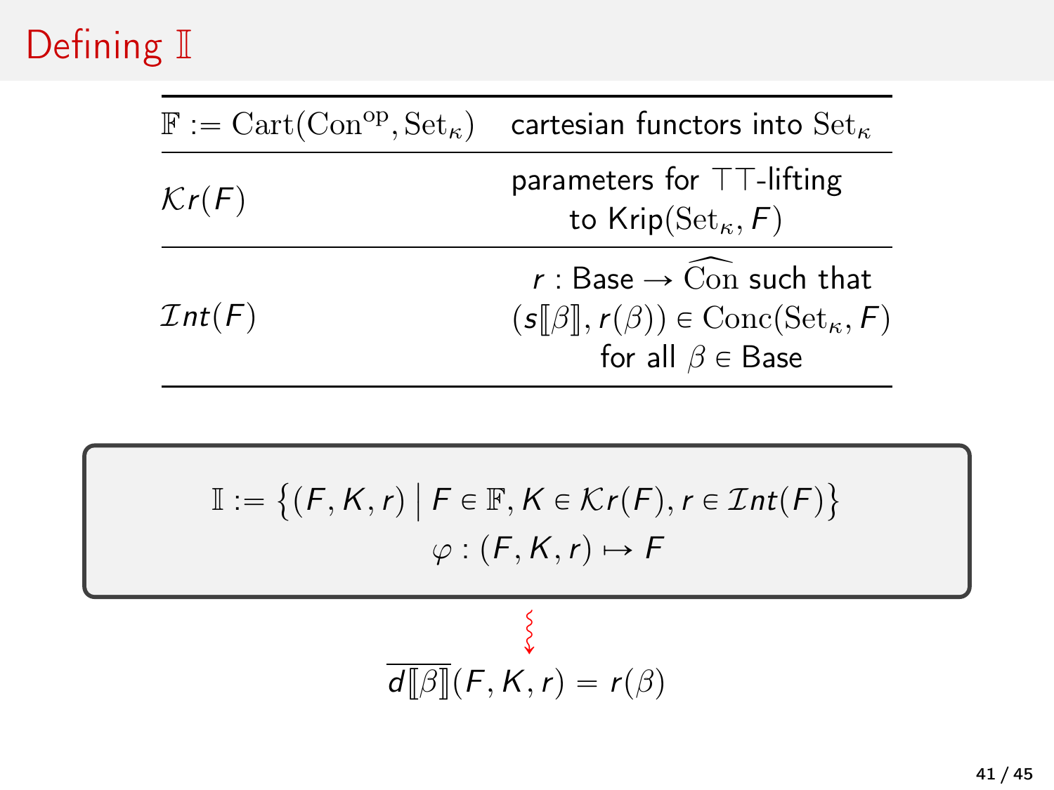# Defining $\mathbb{I}$

| | |
|---|---|
| $\mathbb{F} := \mathrm{Cart}(\mathrm{Con}^{\mathrm{op}}, \mathrm{Set}_\kappa)$ | cartesian functors into $\mathrm{Set}_\kappa$ |
| $\mathcal{K}r(F)$ | parameters for $\top\top$-lifting to $\mathsf{Krip}(\mathrm{Set}_\kappa, F)$ |
| $\mathcal{I}nt(F)$ | $r : \mathsf{Base} \to \widehat{\mathrm{Con}}$ such that $(s[\![\beta]\!], r(\beta)) \in \mathrm{Conc}(\mathrm{Set}_\kappa, F)$ for all $\beta \in \mathsf{Base}$ |

$$\mathbb{I} := \left\{ (F, K, r) \;\middle|\; F \in \mathbb{F}, K \in \mathcal{K}r(F), r \in \mathcal{I}nt(F) \right\}$$
$$\varphi : (F, K, r) \mapsto F$$

$$\overline{d[\![\beta]\!]}(F, K, r) = r(\beta)$$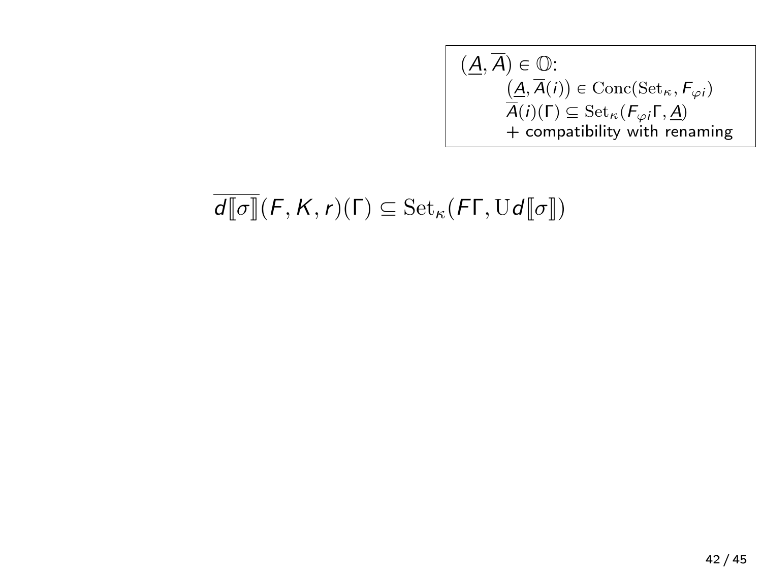$(\underline{A}, \overline{A}) \in \mathbb{O}$:

$\left(\underline{A}, \overline{A}(i)\right) \in \mathrm{Conc}(\mathrm{Set}_\kappa, F_{\varphi i})$

$\overline{A}(i)(\Gamma) \subseteq \mathrm{Set}_\kappa(F_{\varphi i}\Gamma, \underline{A})$

+ compatibility with renaming

$$\overline{d[\![\sigma]\!]}(F, K, r)(\Gamma) \subseteq \mathrm{Set}_\kappa(F\Gamma, \mathrm{U}d[\![\sigma]\!])$$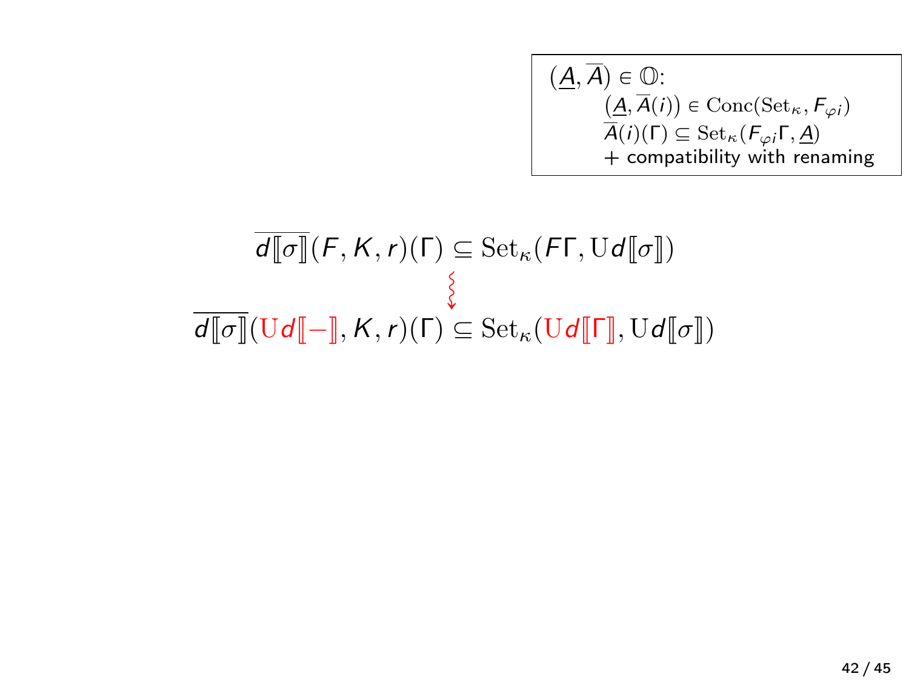$(\underline{A}, \overline{A}) \in \mathbb{O}$:

$\left(\underline{A}, \overline{A}(i)\right) \in \mathrm{Conc}(\mathrm{Set}_\kappa, F_{\varphi i})$

$\overline{A}(i)(\Gamma) \subseteq \mathrm{Set}_\kappa(F_{\varphi i}\Gamma, \underline{A})$

$+$ compatibility with renaming

$$\overline{d[\![\sigma]\!]}(F, K, r)(\Gamma) \subseteq \mathrm{Set}_\kappa(F\Gamma, \mathrm{U}d[\![\sigma]\!])$$

$$\rightsquigarrow$$

$$\overline{d[\![\sigma]\!]}(\mathrm{U}d[\![-]\!], K, r)(\Gamma) \subseteq \mathrm{Set}_\kappa(\mathrm{U}d[\![\Gamma]\!], \mathrm{U}d[\![\sigma]\!])$$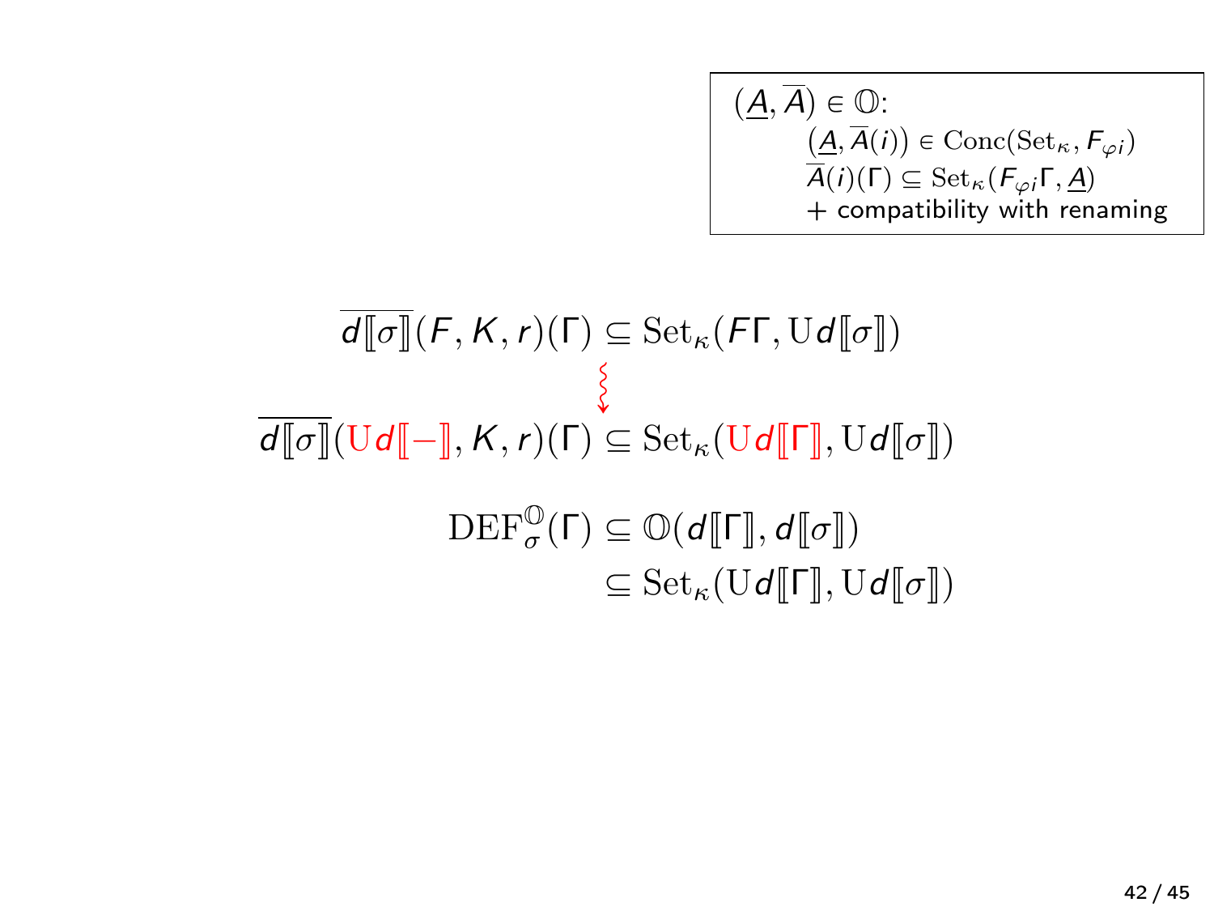$(\underline{A}, \overline{A}) \in \mathbb{O}$:

$\left(\underline{A}, \overline{A}(i)\right) \in \mathrm{Conc}(\mathrm{Set}_\kappa, F_{\varphi i})$

$\overline{A}(i)(\Gamma) \subseteq \mathrm{Set}_\kappa(F_{\varphi i}\Gamma, \underline{A})$

+ compatibility with renaming

$$\overline{d[\![\sigma]\!]}(F, K, r)(\Gamma) \subseteq \mathrm{Set}_\kappa(F\Gamma, \mathrm{U}d[\![\sigma]\!])$$

$$\rightsquigarrow$$

$$\overline{d[\![\sigma]\!]}(\mathrm{U}d[\![-]\!], K, r)(\Gamma) \subseteq \mathrm{Set}_\kappa(\mathrm{U}d[\![\Gamma]\!], \mathrm{U}d[\![\sigma]\!])$$

$$\begin{aligned}\mathrm{DEF}^{\mathbb{O}}_\sigma(\Gamma) &\subseteq \mathbb{O}(d[\![\Gamma]\!], d[\![\sigma]\!]) \\ &\subseteq \mathrm{Set}_\kappa(\mathrm{U}d[\![\Gamma]\!], \mathrm{U}d[\![\sigma]\!])\end{aligned}$$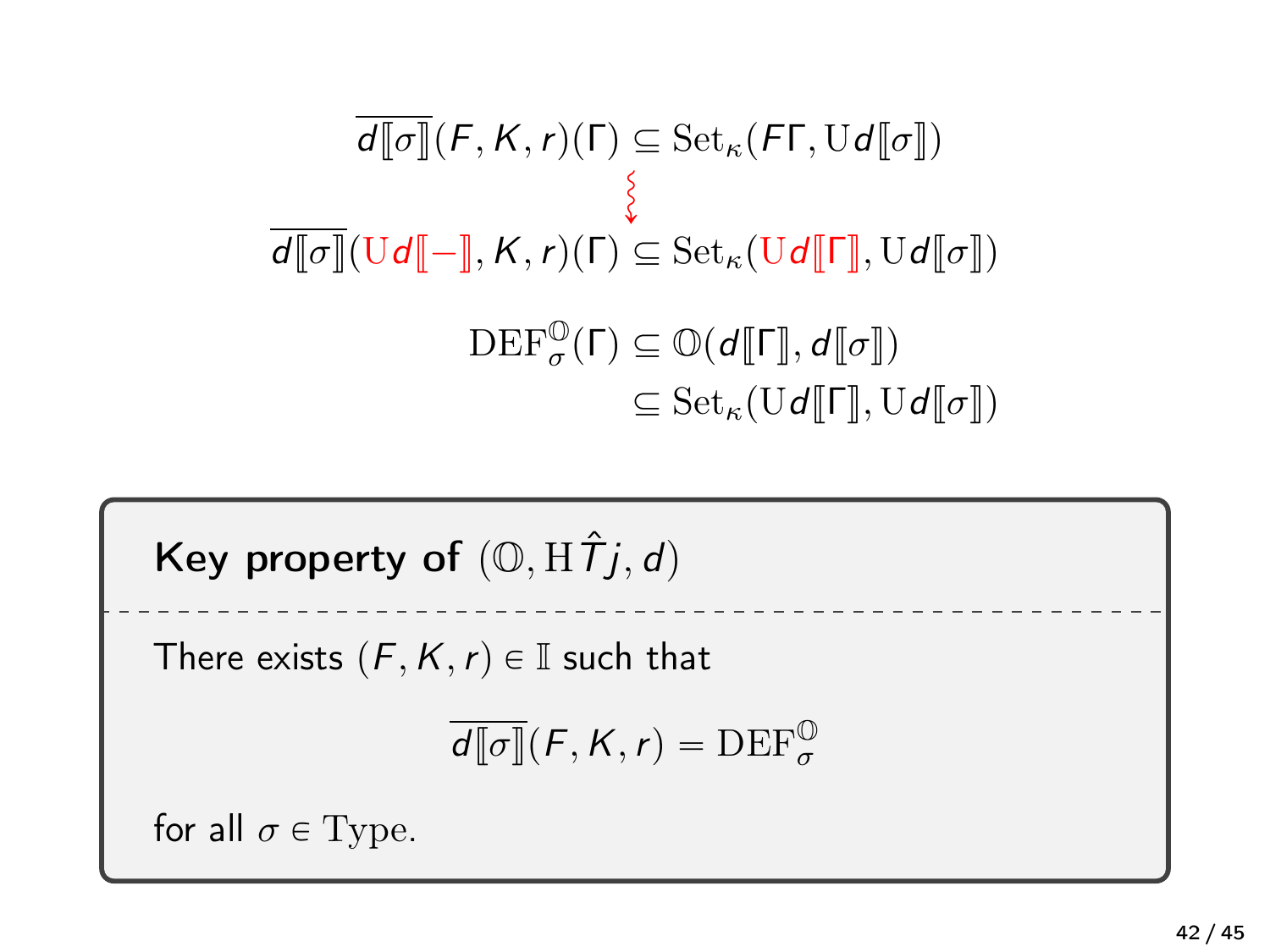$$\overline{d[\![\sigma]\!]}(F, K, r)(\Gamma) \subseteq \mathrm{Set}_\kappa(F\Gamma, \mathrm{U}d[\![\sigma]\!])$$

$$\rightsquigarrow$$

$$\overline{d[\![\sigma]\!]}(\mathrm{U}d[\![-]\!], K, r)(\Gamma) \subseteq \mathrm{Set}_\kappa(\mathrm{U}d[\![\Gamma]\!], \mathrm{U}d[\![\sigma]\!])$$

$$\begin{aligned} \mathrm{DEF}^{\mathbb{O}}_\sigma(\Gamma) &\subseteq \mathbb{O}(d[\![\Gamma]\!], d[\![\sigma]\!]) \\ &\subseteq \mathrm{Set}_\kappa(\mathrm{U}d[\![\Gamma]\!], \mathrm{U}d[\![\sigma]\!]) \end{aligned}$$

**Key property of** $(\mathbb{O}, \mathrm{H}\hat{T}j, d)$

---

There exists $(F, K, r) \in \mathbb{I}$ such that

$$\overline{d[\![\sigma]\!]}(F, K, r) = \mathrm{DEF}^{\mathbb{O}}_\sigma$$

for all $\sigma \in \mathrm{Type}$.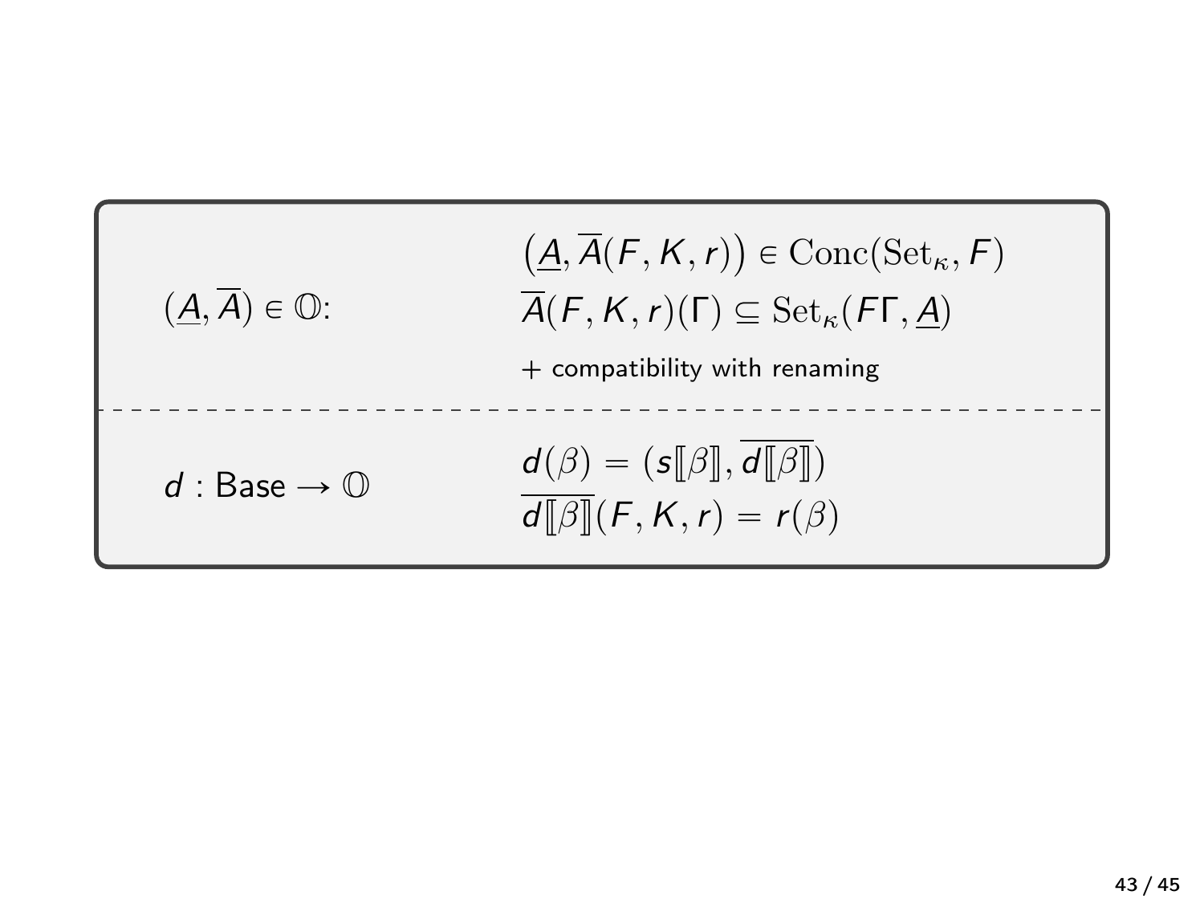| | |
|---|---|
| $(\underline{A}, \overline{A}) \in \mathbb{O}$: | $\left(\underline{A}, \overline{A}(F, K, r)\right) \in \mathrm{Conc}(\mathrm{Set}_\kappa, F)$ <br> $\overline{A}(F, K, r)(\Gamma) \subseteq \mathrm{Set}_\kappa(F\Gamma, \underline{A})$ <br> + compatibility with renaming |
| $d : \mathsf{Base} \to \mathbb{O}$ | $d(\beta) = (s[\![\beta]\!], \overline{d[\![\beta]\!]})$ <br> $\overline{d[\![\beta]\!]}(F, K, r) = r(\beta)$ |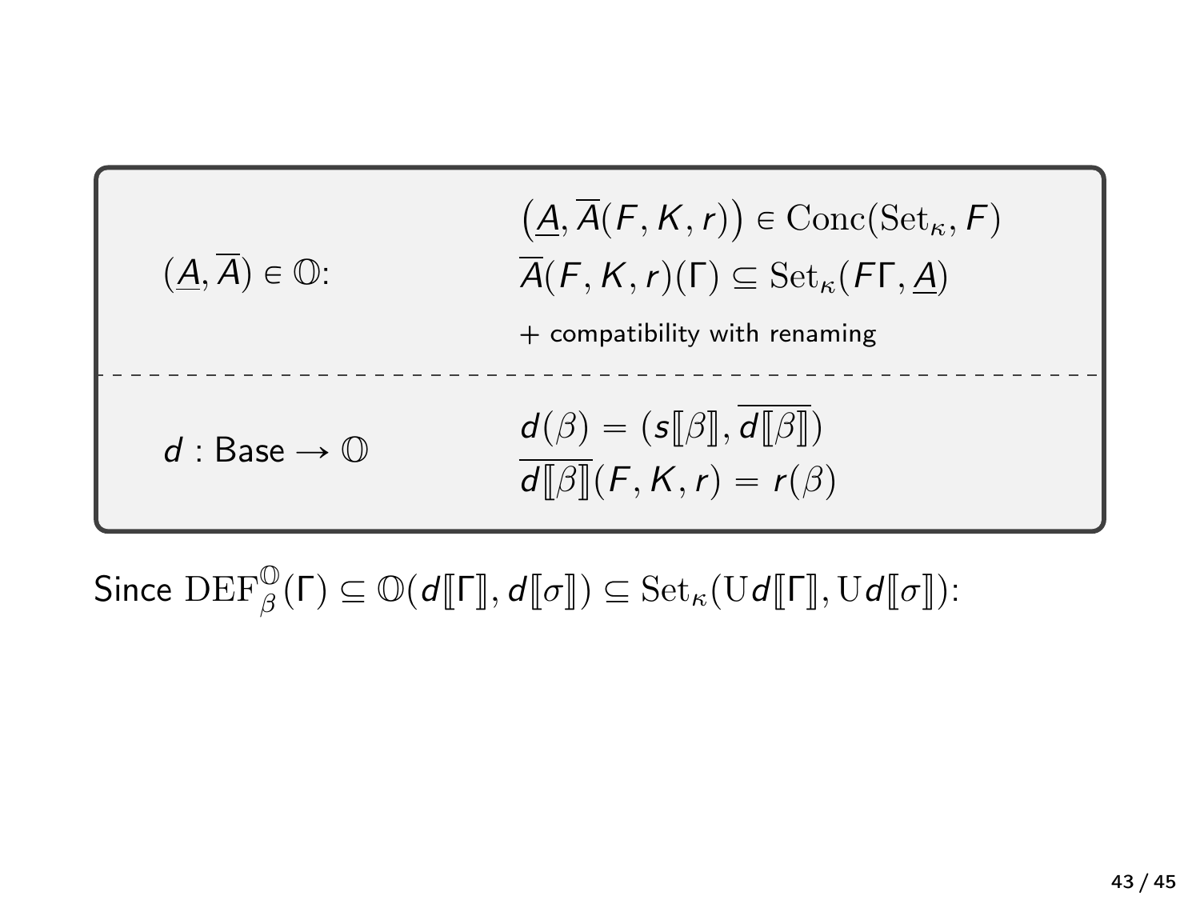$(\underline{A}, \overline{A}) \in \mathbb{O}$:

$$\left(\underline{A}, \overline{A}(F, K, r)\right) \in \mathrm{Conc}(\mathrm{Set}_\kappa, F)$$

$$\overline{A}(F, K, r)(\Gamma) \subseteq \mathrm{Set}_\kappa(F\Gamma, \underline{A})$$

+ compatibility with renaming

---

$d : \mathsf{Base} \to \mathbb{O}$

$$d(\beta) = (s[\![\beta]\!], \overline{d[\![\beta]\!]})$$

$$\overline{d[\![\beta]\!]}(F, K, r) = r(\beta)$$

Since $\mathrm{DEF}^{\mathbb{O}}_{\beta}(\Gamma) \subseteq \mathbb{O}(d[\![\Gamma]\!], d[\![\sigma]\!]) \subseteq \mathrm{Set}_\kappa(\mathrm{U}d[\![\Gamma]\!], \mathrm{U}d[\![\sigma]\!])$: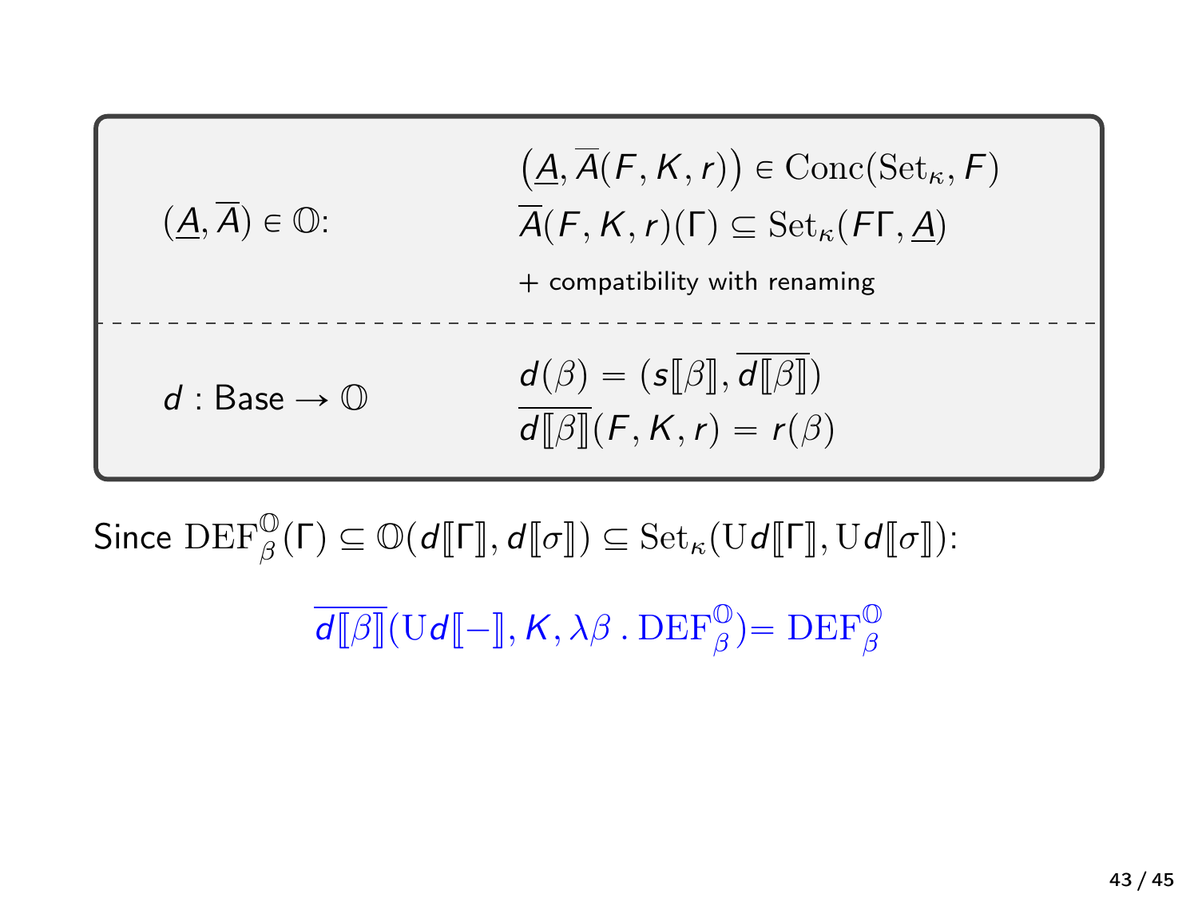| | |
|---|---|
| $(\underline{A}, \overline{A}) \in \mathbb{O}$: | $\left(\underline{A}, \overline{A}(F, K, r)\right) \in \mathrm{Conc}(\mathrm{Set}_\kappa, F)$ <br> $\overline{A}(F, K, r)(\Gamma) \subseteq \mathrm{Set}_\kappa(F\Gamma, \underline{A})$ <br> + compatibility with renaming |
| $d : \mathsf{Base} \to \mathbb{O}$ | $d(\beta) = (s[\![\beta]\!], \overline{d[\![\beta]\!]})$ <br> $\overline{d[\![\beta]\!]}(F, K, r) = r(\beta)$ |

Since $\mathrm{DEF}^{\mathbb{O}}_\beta(\Gamma) \subseteq \mathbb{O}(d[\![\Gamma]\!], d[\![\sigma]\!]) \subseteq \mathrm{Set}_\kappa(\mathrm{U}d[\![\Gamma]\!], \mathrm{U}d[\![\sigma]\!])$:

$$\overline{d[\![\beta]\!]}(\mathrm{U}d[\![-]\!], K, \lambda\beta \,.\, \mathrm{DEF}^{\mathbb{O}}_\beta) = \mathrm{DEF}^{\mathbb{O}}_\beta$$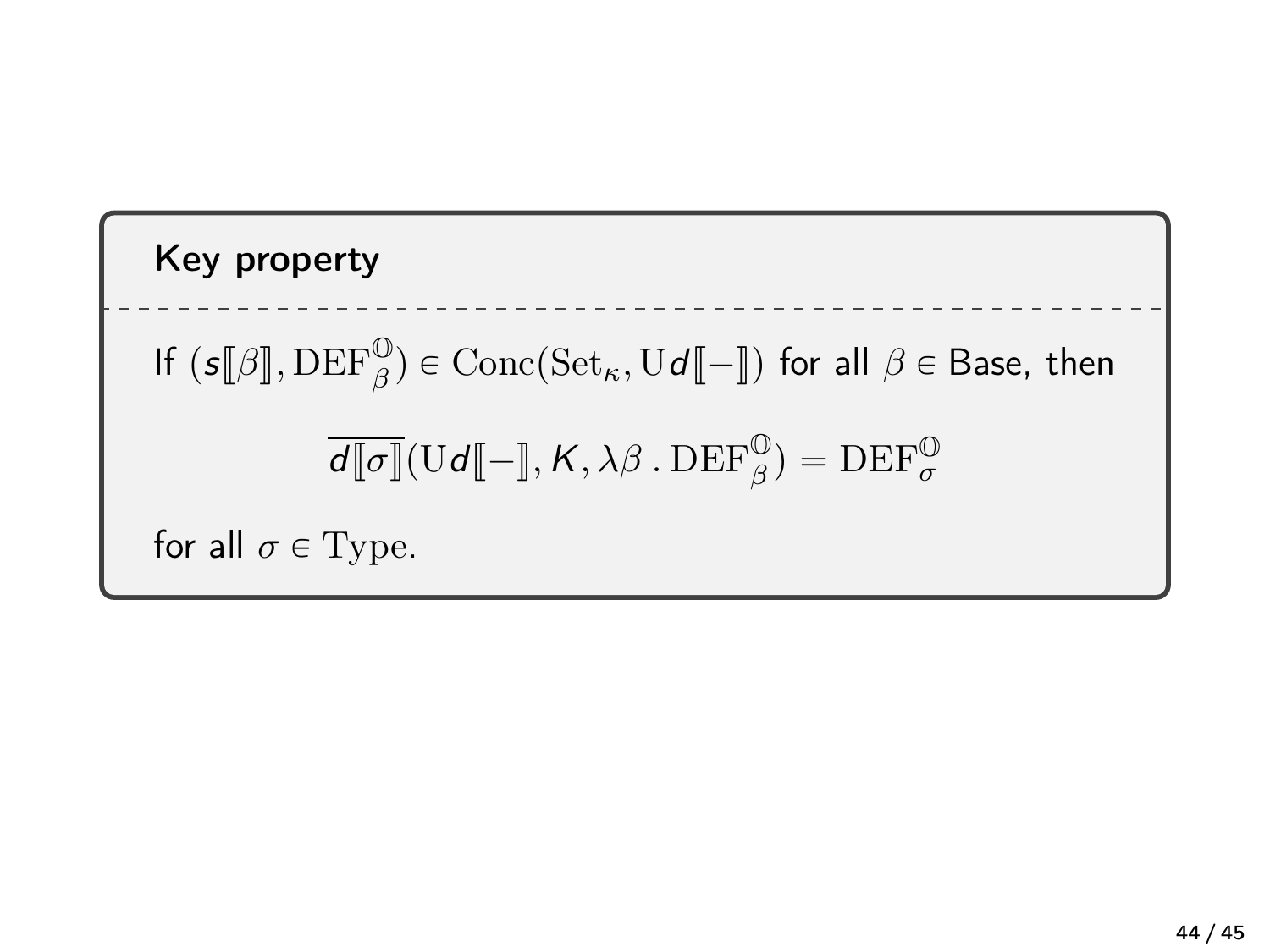**Key property**

If $(s[\![\beta]\!], \mathrm{DEF}^{\mathbb{O}}_{\beta}) \in \mathrm{Conc}(\mathrm{Set}_{\kappa}, \mathrm{U}d[\![-]\!])$ for all $\beta \in$ Base, then

$$\overline{d[\![\sigma]\!]}(\mathrm{U}d[\![-]\!], K, \lambda\beta\,.\,\mathrm{DEF}^{\mathbb{O}}_{\beta}) = \mathrm{DEF}^{\mathbb{O}}_{\sigma}$$

for all $\sigma \in \mathrm{Type}$.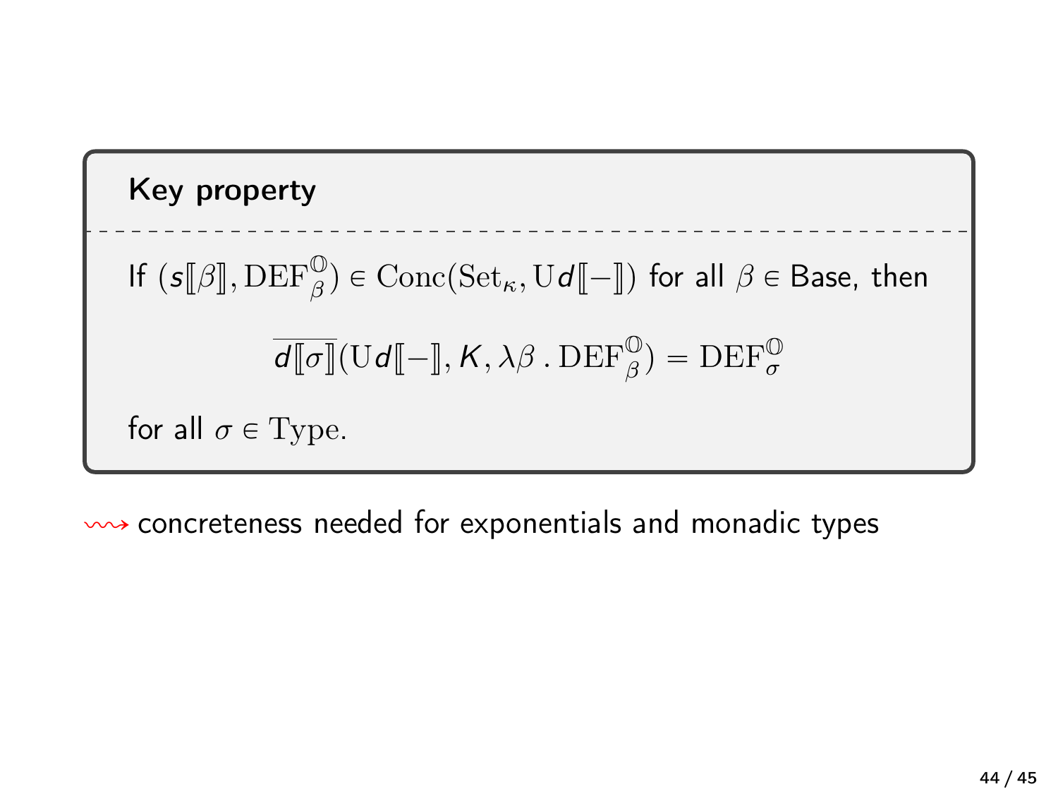**Key property**

If $(s[\![\beta]\!], \mathrm{DEF}^{\mathbb{O}}_{\beta}) \in \mathrm{Conc}(\mathrm{Set}_{\kappa}, \mathrm{U}d[\![-]\!])$ for all $\beta \in$ Base, then

$$\overline{d[\![\sigma]\!]}(\mathrm{U}d[\![-]\!], K, \lambda\beta \,.\, \mathrm{DEF}^{\mathbb{O}}_{\beta}) = \mathrm{DEF}^{\mathbb{O}}_{\sigma}$$

for all $\sigma \in \mathrm{Type}$.

$\rightsquigarrow$ concreteness needed for exponentials and monadic types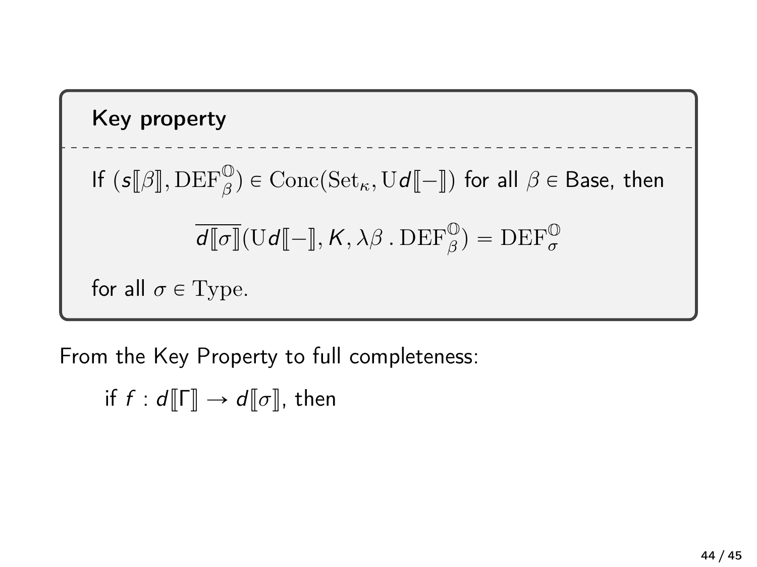**Key property**

If $(s[\![\beta]\!], \mathrm{DEF}^{\mathbb{O}}_{\beta}) \in \mathrm{Conc}(\mathrm{Set}_{\kappa}, \mathrm{U}d[\![-]\!])$ for all $\beta \in$ Base, then

$$\overline{d[\![\sigma]\!]}(\mathrm{U}d[\![-]\!], K, \lambda\beta \,.\, \mathrm{DEF}^{\mathbb{O}}_{\beta}) = \mathrm{DEF}^{\mathbb{O}}_{\sigma}$$

for all $\sigma \in \mathrm{Type}$.

From the Key Property to full completeness:

if $f : d[\![\Gamma]\!] \to d[\![\sigma]\!]$, then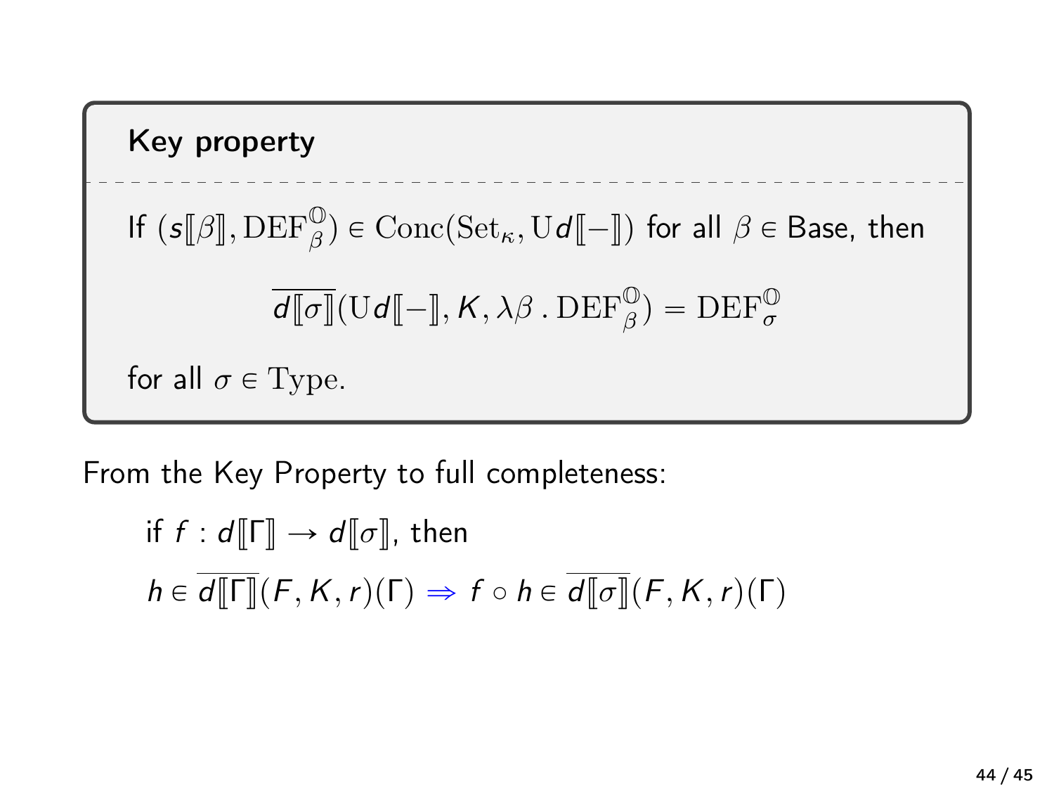**Key property**

---

If $(s[\![\beta]\!], \mathrm{DEF}^{\mathbb{O}}_{\beta}) \in \mathrm{Conc}(\mathrm{Set}_{\kappa}, \mathrm{U}d[\![-]\!])$ for all $\beta \in$ Base, then

$$\overline{d[\![\sigma]\!]}(\mathrm{U}d[\![-]\!], K, \lambda\beta\,.\,\mathrm{DEF}^{\mathbb{O}}_{\beta}) = \mathrm{DEF}^{\mathbb{O}}_{\sigma}$$

for all $\sigma \in \mathrm{Type}$.

From the Key Property to full completeness:

if $f : d[\![\Gamma]\!] \to d[\![\sigma]\!]$, then

$h \in \overline{d[\![\Gamma]\!]}(F, K, r)(\Gamma) \Rightarrow f \circ h \in \overline{d[\![\sigma]\!]}(F, K, r)(\Gamma)$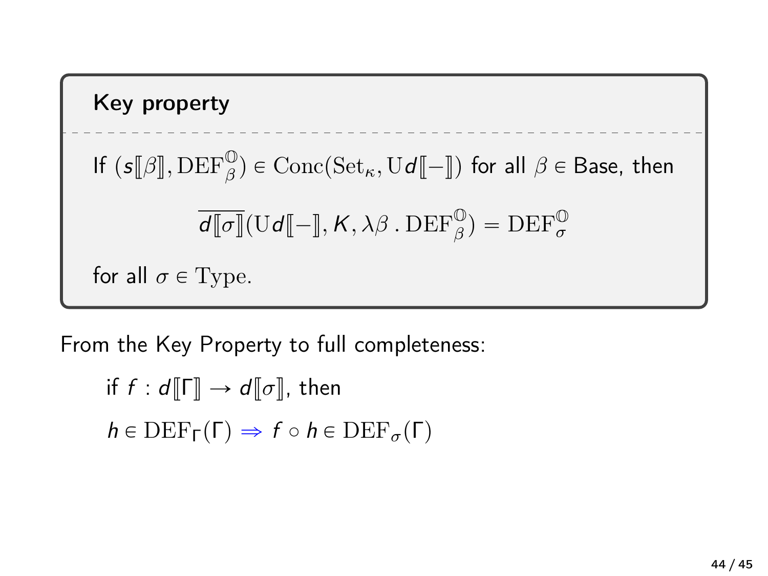**Key property**

If $(s[\![\beta]\!], \mathrm{DEF}^{\mathbb{O}}_{\beta}) \in \mathrm{Conc}(\mathrm{Set}_{\kappa}, \mathrm{U}d[\![-]\!])$ for all $\beta \in$ Base, then

$$\overline{d[\![\sigma]\!]}(\mathrm{U}d[\![-]\!], K, \lambda\beta \,.\, \mathrm{DEF}^{\mathbb{O}}_{\beta}) = \mathrm{DEF}^{\mathbb{O}}_{\sigma}$$

for all $\sigma \in \mathrm{Type}$.

From the Key Property to full completeness:

if $f : d[\![\Gamma]\!] \to d[\![\sigma]\!]$, then

$h \in \mathrm{DEF}_{\Gamma}(\Gamma) \Rightarrow f \circ h \in \mathrm{DEF}_{\sigma}(\Gamma)$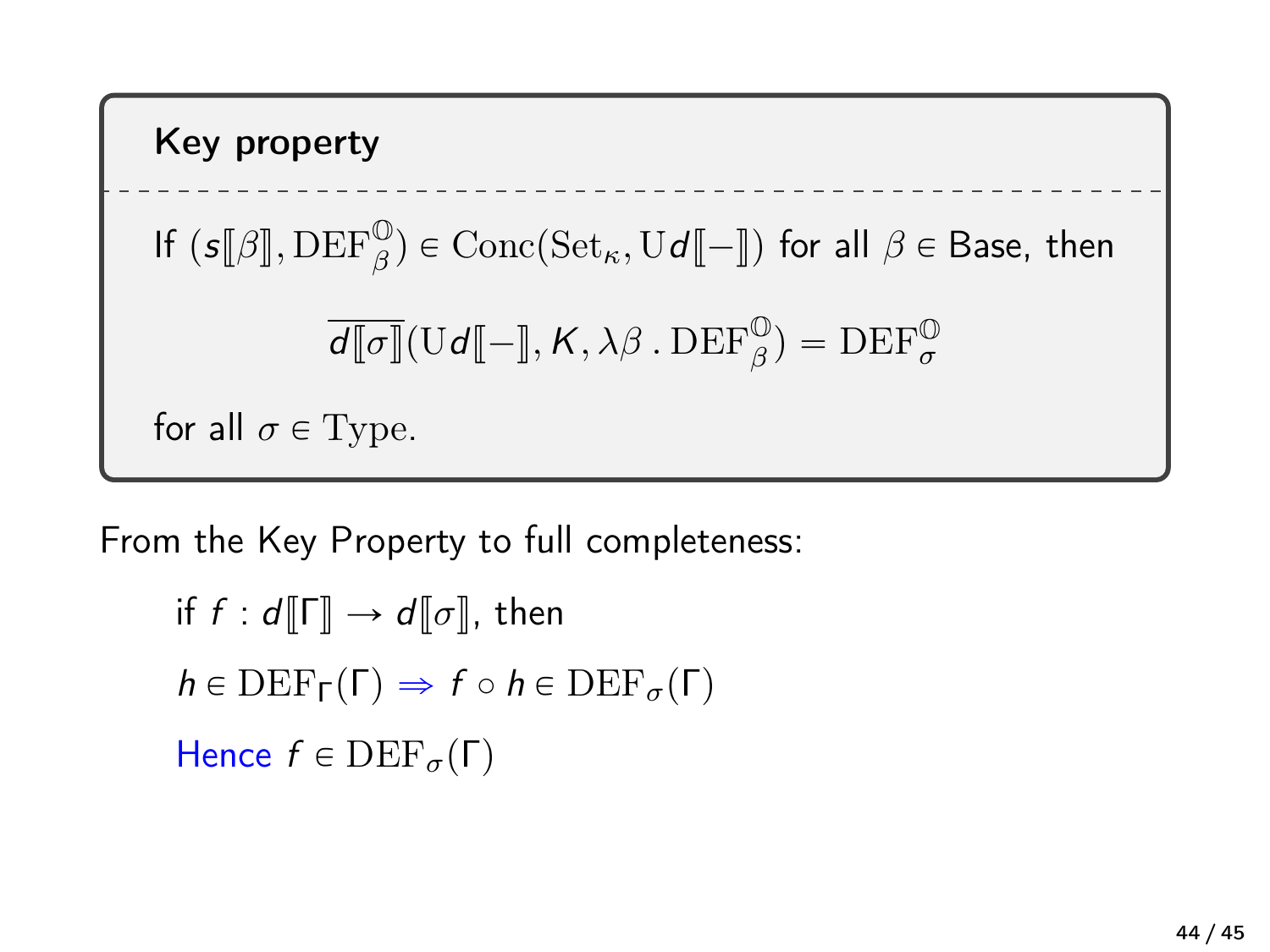**Key property**

If $(s[\![\beta]\!], \mathrm{DEF}^{\mathbb{O}}_{\beta}) \in \mathrm{Conc}(\mathrm{Set}_{\kappa}, \mathrm{U}d[\![-]\!])$ for all $\beta \in$ Base, then

$$\overline{d[\![\sigma]\!]}(\mathrm{U}d[\![-]\!], K, \lambda\beta \,.\, \mathrm{DEF}^{\mathbb{O}}_{\beta}) = \mathrm{DEF}^{\mathbb{O}}_{\sigma}$$

for all $\sigma \in \mathrm{Type}$.

From the Key Property to full completeness:

if $f : d[\![\Gamma]\!] \to d[\![\sigma]\!]$, then

$h \in \mathrm{DEF}_{\Gamma}(\Gamma) \Rightarrow f \circ h \in \mathrm{DEF}_{\sigma}(\Gamma)$

Hence $f \in \mathrm{DEF}_{\sigma}(\Gamma)$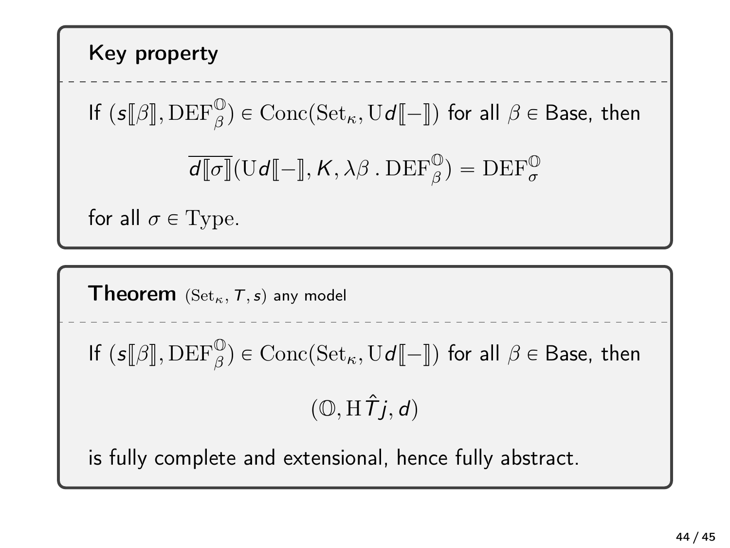**Key property**

If $(s[\![\beta]\!], \mathrm{DEF}^{\mathbb{O}}_{\beta}) \in \mathrm{Conc}(\mathrm{Set}_{\kappa}, \mathrm{U}d[\![-]\!])$ for all $\beta \in$ Base, then

$$\overline{d[\![\sigma]\!]}(\mathrm{U}d[\![-]\!], K, \lambda\beta\,.\,\mathrm{DEF}^{\mathbb{O}}_{\beta}) = \mathrm{DEF}^{\mathbb{O}}_{\sigma}$$

for all $\sigma \in \mathrm{Type}$.

**Theorem** $(\mathrm{Set}_{\kappa}, T, s)$ any model

If $(s[\![\beta]\!], \mathrm{DEF}^{\mathbb{O}}_{\beta}) \in \mathrm{Conc}(\mathrm{Set}_{\kappa}, \mathrm{U}d[\![-]\!])$ for all $\beta \in$ Base, then

$$(\mathbb{O}, \mathrm{H}\,\hat{T}j, d)$$

is fully complete and extensional, hence fully abstract.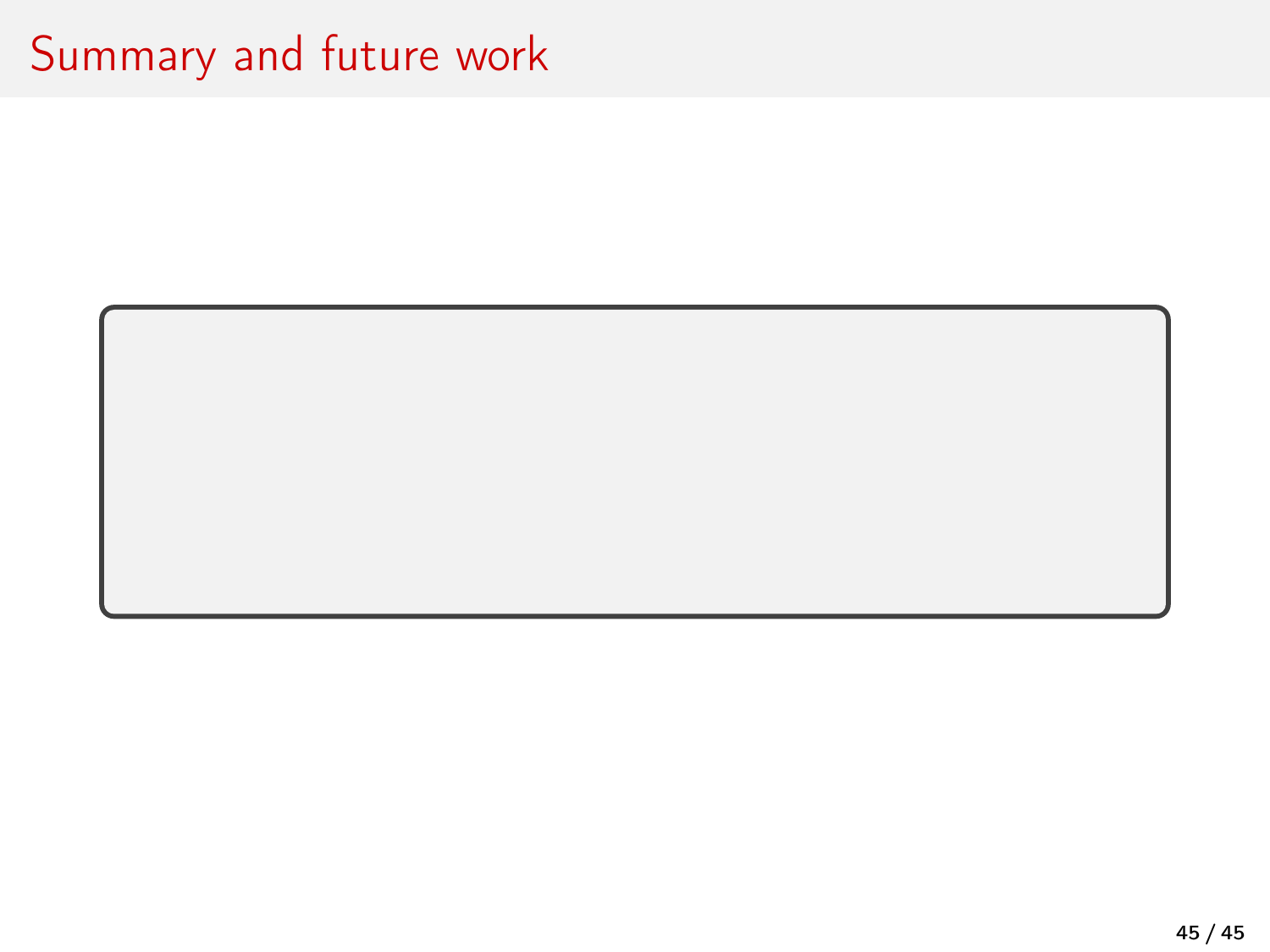# Summary and future work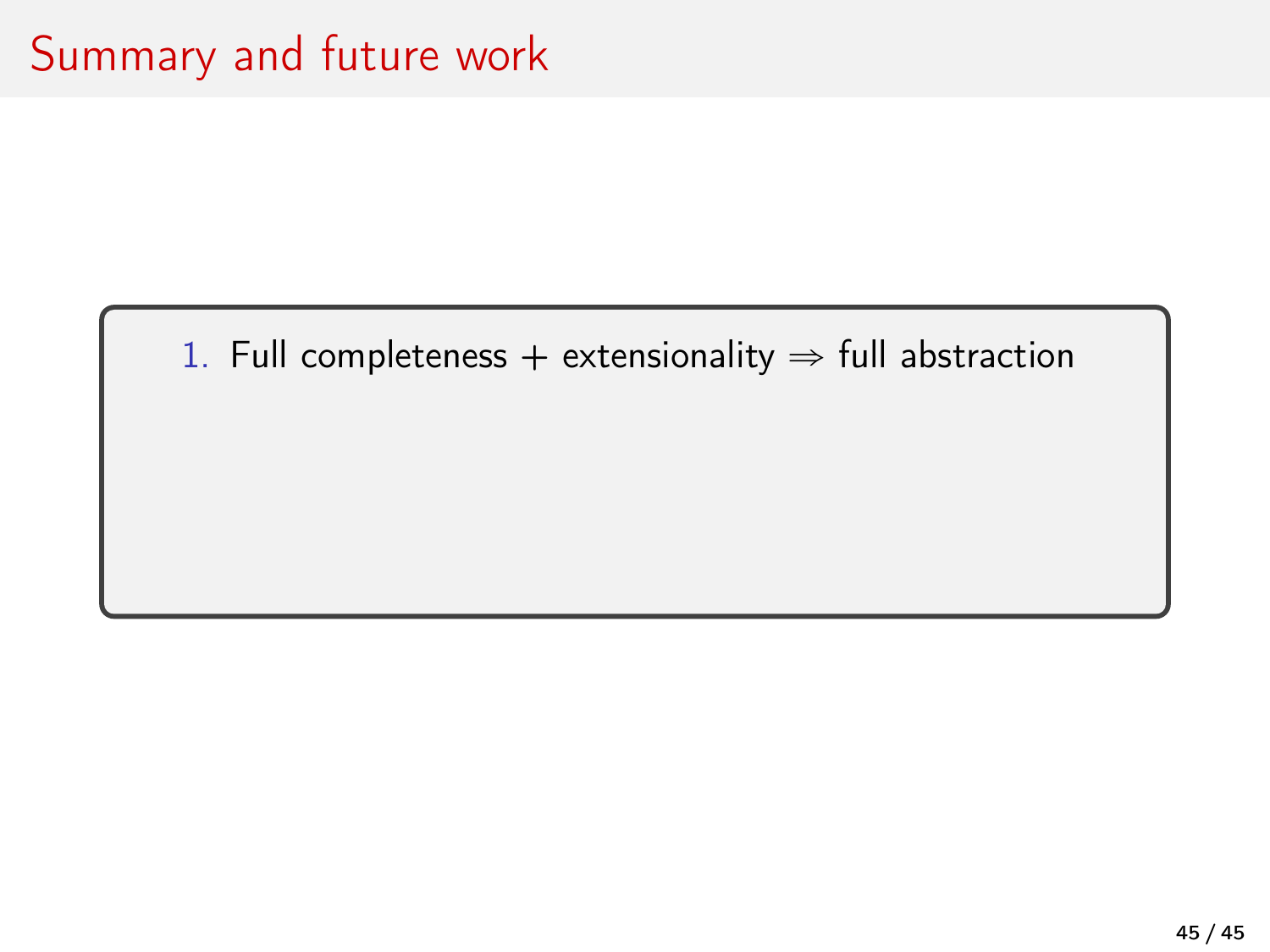# Summary and future work

1. Full completeness + extensionality $\Rightarrow$ full abstraction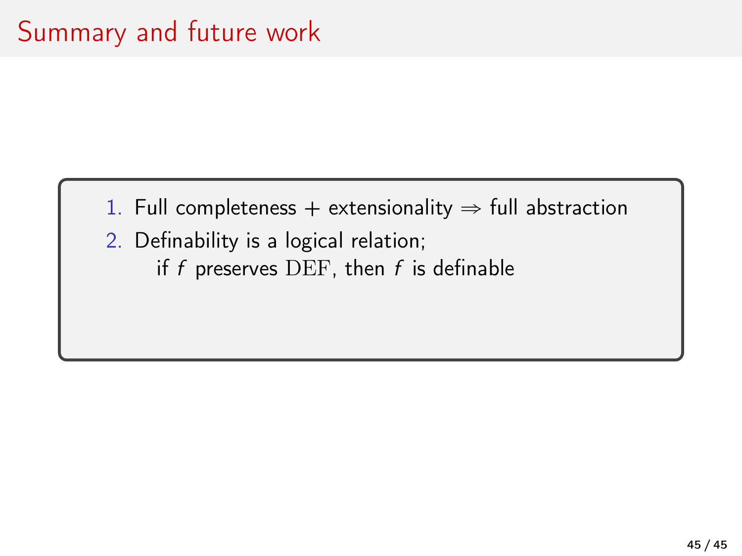# Summary and future work

1. Full completeness + extensionality $\Rightarrow$ full abstraction
2. Definability is a logical relation;
   if $f$ preserves $\mathrm{DEF}$, then $f$ is definable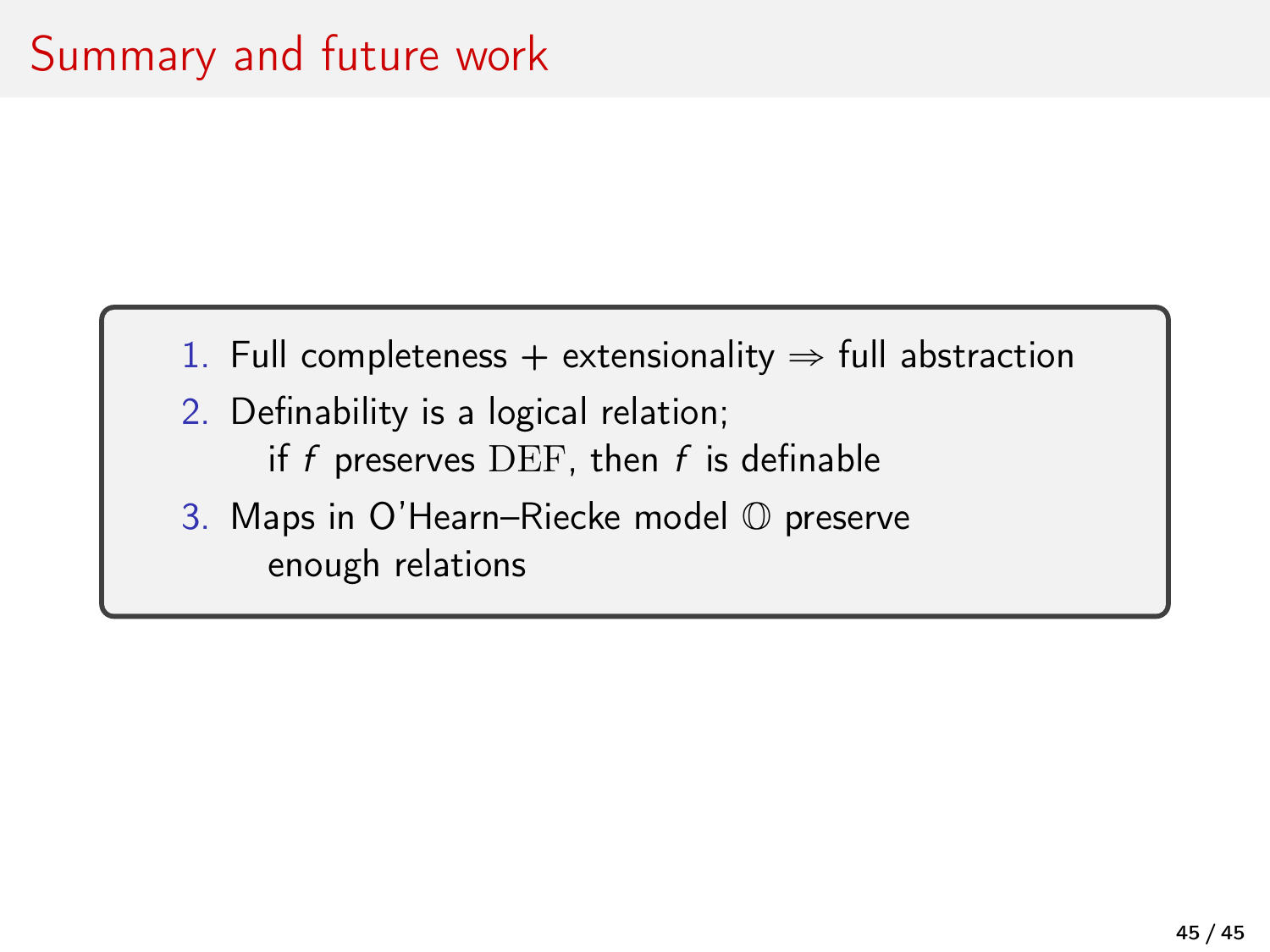# Summary and future work

1. Full completeness + extensionality $\Rightarrow$ full abstraction
2. Definability is a logical relation;
   if $f$ preserves $\mathrm{DEF}$, then $f$ is definable
3. Maps in O'Hearn–Riecke model $\mathbb{O}$ preserve
   enough relations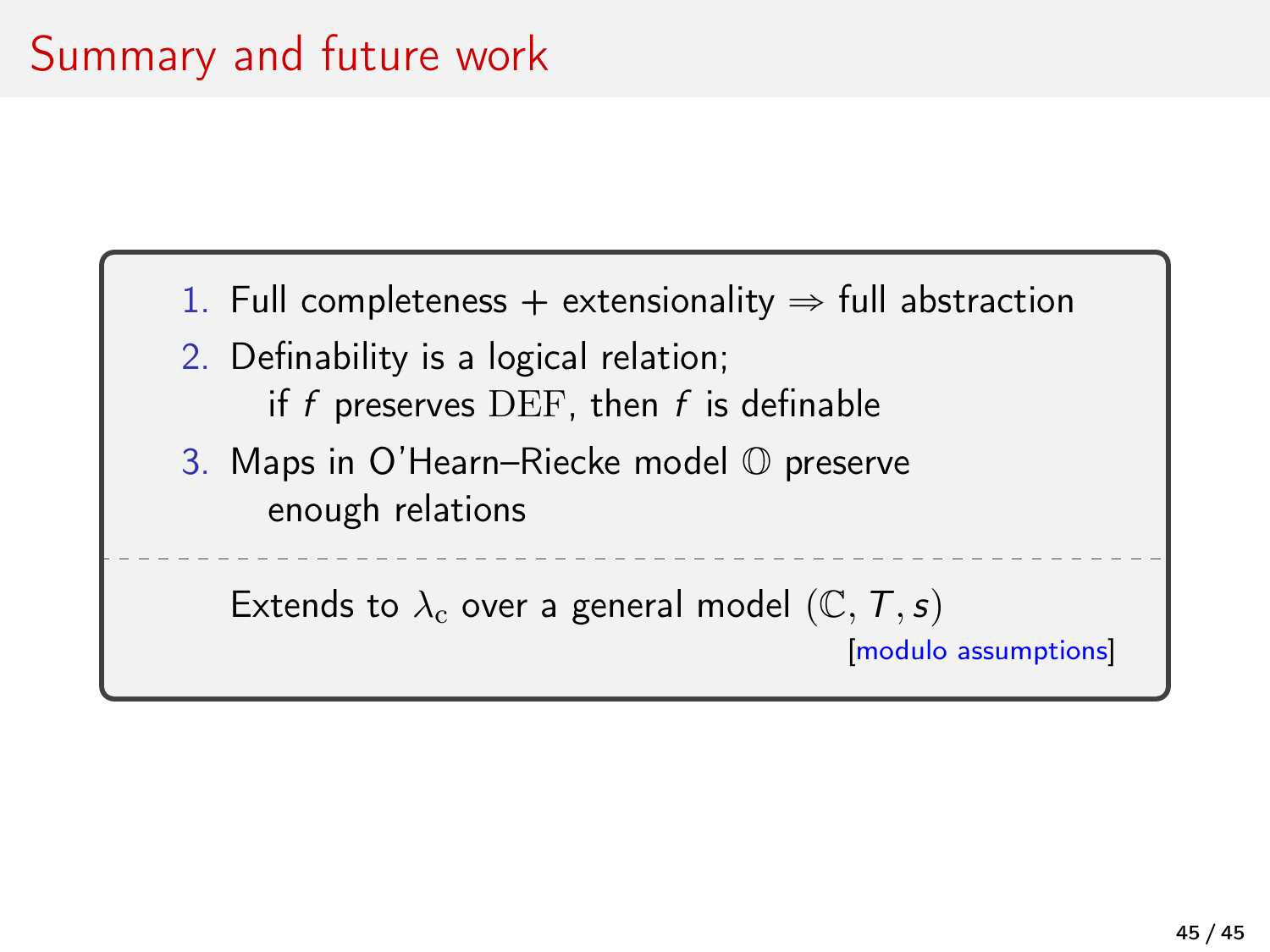# Summary and future work

1. Full completeness + extensionality $\Rightarrow$ full abstraction
2. Definability is a logical relation;
   if $f$ preserves $\mathrm{DEF}$, then $f$ is definable
3. Maps in O'Hearn–Riecke model $\mathbb{O}$ preserve
   enough relations

---

Extends to $\lambda_{\mathrm{c}}$ over a general model $(\mathbb{C}, T, s)$

[modulo assumptions]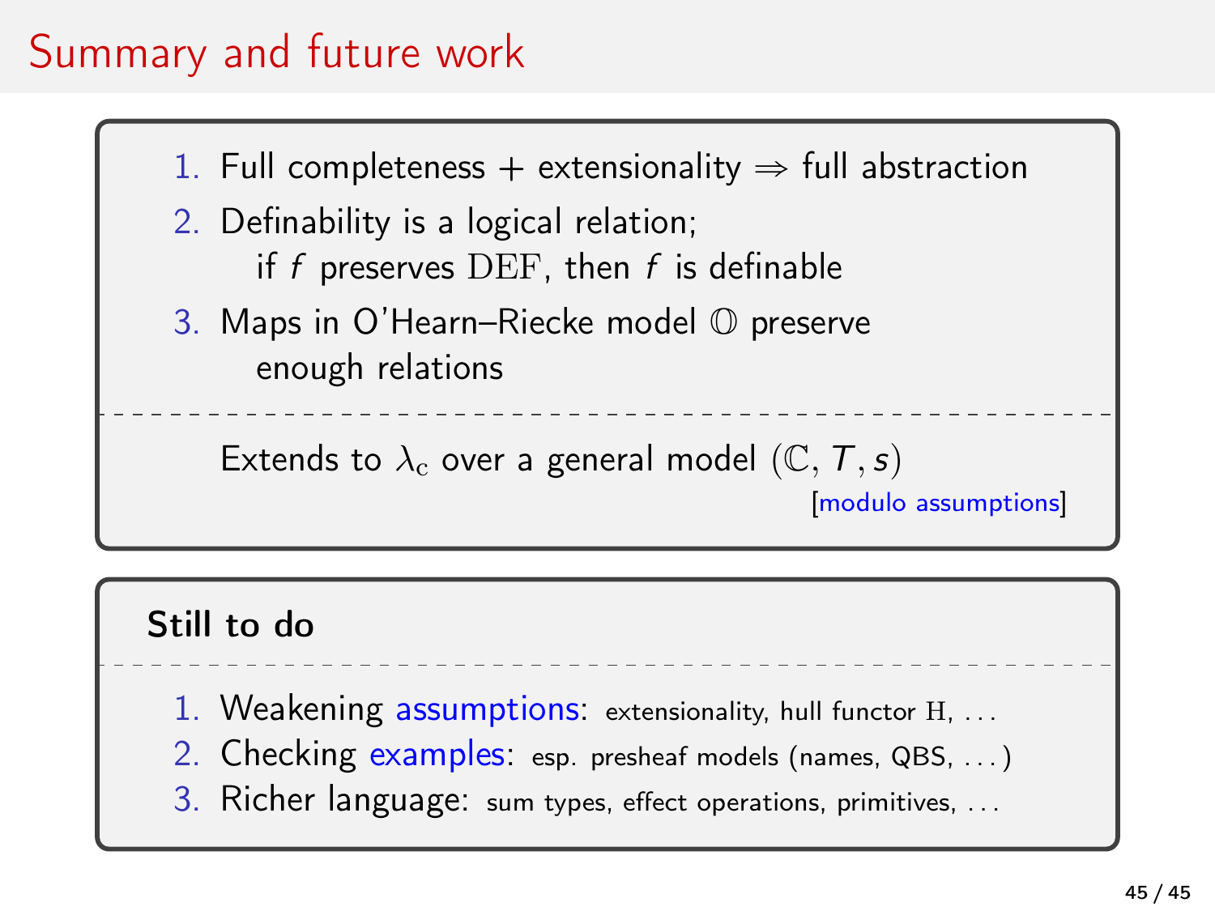# Summary and future work

1. Full completeness + extensionality $\Rightarrow$ full abstraction
2. Definability is a logical relation;
   if $f$ preserves $\mathrm{DEF}$, then $f$ is definable
3. Maps in O'Hearn–Riecke model $\mathbb{O}$ preserve
   enough relations

---

Extends to $\lambda_{\mathrm{c}}$ over a general model $(\mathbb{C}, T, s)$

[modulo assumptions]

**Still to do**

---

1. Weakening assumptions: extensionality, hull functor $\mathrm{H}$, ...
2. Checking examples: esp. presheaf models (names, QBS, ...)
3. Richer language: sum types, effect operations, primitives, ...